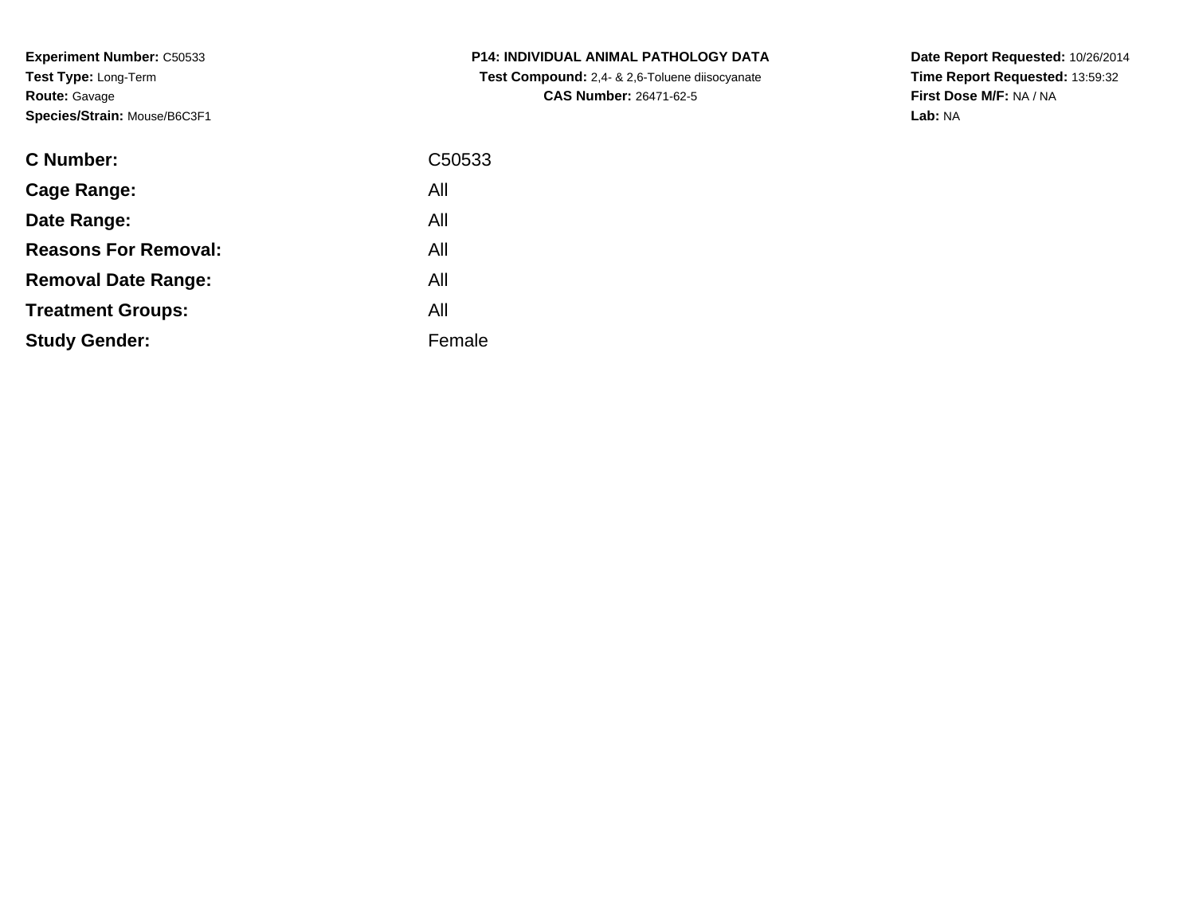**Experiment Number:** C50533
**Test Type:** Long-Term
**Route:** Gavage
**Species/Strain:** Mouse/B6C3F1

**P14: INDIVIDUAL ANIMAL PATHOLOGY DATA**
**Test Compound:** 2,4- & 2,6-Toluene diisocyanate
**CAS Number:** 26471-62-5

**Date Report Requested:** 10/26/2014
**Time Report Requested:** 13:59:32
**First Dose M/F:** NA / NA
**Lab:** NA

| | |
|---|---|
| **C Number:** | C50533 |
| **Cage Range:** | All |
| **Date Range:** | All |
| **Reasons For Removal:** | All |
| **Removal Date Range:** | All |
| **Treatment Groups:** | All |
| **Study Gender:** | Female |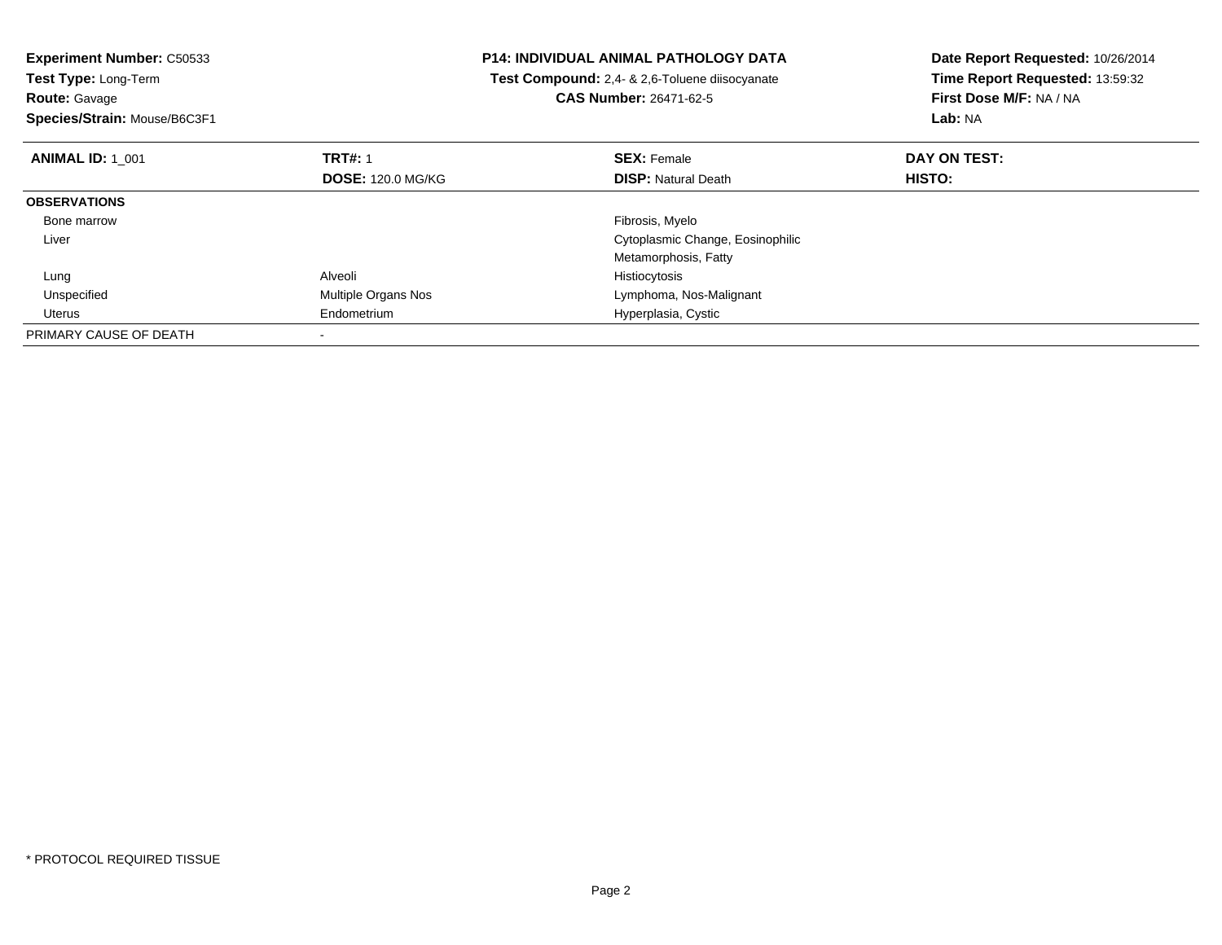**Experiment Number:** C50533
**Test Type:** Long-Term
**Route:** Gavage
**Species/Strain:** Mouse/B6C3F1

**P14: INDIVIDUAL ANIMAL PATHOLOGY DATA**
**Test Compound:** 2,4- & 2,6-Toluene diisocyanate
**CAS Number:** 26471-62-5

**Date Report Requested:** 10/26/2014
**Time Report Requested:** 13:59:32
**First Dose M/F:** NA / NA
**Lab:** NA

| **ANIMAL ID:** 1_001 | **TRT#:** 1<br>**DOSE:** 120.0 MG/KG | **SEX:** Female<br>**DISP:** Natural Death | **DAY ON TEST:**<br>**HISTO:** |
|---|---|---|---|
| **OBSERVATIONS** | | | |
| Bone marrow | | Fibrosis, Myelo | |
| Liver | | Cytoplasmic Change, Eosinophilic | |
| | | Metamorphosis, Fatty | |
| Lung | Alveoli | Histiocytosis | |
| Unspecified | Multiple Organs Nos | Lymphoma, Nos-Malignant | |
| Uterus | Endometrium | Hyperplasia, Cystic | |
| PRIMARY CAUSE OF DEATH | - | | |

* PROTOCOL REQUIRED TISSUE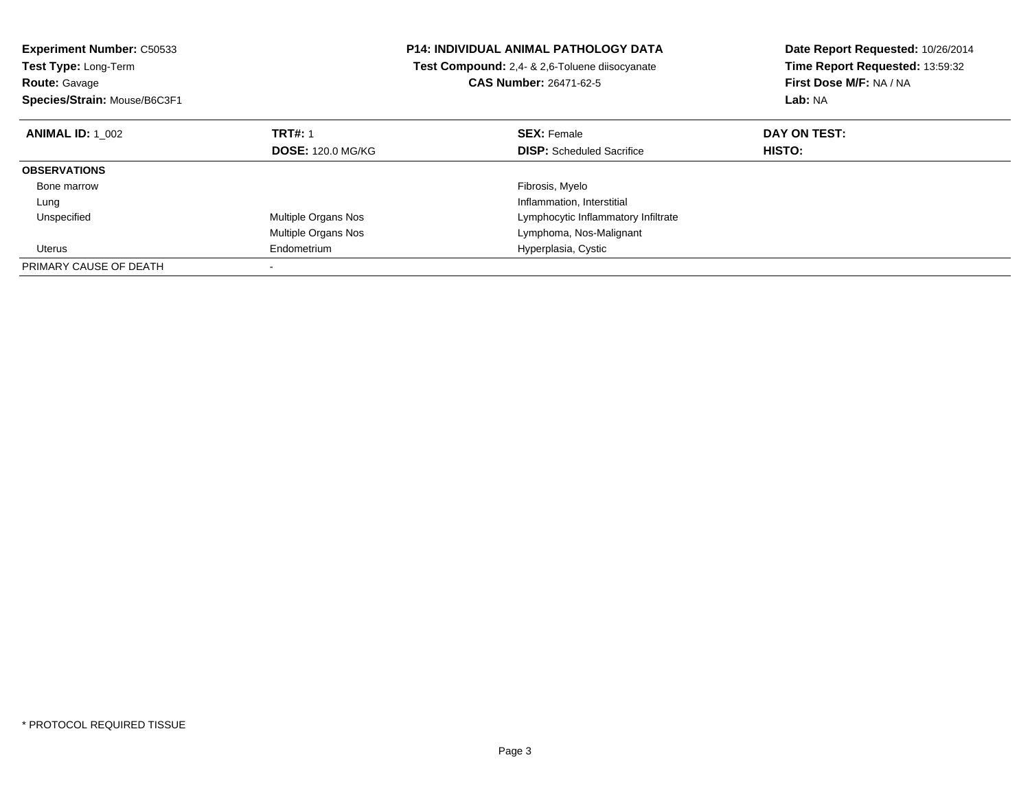**Experiment Number:** C50533
**Test Type:** Long-Term
**Route:** Gavage
**Species/Strain:** Mouse/B6C3F1

**P14: INDIVIDUAL ANIMAL PATHOLOGY DATA**
**Test Compound:** 2,4- & 2,6-Toluene diisocyanate
**CAS Number:** 26471-62-5

**Date Report Requested:** 10/26/2014
**Time Report Requested:** 13:59:32
**First Dose M/F:** NA / NA
**Lab:** NA

| **ANIMAL ID:** 1_002 | **TRT#:** 1 | **SEX:** Female | **DAY ON TEST:** |
|---|---|---|---|
| | **DOSE:** 120.0 MG/KG | **DISP:** Scheduled Sacrifice | **HISTO:** |
| **OBSERVATIONS** | | | |
| Bone marrow | | Fibrosis, Myelo | |
| Lung | | Inflammation, Interstitial | |
| Unspecified | Multiple Organs Nos | Lymphocytic Inflammatory Infiltrate | |
| | Multiple Organs Nos | Lymphoma, Nos-Malignant | |
| Uterus | Endometrium | Hyperplasia, Cystic | |
| PRIMARY CAUSE OF DEATH | - | | |

* PROTOCOL REQUIRED TISSUE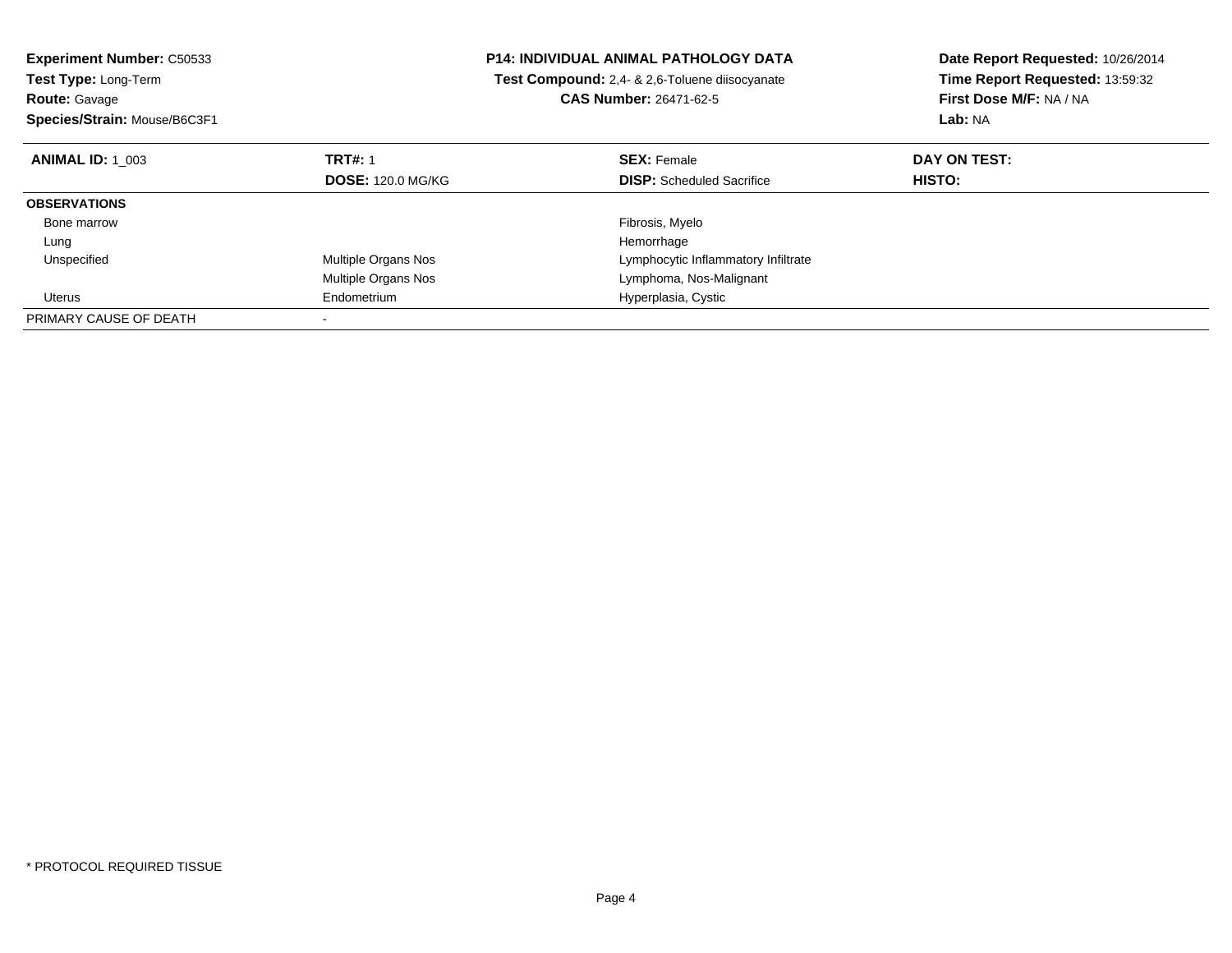**Experiment Number:** C50533
**Test Type:** Long-Term
**Route:** Gavage
**Species/Strain:** Mouse/B6C3F1

**P14: INDIVIDUAL ANIMAL PATHOLOGY DATA**
**Test Compound:** 2,4- & 2,6-Toluene diisocyanate
**CAS Number:** 26471-62-5

**Date Report Requested:** 10/26/2014
**Time Report Requested:** 13:59:32
**First Dose M/F:** NA / NA
**Lab:** NA

| **ANIMAL ID:** 1_003 | **TRT#:** 1 | **SEX:** Female | **DAY ON TEST:** |
|---|---|---|---|
| | **DOSE:** 120.0 MG/KG | **DISP:** Scheduled Sacrifice | **HISTO:** |
| **OBSERVATIONS** | | | |
| Bone marrow | | Fibrosis, Myelo | |
| Lung | | Hemorrhage | |
| Unspecified | Multiple Organs Nos | Lymphocytic Inflammatory Infiltrate | |
| | Multiple Organs Nos | Lymphoma, Nos-Malignant | |
| Uterus | Endometrium | Hyperplasia, Cystic | |
| PRIMARY CAUSE OF DEATH | - | | |

* PROTOCOL REQUIRED TISSUE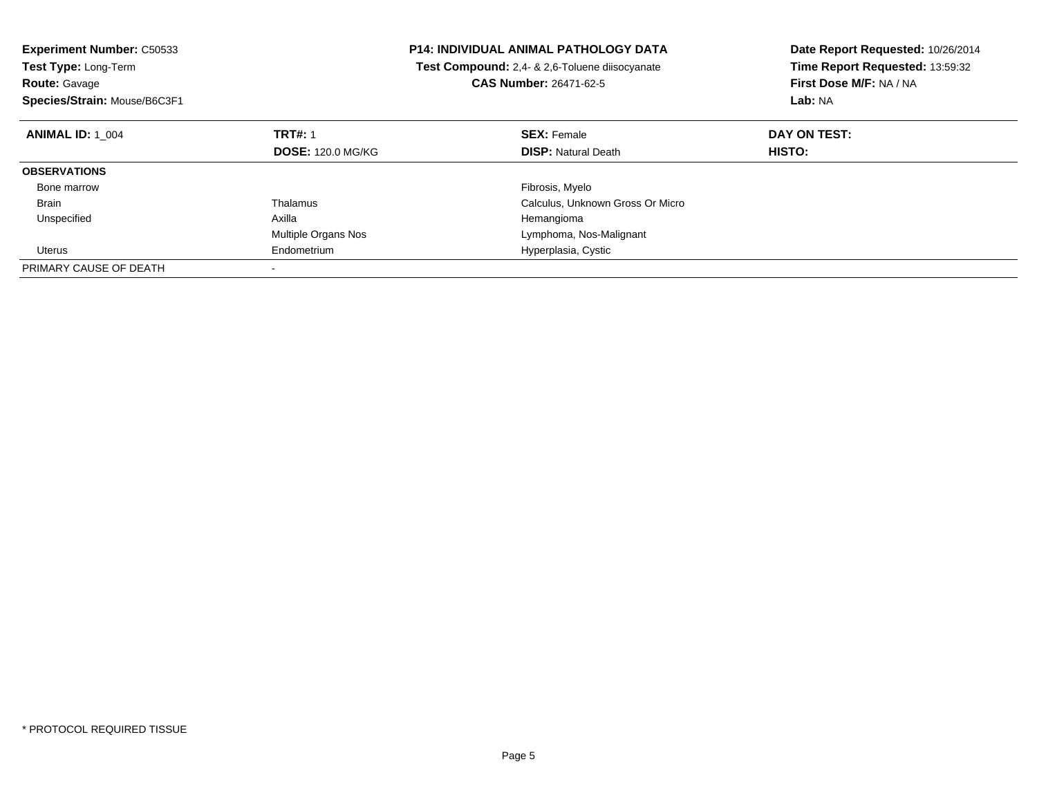**Experiment Number:** C50533
**Test Type:** Long-Term
**Route:** Gavage
**Species/Strain:** Mouse/B6C3F1

**P14: INDIVIDUAL ANIMAL PATHOLOGY DATA**
**Test Compound:** 2,4- & 2,6-Toluene diisocyanate
**CAS Number:** 26471-62-5

**Date Report Requested:** 10/26/2014
**Time Report Requested:** 13:59:32
**First Dose M/F:** NA / NA
**Lab:** NA

| **ANIMAL ID:** 1_004 | **TRT#:** 1 | **SEX:** Female | **DAY ON TEST:** |
|---|---|---|---|
| | **DOSE:** 120.0 MG/KG | **DISP:** Natural Death | **HISTO:** |
| **OBSERVATIONS** | | | |
| Bone marrow | | Fibrosis, Myelo | |
| Brain | Thalamus | Calculus, Unknown Gross Or Micro | |
| Unspecified | Axilla | Hemangioma | |
| | Multiple Organs Nos | Lymphoma, Nos-Malignant | |
| Uterus | Endometrium | Hyperplasia, Cystic | |
| PRIMARY CAUSE OF DEATH | - | | |

* PROTOCOL REQUIRED TISSUE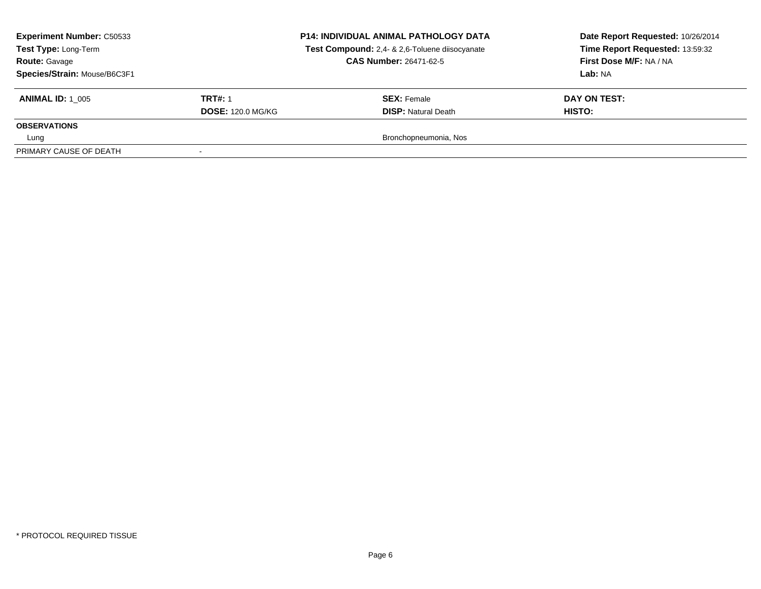**Experiment Number:** C50533
**Test Type:** Long-Term
**Route:** Gavage
**Species/Strain:** Mouse/B6C3F1

**P14: INDIVIDUAL ANIMAL PATHOLOGY DATA**
**Test Compound:** 2,4- & 2,6-Toluene diisocyanate
**CAS Number:** 26471-62-5

**Date Report Requested:** 10/26/2014
**Time Report Requested:** 13:59:32
**First Dose M/F:** NA / NA
**Lab:** NA

| **ANIMAL ID:** 1_005 | **TRT#:** 1 | **SEX:** Female | **DAY ON TEST:** |
|---|---|---|---|
| | **DOSE:** 120.0 MG/KG | **DISP:** Natural Death | **HISTO:** |
| **OBSERVATIONS** | | | |
| Lung | | Bronchopneumonia, Nos | |
| PRIMARY CAUSE OF DEATH | - | | |

* PROTOCOL REQUIRED TISSUE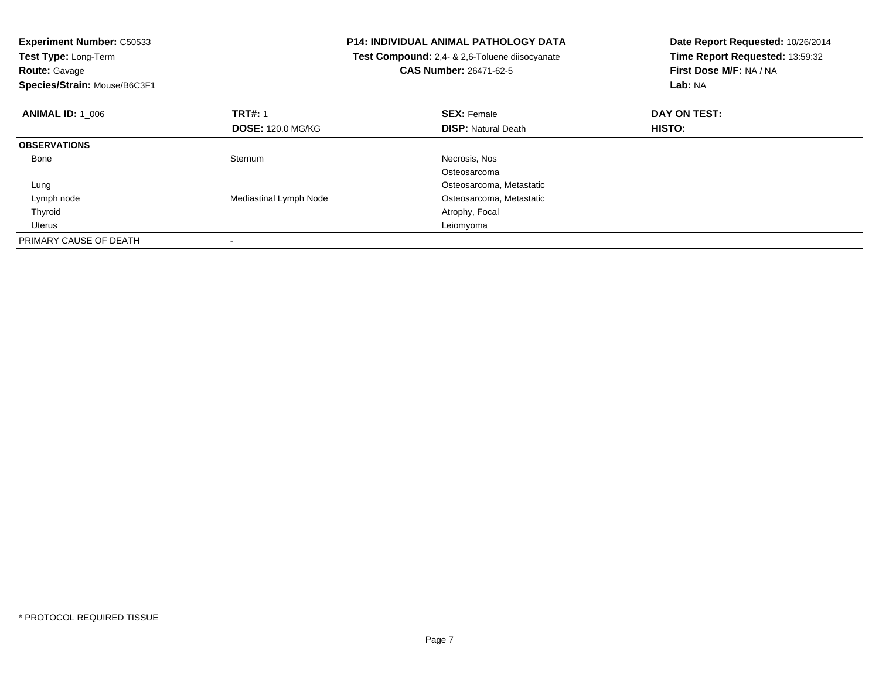**Experiment Number:** C50533
**Test Type:** Long-Term
**Route:** Gavage
**Species/Strain:** Mouse/B6C3F1

**P14: INDIVIDUAL ANIMAL PATHOLOGY DATA**
**Test Compound:** 2,4- & 2,6-Toluene diisocyanate
**CAS Number:** 26471-62-5

**Date Report Requested:** 10/26/2014
**Time Report Requested:** 13:59:32
**First Dose M/F:** NA / NA
**Lab:** NA

| **ANIMAL ID:** 1_006 | **TRT#:** 1 | **SEX:** Female | **DAY ON TEST:** |
|---|---|---|---|
| | **DOSE:** 120.0 MG/KG | **DISP:** Natural Death | **HISTO:** |
| **OBSERVATIONS** | | | |
| Bone | Sternum | Necrosis, Nos | |
| | | Osteosarcoma | |
| Lung | | Osteosarcoma, Metastatic | |
| Lymph node | Mediastinal Lymph Node | Osteosarcoma, Metastatic | |
| Thyroid | | Atrophy, Focal | |
| Uterus | | Leiomyoma | |
| PRIMARY CAUSE OF DEATH | - | | |

* PROTOCOL REQUIRED TISSUE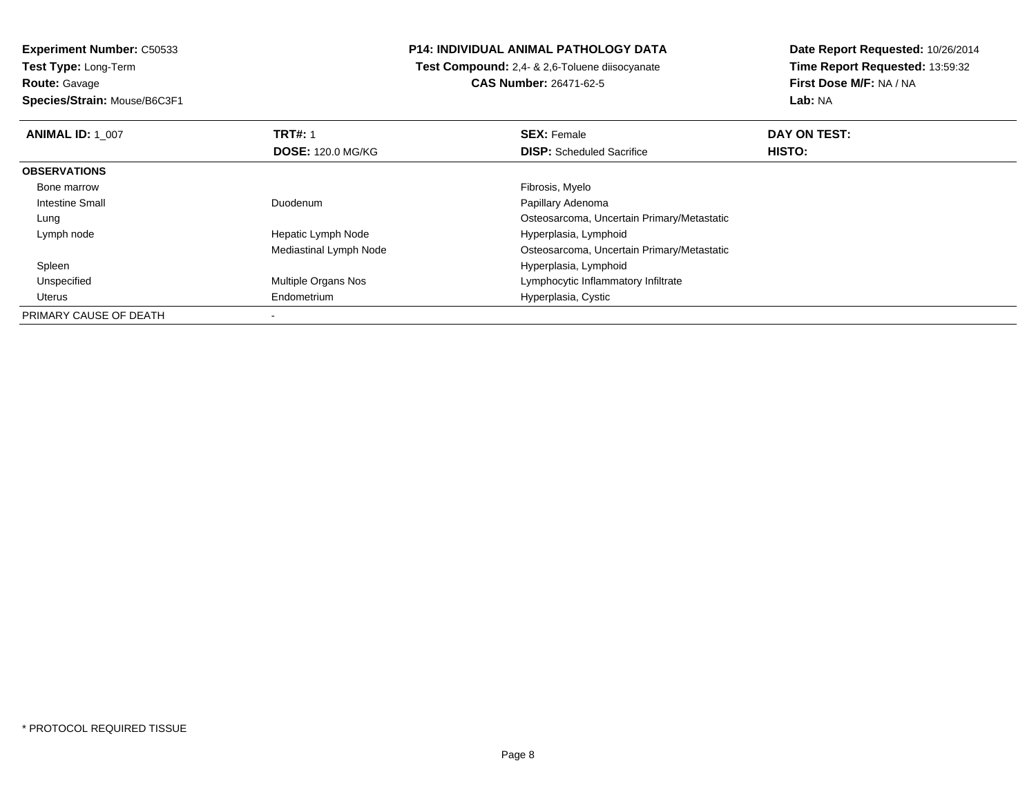**Experiment Number:** C50533
**Test Type:** Long-Term
**Route:** Gavage
**Species/Strain:** Mouse/B6C3F1

**P14: INDIVIDUAL ANIMAL PATHOLOGY DATA**
**Test Compound:** 2,4- & 2,6-Toluene diisocyanate
**CAS Number:** 26471-62-5

**Date Report Requested:** 10/26/2014
**Time Report Requested:** 13:59:32
**First Dose M/F:** NA / NA
**Lab:** NA

| **ANIMAL ID:** 1_007 | **TRT#:** 1 | **SEX:** Female | **DAY ON TEST:** |
|---|---|---|---|
| | **DOSE:** 120.0 MG/KG | **DISP:** Scheduled Sacrifice | **HISTO:** |
| **OBSERVATIONS** | | | |
| Bone marrow | | Fibrosis, Myelo | |
| Intestine Small | Duodenum | Papillary Adenoma | |
| Lung | | Osteosarcoma, Uncertain Primary/Metastatic | |
| Lymph node | Hepatic Lymph Node | Hyperplasia, Lymphoid | |
| | Mediastinal Lymph Node | Osteosarcoma, Uncertain Primary/Metastatic | |
| Spleen | | Hyperplasia, Lymphoid | |
| Unspecified | Multiple Organs Nos | Lymphocytic Inflammatory Infiltrate | |
| Uterus | Endometrium | Hyperplasia, Cystic | |
| PRIMARY CAUSE OF DEATH | - | | |

* PROTOCOL REQUIRED TISSUE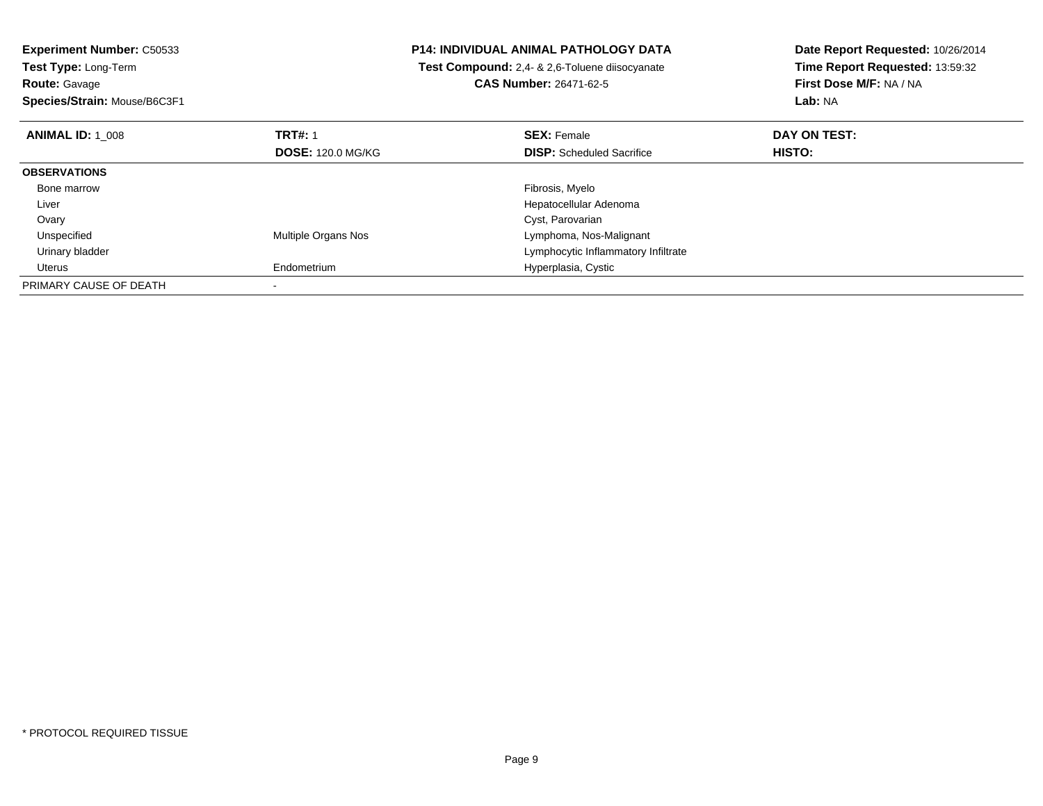**Experiment Number:** C50533
**Test Type:** Long-Term
**Route:** Gavage
**Species/Strain:** Mouse/B6C3F1

**P14: INDIVIDUAL ANIMAL PATHOLOGY DATA**
**Test Compound:** 2,4- & 2,6-Toluene diisocyanate
**CAS Number:** 26471-62-5

**Date Report Requested:** 10/26/2014
**Time Report Requested:** 13:59:32
**First Dose M/F:** NA / NA
**Lab:** NA

| **ANIMAL ID:** 1_008 | **TRT#:** 1 | **SEX:** Female | **DAY ON TEST:** |
|---|---|---|---|
| | **DOSE:** 120.0 MG/KG | **DISP:** Scheduled Sacrifice | **HISTO:** |
| **OBSERVATIONS** | | | |
| Bone marrow | | Fibrosis, Myelo | |
| Liver | | Hepatocellular Adenoma | |
| Ovary | | Cyst, Parovarian | |
| Unspecified | Multiple Organs Nos | Lymphoma, Nos-Malignant | |
| Urinary bladder | | Lymphocytic Inflammatory Infiltrate | |
| Uterus | Endometrium | Hyperplasia, Cystic | |
| PRIMARY CAUSE OF DEATH | - | | |

* PROTOCOL REQUIRED TISSUE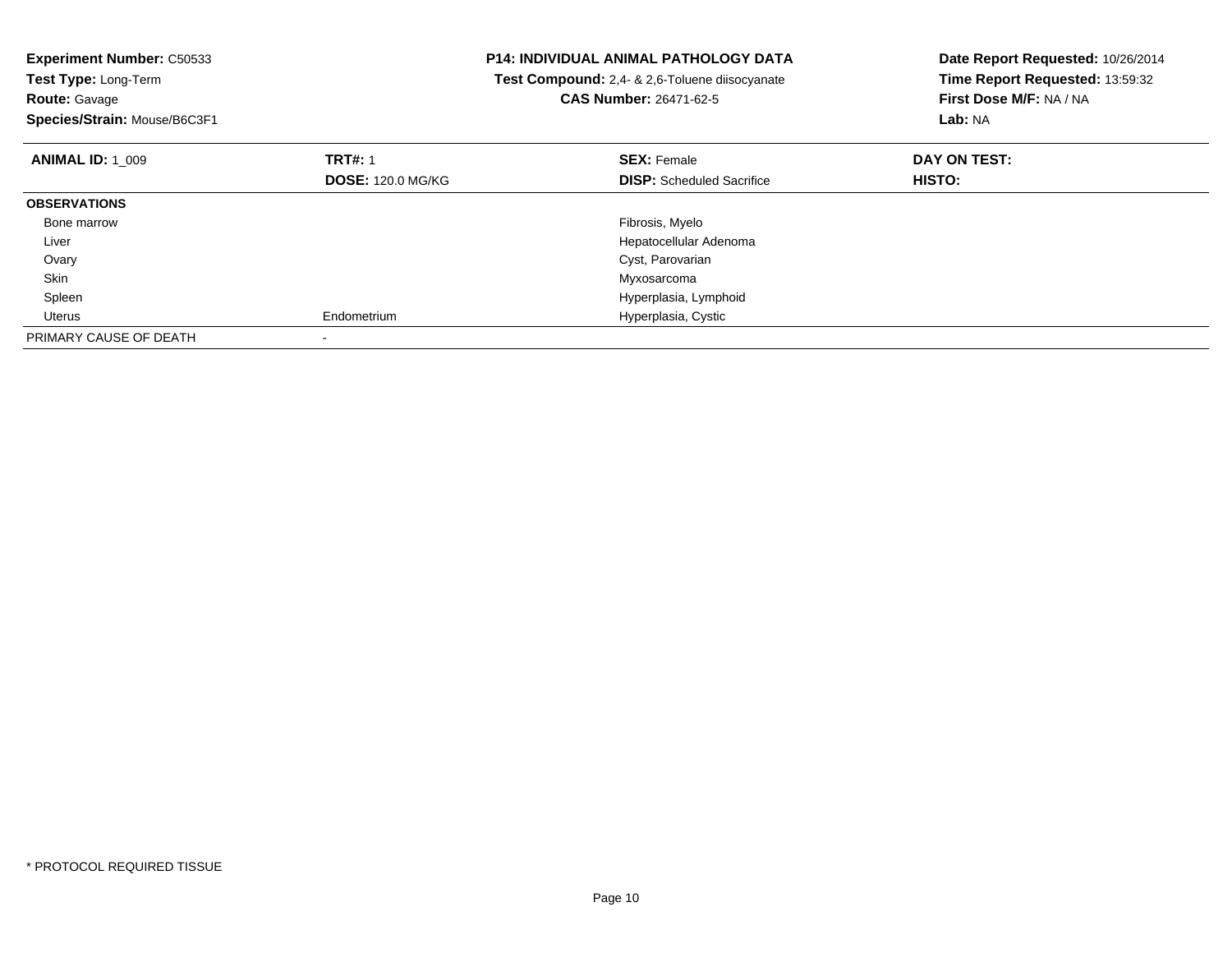**Experiment Number:** C50533
**Test Type:** Long-Term
**Route:** Gavage
**Species/Strain:** Mouse/B6C3F1

**P14: INDIVIDUAL ANIMAL PATHOLOGY DATA**
**Test Compound:** 2,4- & 2,6-Toluene diisocyanate
**CAS Number:** 26471-62-5

**Date Report Requested:** 10/26/2014
**Time Report Requested:** 13:59:32
**First Dose M/F:** NA / NA
**Lab:** NA

| **ANIMAL ID:** 1_009 | **TRT#:** 1 | **SEX:** Female | **DAY ON TEST:** |
|---|---|---|---|
| | **DOSE:** 120.0 MG/KG | **DISP:** Scheduled Sacrifice | **HISTO:** |
| **OBSERVATIONS** | | | |
| Bone marrow | | Fibrosis, Myelo | |
| Liver | | Hepatocellular Adenoma | |
| Ovary | | Cyst, Parovarian | |
| Skin | | Myxosarcoma | |
| Spleen | | Hyperplasia, Lymphoid | |
| Uterus | Endometrium | Hyperplasia, Cystic | |
| PRIMARY CAUSE OF DEATH | - | | |

* PROTOCOL REQUIRED TISSUE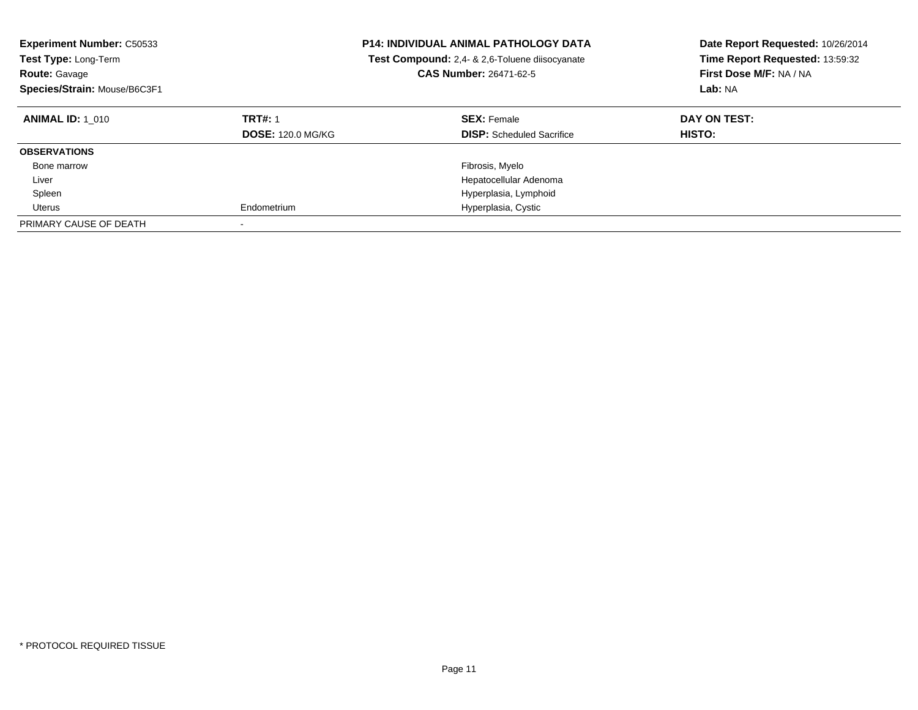**Experiment Number:** C50533
**Test Type:** Long-Term
**Route:** Gavage
**Species/Strain:** Mouse/B6C3F1

**P14: INDIVIDUAL ANIMAL PATHOLOGY DATA**
**Test Compound:** 2,4- & 2,6-Toluene diisocyanate
**CAS Number:** 26471-62-5

**Date Report Requested:** 10/26/2014
**Time Report Requested:** 13:59:32
**First Dose M/F:** NA / NA
**Lab:** NA

| **ANIMAL ID:** 1_010 | **TRT#:** 1 | **SEX:** Female | **DAY ON TEST:** |
|---|---|---|---|
| | **DOSE:** 120.0 MG/KG | **DISP:** Scheduled Sacrifice | **HISTO:** |
| **OBSERVATIONS** | | | |
| Bone marrow | | Fibrosis, Myelo | |
| Liver | | Hepatocellular Adenoma | |
| Spleen | | Hyperplasia, Lymphoid | |
| Uterus | Endometrium | Hyperplasia, Cystic | |
| PRIMARY CAUSE OF DEATH | - | | |

* PROTOCOL REQUIRED TISSUE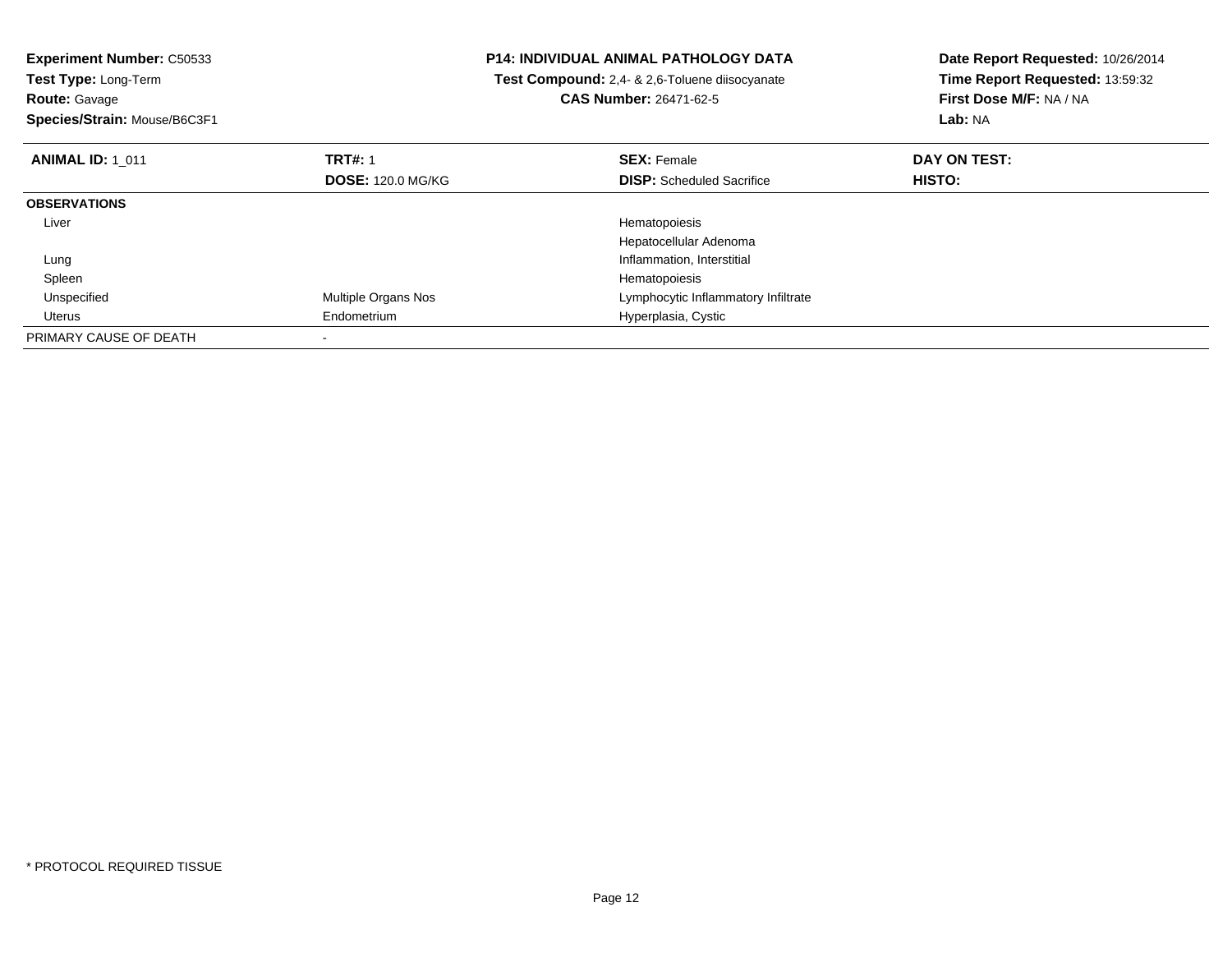**Experiment Number:** C50533
**Test Type:** Long-Term
**Route:** Gavage
**Species/Strain:** Mouse/B6C3F1

**P14: INDIVIDUAL ANIMAL PATHOLOGY DATA**
**Test Compound:** 2,4- & 2,6-Toluene diisocyanate
**CAS Number:** 26471-62-5

**Date Report Requested:** 10/26/2014
**Time Report Requested:** 13:59:32
**First Dose M/F:** NA / NA
**Lab:** NA

| **ANIMAL ID:** 1_011 | **TRT#:** 1 | **SEX:** Female | **DAY ON TEST:** |
|---|---|---|---|
| | **DOSE:** 120.0 MG/KG | **DISP:** Scheduled Sacrifice | **HISTO:** |
| **OBSERVATIONS** | | | |
| Liver | | Hematopoiesis | |
| | | Hepatocellular Adenoma | |
| Lung | | Inflammation, Interstitial | |
| Spleen | | Hematopoiesis | |
| Unspecified | Multiple Organs Nos | Lymphocytic Inflammatory Infiltrate | |
| Uterus | Endometrium | Hyperplasia, Cystic | |
| PRIMARY CAUSE OF DEATH | - | | |

* PROTOCOL REQUIRED TISSUE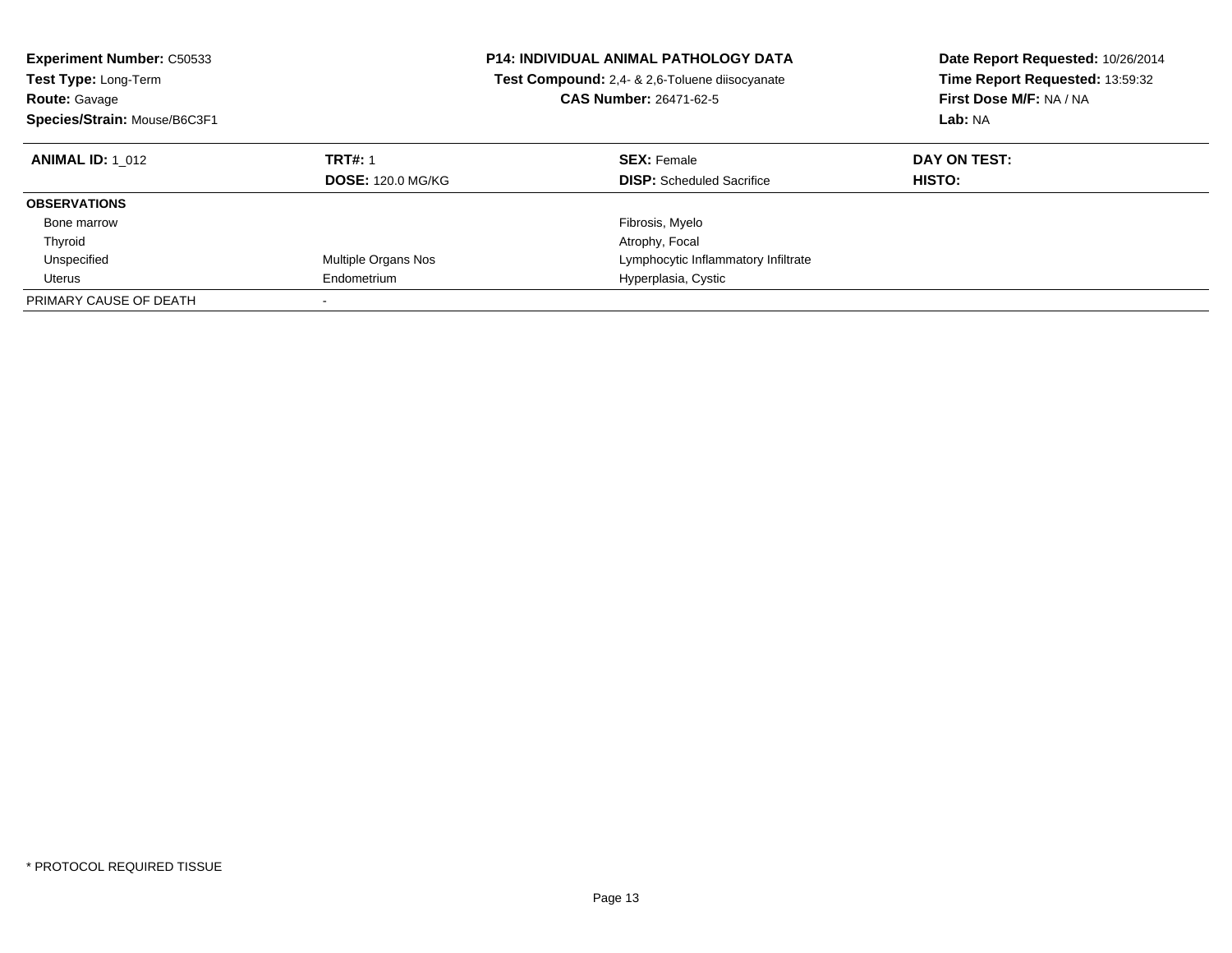**Experiment Number:** C50533
**Test Type:** Long-Term
**Route:** Gavage
**Species/Strain:** Mouse/B6C3F1

**P14: INDIVIDUAL ANIMAL PATHOLOGY DATA**
**Test Compound:** 2,4- & 2,6-Toluene diisocyanate
**CAS Number:** 26471-62-5

**Date Report Requested:** 10/26/2014
**Time Report Requested:** 13:59:32
**First Dose M/F:** NA / NA
**Lab:** NA

| **ANIMAL ID:** 1_012 | **TRT#:** 1 | **SEX:** Female | **DAY ON TEST:** |
|---|---|---|---|
| | **DOSE:** 120.0 MG/KG | **DISP:** Scheduled Sacrifice | **HISTO:** |
| **OBSERVATIONS** | | | |
| Bone marrow | | Fibrosis, Myelo | |
| Thyroid | | Atrophy, Focal | |
| Unspecified | Multiple Organs Nos | Lymphocytic Inflammatory Infiltrate | |
| Uterus | Endometrium | Hyperplasia, Cystic | |
| PRIMARY CAUSE OF DEATH | - | | |

* PROTOCOL REQUIRED TISSUE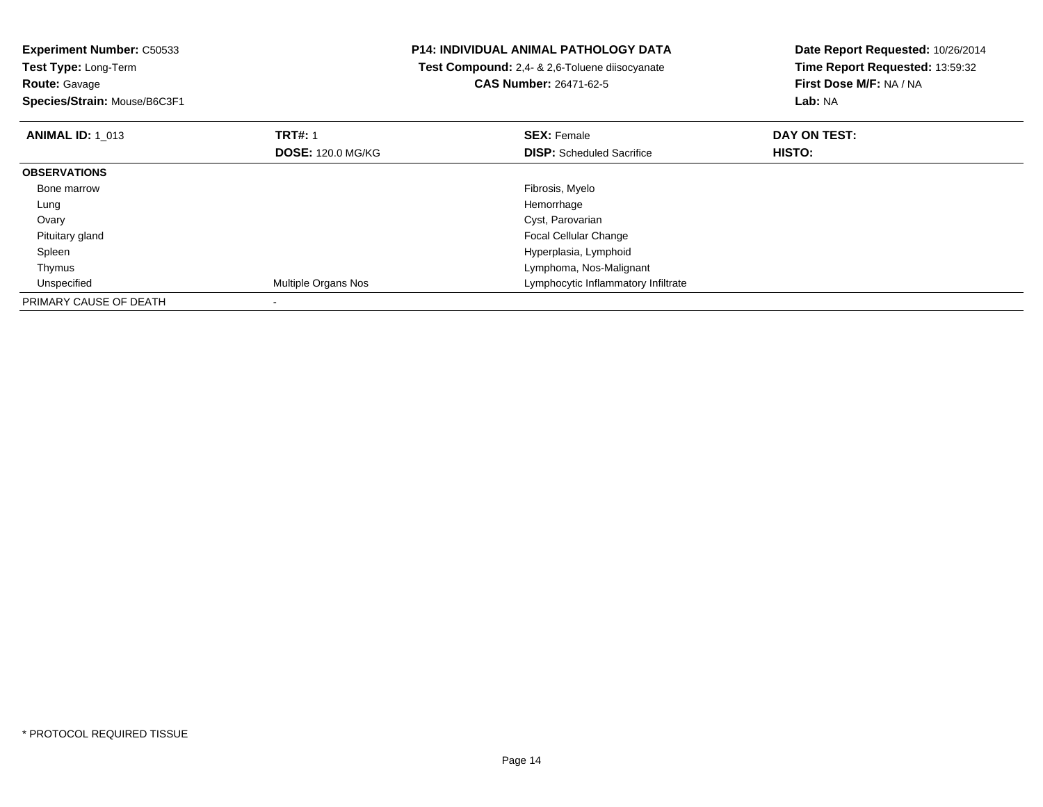**Experiment Number:** C50533
**Test Type:** Long-Term
**Route:** Gavage
**Species/Strain:** Mouse/B6C3F1

**P14: INDIVIDUAL ANIMAL PATHOLOGY DATA**
**Test Compound:** 2,4- & 2,6-Toluene diisocyanate
**CAS Number:** 26471-62-5

**Date Report Requested:** 10/26/2014
**Time Report Requested:** 13:59:32
**First Dose M/F:** NA / NA
**Lab:** NA

| **ANIMAL ID:** 1_013 | **TRT#:** 1 | **SEX:** Female | **DAY ON TEST:** |
|---|---|---|---|
| | **DOSE:** 120.0 MG/KG | **DISP:** Scheduled Sacrifice | **HISTO:** |
| **OBSERVATIONS** | | | |
| Bone marrow | | Fibrosis, Myelo | |
| Lung | | Hemorrhage | |
| Ovary | | Cyst, Parovarian | |
| Pituitary gland | | Focal Cellular Change | |
| Spleen | | Hyperplasia, Lymphoid | |
| Thymus | | Lymphoma, Nos-Malignant | |
| Unspecified | Multiple Organs Nos | Lymphocytic Inflammatory Infiltrate | |
| PRIMARY CAUSE OF DEATH | - | | |

* PROTOCOL REQUIRED TISSUE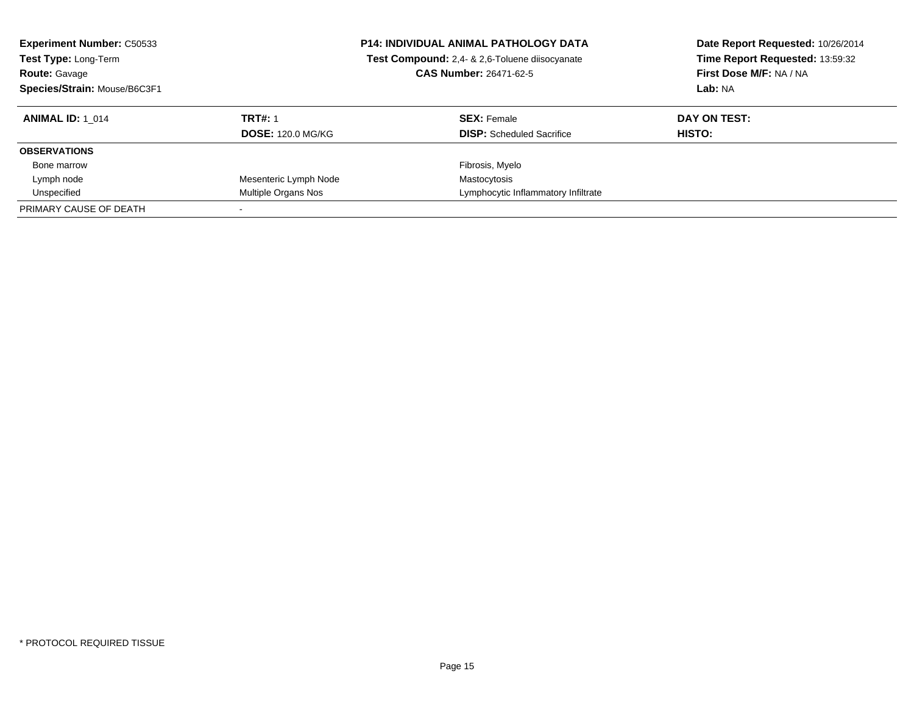**Experiment Number:** C50533
**Test Type:** Long-Term
**Route:** Gavage
**Species/Strain:** Mouse/B6C3F1

**P14: INDIVIDUAL ANIMAL PATHOLOGY DATA**
**Test Compound:** 2,4- & 2,6-Toluene diisocyanate
**CAS Number:** 26471-62-5

**Date Report Requested:** 10/26/2014
**Time Report Requested:** 13:59:32
**First Dose M/F:** NA / NA
**Lab:** NA

| **ANIMAL ID:** 1_014 | **TRT#:** 1 | **SEX:** Female | **DAY ON TEST:** |
|---|---|---|---|
| | **DOSE:** 120.0 MG/KG | **DISP:** Scheduled Sacrifice | **HISTO:** |
| **OBSERVATIONS** | | | |
| Bone marrow | | Fibrosis, Myelo | |
| Lymph node | Mesenteric Lymph Node | Mastocytosis | |
| Unspecified | Multiple Organs Nos | Lymphocytic Inflammatory Infiltrate | |
| PRIMARY CAUSE OF DEATH | - | | |

* PROTOCOL REQUIRED TISSUE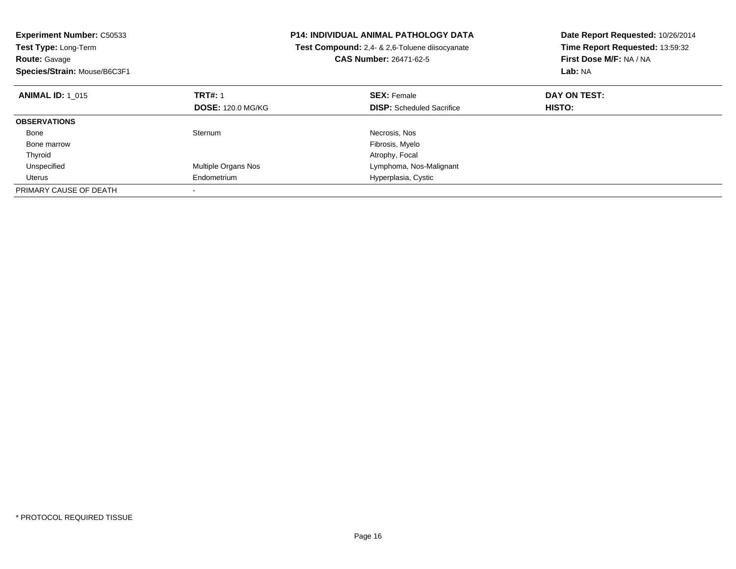**Experiment Number:** C50533
**Test Type:** Long-Term
**Route:** Gavage
**Species/Strain:** Mouse/B6C3F1

**P14: INDIVIDUAL ANIMAL PATHOLOGY DATA**
**Test Compound:** 2,4- & 2,6-Toluene diisocyanate
**CAS Number:** 26471-62-5

**Date Report Requested:** 10/26/2014
**Time Report Requested:** 13:59:32
**First Dose M/F:** NA / NA
**Lab:** NA

| **ANIMAL ID:** 1_015 | **TRT#:** 1 | **SEX:** Female | **DAY ON TEST:** |
|---|---|---|---|
| | **DOSE:** 120.0 MG/KG | **DISP:** Scheduled Sacrifice | **HISTO:** |
| **OBSERVATIONS** | | | |
| Bone | Sternum | Necrosis, Nos | |
| Bone marrow | | Fibrosis, Myelo | |
| Thyroid | | Atrophy, Focal | |
| Unspecified | Multiple Organs Nos | Lymphoma, Nos-Malignant | |
| Uterus | Endometrium | Hyperplasia, Cystic | |
| PRIMARY CAUSE OF DEATH | - | | |

\* PROTOCOL REQUIRED TISSUE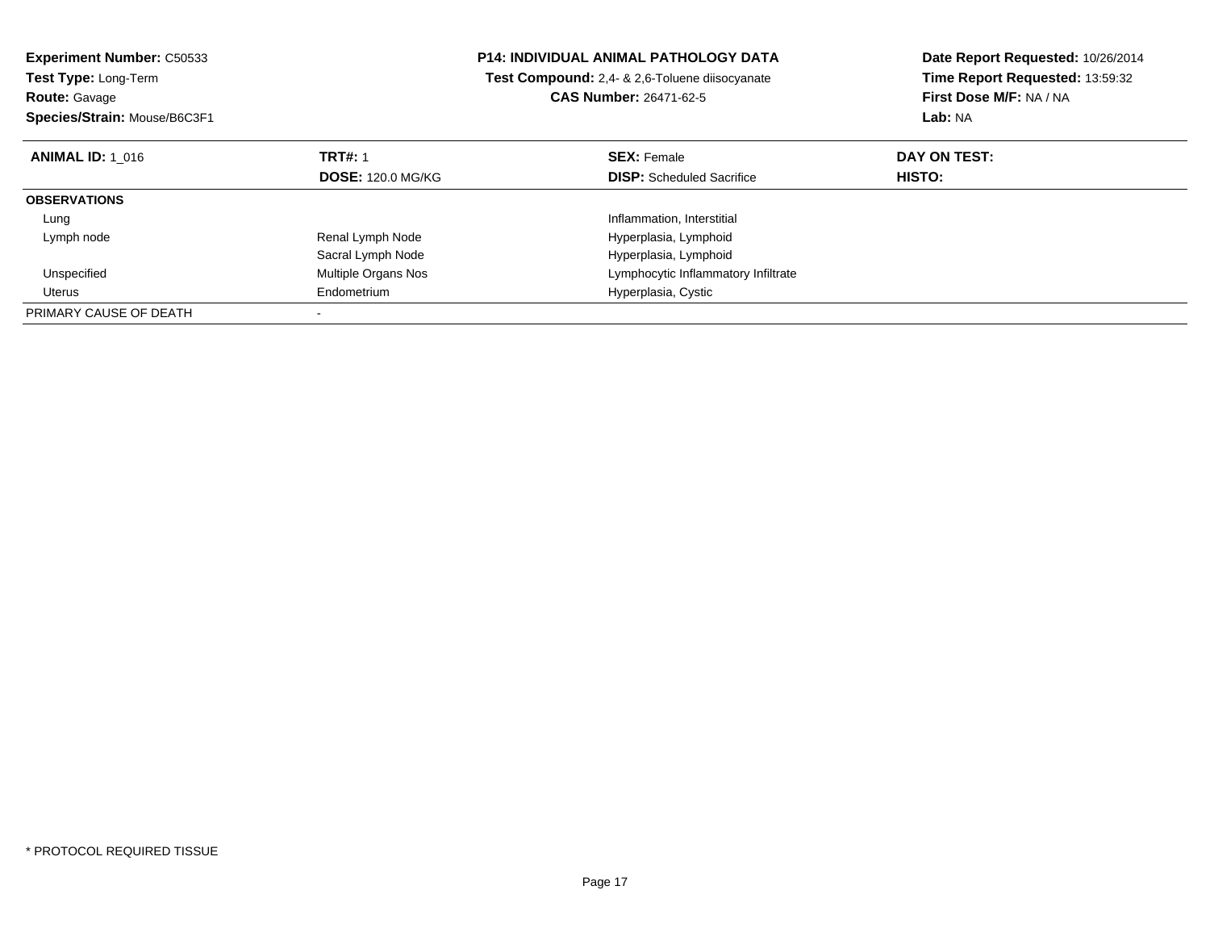**Experiment Number:** C50533
**Test Type:** Long-Term
**Route:** Gavage
**Species/Strain:** Mouse/B6C3F1

**P14: INDIVIDUAL ANIMAL PATHOLOGY DATA**
**Test Compound:** 2,4- & 2,6-Toluene diisocyanate
**CAS Number:** 26471-62-5

**Date Report Requested:** 10/26/2014
**Time Report Requested:** 13:59:32
**First Dose M/F:** NA / NA
**Lab:** NA

| **ANIMAL ID:** 1_016 | **TRT#:** 1 | **SEX:** Female | **DAY ON TEST:** |
|---|---|---|---|
| | **DOSE:** 120.0 MG/KG | **DISP:** Scheduled Sacrifice | **HISTO:** |
| **OBSERVATIONS** | | | |
| Lung | | Inflammation, Interstitial | |
| Lymph node | Renal Lymph Node | Hyperplasia, Lymphoid | |
| | Sacral Lymph Node | Hyperplasia, Lymphoid | |
| Unspecified | Multiple Organs Nos | Lymphocytic Inflammatory Infiltrate | |
| Uterus | Endometrium | Hyperplasia, Cystic | |
| PRIMARY CAUSE OF DEATH | - | | |

* PROTOCOL REQUIRED TISSUE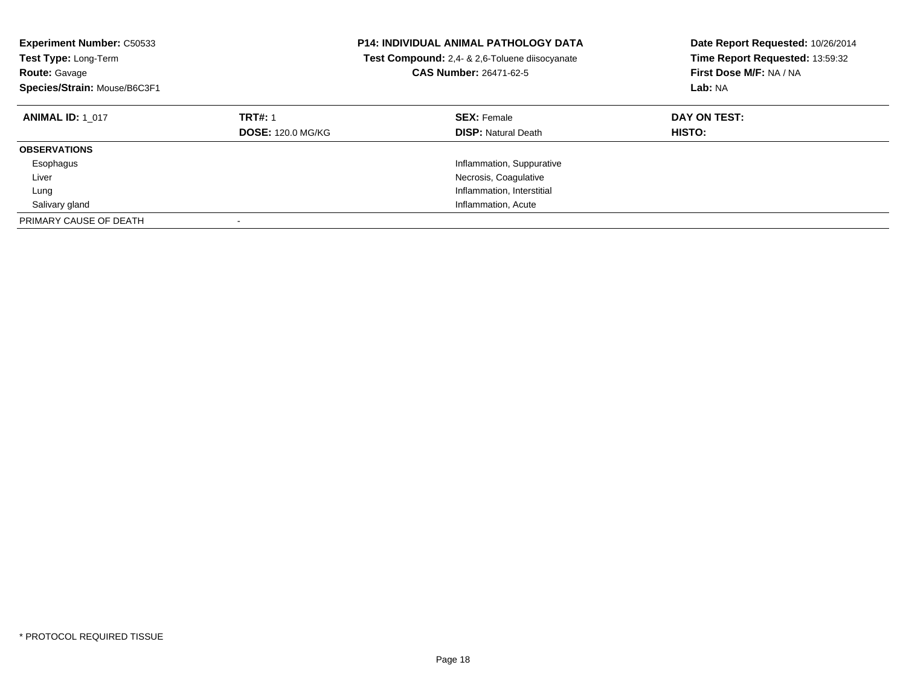**Experiment Number:** C50533
**Test Type:** Long-Term
**Route:** Gavage
**Species/Strain:** Mouse/B6C3F1

**P14: INDIVIDUAL ANIMAL PATHOLOGY DATA**
**Test Compound:** 2,4- & 2,6-Toluene diisocyanate
**CAS Number:** 26471-62-5

**Date Report Requested:** 10/26/2014
**Time Report Requested:** 13:59:32
**First Dose M/F:** NA / NA
**Lab:** NA

| **ANIMAL ID:** 1_017 | **TRT#:** 1 | **SEX:** Female | **DAY ON TEST:** |
|---|---|---|---|
| | **DOSE:** 120.0 MG/KG | **DISP:** Natural Death | **HISTO:** |
| **OBSERVATIONS** | | | |
| Esophagus | | Inflammation, Suppurative | |
| Liver | | Necrosis, Coagulative | |
| Lung | | Inflammation, Interstitial | |
| Salivary gland | | Inflammation, Acute | |
| PRIMARY CAUSE OF DEATH | - | | |

* PROTOCOL REQUIRED TISSUE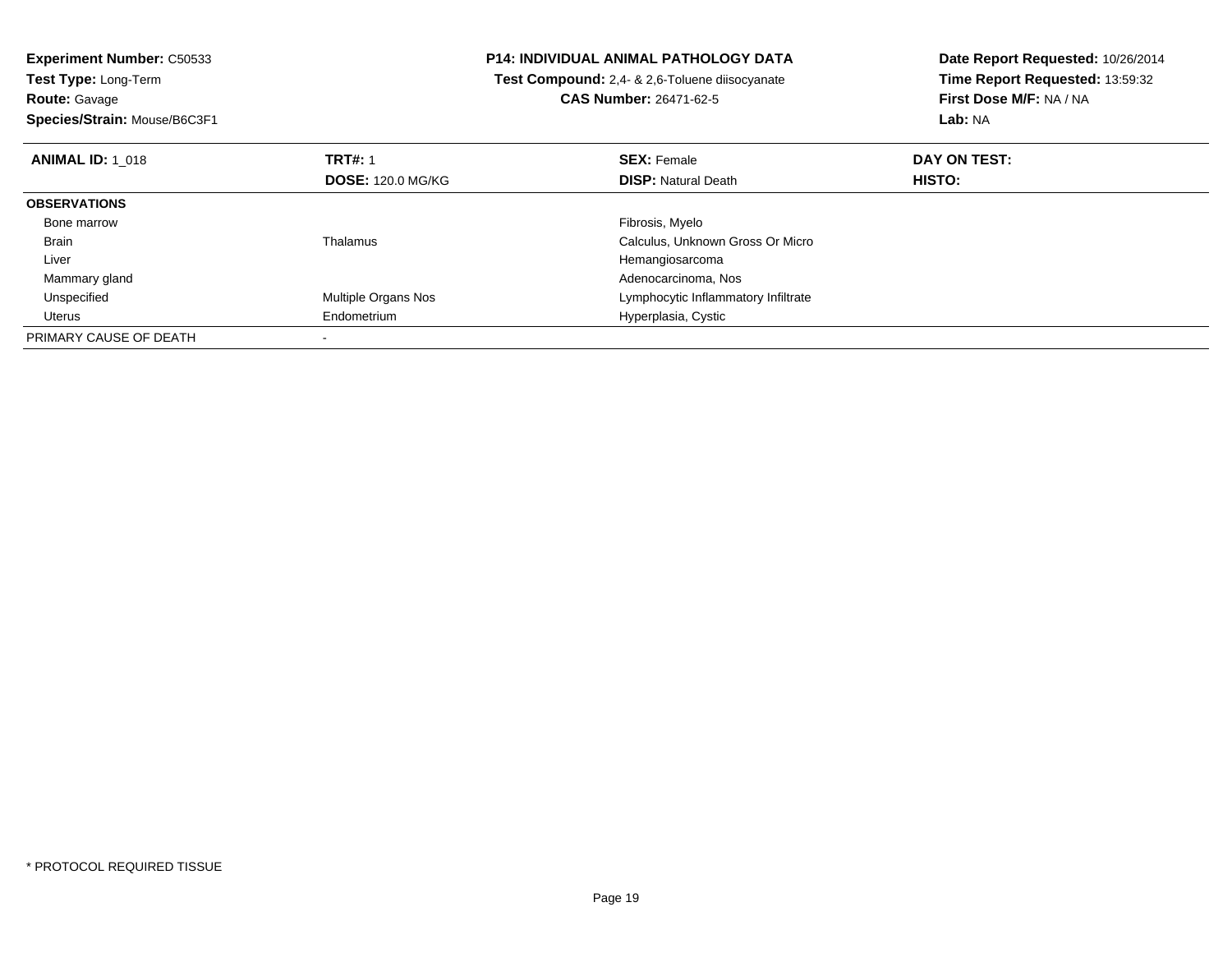**Experiment Number:** C50533
**Test Type:** Long-Term
**Route:** Gavage
**Species/Strain:** Mouse/B6C3F1

**P14: INDIVIDUAL ANIMAL PATHOLOGY DATA**
**Test Compound:** 2,4- & 2,6-Toluene diisocyanate
**CAS Number:** 26471-62-5

**Date Report Requested:** 10/26/2014
**Time Report Requested:** 13:59:32
**First Dose M/F:** NA / NA
**Lab:** NA

| **ANIMAL ID:** 1_018 | **TRT#:** 1 | **SEX:** Female | **DAY ON TEST:** |
|---|---|---|---|
| | **DOSE:** 120.0 MG/KG | **DISP:** Natural Death | **HISTO:** |
| **OBSERVATIONS** | | | |
| Bone marrow | | Fibrosis, Myelo | |
| Brain | Thalamus | Calculus, Unknown Gross Or Micro | |
| Liver | | Hemangiosarcoma | |
| Mammary gland | | Adenocarcinoma, Nos | |
| Unspecified | Multiple Organs Nos | Lymphocytic Inflammatory Infiltrate | |
| Uterus | Endometrium | Hyperplasia, Cystic | |
| PRIMARY CAUSE OF DEATH | - | | |

* PROTOCOL REQUIRED TISSUE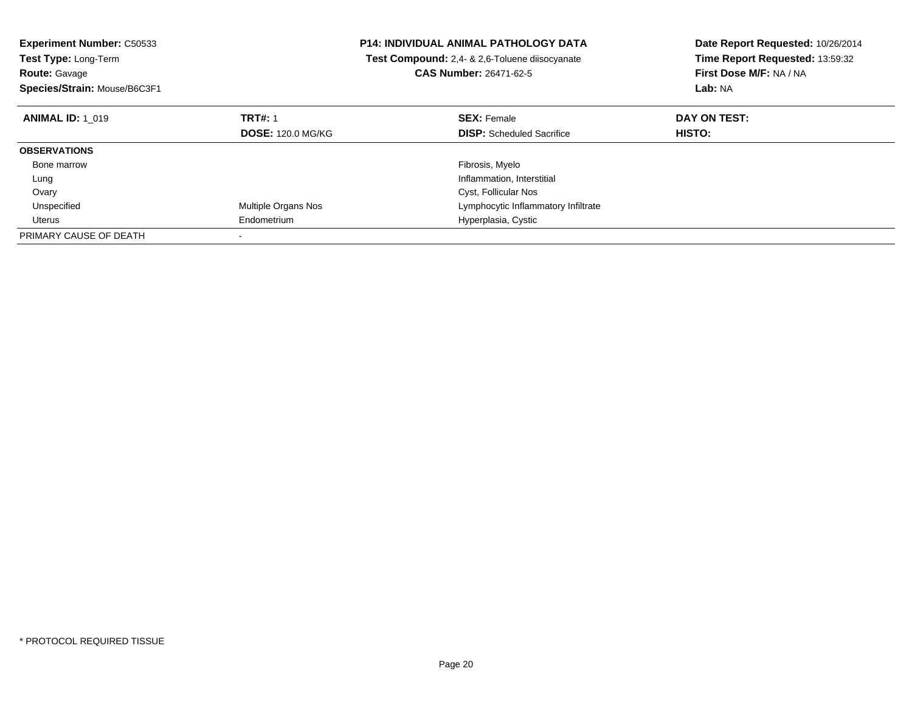**Experiment Number:** C50533
**Test Type:** Long-Term
**Route:** Gavage
**Species/Strain:** Mouse/B6C3F1

**P14: INDIVIDUAL ANIMAL PATHOLOGY DATA**
**Test Compound:** 2,4- & 2,6-Toluene diisocyanate
**CAS Number:** 26471-62-5

**Date Report Requested:** 10/26/2014
**Time Report Requested:** 13:59:32
**First Dose M/F:** NA / NA
**Lab:** NA

| **ANIMAL ID:** 1_019 | **TRT#:** 1 | **SEX:** Female | **DAY ON TEST:** |
|---|---|---|---|
| | **DOSE:** 120.0 MG/KG | **DISP:** Scheduled Sacrifice | **HISTO:** |
| **OBSERVATIONS** | | | |
| Bone marrow | | Fibrosis, Myelo | |
| Lung | | Inflammation, Interstitial | |
| Ovary | | Cyst, Follicular Nos | |
| Unspecified | Multiple Organs Nos | Lymphocytic Inflammatory Infiltrate | |
| Uterus | Endometrium | Hyperplasia, Cystic | |
| PRIMARY CAUSE OF DEATH | - | | |

* PROTOCOL REQUIRED TISSUE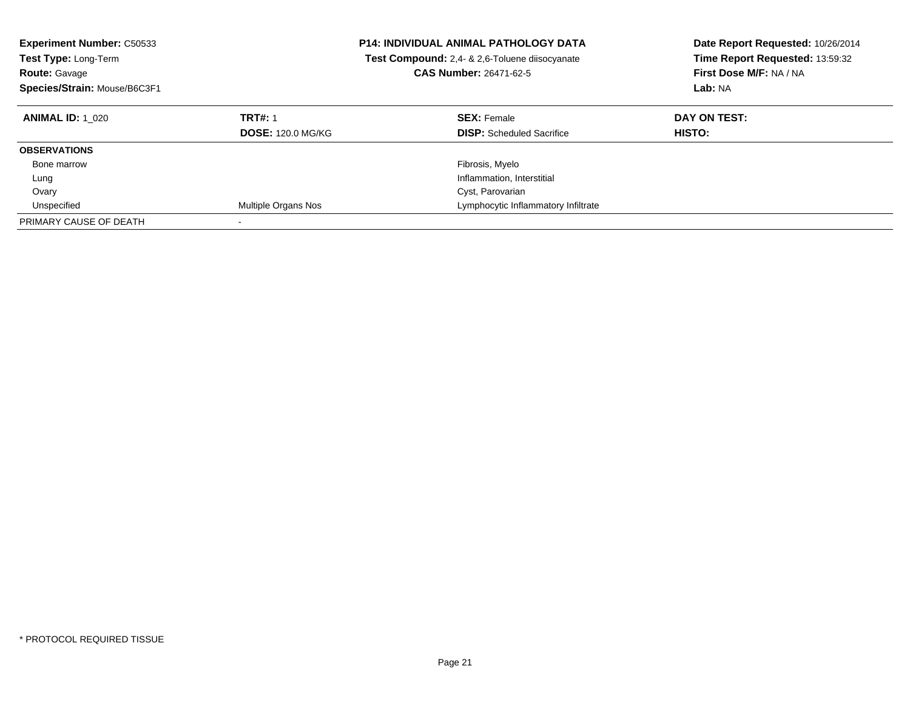**Experiment Number:** C50533
**Test Type:** Long-Term
**Route:** Gavage
**Species/Strain:** Mouse/B6C3F1

**P14: INDIVIDUAL ANIMAL PATHOLOGY DATA**
**Test Compound:** 2,4- & 2,6-Toluene diisocyanate
**CAS Number:** 26471-62-5

**Date Report Requested:** 10/26/2014
**Time Report Requested:** 13:59:32
**First Dose M/F:** NA / NA
**Lab:** NA

| **ANIMAL ID:** 1_020 | **TRT#:** 1 | **SEX:** Female | **DAY ON TEST:** |
|---|---|---|---|
| | **DOSE:** 120.0 MG/KG | **DISP:** Scheduled Sacrifice | **HISTO:** |
| **OBSERVATIONS** | | | |
| Bone marrow | | Fibrosis, Myelo | |
| Lung | | Inflammation, Interstitial | |
| Ovary | | Cyst, Parovarian | |
| Unspecified | Multiple Organs Nos | Lymphocytic Inflammatory Infiltrate | |
| PRIMARY CAUSE OF DEATH | - | | |

* PROTOCOL REQUIRED TISSUE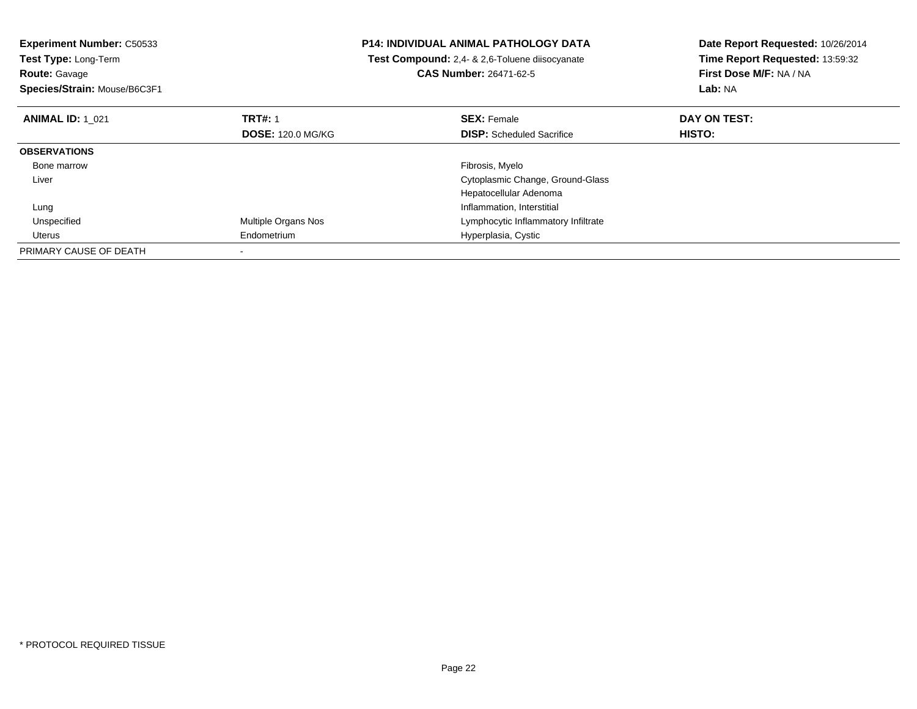**Experiment Number:** C50533
**Test Type:** Long-Term
**Route:** Gavage
**Species/Strain:** Mouse/B6C3F1

**P14: INDIVIDUAL ANIMAL PATHOLOGY DATA**
**Test Compound:** 2,4- & 2,6-Toluene diisocyanate
**CAS Number:** 26471-62-5

**Date Report Requested:** 10/26/2014
**Time Report Requested:** 13:59:32
**First Dose M/F:** NA / NA
**Lab:** NA

| **ANIMAL ID:** 1_021 | **TRT#:** 1 | **SEX:** Female | **DAY ON TEST:** |
|---|---|---|---|
| | **DOSE:** 120.0 MG/KG | **DISP:** Scheduled Sacrifice | **HISTO:** |
| **OBSERVATIONS** | | | |
| Bone marrow | | Fibrosis, Myelo | |
| Liver | | Cytoplasmic Change, Ground-Glass | |
| | | Hepatocellular Adenoma | |
| Lung | | Inflammation, Interstitial | |
| Unspecified | Multiple Organs Nos | Lymphocytic Inflammatory Infiltrate | |
| Uterus | Endometrium | Hyperplasia, Cystic | |
| PRIMARY CAUSE OF DEATH | - | | |

* PROTOCOL REQUIRED TISSUE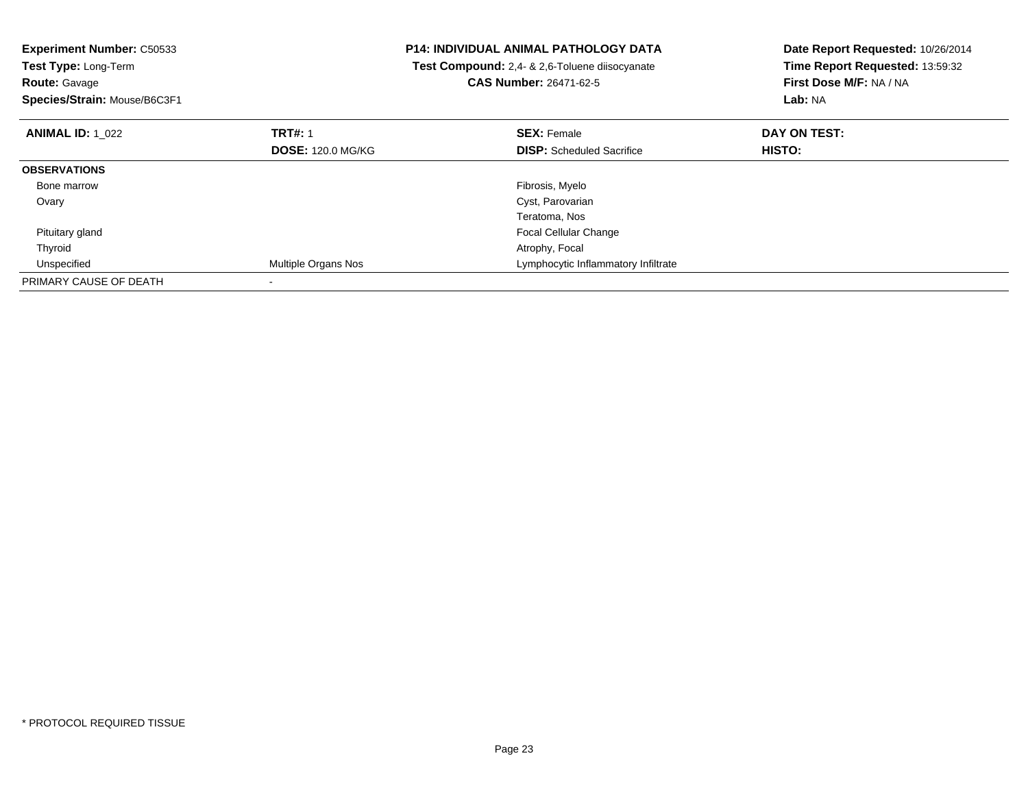**Experiment Number:** C50533
**Test Type:** Long-Term
**Route:** Gavage
**Species/Strain:** Mouse/B6C3F1

**P14: INDIVIDUAL ANIMAL PATHOLOGY DATA**
**Test Compound:** 2,4- & 2,6-Toluene diisocyanate
**CAS Number:** 26471-62-5

**Date Report Requested:** 10/26/2014
**Time Report Requested:** 13:59:32
**First Dose M/F:** NA / NA
**Lab:** NA

| **ANIMAL ID:** 1_022 | **TRT#:** 1 | **SEX:** Female | **DAY ON TEST:** |
|---|---|---|---|
| | **DOSE:** 120.0 MG/KG | **DISP:** Scheduled Sacrifice | **HISTO:** |
| **OBSERVATIONS** | | | |
| Bone marrow | | Fibrosis, Myelo | |
| Ovary | | Cyst, Parovarian | |
| | | Teratoma, Nos | |
| Pituitary gland | | Focal Cellular Change | |
| Thyroid | | Atrophy, Focal | |
| Unspecified | Multiple Organs Nos | Lymphocytic Inflammatory Infiltrate | |
| PRIMARY CAUSE OF DEATH | - | | |

\* PROTOCOL REQUIRED TISSUE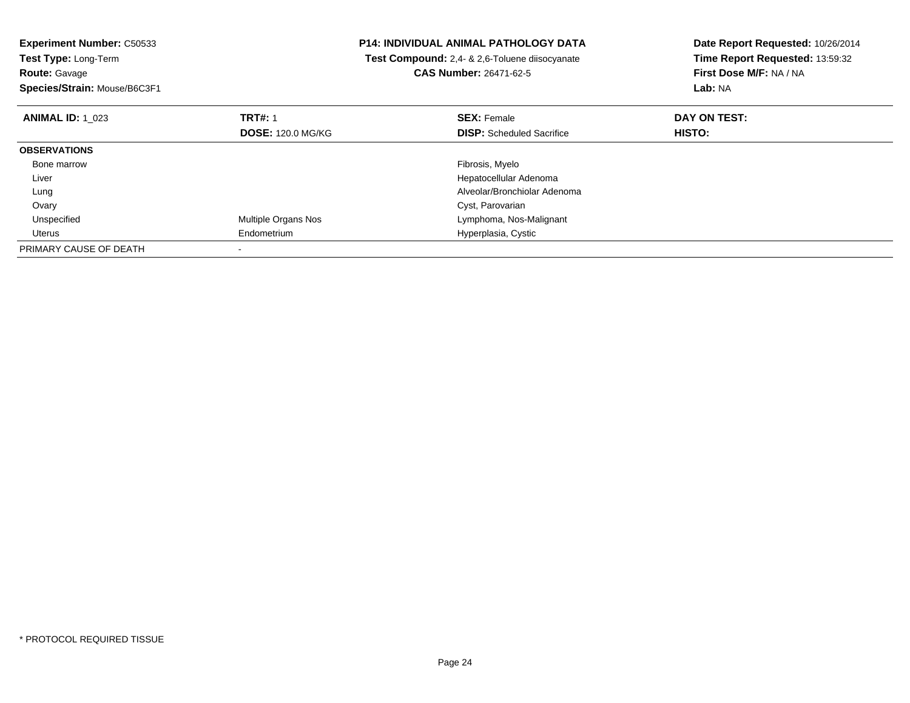**Experiment Number:** C50533
**Test Type:** Long-Term
**Route:** Gavage
**Species/Strain:** Mouse/B6C3F1

**P14: INDIVIDUAL ANIMAL PATHOLOGY DATA**
**Test Compound:** 2,4- & 2,6-Toluene diisocyanate
**CAS Number:** 26471-62-5

**Date Report Requested:** 10/26/2014
**Time Report Requested:** 13:59:32
**First Dose M/F:** NA / NA
**Lab:** NA

| **ANIMAL ID:** 1_023 | **TRT#:** 1 | **SEX:** Female | **DAY ON TEST:** |
|---|---|---|---|
| | **DOSE:** 120.0 MG/KG | **DISP:** Scheduled Sacrifice | **HISTO:** |
| **OBSERVATIONS** | | | |
| Bone marrow | | Fibrosis, Myelo | |
| Liver | | Hepatocellular Adenoma | |
| Lung | | Alveolar/Bronchiolar Adenoma | |
| Ovary | | Cyst, Parovarian | |
| Unspecified | Multiple Organs Nos | Lymphoma, Nos-Malignant | |
| Uterus | Endometrium | Hyperplasia, Cystic | |
| PRIMARY CAUSE OF DEATH | - | | |

* PROTOCOL REQUIRED TISSUE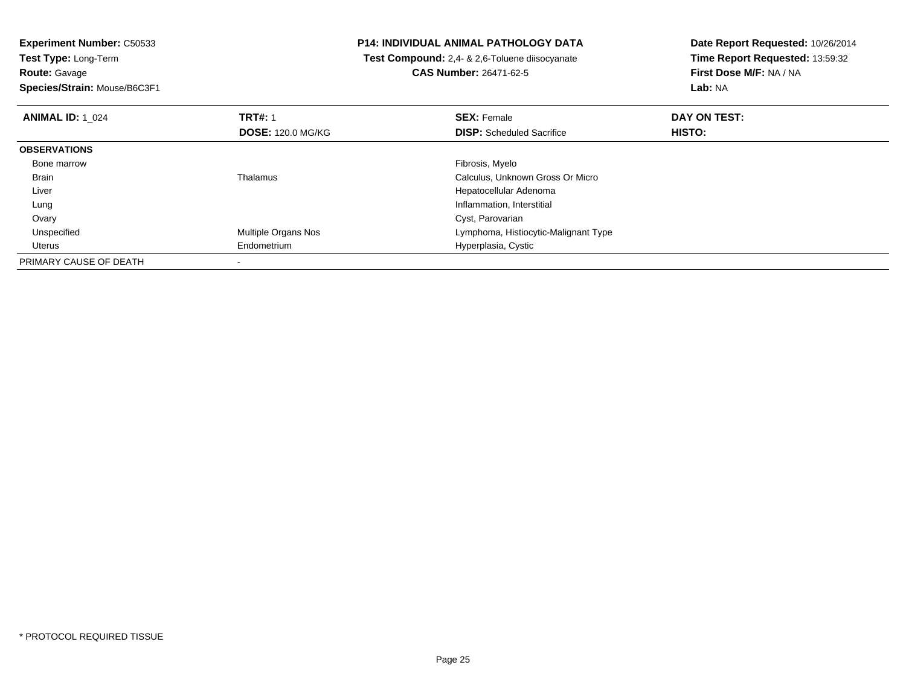**Experiment Number:** C50533
**Test Type:** Long-Term
**Route:** Gavage
**Species/Strain:** Mouse/B6C3F1

**P14: INDIVIDUAL ANIMAL PATHOLOGY DATA**
**Test Compound:** 2,4- & 2,6-Toluene diisocyanate
**CAS Number:** 26471-62-5

**Date Report Requested:** 10/26/2014
**Time Report Requested:** 13:59:32
**First Dose M/F:** NA / NA
**Lab:** NA

| **ANIMAL ID:** 1_024 | **TRT#:** 1 | **SEX:** Female | **DAY ON TEST:** |
|---|---|---|---|
| | **DOSE:** 120.0 MG/KG | **DISP:** Scheduled Sacrifice | **HISTO:** |
| **OBSERVATIONS** | | | |
| Bone marrow | | Fibrosis, Myelo | |
| Brain | Thalamus | Calculus, Unknown Gross Or Micro | |
| Liver | | Hepatocellular Adenoma | |
| Lung | | Inflammation, Interstitial | |
| Ovary | | Cyst, Parovarian | |
| Unspecified | Multiple Organs Nos | Lymphoma, Histiocytic-Malignant Type | |
| Uterus | Endometrium | Hyperplasia, Cystic | |
| PRIMARY CAUSE OF DEATH | - | | |

* PROTOCOL REQUIRED TISSUE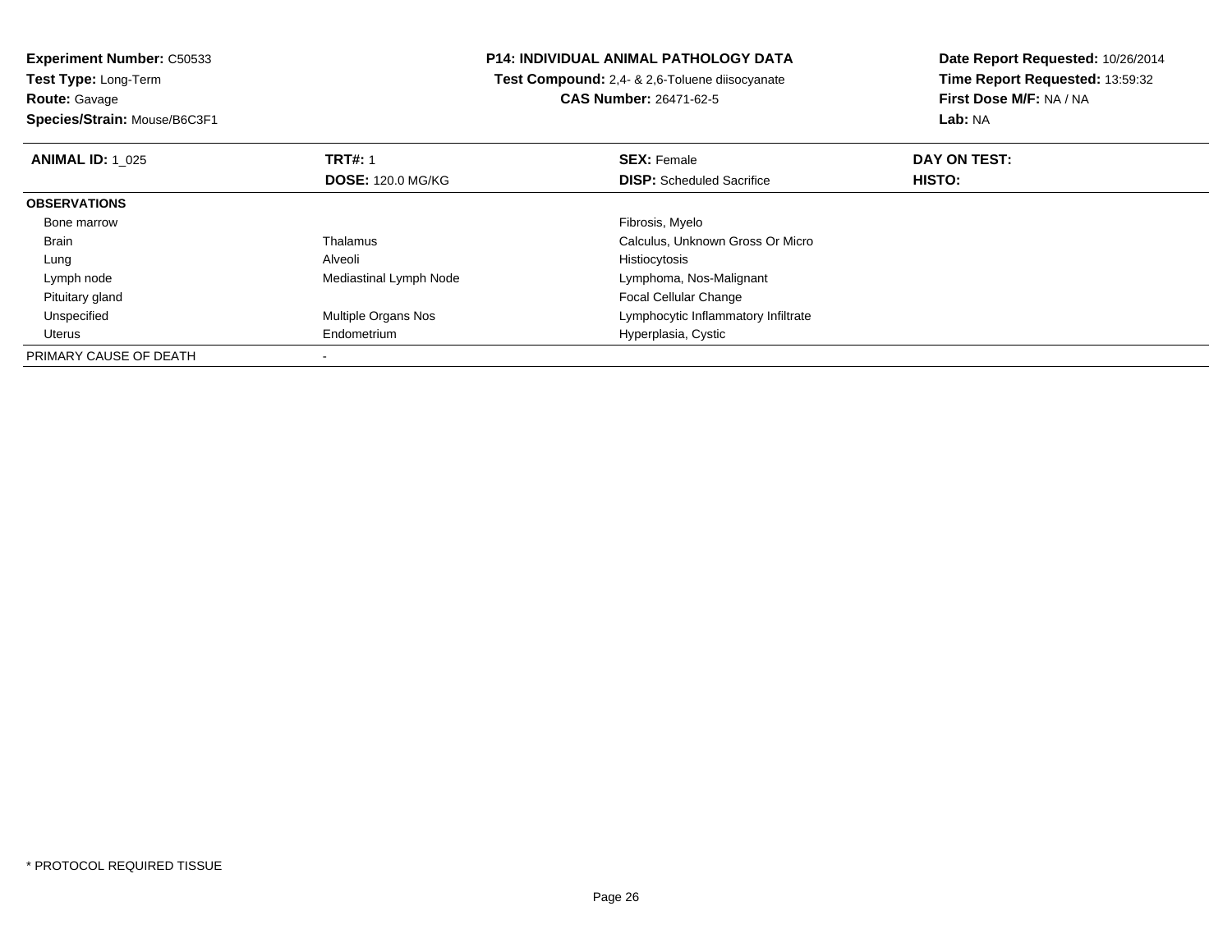**Experiment Number:** C50533
**Test Type:** Long-Term
**Route:** Gavage
**Species/Strain:** Mouse/B6C3F1

**P14: INDIVIDUAL ANIMAL PATHOLOGY DATA**
**Test Compound:** 2,4- & 2,6-Toluene diisocyanate
**CAS Number:** 26471-62-5

**Date Report Requested:** 10/26/2014
**Time Report Requested:** 13:59:32
**First Dose M/F:** NA / NA
**Lab:** NA

| **ANIMAL ID:** 1_025 | **TRT#:** 1 | **SEX:** Female | **DAY ON TEST:** |
|---|---|---|---|
| | **DOSE:** 120.0 MG/KG | **DISP:** Scheduled Sacrifice | **HISTO:** |
| **OBSERVATIONS** | | | |
| Bone marrow | | Fibrosis, Myelo | |
| Brain | Thalamus | Calculus, Unknown Gross Or Micro | |
| Lung | Alveoli | Histiocytosis | |
| Lymph node | Mediastinal Lymph Node | Lymphoma, Nos-Malignant | |
| Pituitary gland | | Focal Cellular Change | |
| Unspecified | Multiple Organs Nos | Lymphocytic Inflammatory Infiltrate | |
| Uterus | Endometrium | Hyperplasia, Cystic | |
| PRIMARY CAUSE OF DEATH | - | | |

* PROTOCOL REQUIRED TISSUE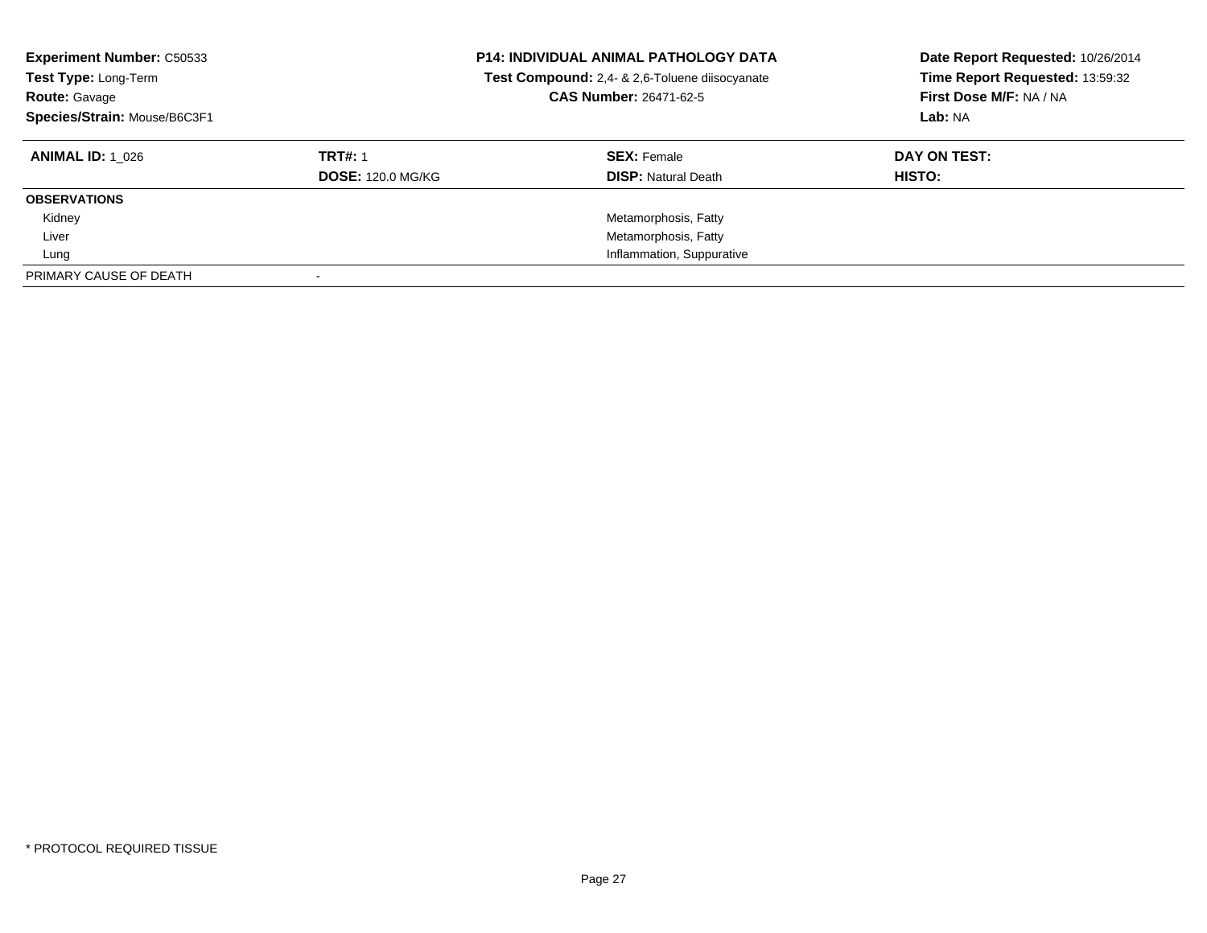**Experiment Number:** C50533
**Test Type:** Long-Term
**Route:** Gavage
**Species/Strain:** Mouse/B6C3F1

**P14: INDIVIDUAL ANIMAL PATHOLOGY DATA**
**Test Compound:** 2,4- & 2,6-Toluene diisocyanate
**CAS Number:** 26471-62-5

**Date Report Requested:** 10/26/2014
**Time Report Requested:** 13:59:32
**First Dose M/F:** NA / NA
**Lab:** NA

| **ANIMAL ID:** 1_026 | **TRT#:** 1 | **SEX:** Female | **DAY ON TEST:** |
|---|---|---|---|
| | **DOSE:** 120.0 MG/KG | **DISP:** Natural Death | **HISTO:** |
| **OBSERVATIONS** | | | |
| Kidney | | Metamorphosis, Fatty | |
| Liver | | Metamorphosis, Fatty | |
| Lung | | Inflammation, Suppurative | |
| PRIMARY CAUSE OF DEATH | - | | |

\* PROTOCOL REQUIRED TISSUE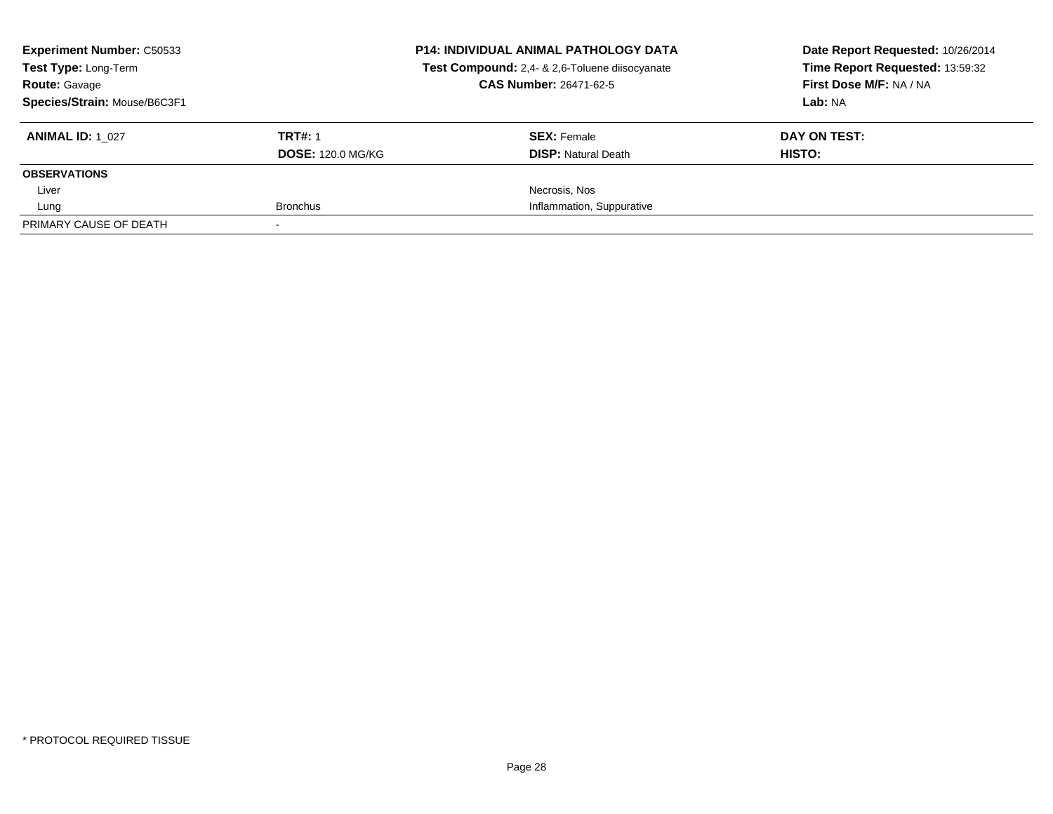**Experiment Number:** C50533
**Test Type:** Long-Term
**Route:** Gavage
**Species/Strain:** Mouse/B6C3F1

**P14: INDIVIDUAL ANIMAL PATHOLOGY DATA**
**Test Compound:** 2,4- & 2,6-Toluene diisocyanate
**CAS Number:** 26471-62-5

**Date Report Requested:** 10/26/2014
**Time Report Requested:** 13:59:32
**First Dose M/F:** NA / NA
**Lab:** NA

| **ANIMAL ID:** 1_027 | **TRT#:** 1 | **SEX:** Female | **DAY ON TEST:** |
|---|---|---|---|
| | **DOSE:** 120.0 MG/KG | **DISP:** Natural Death | **HISTO:** |
| **OBSERVATIONS** | | | |
| Liver | | Necrosis, Nos | |
| Lung | Bronchus | Inflammation, Suppurative | |
| PRIMARY CAUSE OF DEATH | - | | |

* PROTOCOL REQUIRED TISSUE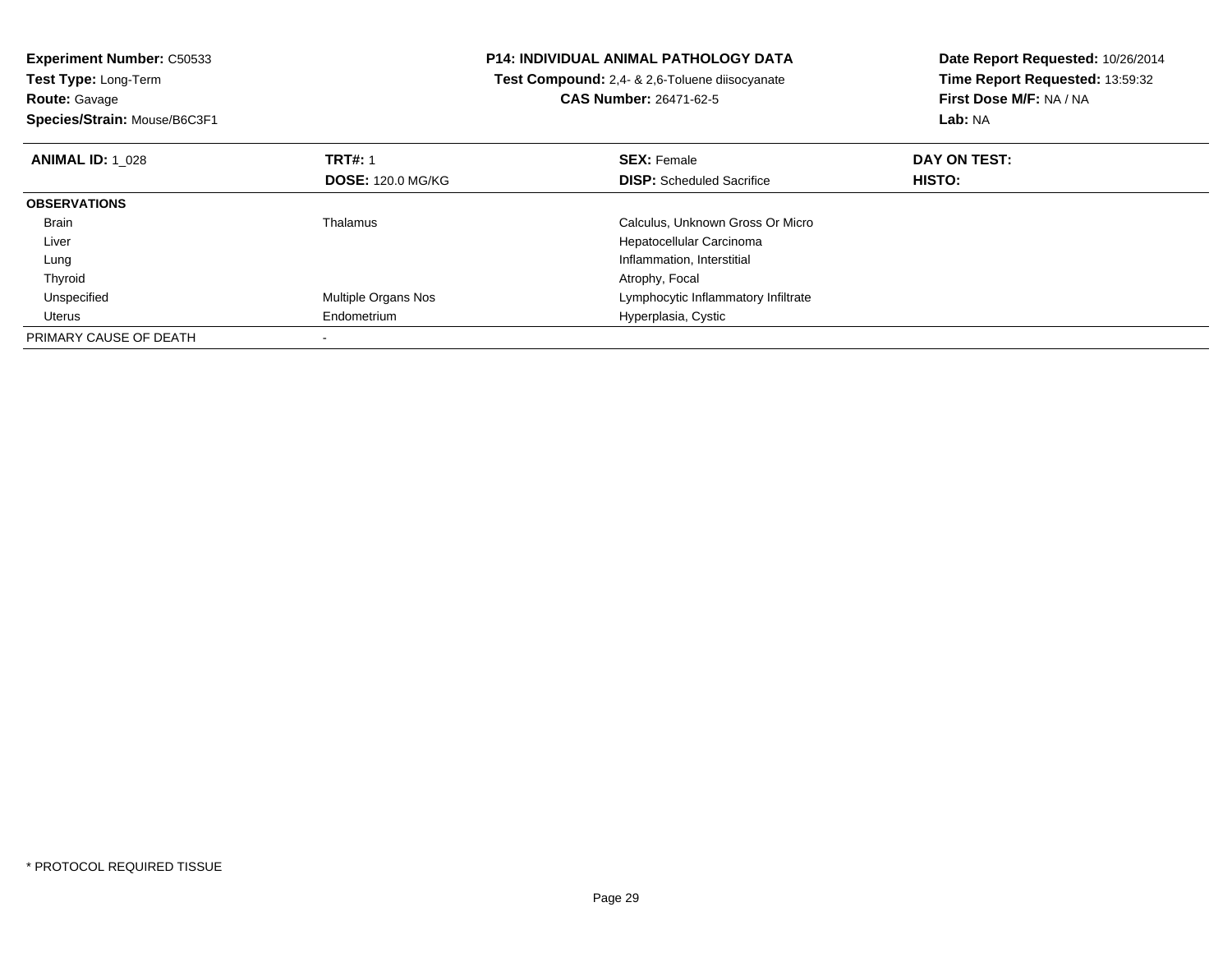**Experiment Number:** C50533
**Test Type:** Long-Term
**Route:** Gavage
**Species/Strain:** Mouse/B6C3F1

**P14: INDIVIDUAL ANIMAL PATHOLOGY DATA**
**Test Compound:** 2,4- & 2,6-Toluene diisocyanate
**CAS Number:** 26471-62-5

**Date Report Requested:** 10/26/2014
**Time Report Requested:** 13:59:32
**First Dose M/F:** NA / NA
**Lab:** NA

| **ANIMAL ID:** 1_028 | **TRT#:** 1<br>**DOSE:** 120.0 MG/KG | **SEX:** Female<br>**DISP:** Scheduled Sacrifice | **DAY ON TEST:**<br>**HISTO:** |
|---|---|---|---|
| **OBSERVATIONS** | | | |
| Brain | Thalamus | Calculus, Unknown Gross Or Micro | |
| Liver | | Hepatocellular Carcinoma | |
| Lung | | Inflammation, Interstitial | |
| Thyroid | | Atrophy, Focal | |
| Unspecified | Multiple Organs Nos | Lymphocytic Inflammatory Infiltrate | |
| Uterus | Endometrium | Hyperplasia, Cystic | |
| PRIMARY CAUSE OF DEATH | - | | |

* PROTOCOL REQUIRED TISSUE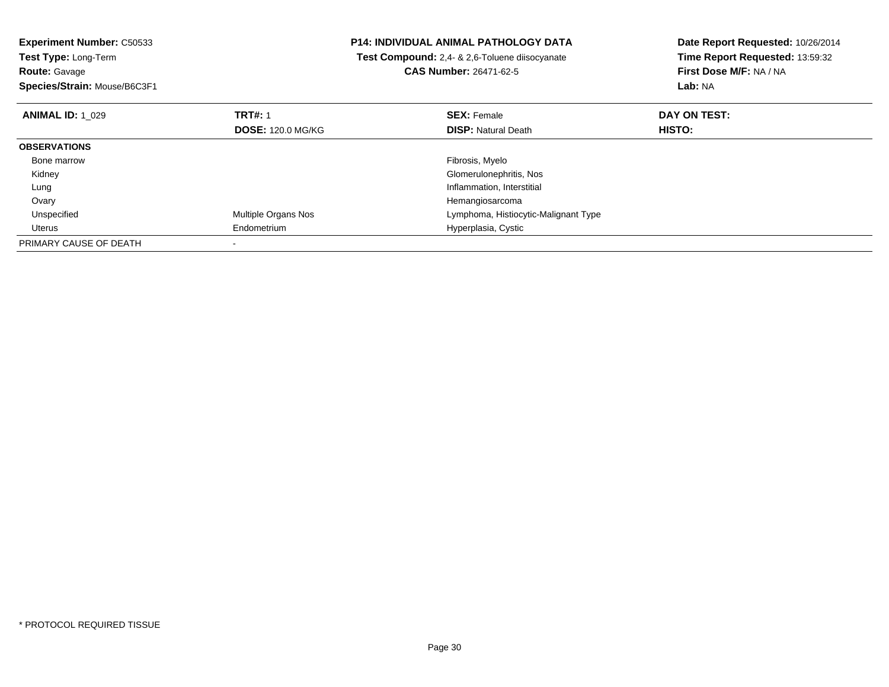**Experiment Number:** C50533
**Test Type:** Long-Term
**Route:** Gavage
**Species/Strain:** Mouse/B6C3F1

**P14: INDIVIDUAL ANIMAL PATHOLOGY DATA**
**Test Compound:** 2,4- & 2,6-Toluene diisocyanate
**CAS Number:** 26471-62-5

**Date Report Requested:** 10/26/2014
**Time Report Requested:** 13:59:32
**First Dose M/F:** NA / NA
**Lab:** NA

| **ANIMAL ID:** 1_029 | **TRT#:** 1 | **SEX:** Female | **DAY ON TEST:** |
|---|---|---|---|
| | **DOSE:** 120.0 MG/KG | **DISP:** Natural Death | **HISTO:** |
| **OBSERVATIONS** | | | |
| Bone marrow | | Fibrosis, Myelo | |
| Kidney | | Glomerulonephritis, Nos | |
| Lung | | Inflammation, Interstitial | |
| Ovary | | Hemangiosarcoma | |
| Unspecified | Multiple Organs Nos | Lymphoma, Histiocytic-Malignant Type | |
| Uterus | Endometrium | Hyperplasia, Cystic | |
| PRIMARY CAUSE OF DEATH | - | | |

* PROTOCOL REQUIRED TISSUE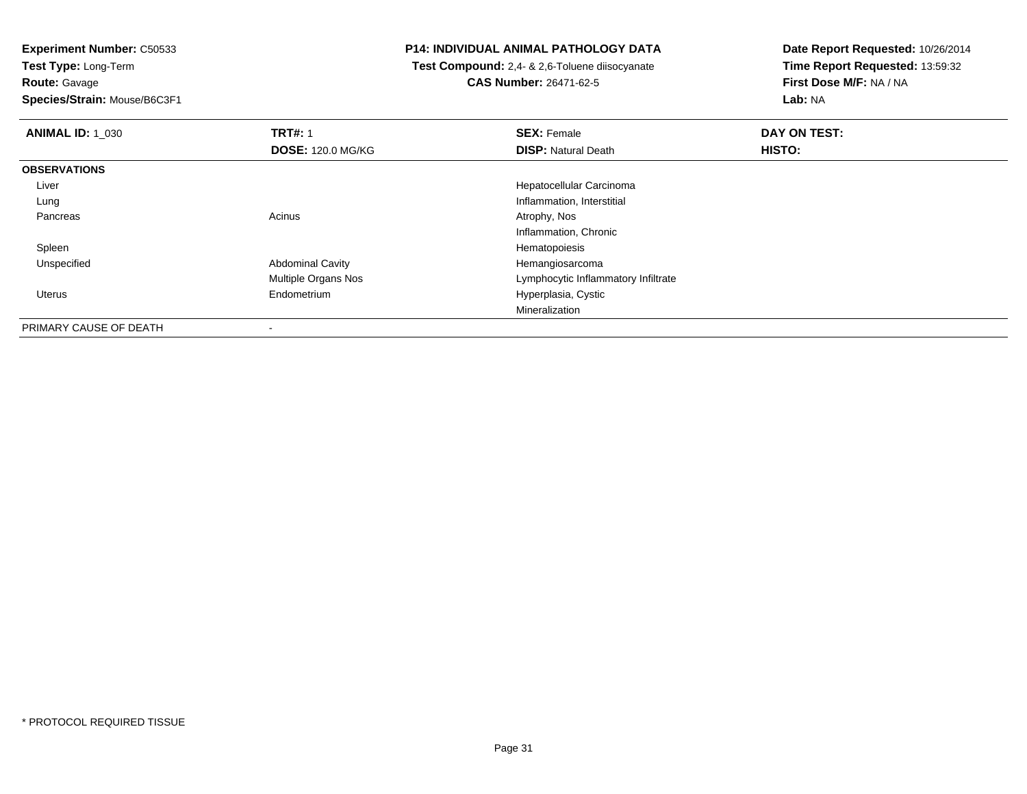**Experiment Number:** C50533
**Test Type:** Long-Term
**Route:** Gavage
**Species/Strain:** Mouse/B6C3F1

**P14: INDIVIDUAL ANIMAL PATHOLOGY DATA**
**Test Compound:** 2,4- & 2,6-Toluene diisocyanate
**CAS Number:** 26471-62-5

**Date Report Requested:** 10/26/2014
**Time Report Requested:** 13:59:32
**First Dose M/F:** NA / NA
**Lab:** NA

| **ANIMAL ID:** 1_030 | **TRT#:** 1 | **SEX:** Female | **DAY ON TEST:** |
|---|---|---|---|
| | **DOSE:** 120.0 MG/KG | **DISP:** Natural Death | **HISTO:** |
| **OBSERVATIONS** | | | |
| Liver | | Hepatocellular Carcinoma | |
| Lung | | Inflammation, Interstitial | |
| Pancreas | Acinus | Atrophy, Nos | |
| | | Inflammation, Chronic | |
| Spleen | | Hematopoiesis | |
| Unspecified | Abdominal Cavity | Hemangiosarcoma | |
| | Multiple Organs Nos | Lymphocytic Inflammatory Infiltrate | |
| Uterus | Endometrium | Hyperplasia, Cystic | |
| | | Mineralization | |
| PRIMARY CAUSE OF DEATH | - | | |

* PROTOCOL REQUIRED TISSUE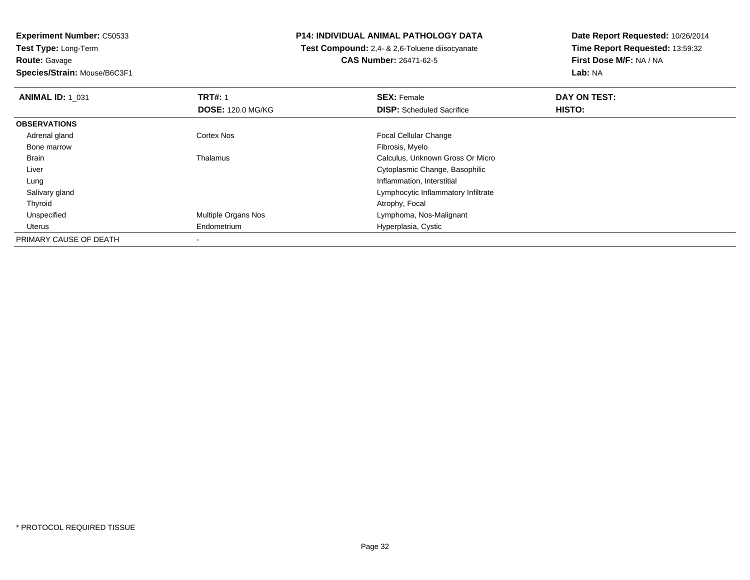**Experiment Number:** C50533
**Test Type:** Long-Term
**Route:** Gavage
**Species/Strain:** Mouse/B6C3F1

## P14: INDIVIDUAL ANIMAL PATHOLOGY DATA

**Test Compound:** 2,4- & 2,6-Toluene diisocyanate
**CAS Number:** 26471-62-5

**Date Report Requested:** 10/26/2014
**Time Report Requested:** 13:59:32
**First Dose M/F:** NA / NA
**Lab:** NA

| **ANIMAL ID:** 1_031 | **TRT#:** 1 | **SEX:** Female | **DAY ON TEST:** |
|---|---|---|---|
| | **DOSE:** 120.0 MG/KG | **DISP:** Scheduled Sacrifice | **HISTO:** |
| **OBSERVATIONS** | | | |
| Adrenal gland | Cortex Nos | Focal Cellular Change | |
| Bone marrow | | Fibrosis, Myelo | |
| Brain | Thalamus | Calculus, Unknown Gross Or Micro | |
| Liver | | Cytoplasmic Change, Basophilic | |
| Lung | | Inflammation, Interstitial | |
| Salivary gland | | Lymphocytic Inflammatory Infiltrate | |
| Thyroid | | Atrophy, Focal | |
| Unspecified | Multiple Organs Nos | Lymphoma, Nos-Malignant | |
| Uterus | Endometrium | Hyperplasia, Cystic | |
| PRIMARY CAUSE OF DEATH | - | | |

* PROTOCOL REQUIRED TISSUE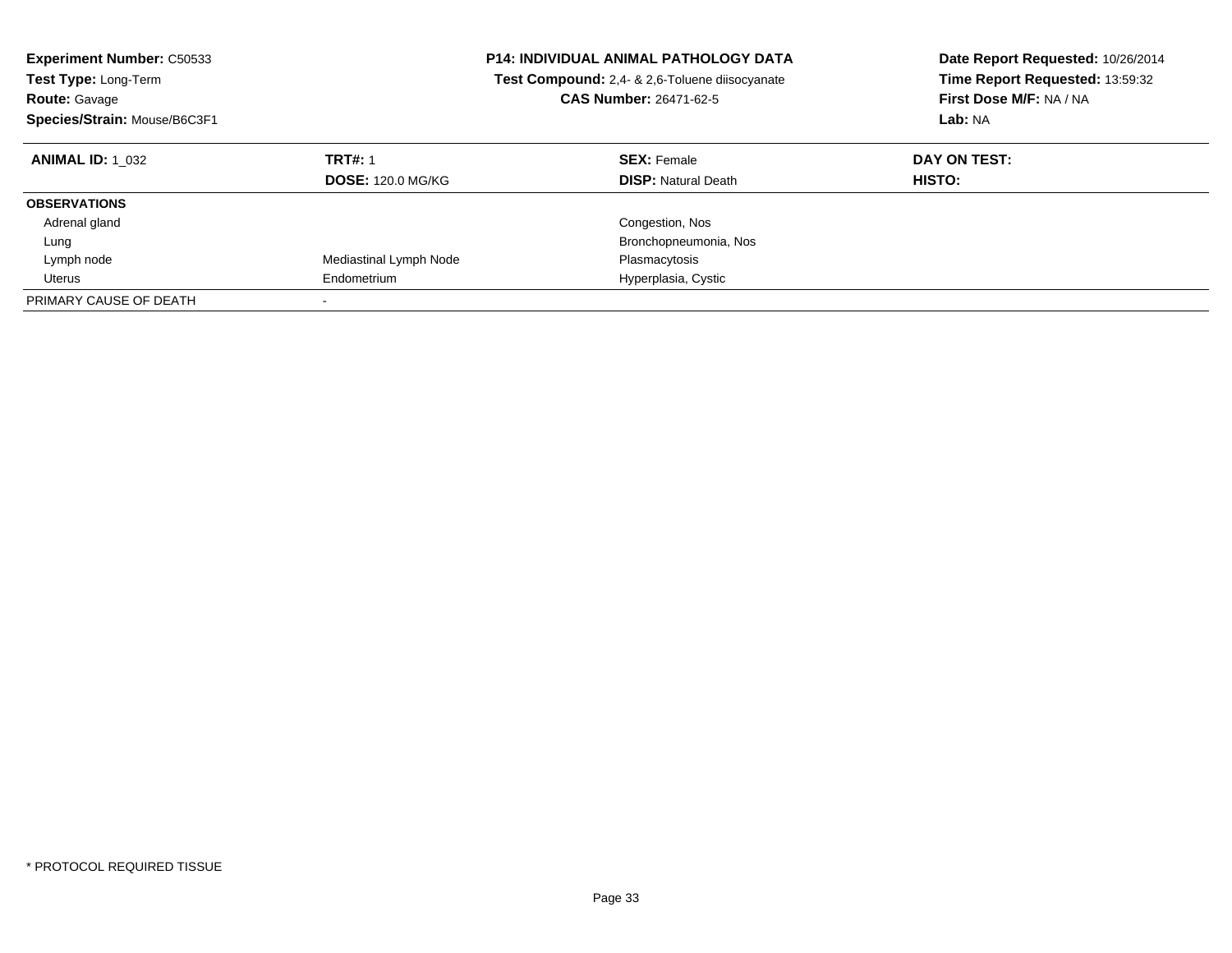**Experiment Number:** C50533
**Test Type:** Long-Term
**Route:** Gavage
**Species/Strain:** Mouse/B6C3F1

**P14: INDIVIDUAL ANIMAL PATHOLOGY DATA**
**Test Compound:** 2,4- & 2,6-Toluene diisocyanate
**CAS Number:** 26471-62-5

**Date Report Requested:** 10/26/2014
**Time Report Requested:** 13:59:32
**First Dose M/F:** NA / NA
**Lab:** NA

| **ANIMAL ID:** 1_032 | **TRT#:** 1 | **SEX:** Female | **DAY ON TEST:** |
|---|---|---|---|
| | **DOSE:** 120.0 MG/KG | **DISP:** Natural Death | **HISTO:** |
| **OBSERVATIONS** | | | |
| Adrenal gland | | Congestion, Nos | |
| Lung | | Bronchopneumonia, Nos | |
| Lymph node | Mediastinal Lymph Node | Plasmacytosis | |
| Uterus | Endometrium | Hyperplasia, Cystic | |
| PRIMARY CAUSE OF DEATH | - | | |

* PROTOCOL REQUIRED TISSUE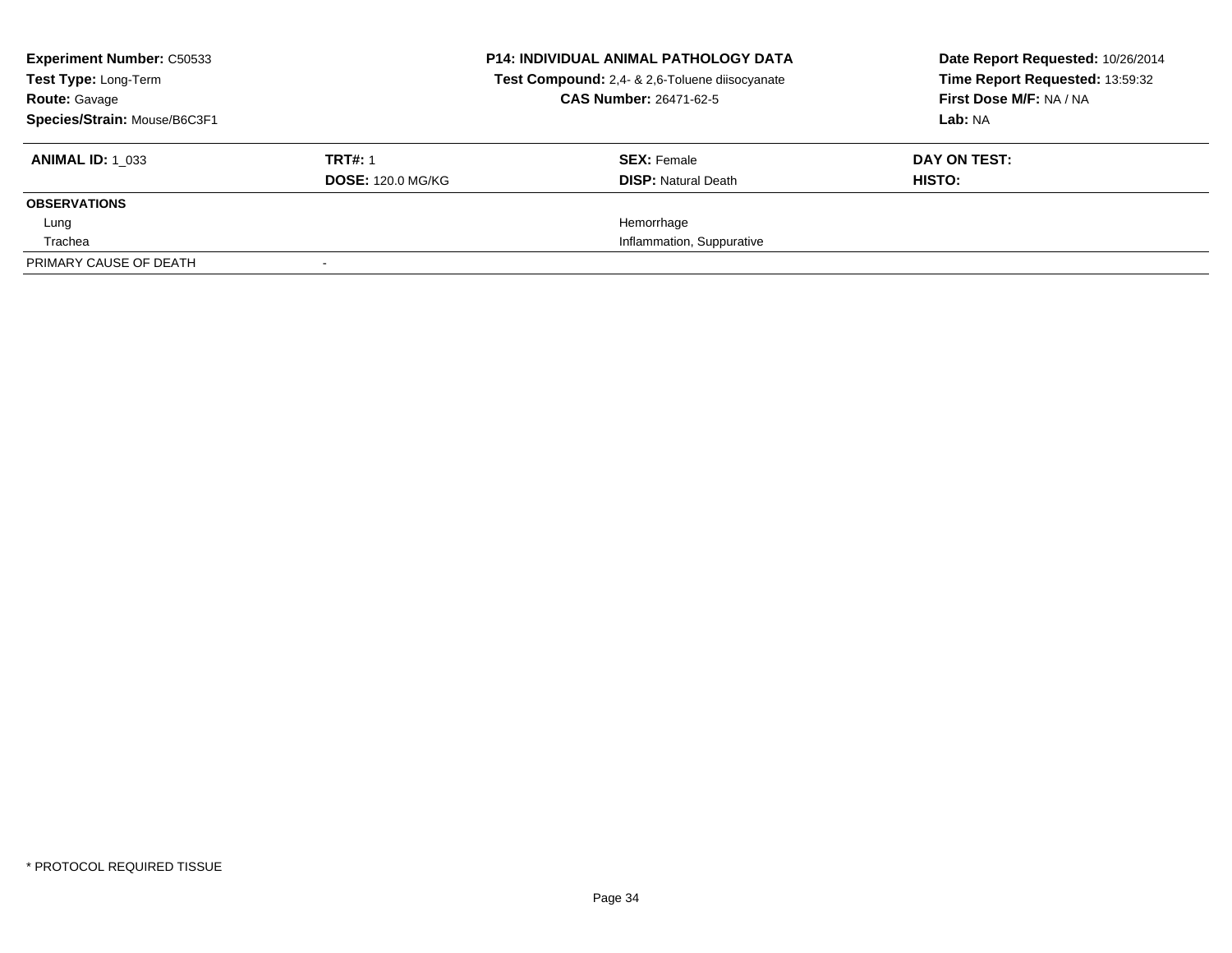**Experiment Number:** C50533
**Test Type:** Long-Term
**Route:** Gavage
**Species/Strain:** Mouse/B6C3F1

**P14: INDIVIDUAL ANIMAL PATHOLOGY DATA**
**Test Compound:** 2,4- & 2,6-Toluene diisocyanate
**CAS Number:** 26471-62-5

**Date Report Requested:** 10/26/2014
**Time Report Requested:** 13:59:32
**First Dose M/F:** NA / NA
**Lab:** NA

| **ANIMAL ID:** 1_033 | **TRT#:** 1 | **SEX:** Female | **DAY ON TEST:** |
|---|---|---|---|
| | **DOSE:** 120.0 MG/KG | **DISP:** Natural Death | **HISTO:** |
| **OBSERVATIONS** | | | |
| Lung | | Hemorrhage | |
| Trachea | | Inflammation, Suppurative | |
| PRIMARY CAUSE OF DEATH | - | | |

* PROTOCOL REQUIRED TISSUE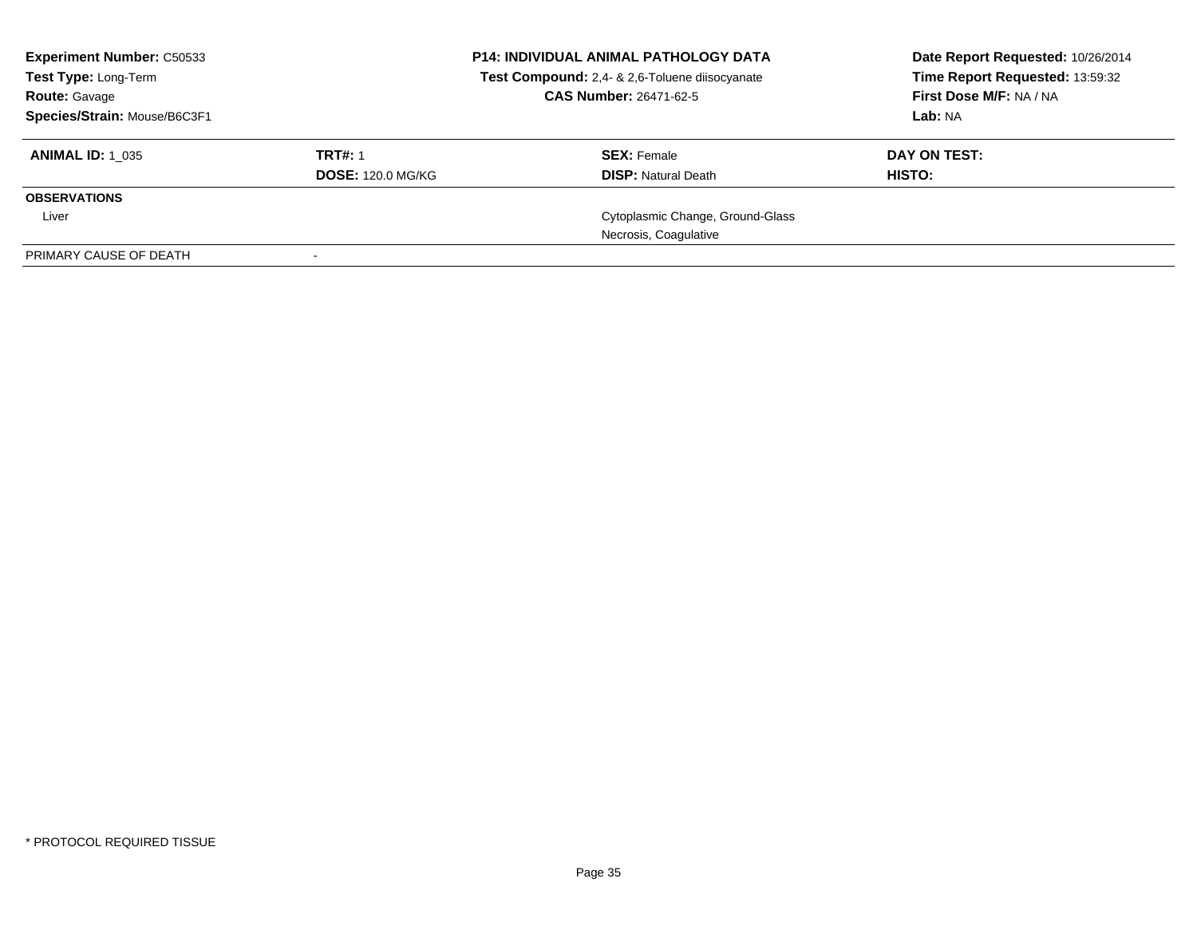**Experiment Number:** C50533
**Test Type:** Long-Term
**Route:** Gavage
**Species/Strain:** Mouse/B6C3F1

**P14: INDIVIDUAL ANIMAL PATHOLOGY DATA**
**Test Compound:** 2,4- & 2,6-Toluene diisocyanate
**CAS Number:** 26471-62-5

**Date Report Requested:** 10/26/2014
**Time Report Requested:** 13:59:32
**First Dose M/F:** NA / NA
**Lab:** NA

| **ANIMAL ID:** 1_035 | **TRT#:** 1 | **SEX:** Female | **DAY ON TEST:** |
|---|---|---|---|
| | **DOSE:** 120.0 MG/KG | **DISP:** Natural Death | **HISTO:** |
| **OBSERVATIONS** | | | |
| Liver | | Cytoplasmic Change, Ground-Glass | |
| | | Necrosis, Coagulative | |
| PRIMARY CAUSE OF DEATH | - | | |

* PROTOCOL REQUIRED TISSUE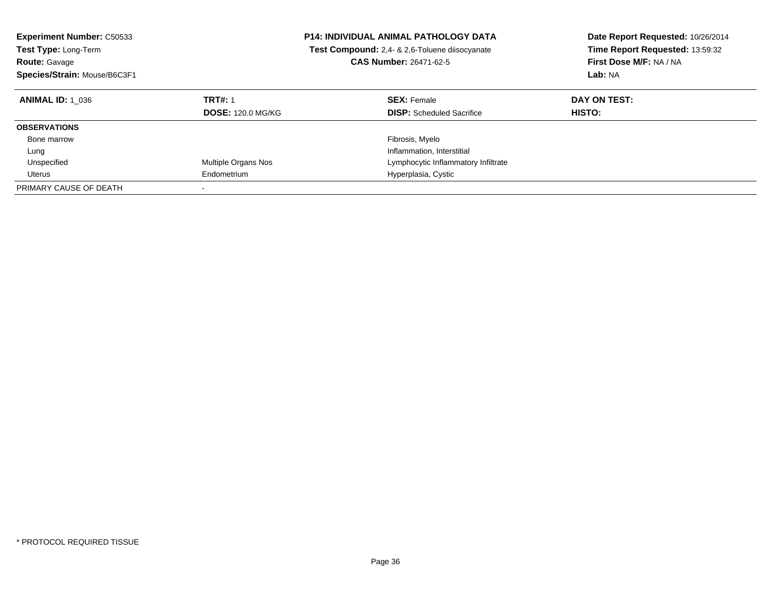**Experiment Number:** C50533
**Test Type:** Long-Term
**Route:** Gavage
**Species/Strain:** Mouse/B6C3F1

**P14: INDIVIDUAL ANIMAL PATHOLOGY DATA**
**Test Compound:** 2,4- & 2,6-Toluene diisocyanate
**CAS Number:** 26471-62-5

**Date Report Requested:** 10/26/2014
**Time Report Requested:** 13:59:32
**First Dose M/F:** NA / NA
**Lab:** NA

| **ANIMAL ID:** 1_036 | **TRT#:** 1 | **SEX:** Female | **DAY ON TEST:** |
|---|---|---|---|
| | **DOSE:** 120.0 MG/KG | **DISP:** Scheduled Sacrifice | **HISTO:** |
| **OBSERVATIONS** | | | |
| Bone marrow | | Fibrosis, Myelo | |
| Lung | | Inflammation, Interstitial | |
| Unspecified | Multiple Organs Nos | Lymphocytic Inflammatory Infiltrate | |
| Uterus | Endometrium | Hyperplasia, Cystic | |
| PRIMARY CAUSE OF DEATH | - | | |

* PROTOCOL REQUIRED TISSUE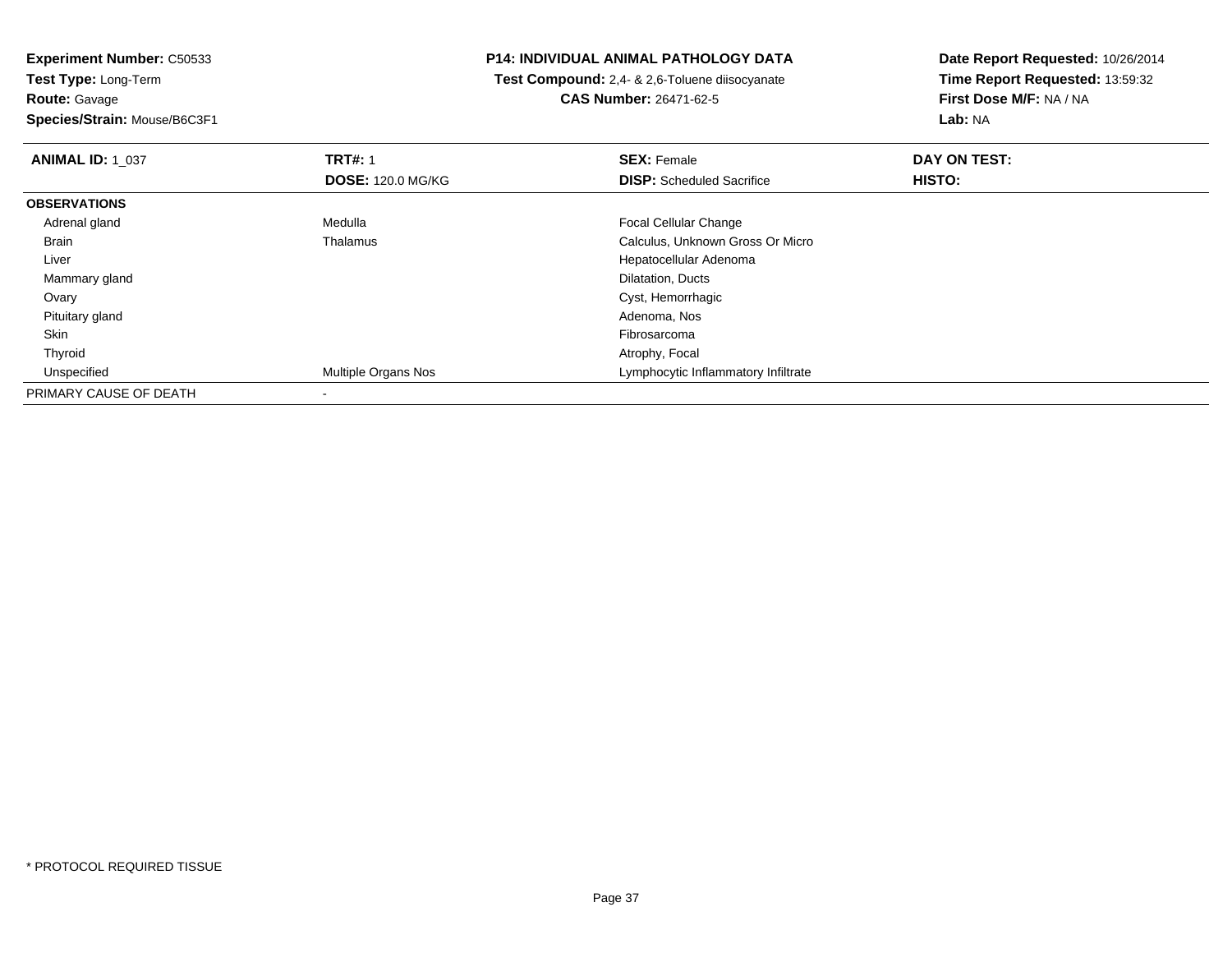**Experiment Number:** C50533
**Test Type:** Long-Term
**Route:** Gavage
**Species/Strain:** Mouse/B6C3F1

**P14: INDIVIDUAL ANIMAL PATHOLOGY DATA**
**Test Compound:** 2,4- & 2,6-Toluene diisocyanate
**CAS Number:** 26471-62-5

**Date Report Requested:** 10/26/2014
**Time Report Requested:** 13:59:32
**First Dose M/F:** NA / NA
**Lab:** NA

| **ANIMAL ID:** 1_037 | **TRT#:** 1 | **SEX:** Female | **DAY ON TEST:** |
|---|---|---|---|
| | **DOSE:** 120.0 MG/KG | **DISP:** Scheduled Sacrifice | **HISTO:** |
| **OBSERVATIONS** | | | |
| Adrenal gland | Medulla | Focal Cellular Change | |
| Brain | Thalamus | Calculus, Unknown Gross Or Micro | |
| Liver | | Hepatocellular Adenoma | |
| Mammary gland | | Dilatation, Ducts | |
| Ovary | | Cyst, Hemorrhagic | |
| Pituitary gland | | Adenoma, Nos | |
| Skin | | Fibrosarcoma | |
| Thyroid | | Atrophy, Focal | |
| Unspecified | Multiple Organs Nos | Lymphocytic Inflammatory Infiltrate | |
| PRIMARY CAUSE OF DEATH | - | | |

* PROTOCOL REQUIRED TISSUE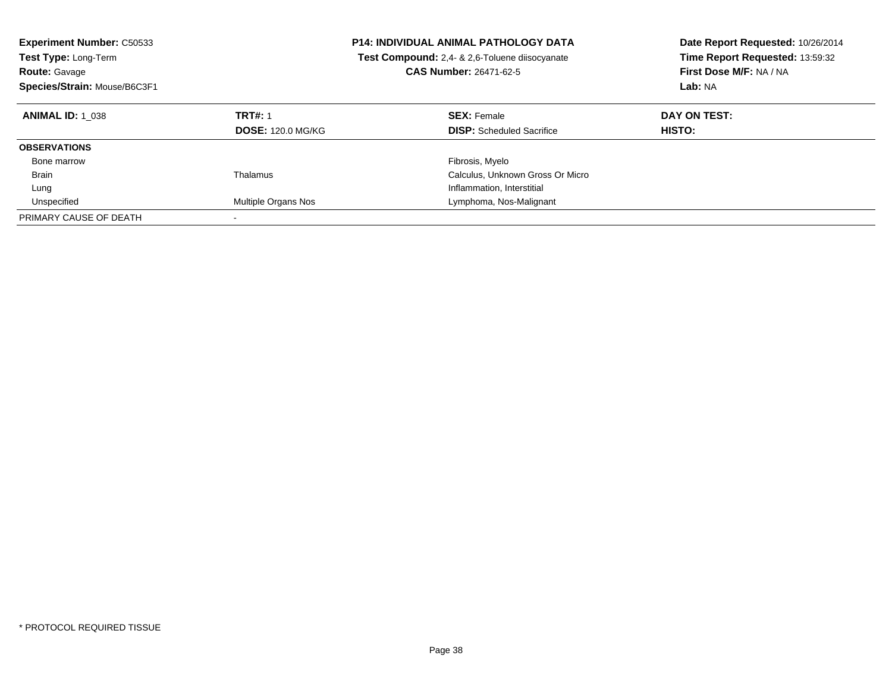**Experiment Number:** C50533
**Test Type:** Long-Term
**Route:** Gavage
**Species/Strain:** Mouse/B6C3F1

**P14: INDIVIDUAL ANIMAL PATHOLOGY DATA**
**Test Compound:** 2,4- & 2,6-Toluene diisocyanate
**CAS Number:** 26471-62-5

**Date Report Requested:** 10/26/2014
**Time Report Requested:** 13:59:32
**First Dose M/F:** NA / NA
**Lab:** NA

| **ANIMAL ID:** 1_038 | **TRT#:** 1 | **SEX:** Female | **DAY ON TEST:** |
|---|---|---|---|
| | **DOSE:** 120.0 MG/KG | **DISP:** Scheduled Sacrifice | **HISTO:** |
| **OBSERVATIONS** | | | |
| Bone marrow | | Fibrosis, Myelo | |
| Brain | Thalamus | Calculus, Unknown Gross Or Micro | |
| Lung | | Inflammation, Interstitial | |
| Unspecified | Multiple Organs Nos | Lymphoma, Nos-Malignant | |
| PRIMARY CAUSE OF DEATH | - | | |

* PROTOCOL REQUIRED TISSUE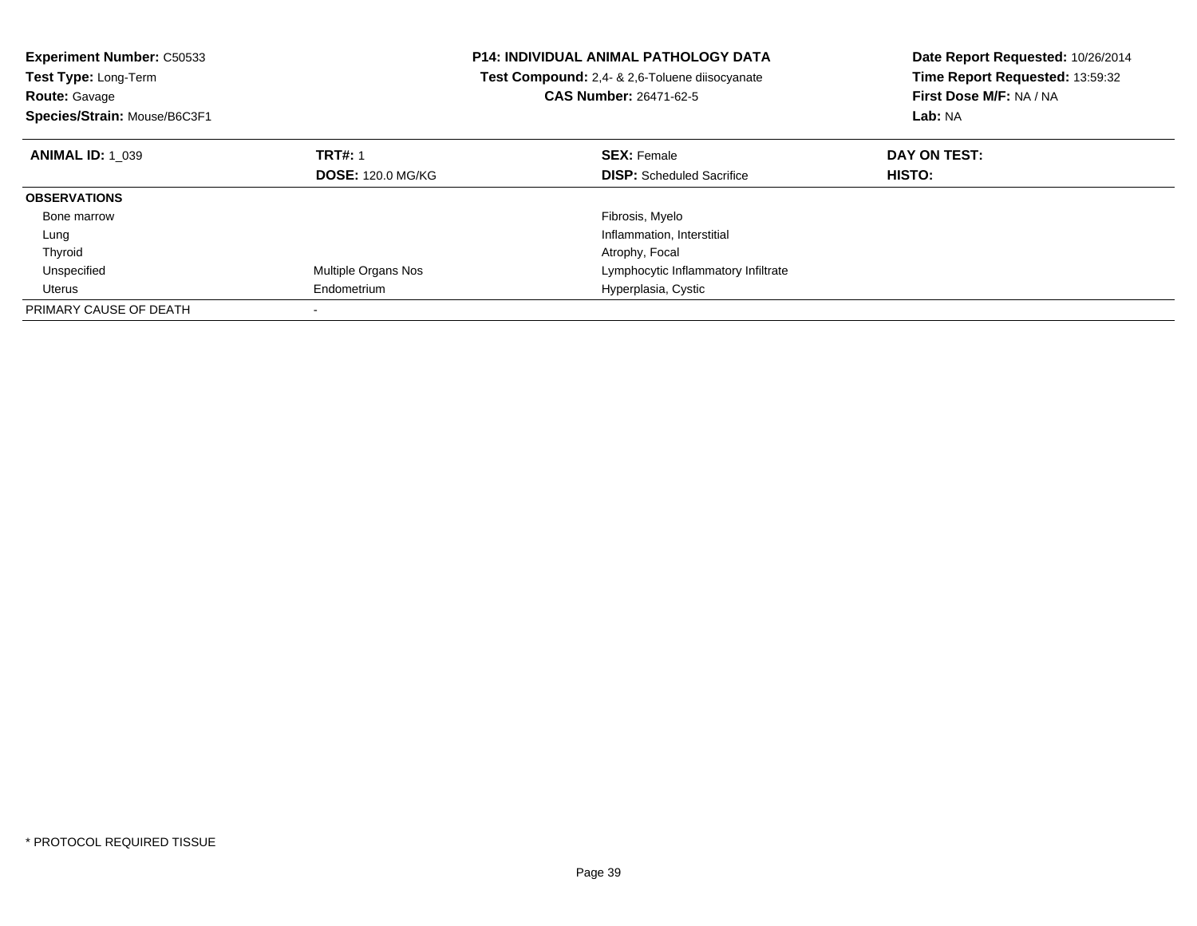**Experiment Number:** C50533
**Test Type:** Long-Term
**Route:** Gavage
**Species/Strain:** Mouse/B6C3F1

**P14: INDIVIDUAL ANIMAL PATHOLOGY DATA**
**Test Compound:** 2,4- & 2,6-Toluene diisocyanate
**CAS Number:** 26471-62-5

**Date Report Requested:** 10/26/2014
**Time Report Requested:** 13:59:32
**First Dose M/F:** NA / NA
**Lab:** NA

| **ANIMAL ID:** 1_039 | **TRT#:** 1 | **SEX:** Female | **DAY ON TEST:** |
|---|---|---|---|
| | **DOSE:** 120.0 MG/KG | **DISP:** Scheduled Sacrifice | **HISTO:** |
| **OBSERVATIONS** | | | |
| Bone marrow | | Fibrosis, Myelo | |
| Lung | | Inflammation, Interstitial | |
| Thyroid | | Atrophy, Focal | |
| Unspecified | Multiple Organs Nos | Lymphocytic Inflammatory Infiltrate | |
| Uterus | Endometrium | Hyperplasia, Cystic | |
| PRIMARY CAUSE OF DEATH | - | | |

* PROTOCOL REQUIRED TISSUE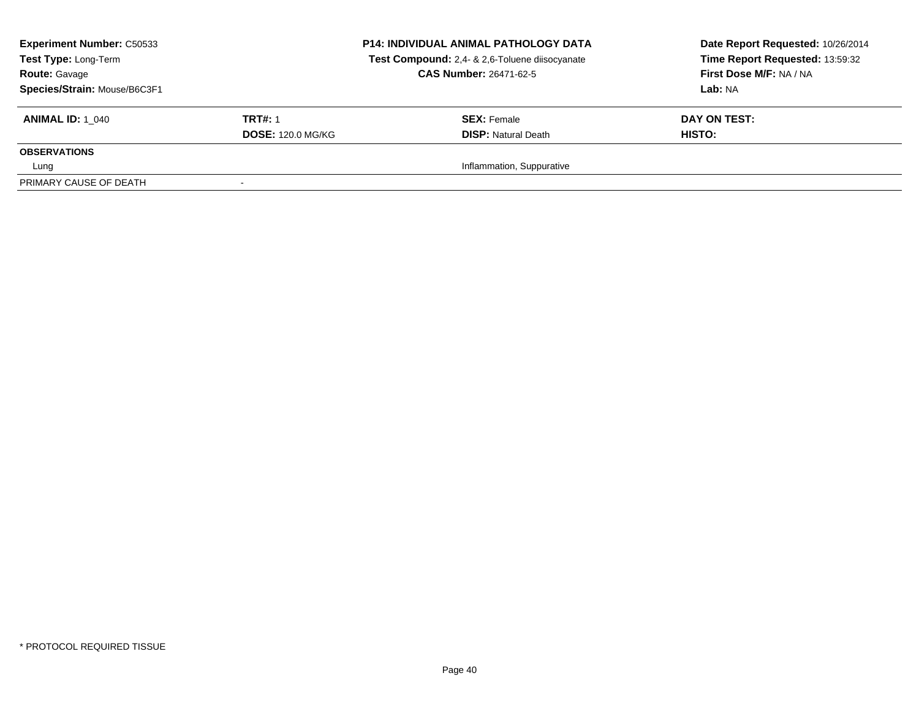**Experiment Number:** C50533
**Test Type:** Long-Term
**Route:** Gavage
**Species/Strain:** Mouse/B6C3F1

**P14: INDIVIDUAL ANIMAL PATHOLOGY DATA**
**Test Compound:** 2,4- & 2,6-Toluene diisocyanate
**CAS Number:** 26471-62-5

**Date Report Requested:** 10/26/2014
**Time Report Requested:** 13:59:32
**First Dose M/F:** NA / NA
**Lab:** NA

| **ANIMAL ID:** 1_040 | **TRT#:** 1 | **SEX:** Female | **DAY ON TEST:** |
|---|---|---|---|
| | **DOSE:** 120.0 MG/KG | **DISP:** Natural Death | **HISTO:** |
| **OBSERVATIONS** | | | |
| Lung | | Inflammation, Suppurative | |
| PRIMARY CAUSE OF DEATH | - | | |

* PROTOCOL REQUIRED TISSUE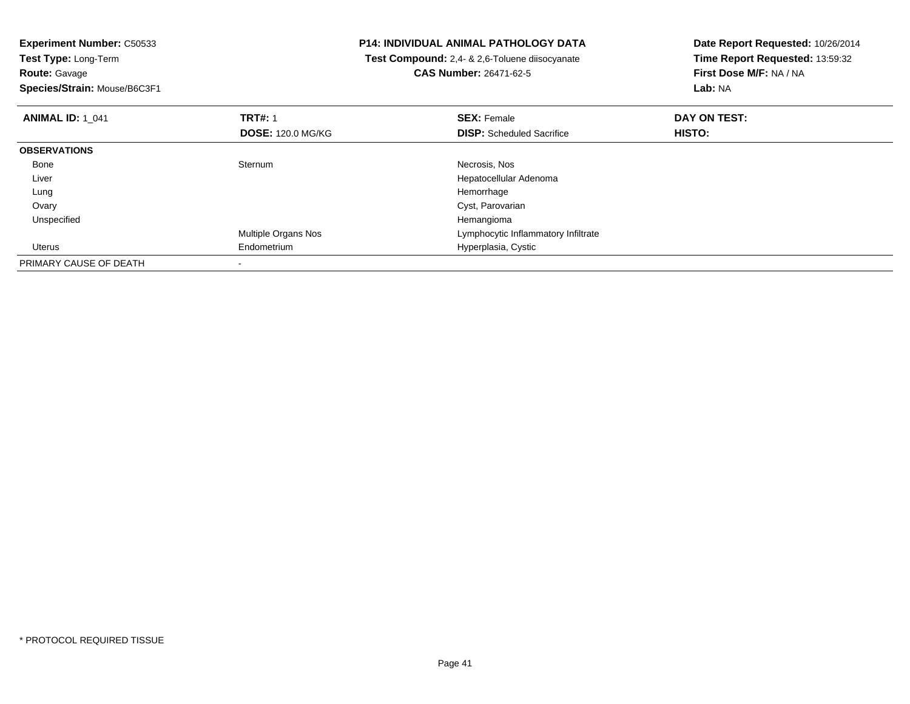**Experiment Number:** C50533
**Test Type:** Long-Term
**Route:** Gavage
**Species/Strain:** Mouse/B6C3F1

**P14: INDIVIDUAL ANIMAL PATHOLOGY DATA**
**Test Compound:** 2,4- & 2,6-Toluene diisocyanate
**CAS Number:** 26471-62-5

**Date Report Requested:** 10/26/2014
**Time Report Requested:** 13:59:32
**First Dose M/F:** NA / NA
**Lab:** NA

| **ANIMAL ID:** 1_041 | **TRT#:** 1 | **SEX:** Female | **DAY ON TEST:** |
|---|---|---|---|
| | **DOSE:** 120.0 MG/KG | **DISP:** Scheduled Sacrifice | **HISTO:** |
| **OBSERVATIONS** | | | |
| Bone | Sternum | Necrosis, Nos | |
| Liver | | Hepatocellular Adenoma | |
| Lung | | Hemorrhage | |
| Ovary | | Cyst, Parovarian | |
| Unspecified | | Hemangioma | |
| | Multiple Organs Nos | Lymphocytic Inflammatory Infiltrate | |
| Uterus | Endometrium | Hyperplasia, Cystic | |
| PRIMARY CAUSE OF DEATH | - | | |

* PROTOCOL REQUIRED TISSUE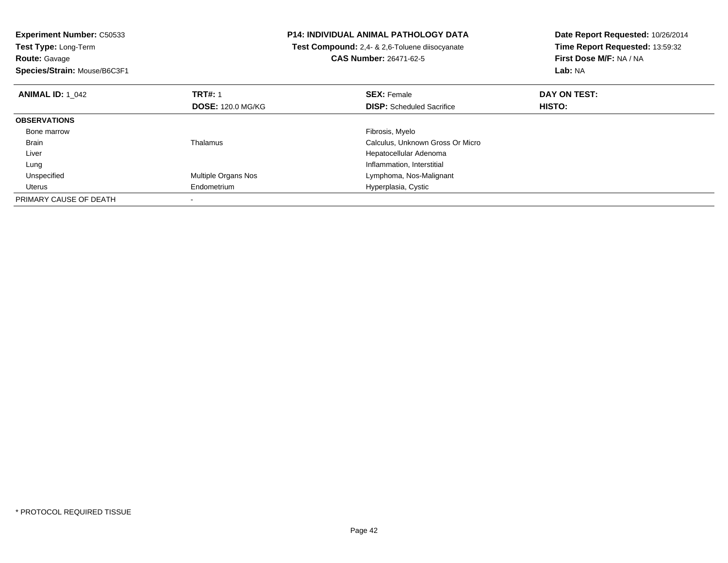**Experiment Number:** C50533
**Test Type:** Long-Term
**Route:** Gavage
**Species/Strain:** Mouse/B6C3F1

**P14: INDIVIDUAL ANIMAL PATHOLOGY DATA**
**Test Compound:** 2,4- & 2,6-Toluene diisocyanate
**CAS Number:** 26471-62-5

**Date Report Requested:** 10/26/2014
**Time Report Requested:** 13:59:32
**First Dose M/F:** NA / NA
**Lab:** NA

| **ANIMAL ID:** 1_042 | **TRT#:** 1<br>**DOSE:** 120.0 MG/KG | **SEX:** Female<br>**DISP:** Scheduled Sacrifice | **DAY ON TEST:**<br>**HISTO:** |
|---|---|---|---|
| **OBSERVATIONS** | | | |
| Bone marrow | | Fibrosis, Myelo | |
| Brain | Thalamus | Calculus, Unknown Gross Or Micro | |
| Liver | | Hepatocellular Adenoma | |
| Lung | | Inflammation, Interstitial | |
| Unspecified | Multiple Organs Nos | Lymphoma, Nos-Malignant | |
| Uterus | Endometrium | Hyperplasia, Cystic | |
| PRIMARY CAUSE OF DEATH | - | | |

* PROTOCOL REQUIRED TISSUE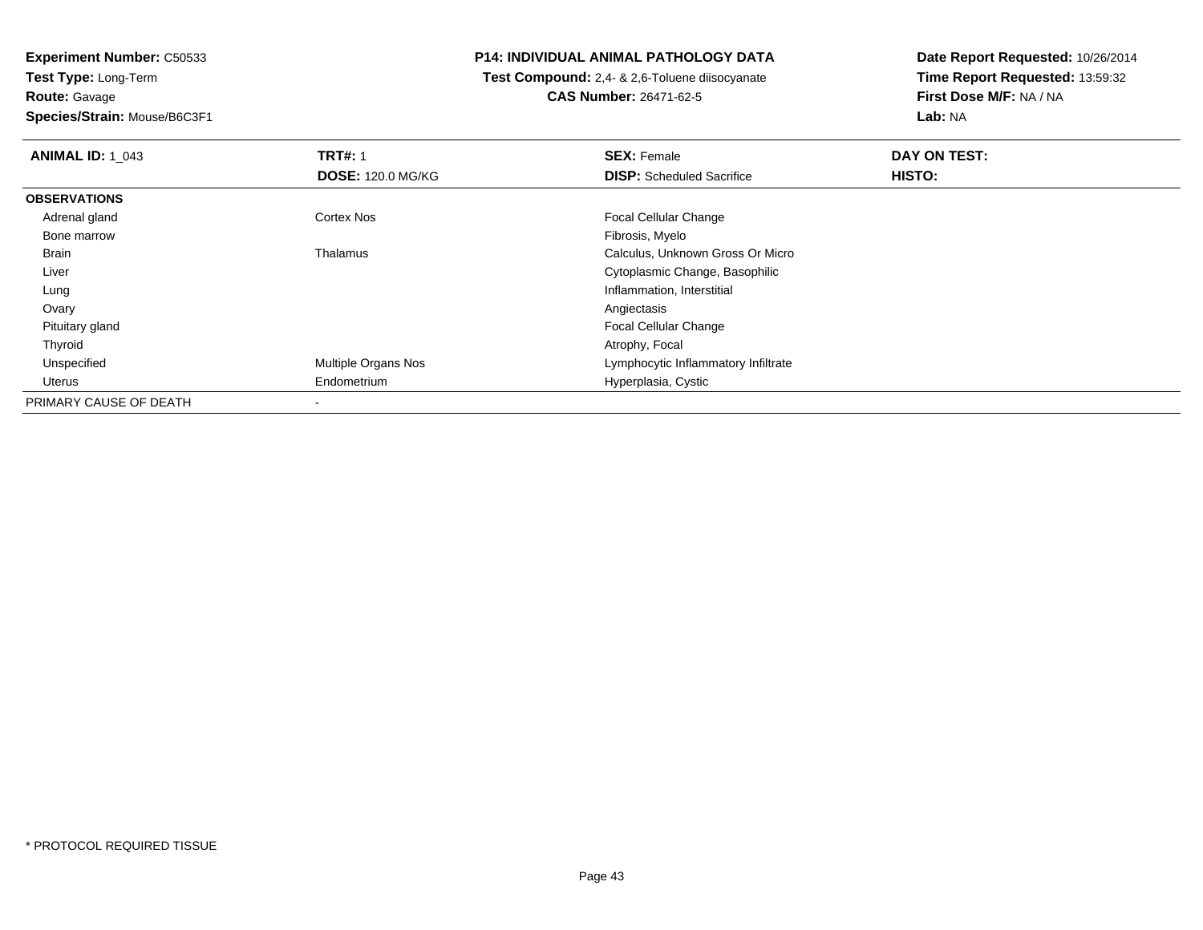**Experiment Number:** C50533
**Test Type:** Long-Term
**Route:** Gavage
**Species/Strain:** Mouse/B6C3F1

**P14: INDIVIDUAL ANIMAL PATHOLOGY DATA**
**Test Compound:** 2,4- & 2,6-Toluene diisocyanate
**CAS Number:** 26471-62-5

**Date Report Requested:** 10/26/2014
**Time Report Requested:** 13:59:32
**First Dose M/F:** NA / NA
**Lab:** NA

| **ANIMAL ID:** 1_043 | **TRT#:** 1<br>**DOSE:** 120.0 MG/KG | **SEX:** Female<br>**DISP:** Scheduled Sacrifice | **DAY ON TEST:**<br>**HISTO:** |
|---|---|---|---|
| **OBSERVATIONS** | | | |
| Adrenal gland | Cortex Nos | Focal Cellular Change | |
| Bone marrow | | Fibrosis, Myelo | |
| Brain | Thalamus | Calculus, Unknown Gross Or Micro | |
| Liver | | Cytoplasmic Change, Basophilic | |
| Lung | | Inflammation, Interstitial | |
| Ovary | | Angiectasis | |
| Pituitary gland | | Focal Cellular Change | |
| Thyroid | | Atrophy, Focal | |
| Unspecified | Multiple Organs Nos | Lymphocytic Inflammatory Infiltrate | |
| Uterus | Endometrium | Hyperplasia, Cystic | |
| PRIMARY CAUSE OF DEATH | - | | |

* PROTOCOL REQUIRED TISSUE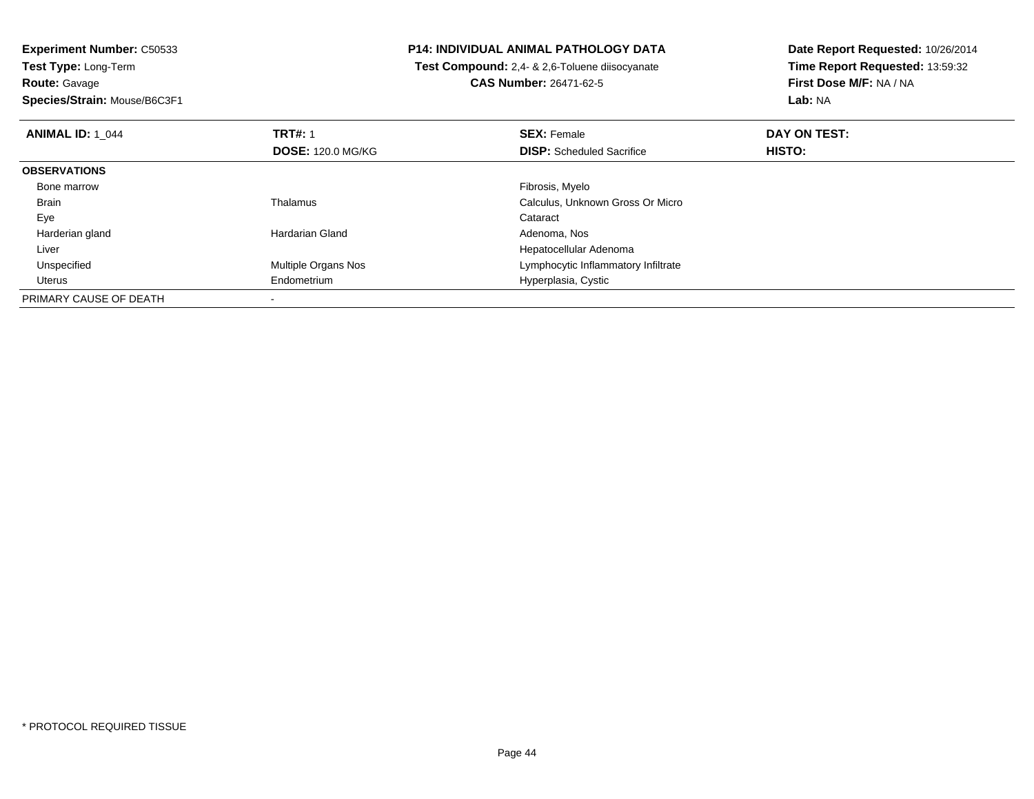**Experiment Number:** C50533
**Test Type:** Long-Term
**Route:** Gavage
**Species/Strain:** Mouse/B6C3F1

**P14: INDIVIDUAL ANIMAL PATHOLOGY DATA**
**Test Compound:** 2,4- & 2,6-Toluene diisocyanate
**CAS Number:** 26471-62-5

**Date Report Requested:** 10/26/2014
**Time Report Requested:** 13:59:32
**First Dose M/F:** NA / NA
**Lab:** NA

| **ANIMAL ID:** 1_044 | **TRT#:** 1 | **SEX:** Female | **DAY ON TEST:** |
|---|---|---|---|
| | **DOSE:** 120.0 MG/KG | **DISP:** Scheduled Sacrifice | **HISTO:** |
| **OBSERVATIONS** | | | |
| Bone marrow | | Fibrosis, Myelo | |
| Brain | Thalamus | Calculus, Unknown Gross Or Micro | |
| Eye | | Cataract | |
| Harderian gland | Hardarian Gland | Adenoma, Nos | |
| Liver | | Hepatocellular Adenoma | |
| Unspecified | Multiple Organs Nos | Lymphocytic Inflammatory Infiltrate | |
| Uterus | Endometrium | Hyperplasia, Cystic | |
| PRIMARY CAUSE OF DEATH | - | | |

* PROTOCOL REQUIRED TISSUE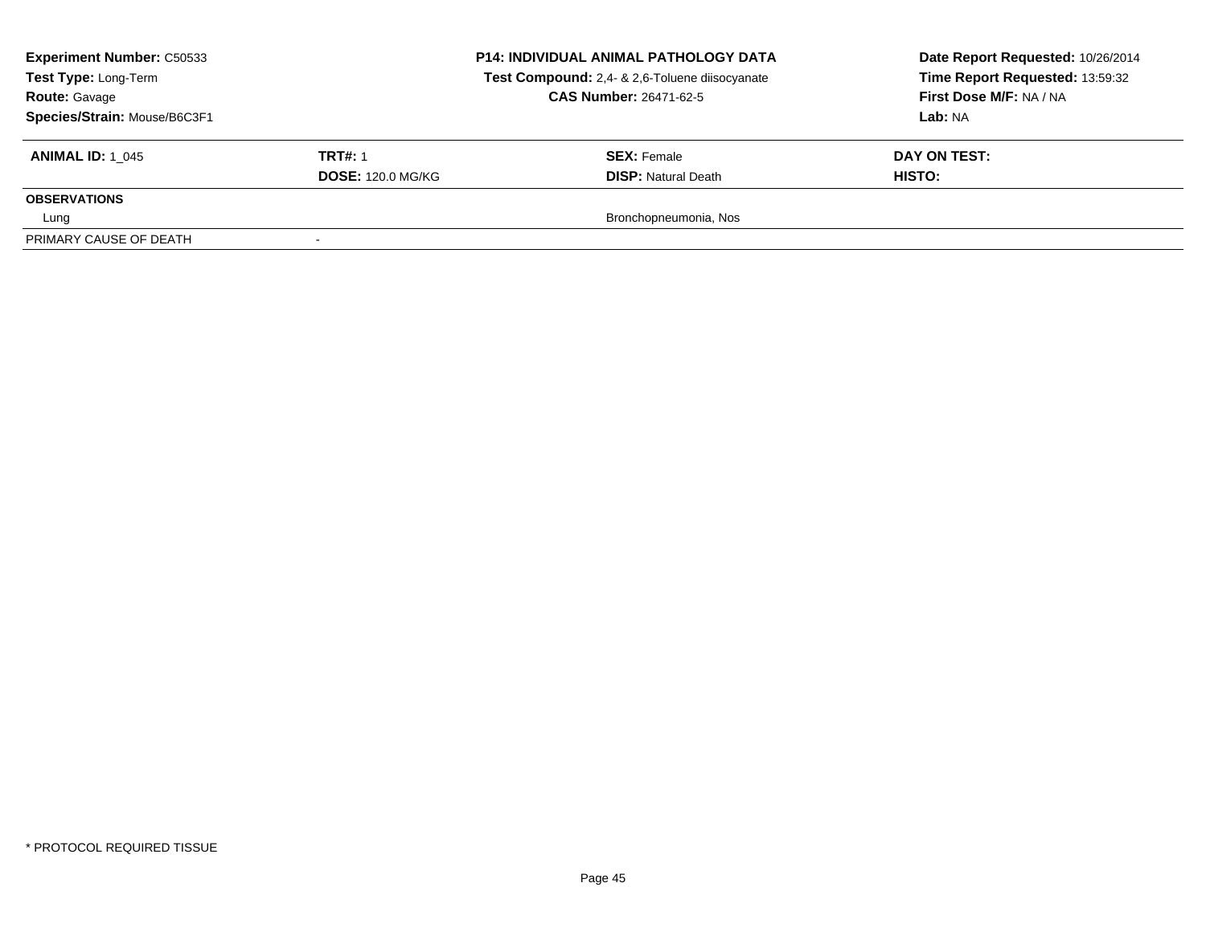| **Experiment Number:** C50533 | **P14: INDIVIDUAL ANIMAL PATHOLOGY DATA** | **Date Report Requested:** 10/26/2014 |
|---|---|---|
| **Test Type:** Long-Term | **Test Compound:** 2,4- & 2,6-Toluene diisocyanate | **Time Report Requested:** 13:59:32 |
| **Route:** Gavage | **CAS Number:** 26471-62-5 | **First Dose M/F:** NA / NA |
| **Species/Strain:** Mouse/B6C3F1 | | **Lab:** NA |

| **ANIMAL ID:** 1_045 | **TRT#:** 1 | **SEX:** Female | **DAY ON TEST:** |
|---|---|---|---|
| | **DOSE:** 120.0 MG/KG | **DISP:** Natural Death | **HISTO:** |
| **OBSERVATIONS** | | | |
| Lung | | Bronchopneumonia, Nos | |
| PRIMARY CAUSE OF DEATH | - | | |

* PROTOCOL REQUIRED TISSUE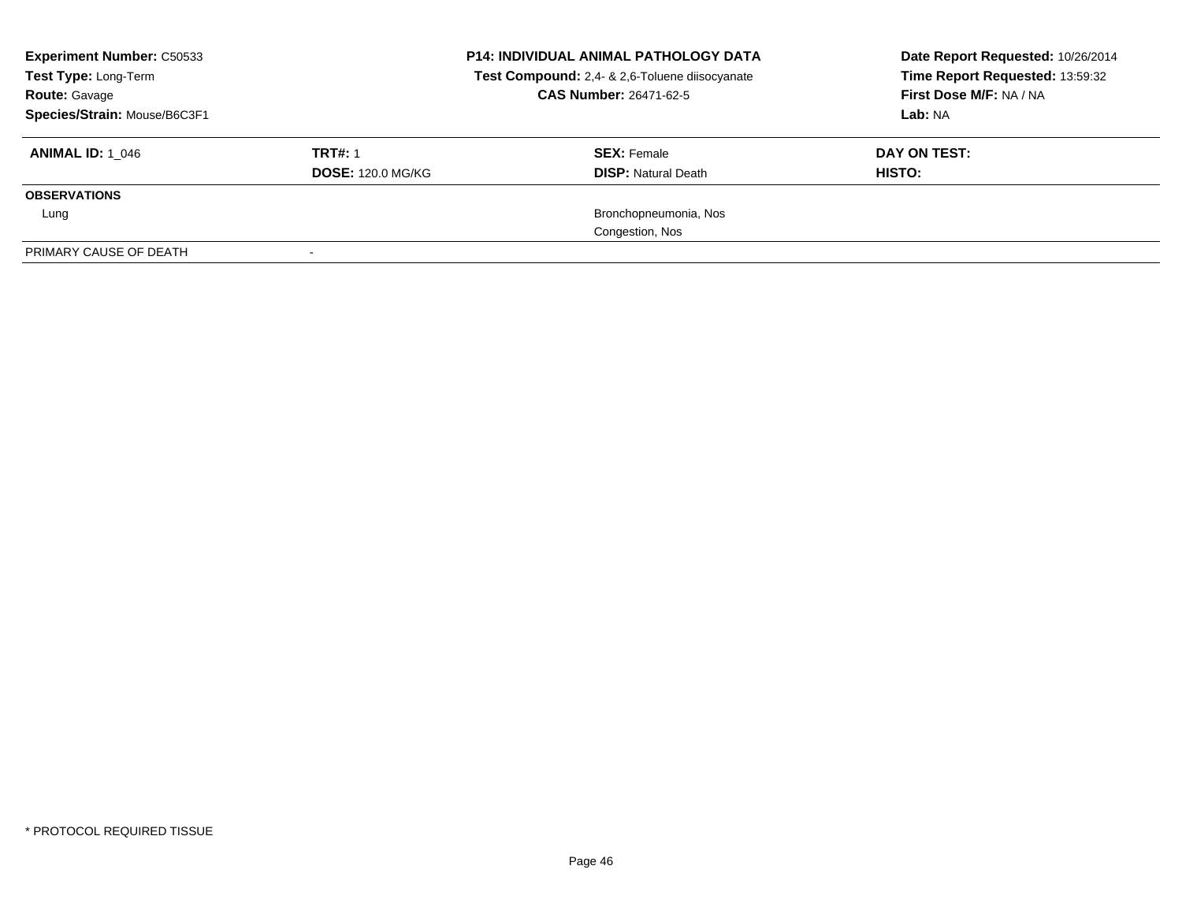| **Experiment Number:** C50533 | **P14: INDIVIDUAL ANIMAL PATHOLOGY DATA** | **Date Report Requested:** 10/26/2014 |
|---|---|---|
| **Test Type:** Long-Term | **Test Compound:** 2,4- & 2,6-Toluene diisocyanate | **Time Report Requested:** 13:59:32 |
| **Route:** Gavage | **CAS Number:** 26471-62-5 | **First Dose M/F:** NA / NA |
| **Species/Strain:** Mouse/B6C3F1 | | **Lab:** NA |

| **ANIMAL ID:** 1_046 | **TRT#:** 1 | **SEX:** Female | **DAY ON TEST:** |
|---|---|---|---|
| | **DOSE:** 120.0 MG/KG | **DISP:** Natural Death | **HISTO:** |
| **OBSERVATIONS** | | | |
| Lung | | Bronchopneumonia, Nos | |
| | | Congestion, Nos | |
| PRIMARY CAUSE OF DEATH | - | | |

* PROTOCOL REQUIRED TISSUE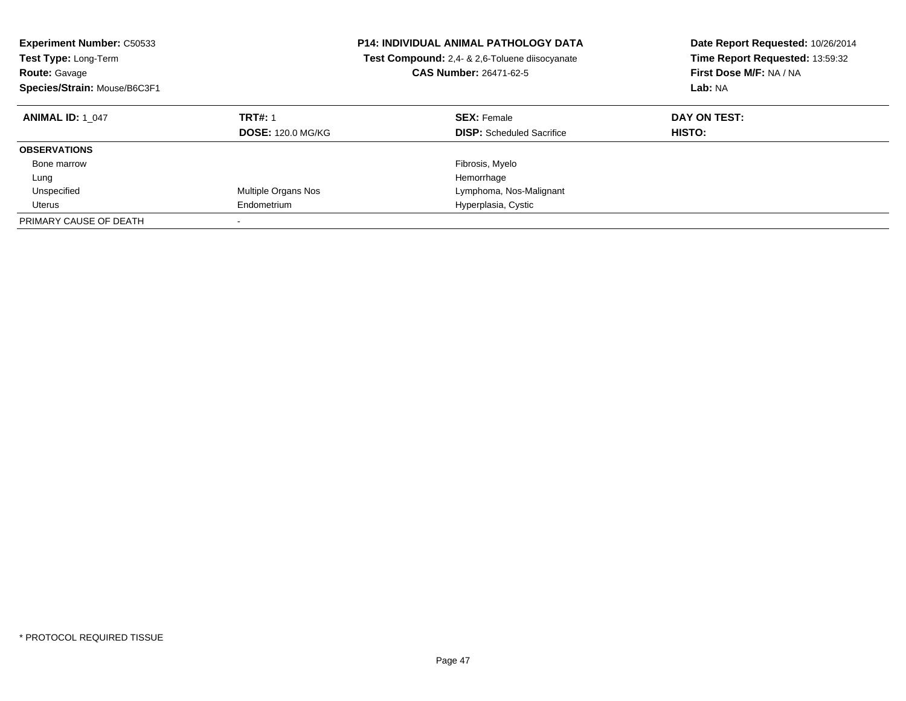**Experiment Number:** C50533
**Test Type:** Long-Term
**Route:** Gavage
**Species/Strain:** Mouse/B6C3F1

**P14: INDIVIDUAL ANIMAL PATHOLOGY DATA**
**Test Compound:** 2,4- & 2,6-Toluene diisocyanate
**CAS Number:** 26471-62-5

**Date Report Requested:** 10/26/2014
**Time Report Requested:** 13:59:32
**First Dose M/F:** NA / NA
**Lab:** NA

| **ANIMAL ID:** 1_047 | **TRT#:** 1 | **SEX:** Female | **DAY ON TEST:** |
|---|---|---|---|
| | **DOSE:** 120.0 MG/KG | **DISP:** Scheduled Sacrifice | **HISTO:** |
| **OBSERVATIONS** | | | |
| Bone marrow | | Fibrosis, Myelo | |
| Lung | | Hemorrhage | |
| Unspecified | Multiple Organs Nos | Lymphoma, Nos-Malignant | |
| Uterus | Endometrium | Hyperplasia, Cystic | |
| PRIMARY CAUSE OF DEATH | - | | |

* PROTOCOL REQUIRED TISSUE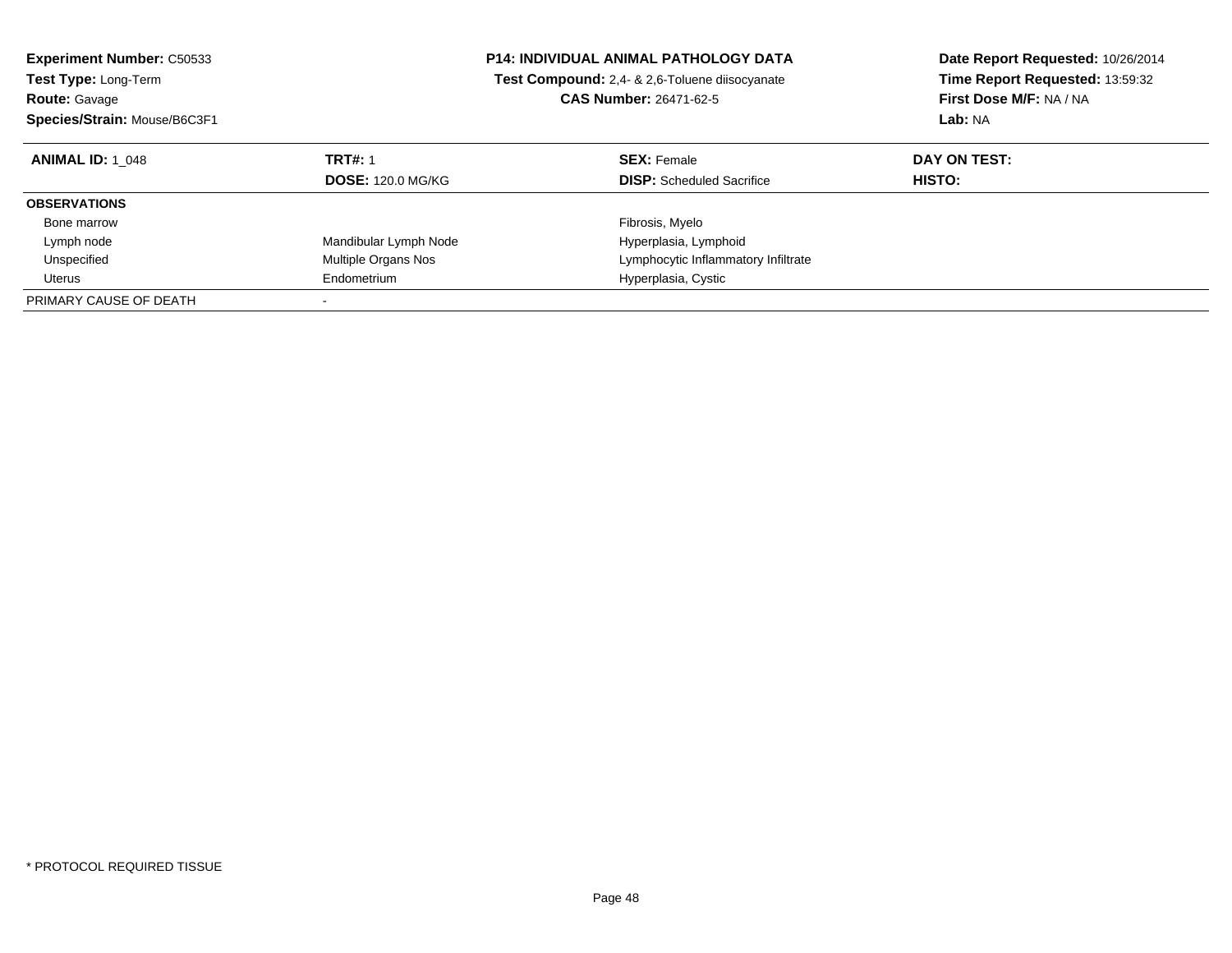**Experiment Number:** C50533
**Test Type:** Long-Term
**Route:** Gavage
**Species/Strain:** Mouse/B6C3F1

**P14: INDIVIDUAL ANIMAL PATHOLOGY DATA**
**Test Compound:** 2,4- & 2,6-Toluene diisocyanate
**CAS Number:** 26471-62-5

**Date Report Requested:** 10/26/2014
**Time Report Requested:** 13:59:32
**First Dose M/F:** NA / NA
**Lab:** NA

| **ANIMAL ID:** 1_048 | **TRT#:** 1<br>**DOSE:** 120.0 MG/KG | **SEX:** Female<br>**DISP:** Scheduled Sacrifice | **DAY ON TEST:**<br>**HISTO:** |
|---|---|---|---|
| **OBSERVATIONS** | | | |
| Bone marrow | | Fibrosis, Myelo | |
| Lymph node | Mandibular Lymph Node | Hyperplasia, Lymphoid | |
| Unspecified | Multiple Organs Nos | Lymphocytic Inflammatory Infiltrate | |
| Uterus | Endometrium | Hyperplasia, Cystic | |
| PRIMARY CAUSE OF DEATH | - | | |

* PROTOCOL REQUIRED TISSUE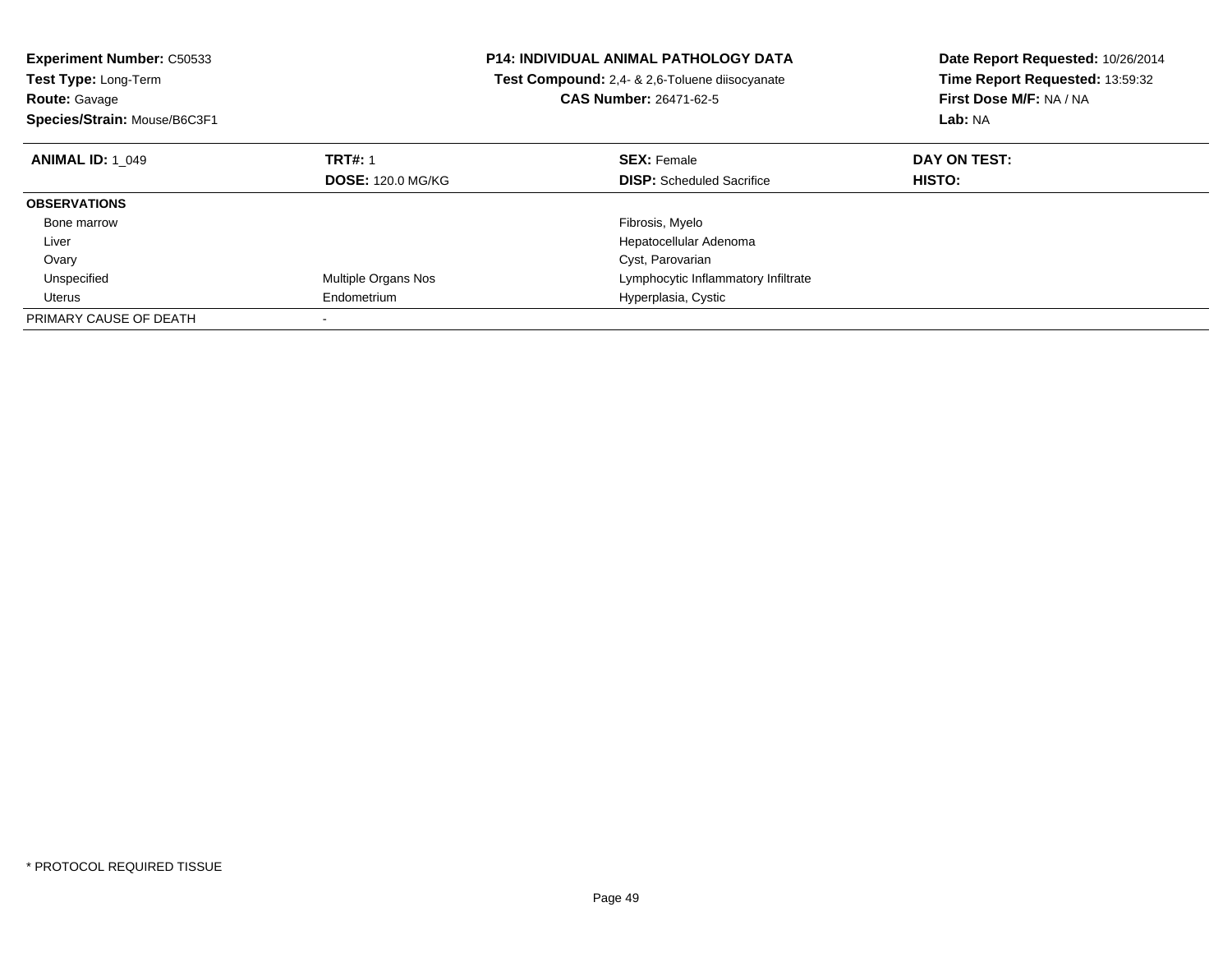**Experiment Number:** C50533
**Test Type:** Long-Term
**Route:** Gavage
**Species/Strain:** Mouse/B6C3F1

**P14: INDIVIDUAL ANIMAL PATHOLOGY DATA**
**Test Compound:** 2,4- & 2,6-Toluene diisocyanate
**CAS Number:** 26471-62-5

**Date Report Requested:** 10/26/2014
**Time Report Requested:** 13:59:32
**First Dose M/F:** NA / NA
**Lab:** NA

| **ANIMAL ID:** 1_049 | **TRT#:** 1 | **SEX:** Female | **DAY ON TEST:** |
|---|---|---|---|
| | **DOSE:** 120.0 MG/KG | **DISP:** Scheduled Sacrifice | **HISTO:** |
| **OBSERVATIONS** | | | |
| Bone marrow | | Fibrosis, Myelo | |
| Liver | | Hepatocellular Adenoma | |
| Ovary | | Cyst, Parovarian | |
| Unspecified | Multiple Organs Nos | Lymphocytic Inflammatory Infiltrate | |
| Uterus | Endometrium | Hyperplasia, Cystic | |
| PRIMARY CAUSE OF DEATH | - | | |

* PROTOCOL REQUIRED TISSUE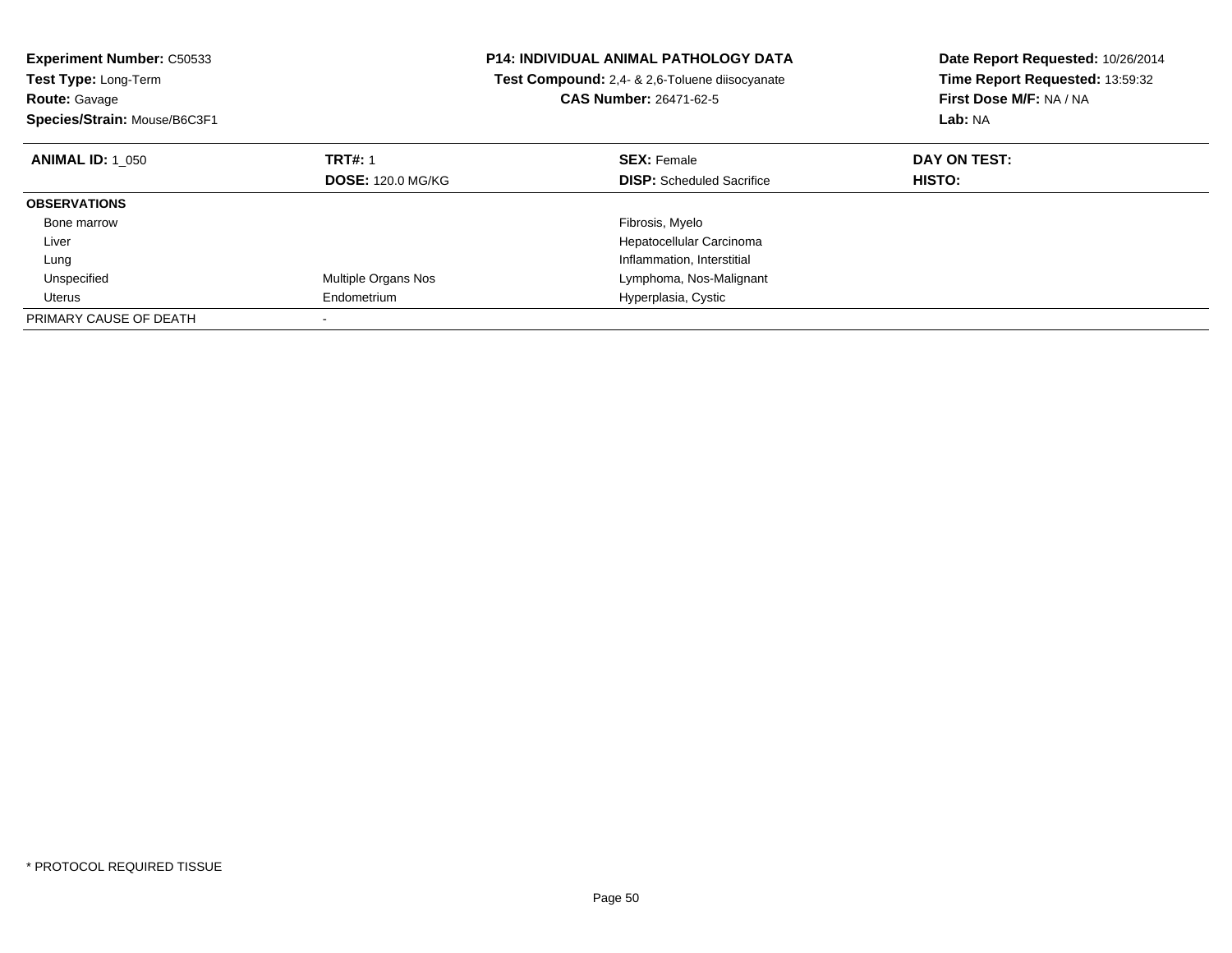**Experiment Number:** C50533
**Test Type:** Long-Term
**Route:** Gavage
**Species/Strain:** Mouse/B6C3F1

**P14: INDIVIDUAL ANIMAL PATHOLOGY DATA**
**Test Compound:** 2,4- & 2,6-Toluene diisocyanate
**CAS Number:** 26471-62-5

**Date Report Requested:** 10/26/2014
**Time Report Requested:** 13:59:32
**First Dose M/F:** NA / NA
**Lab:** NA

| **ANIMAL ID:** 1_050 | **TRT#:** 1 | **SEX:** Female | **DAY ON TEST:** |
|---|---|---|---|
| | **DOSE:** 120.0 MG/KG | **DISP:** Scheduled Sacrifice | **HISTO:** |
| **OBSERVATIONS** | | | |
| Bone marrow | | Fibrosis, Myelo | |
| Liver | | Hepatocellular Carcinoma | |
| Lung | | Inflammation, Interstitial | |
| Unspecified | Multiple Organs Nos | Lymphoma, Nos-Malignant | |
| Uterus | Endometrium | Hyperplasia, Cystic | |
| PRIMARY CAUSE OF DEATH | - | | |

* PROTOCOL REQUIRED TISSUE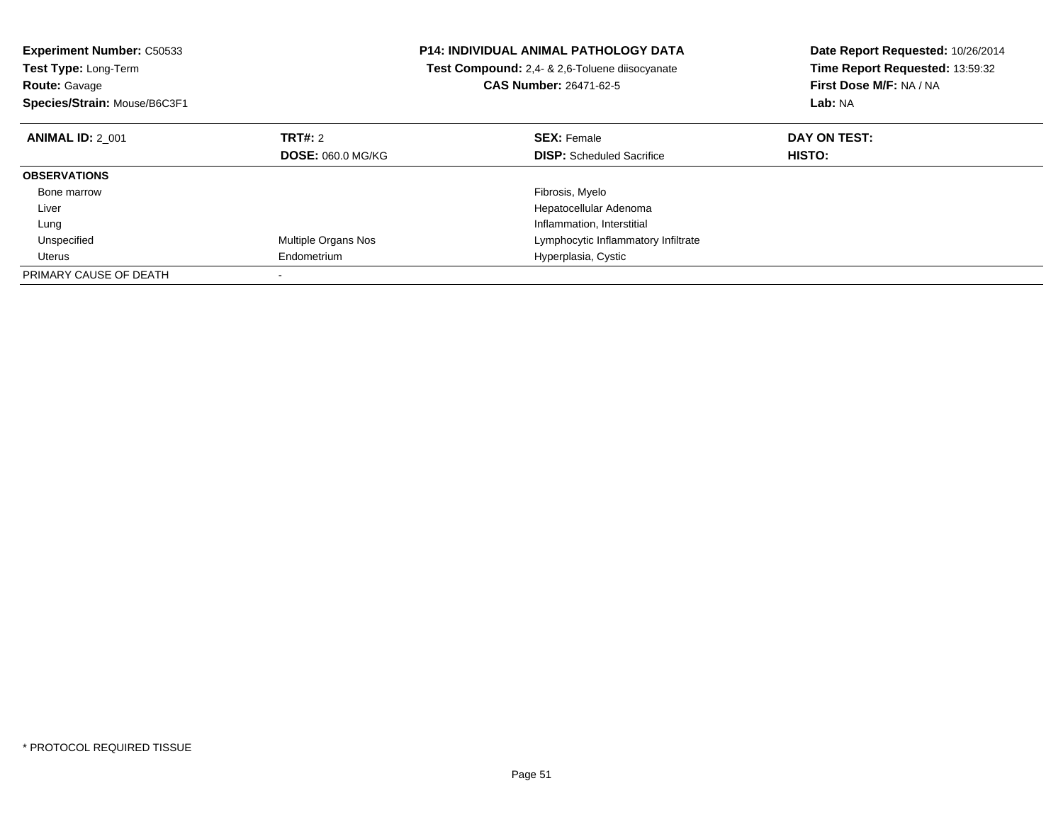**Experiment Number:** C50533
**Test Type:** Long-Term
**Route:** Gavage
**Species/Strain:** Mouse/B6C3F1

**P14: INDIVIDUAL ANIMAL PATHOLOGY DATA**
**Test Compound:** 2,4- & 2,6-Toluene diisocyanate
**CAS Number:** 26471-62-5

**Date Report Requested:** 10/26/2014
**Time Report Requested:** 13:59:32
**First Dose M/F:** NA / NA
**Lab:** NA

| **ANIMAL ID:** 2_001 | **TRT#:** 2<br>**DOSE:** 060.0 MG/KG | **SEX:** Female<br>**DISP:** Scheduled Sacrifice | **DAY ON TEST:**<br>**HISTO:** |
|---|---|---|---|
| **OBSERVATIONS** | | | |
| Bone marrow | | Fibrosis, Myelo | |
| Liver | | Hepatocellular Adenoma | |
| Lung | | Inflammation, Interstitial | |
| Unspecified | Multiple Organs Nos | Lymphocytic Inflammatory Infiltrate | |
| Uterus | Endometrium | Hyperplasia, Cystic | |
| PRIMARY CAUSE OF DEATH | - | | |

* PROTOCOL REQUIRED TISSUE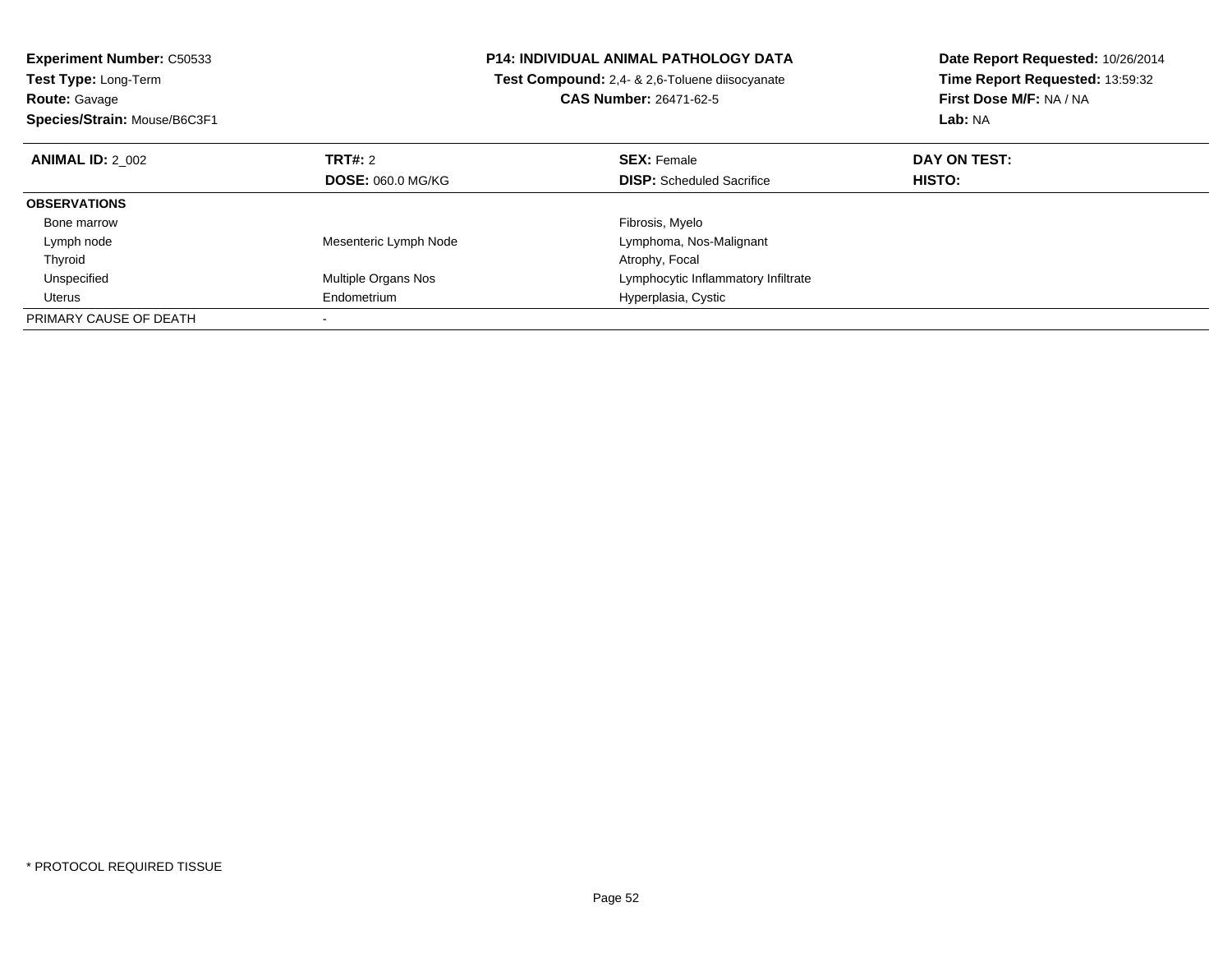**Experiment Number:** C50533
**Test Type:** Long-Term
**Route:** Gavage
**Species/Strain:** Mouse/B6C3F1

**P14: INDIVIDUAL ANIMAL PATHOLOGY DATA**
**Test Compound:** 2,4- & 2,6-Toluene diisocyanate
**CAS Number:** 26471-62-5

**Date Report Requested:** 10/26/2014
**Time Report Requested:** 13:59:32
**First Dose M/F:** NA / NA
**Lab:** NA

| **ANIMAL ID:** 2_002 | **TRT#:** 2 | **SEX:** Female | **DAY ON TEST:** |
|---|---|---|---|
| | **DOSE:** 060.0 MG/KG | **DISP:** Scheduled Sacrifice | **HISTO:** |
| **OBSERVATIONS** | | | |
| Bone marrow | | Fibrosis, Myelo | |
| Lymph node | Mesenteric Lymph Node | Lymphoma, Nos-Malignant | |
| Thyroid | | Atrophy, Focal | |
| Unspecified | Multiple Organs Nos | Lymphocytic Inflammatory Infiltrate | |
| Uterus | Endometrium | Hyperplasia, Cystic | |
| PRIMARY CAUSE OF DEATH | - | | |

* PROTOCOL REQUIRED TISSUE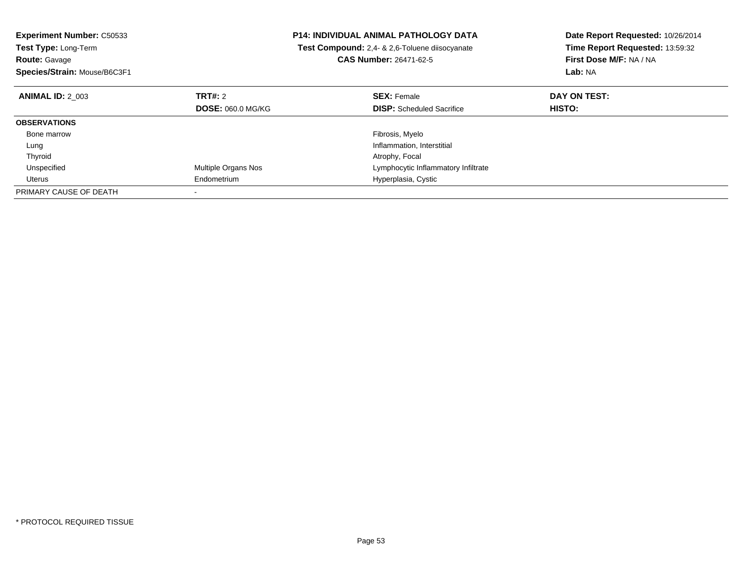**Experiment Number:** C50533
**Test Type:** Long-Term
**Route:** Gavage
**Species/Strain:** Mouse/B6C3F1

**P14: INDIVIDUAL ANIMAL PATHOLOGY DATA**
**Test Compound:** 2,4- & 2,6-Toluene diisocyanate
**CAS Number:** 26471-62-5

**Date Report Requested:** 10/26/2014
**Time Report Requested:** 13:59:32
**First Dose M/F:** NA / NA
**Lab:** NA

| **ANIMAL ID:** 2_003 | **TRT#:** 2 | **SEX:** Female | **DAY ON TEST:** |
|---|---|---|---|
| | **DOSE:** 060.0 MG/KG | **DISP:** Scheduled Sacrifice | **HISTO:** |
| **OBSERVATIONS** | | | |
| Bone marrow | | Fibrosis, Myelo | |
| Lung | | Inflammation, Interstitial | |
| Thyroid | | Atrophy, Focal | |
| Unspecified | Multiple Organs Nos | Lymphocytic Inflammatory Infiltrate | |
| Uterus | Endometrium | Hyperplasia, Cystic | |
| PRIMARY CAUSE OF DEATH | - | | |

* PROTOCOL REQUIRED TISSUE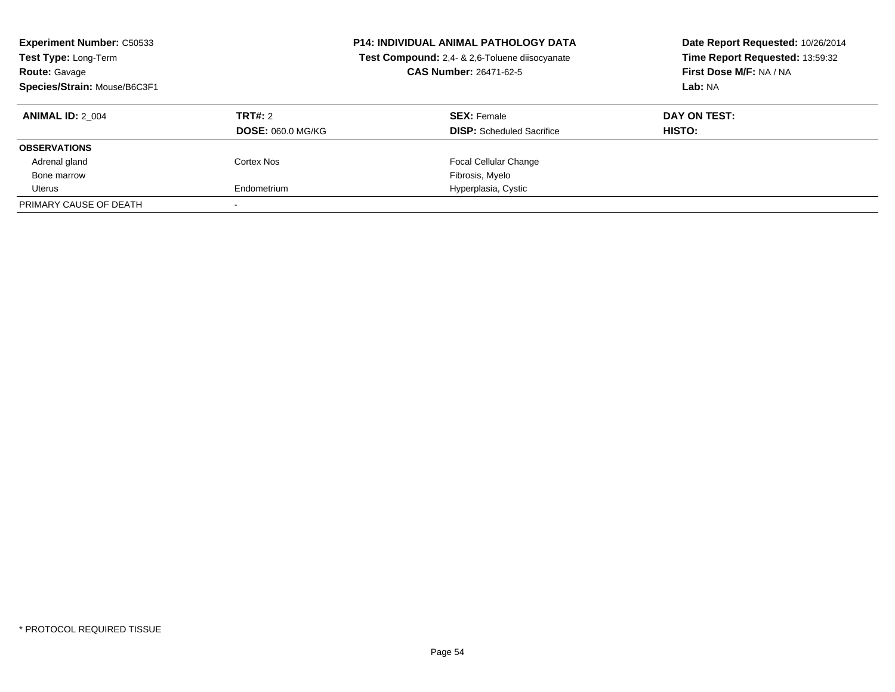**Experiment Number:** C50533
**Test Type:** Long-Term
**Route:** Gavage
**Species/Strain:** Mouse/B6C3F1

**P14: INDIVIDUAL ANIMAL PATHOLOGY DATA**
**Test Compound:** 2,4- & 2,6-Toluene diisocyanate
**CAS Number:** 26471-62-5

**Date Report Requested:** 10/26/2014
**Time Report Requested:** 13:59:32
**First Dose M/F:** NA / NA
**Lab:** NA

| **ANIMAL ID:** 2_004 | **TRT#:** 2 | **SEX:** Female | **DAY ON TEST:** |
|---|---|---|---|
| | **DOSE:** 060.0 MG/KG | **DISP:** Scheduled Sacrifice | **HISTO:** |
| **OBSERVATIONS** | | | |
| Adrenal gland | Cortex Nos | Focal Cellular Change | |
| Bone marrow | | Fibrosis, Myelo | |
| Uterus | Endometrium | Hyperplasia, Cystic | |
| PRIMARY CAUSE OF DEATH | - | | |

* PROTOCOL REQUIRED TISSUE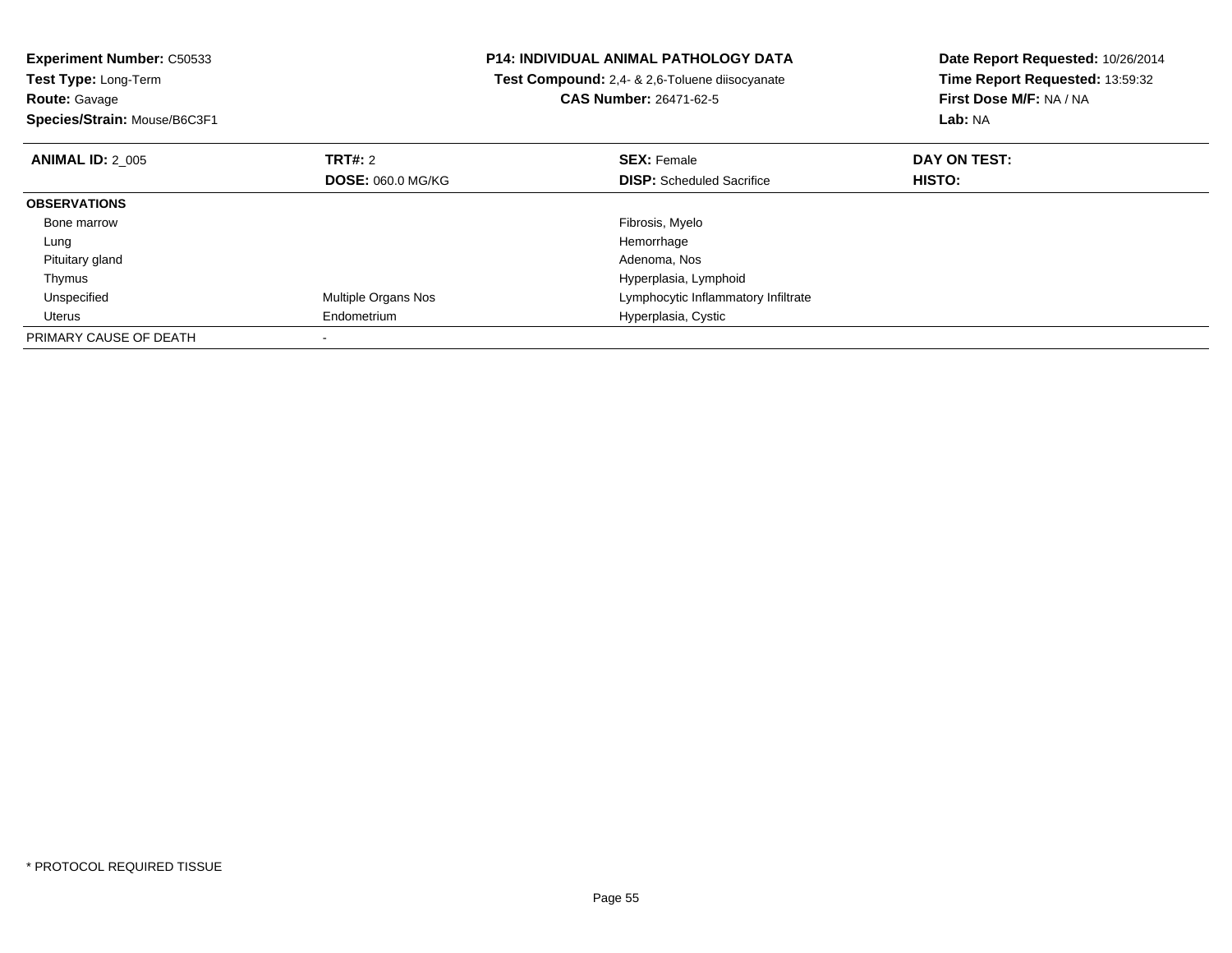**Experiment Number:** C50533
**Test Type:** Long-Term
**Route:** Gavage
**Species/Strain:** Mouse/B6C3F1

**P14: INDIVIDUAL ANIMAL PATHOLOGY DATA**
**Test Compound:** 2,4- & 2,6-Toluene diisocyanate
**CAS Number:** 26471-62-5

**Date Report Requested:** 10/26/2014
**Time Report Requested:** 13:59:32
**First Dose M/F:** NA / NA
**Lab:** NA

| **ANIMAL ID:** 2_005 | **TRT#:** 2 | **SEX:** Female | **DAY ON TEST:** |
|---|---|---|---|
| | **DOSE:** 060.0 MG/KG | **DISP:** Scheduled Sacrifice | **HISTO:** |
| **OBSERVATIONS** | | | |
| Bone marrow | | Fibrosis, Myelo | |
| Lung | | Hemorrhage | |
| Pituitary gland | | Adenoma, Nos | |
| Thymus | | Hyperplasia, Lymphoid | |
| Unspecified | Multiple Organs Nos | Lymphocytic Inflammatory Infiltrate | |
| Uterus | Endometrium | Hyperplasia, Cystic | |
| PRIMARY CAUSE OF DEATH | - | | |

* PROTOCOL REQUIRED TISSUE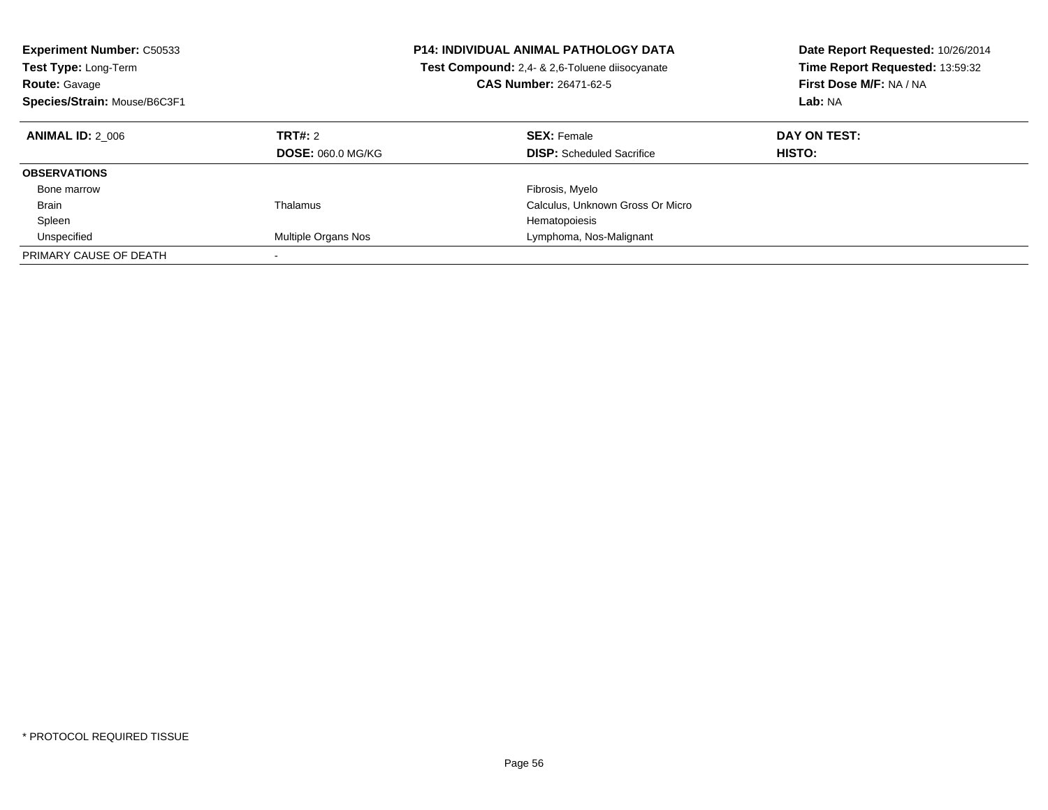**Experiment Number:** C50533
**Test Type:** Long-Term
**Route:** Gavage
**Species/Strain:** Mouse/B6C3F1

**P14: INDIVIDUAL ANIMAL PATHOLOGY DATA**
**Test Compound:** 2,4- & 2,6-Toluene diisocyanate
**CAS Number:** 26471-62-5

**Date Report Requested:** 10/26/2014
**Time Report Requested:** 13:59:32
**First Dose M/F:** NA / NA
**Lab:** NA

| **ANIMAL ID:** 2_006 | **TRT#:** 2 | **SEX:** Female | **DAY ON TEST:** |
|---|---|---|---|
| | **DOSE:** 060.0 MG/KG | **DISP:** Scheduled Sacrifice | **HISTO:** |
| **OBSERVATIONS** | | | |
| Bone marrow | | Fibrosis, Myelo | |
| Brain | Thalamus | Calculus, Unknown Gross Or Micro | |
| Spleen | | Hematopoiesis | |
| Unspecified | Multiple Organs Nos | Lymphoma, Nos-Malignant | |
| PRIMARY CAUSE OF DEATH | - | | |

* PROTOCOL REQUIRED TISSUE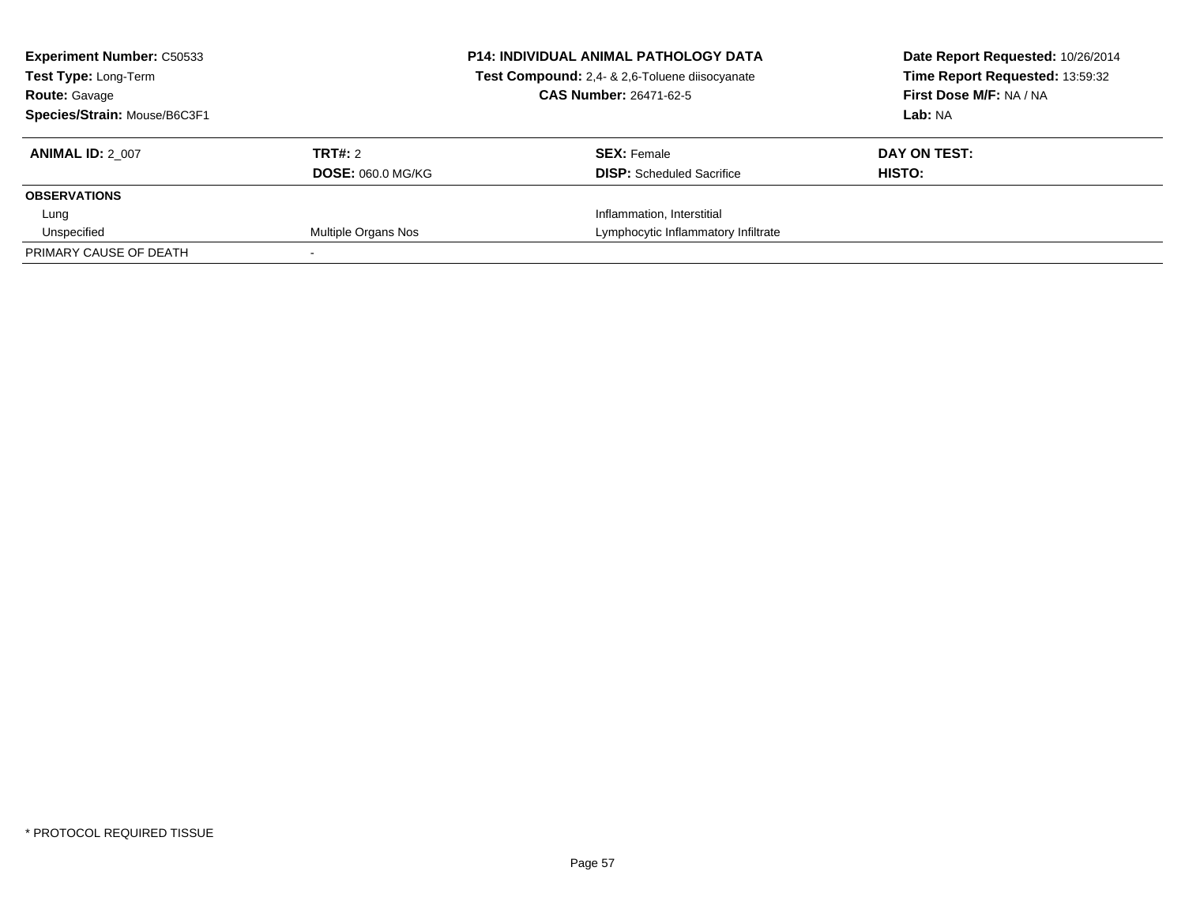**Experiment Number:** C50533
**Test Type:** Long-Term
**Route:** Gavage
**Species/Strain:** Mouse/B6C3F1

**P14: INDIVIDUAL ANIMAL PATHOLOGY DATA**
**Test Compound:** 2,4- & 2,6-Toluene diisocyanate
**CAS Number:** 26471-62-5

**Date Report Requested:** 10/26/2014
**Time Report Requested:** 13:59:32
**First Dose M/F:** NA / NA
**Lab:** NA

| **ANIMAL ID:** 2_007 | **TRT#:** 2 | **SEX:** Female | **DAY ON TEST:** |
|---|---|---|---|
| | **DOSE:** 060.0 MG/KG | **DISP:** Scheduled Sacrifice | **HISTO:** |
| **OBSERVATIONS** | | | |
| Lung | | Inflammation, Interstitial | |
| Unspecified | Multiple Organs Nos | Lymphocytic Inflammatory Infiltrate | |
| PRIMARY CAUSE OF DEATH | - | | |

\* PROTOCOL REQUIRED TISSUE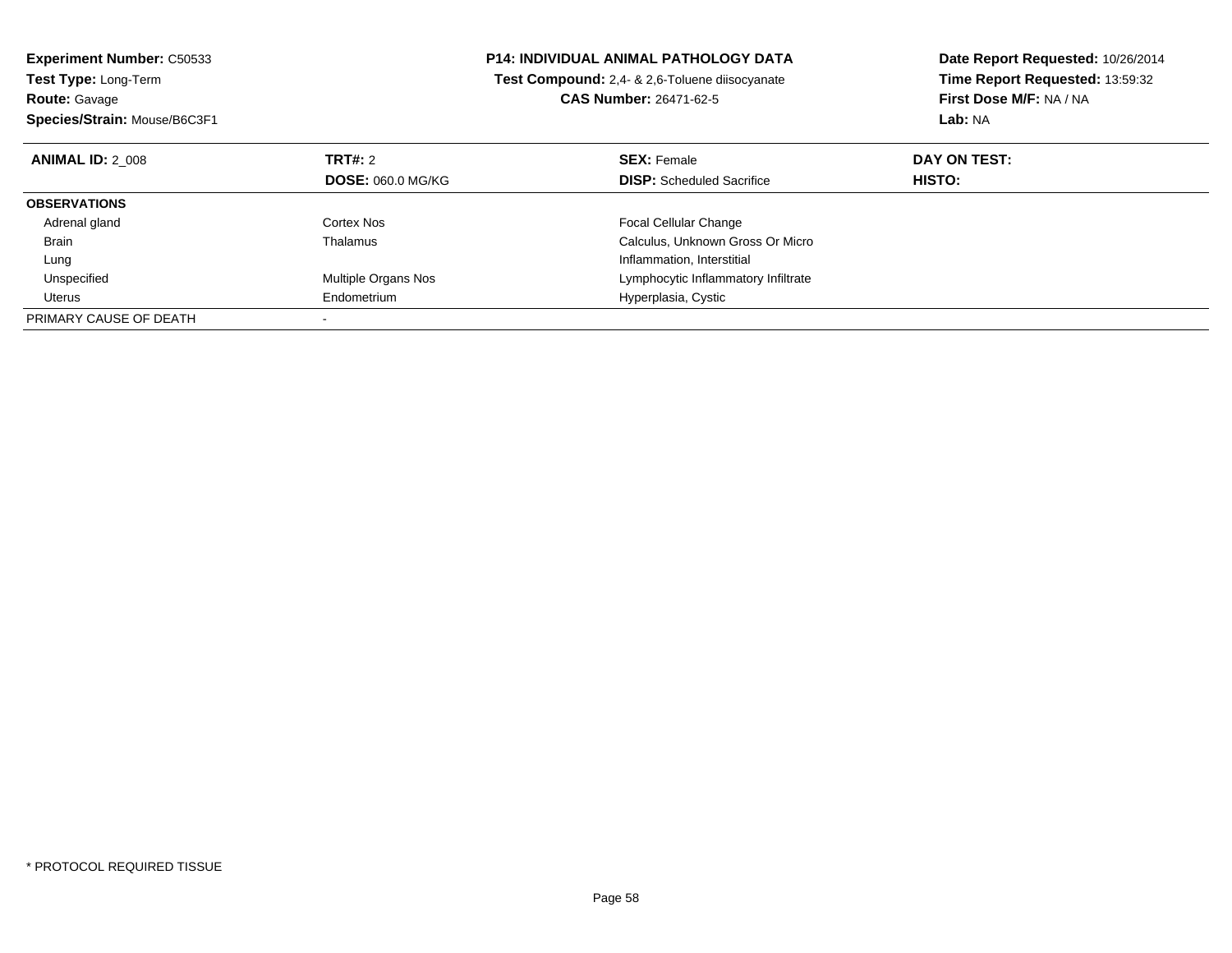**Experiment Number:** C50533
**Test Type:** Long-Term
**Route:** Gavage
**Species/Strain:** Mouse/B6C3F1

**P14: INDIVIDUAL ANIMAL PATHOLOGY DATA**
**Test Compound:** 2,4- & 2,6-Toluene diisocyanate
**CAS Number:** 26471-62-5

**Date Report Requested:** 10/26/2014
**Time Report Requested:** 13:59:32
**First Dose M/F:** NA / NA
**Lab:** NA

| **ANIMAL ID:** 2_008 | **TRT#:** 2 | **SEX:** Female | **DAY ON TEST:** |
|---|---|---|---|
| | **DOSE:** 060.0 MG/KG | **DISP:** Scheduled Sacrifice | **HISTO:** |
| **OBSERVATIONS** | | | |
| Adrenal gland | Cortex Nos | Focal Cellular Change | |
| Brain | Thalamus | Calculus, Unknown Gross Or Micro | |
| Lung | | Inflammation, Interstitial | |
| Unspecified | Multiple Organs Nos | Lymphocytic Inflammatory Infiltrate | |
| Uterus | Endometrium | Hyperplasia, Cystic | |
| PRIMARY CAUSE OF DEATH | - | | |

* PROTOCOL REQUIRED TISSUE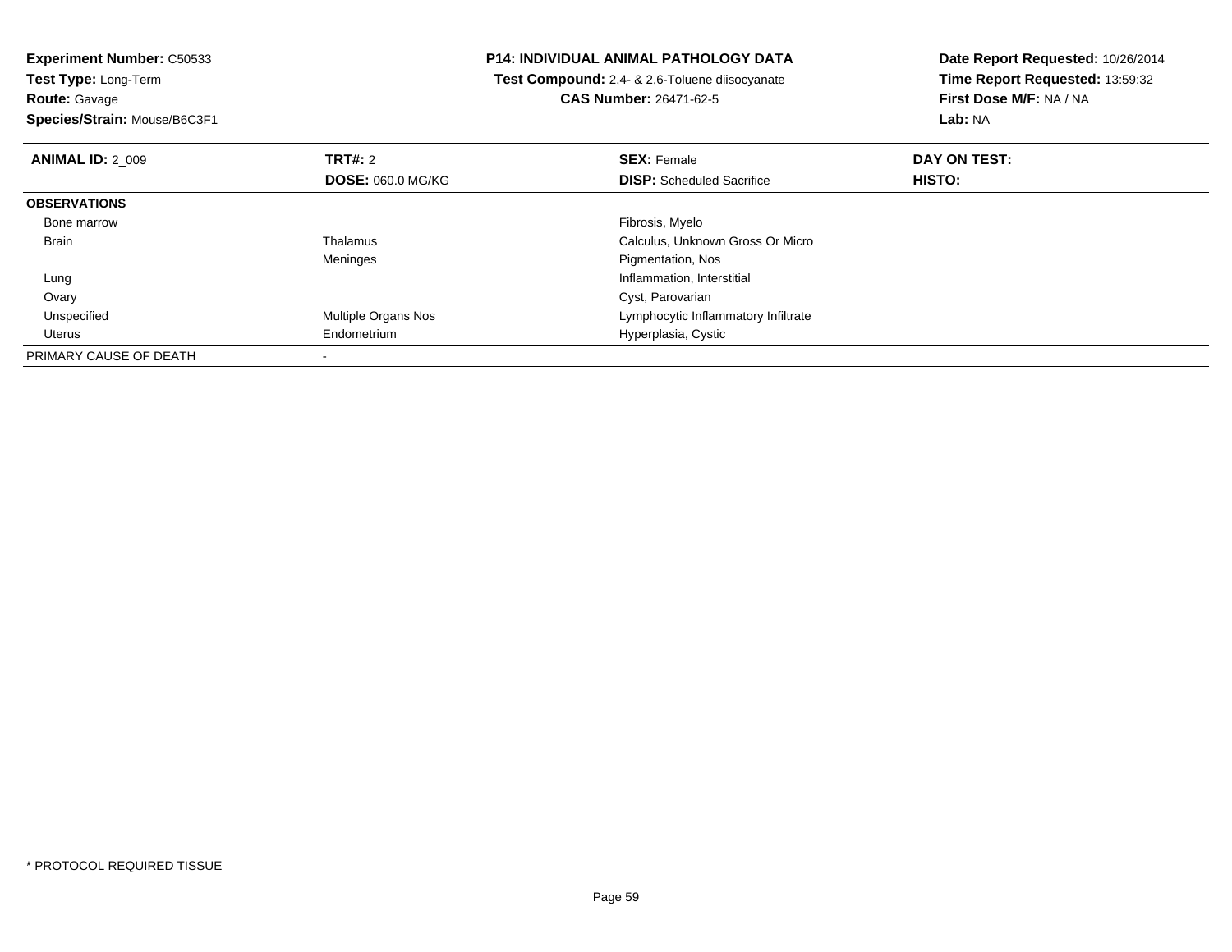**Experiment Number:** C50533
**Test Type:** Long-Term
**Route:** Gavage
**Species/Strain:** Mouse/B6C3F1

**P14: INDIVIDUAL ANIMAL PATHOLOGY DATA**
**Test Compound:** 2,4- & 2,6-Toluene diisocyanate
**CAS Number:** 26471-62-5

**Date Report Requested:** 10/26/2014
**Time Report Requested:** 13:59:32
**First Dose M/F:** NA / NA
**Lab:** NA

| **ANIMAL ID:** 2_009 | **TRT#:** 2 | **SEX:** Female | **DAY ON TEST:** |
|---|---|---|---|
| | **DOSE:** 060.0 MG/KG | **DISP:** Scheduled Sacrifice | **HISTO:** |
| **OBSERVATIONS** | | | |
| Bone marrow | | Fibrosis, Myelo | |
| Brain | Thalamus | Calculus, Unknown Gross Or Micro | |
| | Meninges | Pigmentation, Nos | |
| Lung | | Inflammation, Interstitial | |
| Ovary | | Cyst, Parovarian | |
| Unspecified | Multiple Organs Nos | Lymphocytic Inflammatory Infiltrate | |
| Uterus | Endometrium | Hyperplasia, Cystic | |
| PRIMARY CAUSE OF DEATH | - | | |

* PROTOCOL REQUIRED TISSUE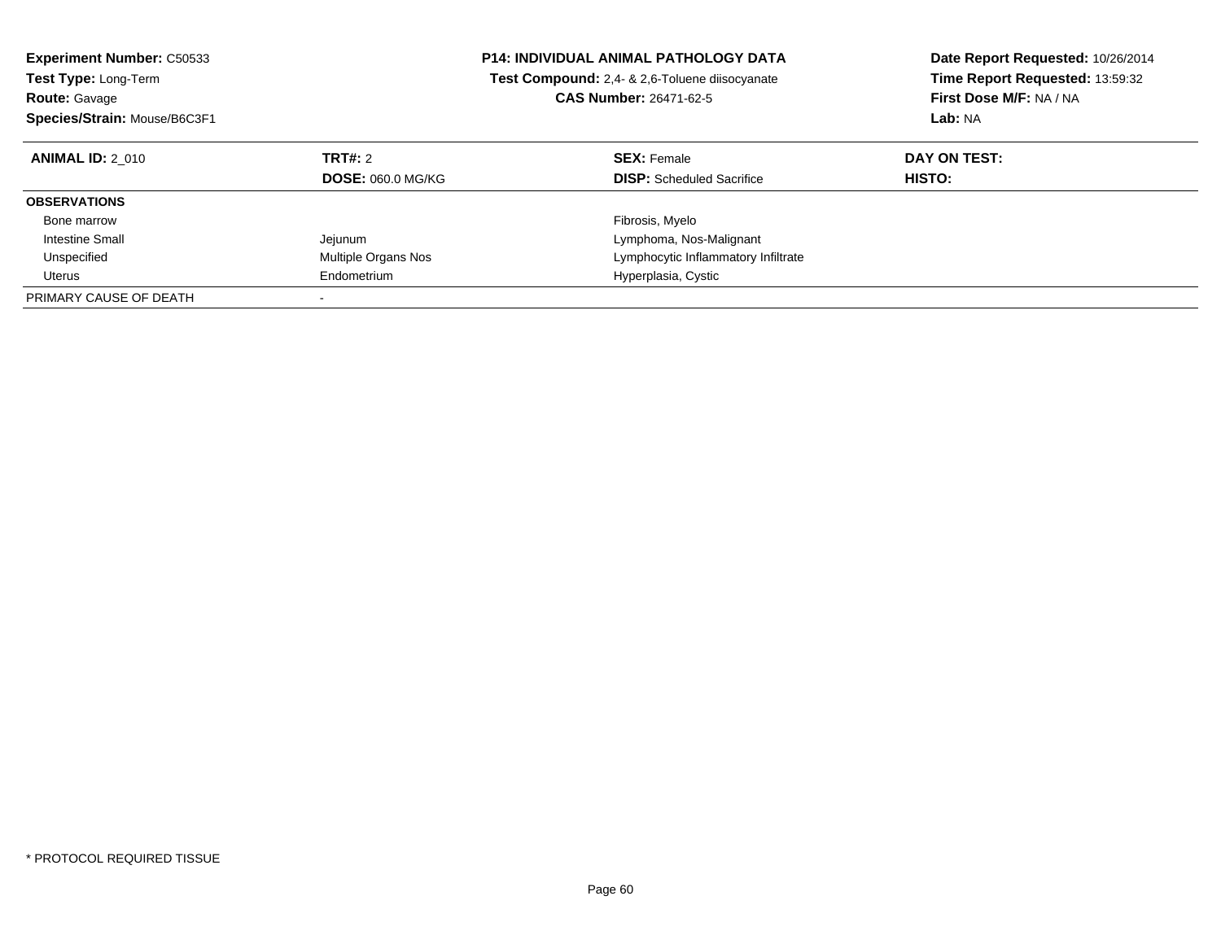**Experiment Number:** C50533
**Test Type:** Long-Term
**Route:** Gavage
**Species/Strain:** Mouse/B6C3F1

**P14: INDIVIDUAL ANIMAL PATHOLOGY DATA**
**Test Compound:** 2,4- & 2,6-Toluene diisocyanate
**CAS Number:** 26471-62-5

**Date Report Requested:** 10/26/2014
**Time Report Requested:** 13:59:32
**First Dose M/F:** NA / NA
**Lab:** NA

| **ANIMAL ID:** 2_010 | **TRT#:** 2 | **SEX:** Female | **DAY ON TEST:** |
|---|---|---|---|
| | **DOSE:** 060.0 MG/KG | **DISP:** Scheduled Sacrifice | **HISTO:** |
| **OBSERVATIONS** | | | |
| Bone marrow | | Fibrosis, Myelo | |
| Intestine Small | Jejunum | Lymphoma, Nos-Malignant | |
| Unspecified | Multiple Organs Nos | Lymphocytic Inflammatory Infiltrate | |
| Uterus | Endometrium | Hyperplasia, Cystic | |
| PRIMARY CAUSE OF DEATH | - | | |

* PROTOCOL REQUIRED TISSUE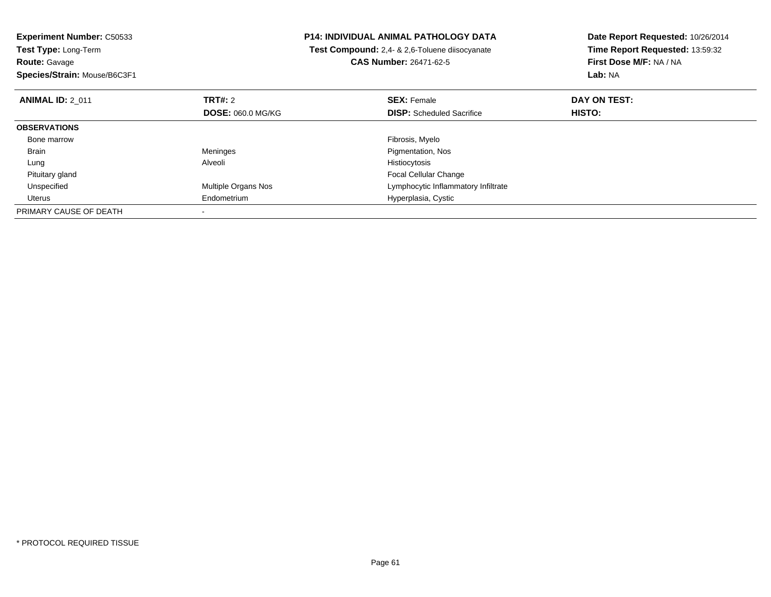**Experiment Number:** C50533
**Test Type:** Long-Term
**Route:** Gavage
**Species/Strain:** Mouse/B6C3F1

**P14: INDIVIDUAL ANIMAL PATHOLOGY DATA**
**Test Compound:** 2,4- & 2,6-Toluene diisocyanate
**CAS Number:** 26471-62-5

**Date Report Requested:** 10/26/2014
**Time Report Requested:** 13:59:32
**First Dose M/F:** NA / NA
**Lab:** NA

| **ANIMAL ID:** 2_011 | **TRT#:** 2 | **SEX:** Female | **DAY ON TEST:** |
|---|---|---|---|
| | **DOSE:** 060.0 MG/KG | **DISP:** Scheduled Sacrifice | **HISTO:** |
| **OBSERVATIONS** | | | |
| Bone marrow | | Fibrosis, Myelo | |
| Brain | Meninges | Pigmentation, Nos | |
| Lung | Alveoli | Histiocytosis | |
| Pituitary gland | | Focal Cellular Change | |
| Unspecified | Multiple Organs Nos | Lymphocytic Inflammatory Infiltrate | |
| Uterus | Endometrium | Hyperplasia, Cystic | |
| PRIMARY CAUSE OF DEATH | - | | |

* PROTOCOL REQUIRED TISSUE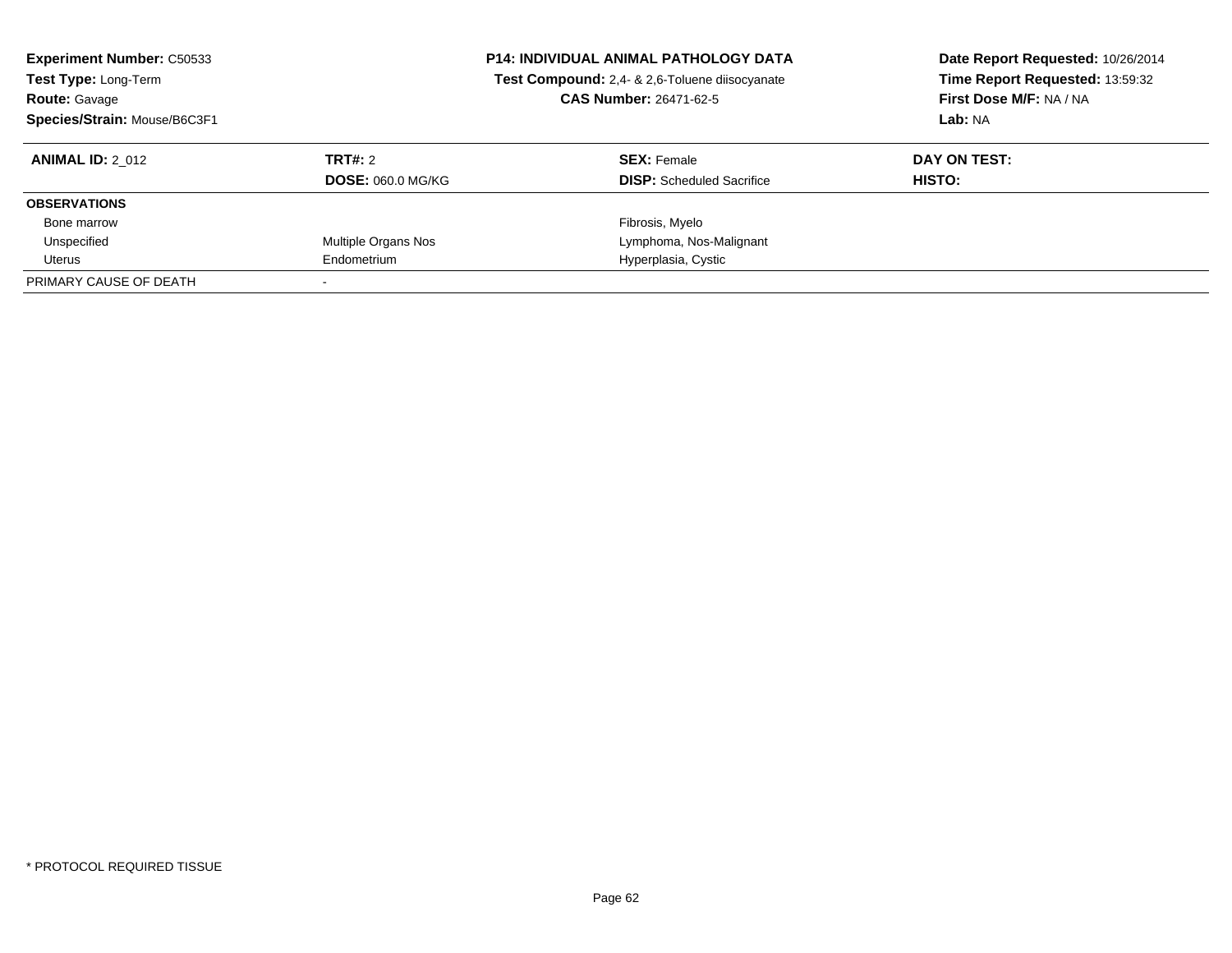**Experiment Number:** C50533
**Test Type:** Long-Term
**Route:** Gavage
**Species/Strain:** Mouse/B6C3F1

**P14: INDIVIDUAL ANIMAL PATHOLOGY DATA**
**Test Compound:** 2,4- & 2,6-Toluene diisocyanate
**CAS Number:** 26471-62-5

**Date Report Requested:** 10/26/2014
**Time Report Requested:** 13:59:32
**First Dose M/F:** NA / NA
**Lab:** NA

| **ANIMAL ID:** 2_012 | **TRT#:** 2 | **SEX:** Female | **DAY ON TEST:** |
|---|---|---|---|
| | **DOSE:** 060.0 MG/KG | **DISP:** Scheduled Sacrifice | **HISTO:** |
| **OBSERVATIONS** | | | |
| Bone marrow | | Fibrosis, Myelo | |
| Unspecified | Multiple Organs Nos | Lymphoma, Nos-Malignant | |
| Uterus | Endometrium | Hyperplasia, Cystic | |
| PRIMARY CAUSE OF DEATH | - | | |

* PROTOCOL REQUIRED TISSUE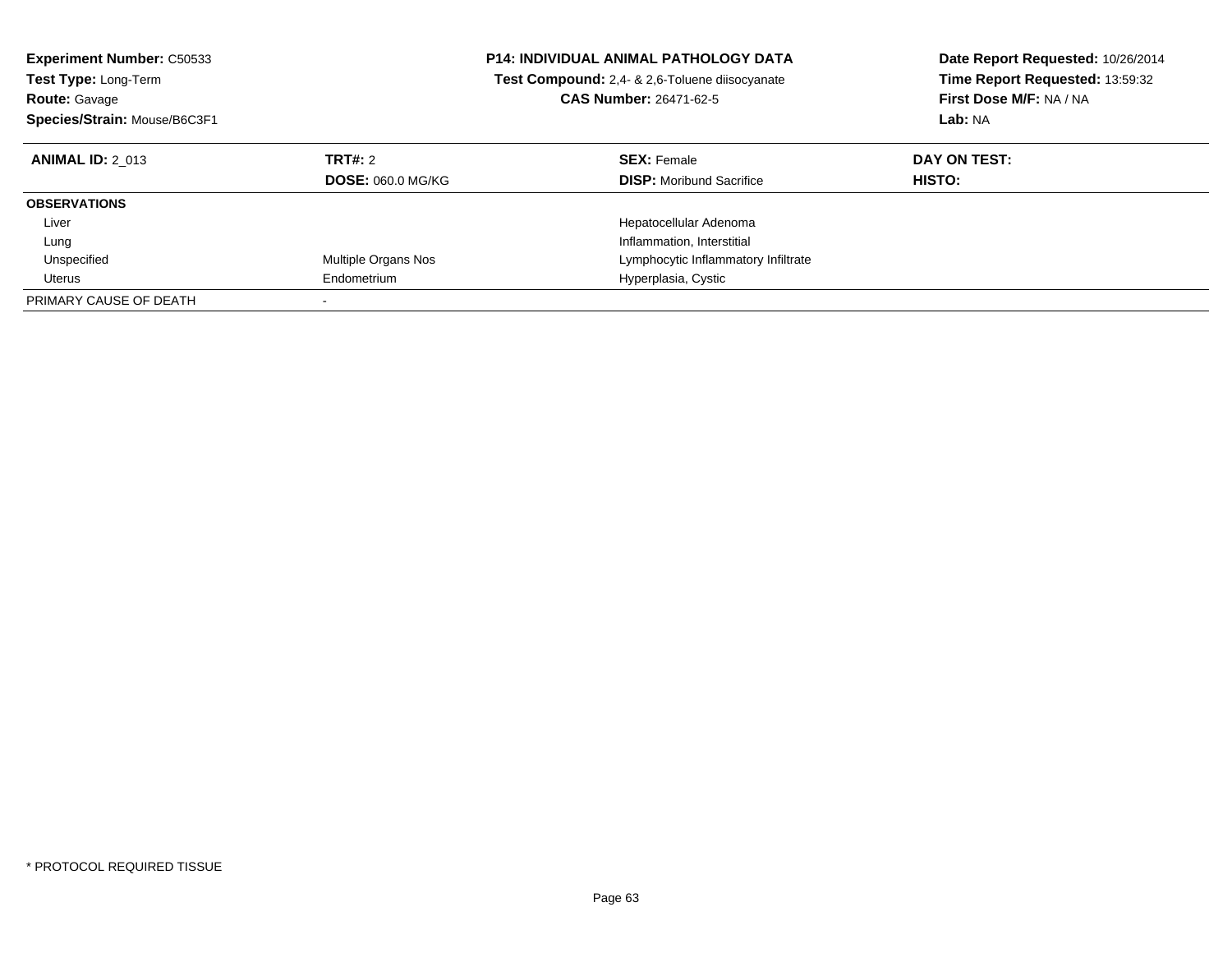**Experiment Number:** C50533
**Test Type:** Long-Term
**Route:** Gavage
**Species/Strain:** Mouse/B6C3F1

**P14: INDIVIDUAL ANIMAL PATHOLOGY DATA**
**Test Compound:** 2,4- & 2,6-Toluene diisocyanate
**CAS Number:** 26471-62-5

**Date Report Requested:** 10/26/2014
**Time Report Requested:** 13:59:32
**First Dose M/F:** NA / NA
**Lab:** NA

| **ANIMAL ID:** 2_013 | **TRT#:** 2 | **SEX:** Female | **DAY ON TEST:** |
|---|---|---|---|
| | **DOSE:** 060.0 MG/KG | **DISP:** Moribund Sacrifice | **HISTO:** |
| **OBSERVATIONS** | | | |
| Liver | | Hepatocellular Adenoma | |
| Lung | | Inflammation, Interstitial | |
| Unspecified | Multiple Organs Nos | Lymphocytic Inflammatory Infiltrate | |
| Uterus | Endometrium | Hyperplasia, Cystic | |
| PRIMARY CAUSE OF DEATH | - | | |

\* PROTOCOL REQUIRED TISSUE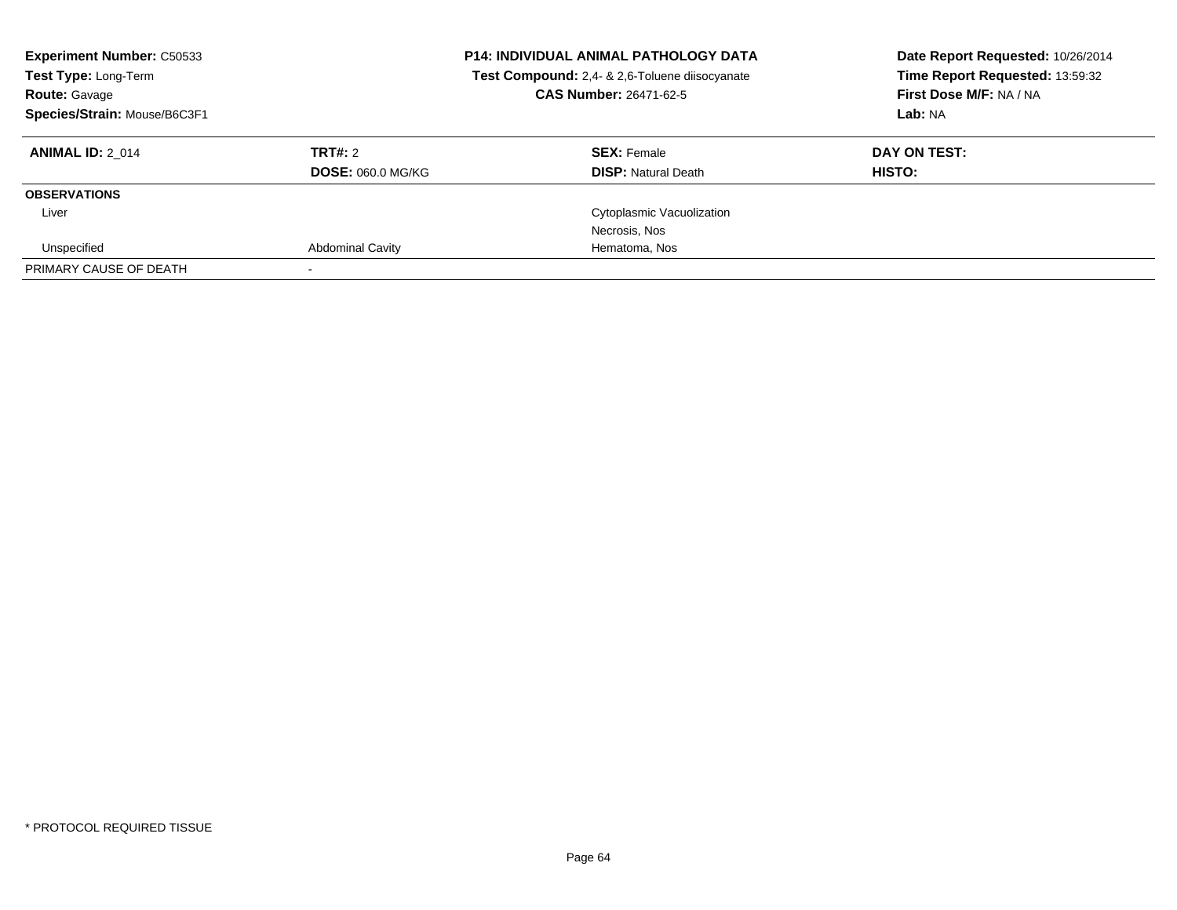**Experiment Number:** C50533
**Test Type:** Long-Term
**Route:** Gavage
**Species/Strain:** Mouse/B6C3F1

**P14: INDIVIDUAL ANIMAL PATHOLOGY DATA**
**Test Compound:** 2,4- & 2,6-Toluene diisocyanate
**CAS Number:** 26471-62-5

**Date Report Requested:** 10/26/2014
**Time Report Requested:** 13:59:32
**First Dose M/F:** NA / NA
**Lab:** NA

| **ANIMAL ID:** 2_014 | **TRT#:** 2 | **SEX:** Female | **DAY ON TEST:** |
|---|---|---|---|
| | **DOSE:** 060.0 MG/KG | **DISP:** Natural Death | **HISTO:** |
| **OBSERVATIONS** | | | |
| Liver | | Cytoplasmic Vacuolization | |
| | | Necrosis, Nos | |
| Unspecified | Abdominal Cavity | Hematoma, Nos | |
| PRIMARY CAUSE OF DEATH | - | | |

* PROTOCOL REQUIRED TISSUE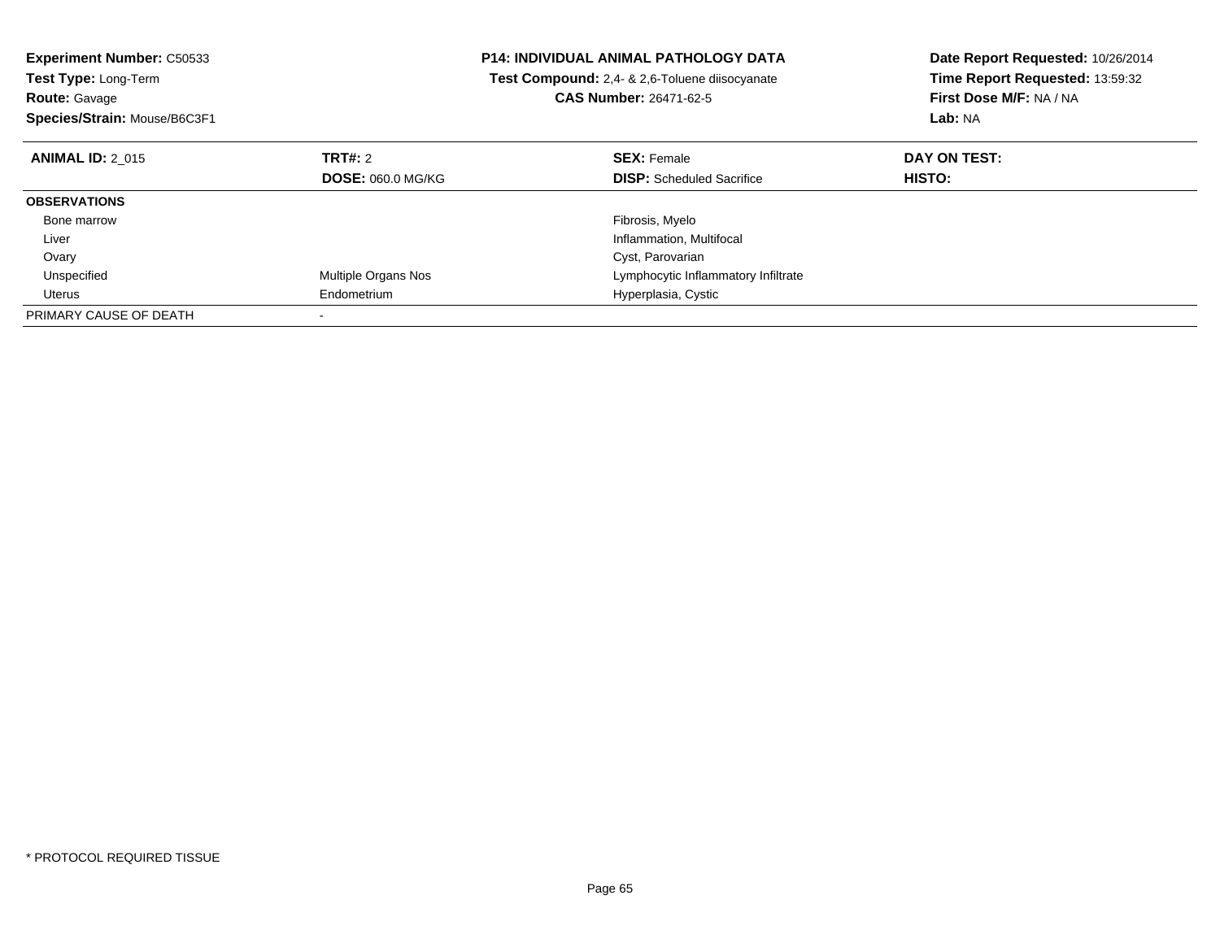**Experiment Number:** C50533
**Test Type:** Long-Term
**Route:** Gavage
**Species/Strain:** Mouse/B6C3F1

**P14: INDIVIDUAL ANIMAL PATHOLOGY DATA**
**Test Compound:** 2,4- & 2,6-Toluene diisocyanate
**CAS Number:** 26471-62-5

**Date Report Requested:** 10/26/2014
**Time Report Requested:** 13:59:32
**First Dose M/F:** NA / NA
**Lab:** NA

| **ANIMAL ID:** 2_015 | **TRT#:** 2 | **SEX:** Female | **DAY ON TEST:** |
|---|---|---|---|
| | **DOSE:** 060.0 MG/KG | **DISP:** Scheduled Sacrifice | **HISTO:** |
| **OBSERVATIONS** | | | |
| Bone marrow | | Fibrosis, Myelo | |
| Liver | | Inflammation, Multifocal | |
| Ovary | | Cyst, Parovarian | |
| Unspecified | Multiple Organs Nos | Lymphocytic Inflammatory Infiltrate | |
| Uterus | Endometrium | Hyperplasia, Cystic | |
| PRIMARY CAUSE OF DEATH | - | | |

* PROTOCOL REQUIRED TISSUE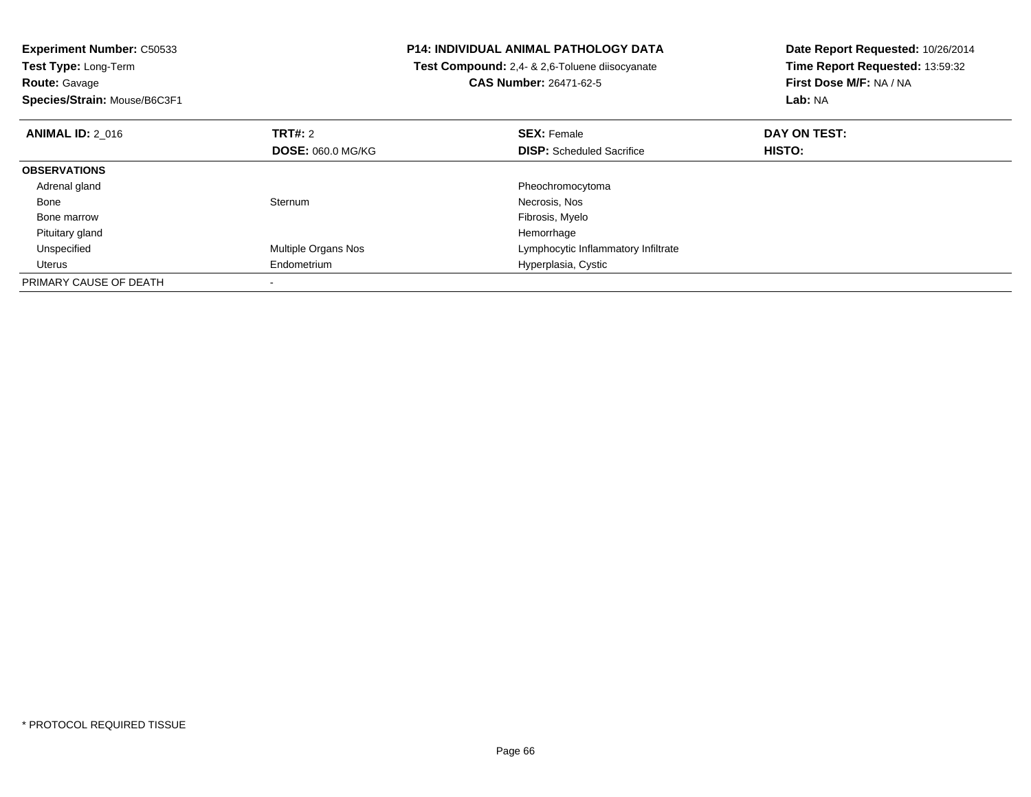**Experiment Number:** C50533
**Test Type:** Long-Term
**Route:** Gavage
**Species/Strain:** Mouse/B6C3F1

**P14: INDIVIDUAL ANIMAL PATHOLOGY DATA**
**Test Compound:** 2,4- & 2,6-Toluene diisocyanate
**CAS Number:** 26471-62-5

**Date Report Requested:** 10/26/2014
**Time Report Requested:** 13:59:32
**First Dose M/F:** NA / NA
**Lab:** NA

| **ANIMAL ID:** 2_016 | **TRT#:** 2 | **SEX:** Female | **DAY ON TEST:** |
|---|---|---|---|
| | **DOSE:** 060.0 MG/KG | **DISP:** Scheduled Sacrifice | **HISTO:** |
| **OBSERVATIONS** | | | |
| Adrenal gland | | Pheochromocytoma | |
| Bone | Sternum | Necrosis, Nos | |
| Bone marrow | | Fibrosis, Myelo | |
| Pituitary gland | | Hemorrhage | |
| Unspecified | Multiple Organs Nos | Lymphocytic Inflammatory Infiltrate | |
| Uterus | Endometrium | Hyperplasia, Cystic | |
| PRIMARY CAUSE OF DEATH | - | | |

* PROTOCOL REQUIRED TISSUE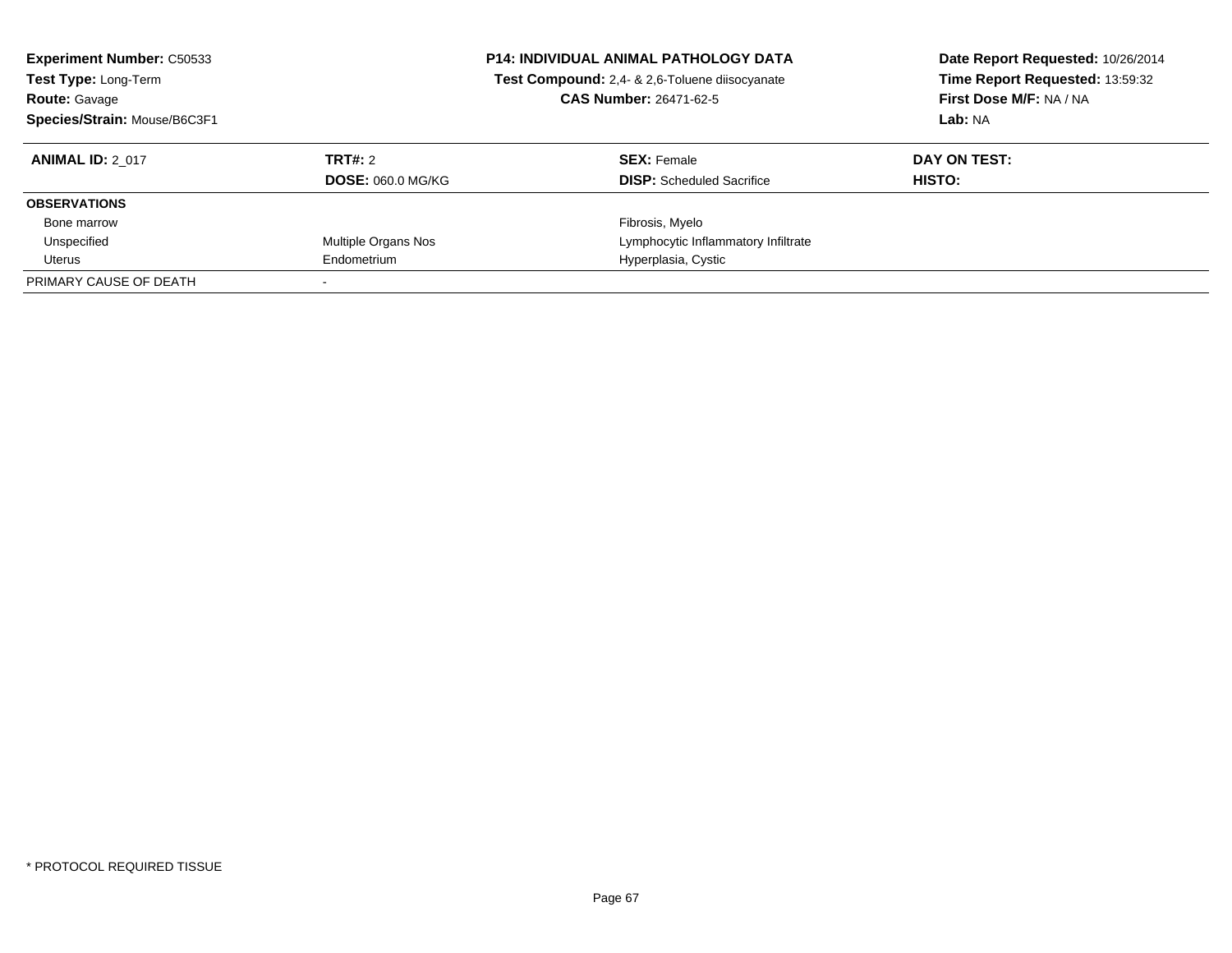**Experiment Number:** C50533
**Test Type:** Long-Term
**Route:** Gavage
**Species/Strain:** Mouse/B6C3F1

**P14: INDIVIDUAL ANIMAL PATHOLOGY DATA**
**Test Compound:** 2,4- & 2,6-Toluene diisocyanate
**CAS Number:** 26471-62-5

**Date Report Requested:** 10/26/2014
**Time Report Requested:** 13:59:32
**First Dose M/F:** NA / NA
**Lab:** NA

| **ANIMAL ID:** 2_017 | **TRT#:** 2 | **SEX:** Female | **DAY ON TEST:** |
|---|---|---|---|
| | **DOSE:** 060.0 MG/KG | **DISP:** Scheduled Sacrifice | **HISTO:** |
| **OBSERVATIONS** | | | |
| Bone marrow | | Fibrosis, Myelo | |
| Unspecified | Multiple Organs Nos | Lymphocytic Inflammatory Infiltrate | |
| Uterus | Endometrium | Hyperplasia, Cystic | |
| PRIMARY CAUSE OF DEATH | - | | |

* PROTOCOL REQUIRED TISSUE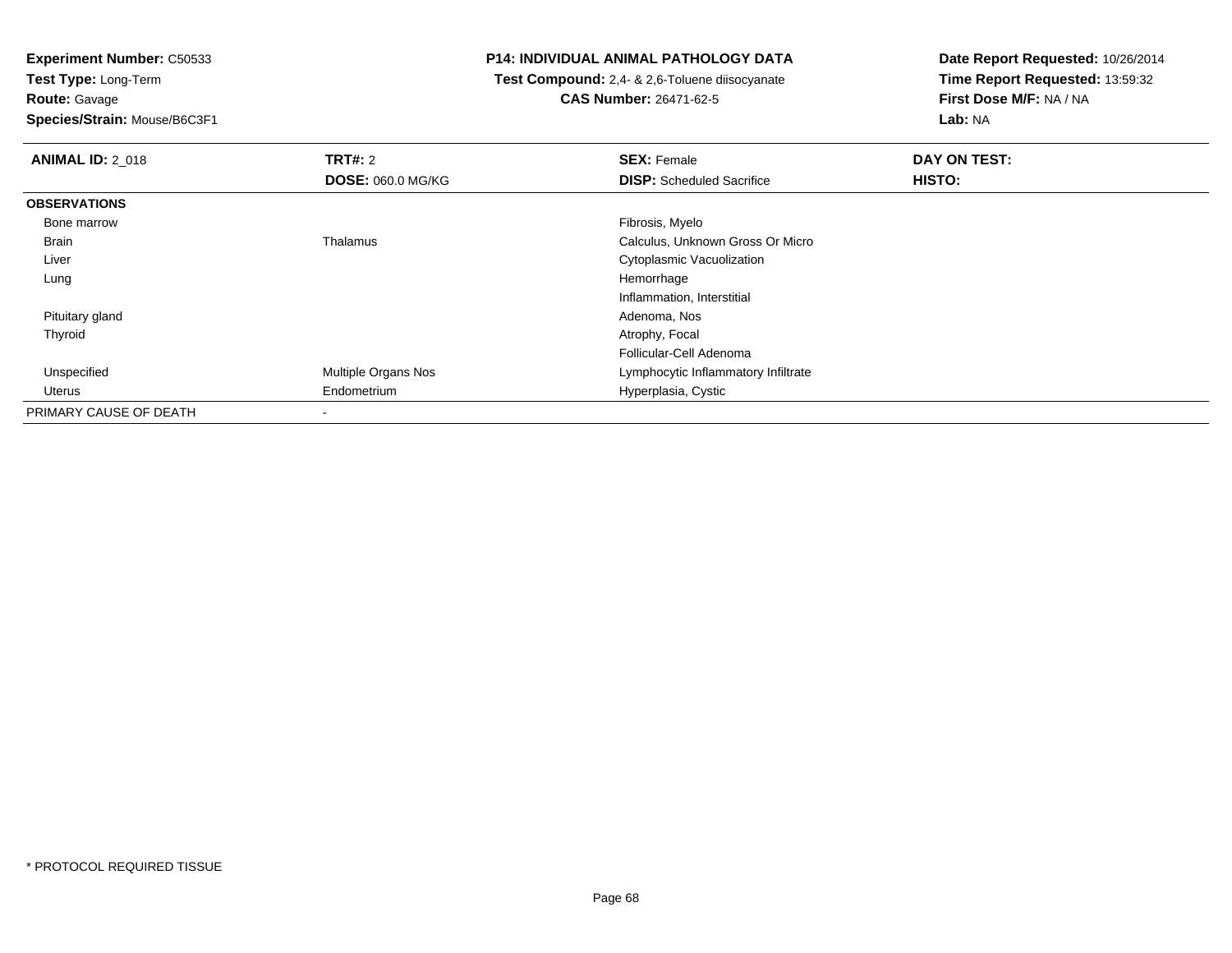**Experiment Number:** C50533
**Test Type:** Long-Term
**Route:** Gavage
**Species/Strain:** Mouse/B6C3F1

**P14: INDIVIDUAL ANIMAL PATHOLOGY DATA**
**Test Compound:** 2,4- & 2,6-Toluene diisocyanate
**CAS Number:** 26471-62-5

**Date Report Requested:** 10/26/2014
**Time Report Requested:** 13:59:32
**First Dose M/F:** NA / NA
**Lab:** NA

| **ANIMAL ID:** 2_018 | **TRT#:** 2 | **SEX:** Female | **DAY ON TEST:** |
|---|---|---|---|
| | **DOSE:** 060.0 MG/KG | **DISP:** Scheduled Sacrifice | **HISTO:** |
| **OBSERVATIONS** | | | |
| Bone marrow | | Fibrosis, Myelo | |
| Brain | Thalamus | Calculus, Unknown Gross Or Micro | |
| Liver | | Cytoplasmic Vacuolization | |
| Lung | | Hemorrhage | |
| | | Inflammation, Interstitial | |
| Pituitary gland | | Adenoma, Nos | |
| Thyroid | | Atrophy, Focal | |
| | | Follicular-Cell Adenoma | |
| Unspecified | Multiple Organs Nos | Lymphocytic Inflammatory Infiltrate | |
| Uterus | Endometrium | Hyperplasia, Cystic | |
| PRIMARY CAUSE OF DEATH | - | | |

* PROTOCOL REQUIRED TISSUE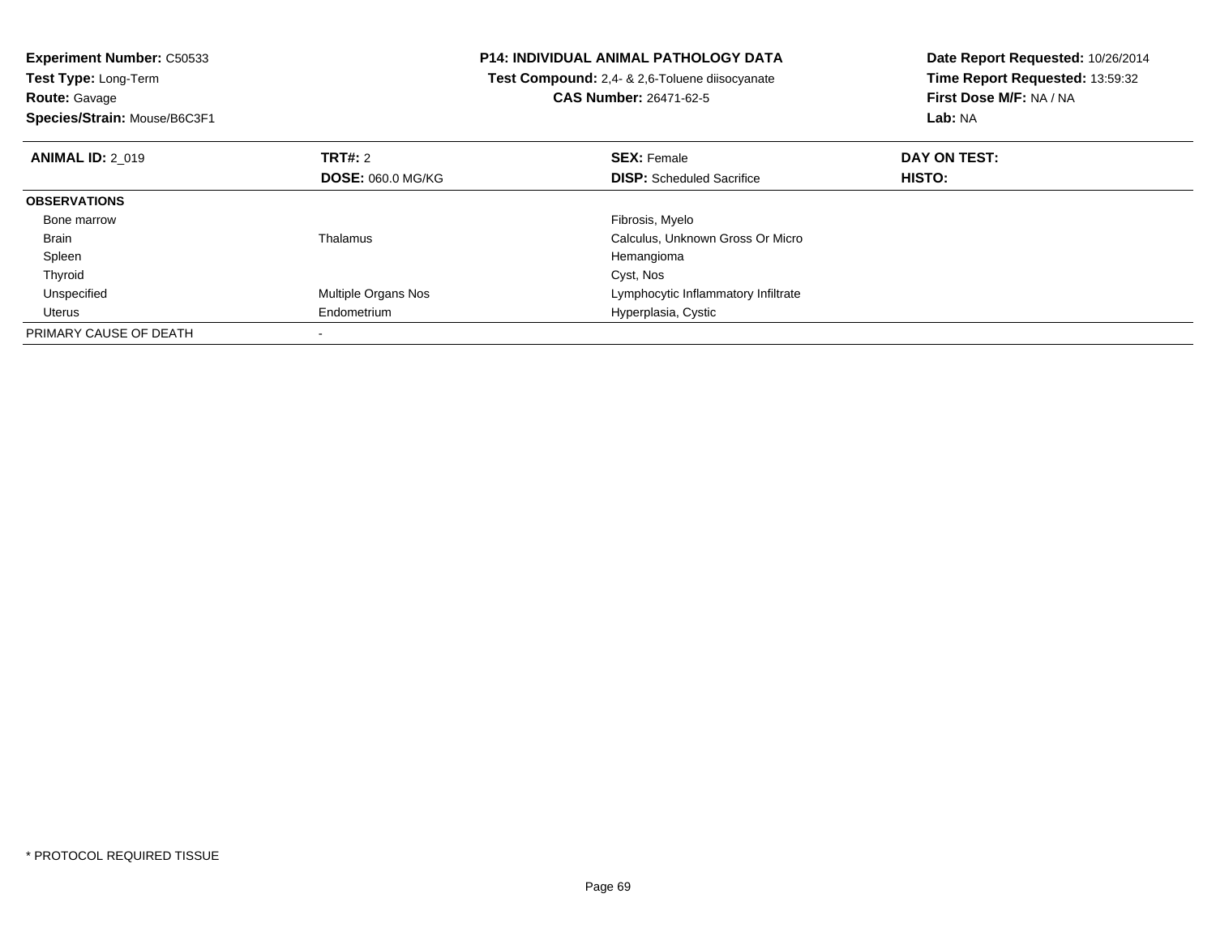**Experiment Number:** C50533
**Test Type:** Long-Term
**Route:** Gavage
**Species/Strain:** Mouse/B6C3F1

**P14: INDIVIDUAL ANIMAL PATHOLOGY DATA**
**Test Compound:** 2,4- & 2,6-Toluene diisocyanate
**CAS Number:** 26471-62-5

**Date Report Requested:** 10/26/2014
**Time Report Requested:** 13:59:32
**First Dose M/F:** NA / NA
**Lab:** NA

| **ANIMAL ID:** 2_019 | **TRT#:** 2<br>**DOSE:** 060.0 MG/KG | **SEX:** Female<br>**DISP:** Scheduled Sacrifice | **DAY ON TEST:**<br>**HISTO:** |
|---|---|---|---|
| **OBSERVATIONS** | | | |
| Bone marrow | | Fibrosis, Myelo | |
| Brain | Thalamus | Calculus, Unknown Gross Or Micro | |
| Spleen | | Hemangioma | |
| Thyroid | | Cyst, Nos | |
| Unspecified | Multiple Organs Nos | Lymphocytic Inflammatory Infiltrate | |
| Uterus | Endometrium | Hyperplasia, Cystic | |
| PRIMARY CAUSE OF DEATH | - | | |

* PROTOCOL REQUIRED TISSUE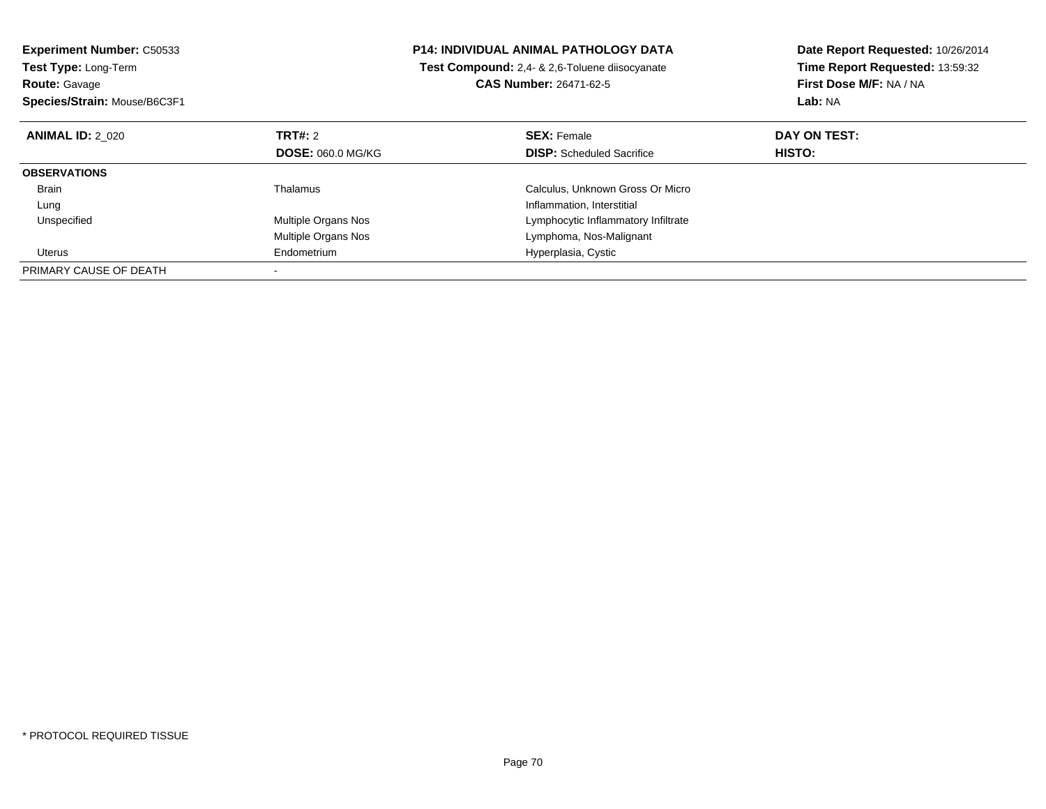**Experiment Number:** C50533
**Test Type:** Long-Term
**Route:** Gavage
**Species/Strain:** Mouse/B6C3F1

**P14: INDIVIDUAL ANIMAL PATHOLOGY DATA**
**Test Compound:** 2,4- & 2,6-Toluene diisocyanate
**CAS Number:** 26471-62-5

**Date Report Requested:** 10/26/2014
**Time Report Requested:** 13:59:32
**First Dose M/F:** NA / NA
**Lab:** NA

| **ANIMAL ID:** 2_020 | **TRT#:** 2 | **SEX:** Female | **DAY ON TEST:** |
|---|---|---|---|
| | **DOSE:** 060.0 MG/KG | **DISP:** Scheduled Sacrifice | **HISTO:** |
| **OBSERVATIONS** | | | |
| Brain | Thalamus | Calculus, Unknown Gross Or Micro | |
| Lung | | Inflammation, Interstitial | |
| Unspecified | Multiple Organs Nos | Lymphocytic Inflammatory Infiltrate | |
| | Multiple Organs Nos | Lymphoma, Nos-Malignant | |
| Uterus | Endometrium | Hyperplasia, Cystic | |
| PRIMARY CAUSE OF DEATH | - | | |

* PROTOCOL REQUIRED TISSUE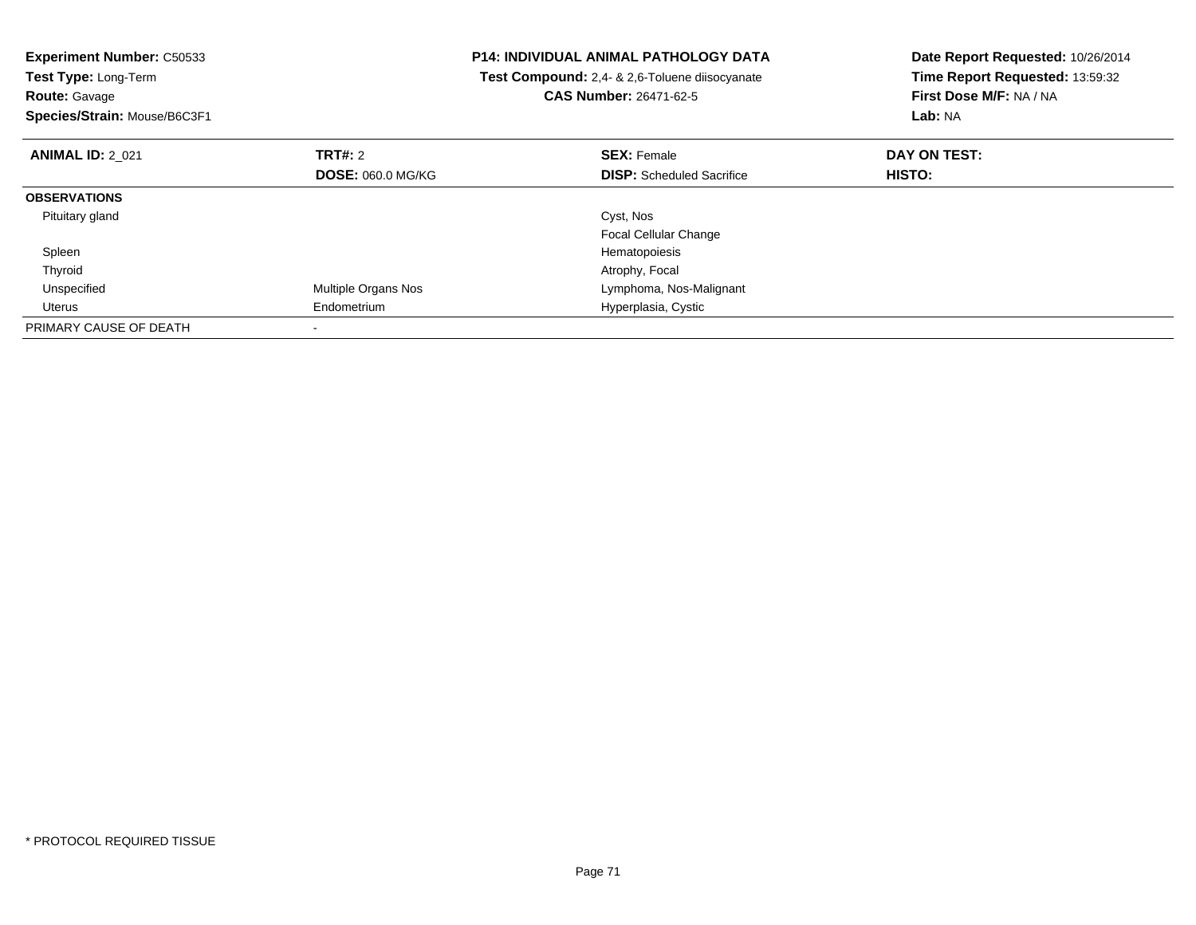**Experiment Number:** C50533
**Test Type:** Long-Term
**Route:** Gavage
**Species/Strain:** Mouse/B6C3F1

**P14: INDIVIDUAL ANIMAL PATHOLOGY DATA**
**Test Compound:** 2,4- & 2,6-Toluene diisocyanate
**CAS Number:** 26471-62-5

**Date Report Requested:** 10/26/2014
**Time Report Requested:** 13:59:32
**First Dose M/F:** NA / NA
**Lab:** NA

| **ANIMAL ID:** 2_021 | **TRT#:** 2 | **SEX:** Female | **DAY ON TEST:** |
|---|---|---|---|
| | **DOSE:** 060.0 MG/KG | **DISP:** Scheduled Sacrifice | **HISTO:** |
| **OBSERVATIONS** | | | |
| Pituitary gland | | Cyst, Nos | |
| | | Focal Cellular Change | |
| Spleen | | Hematopoiesis | |
| Thyroid | | Atrophy, Focal | |
| Unspecified | Multiple Organs Nos | Lymphoma, Nos-Malignant | |
| Uterus | Endometrium | Hyperplasia, Cystic | |
| PRIMARY CAUSE OF DEATH | - | | |

* PROTOCOL REQUIRED TISSUE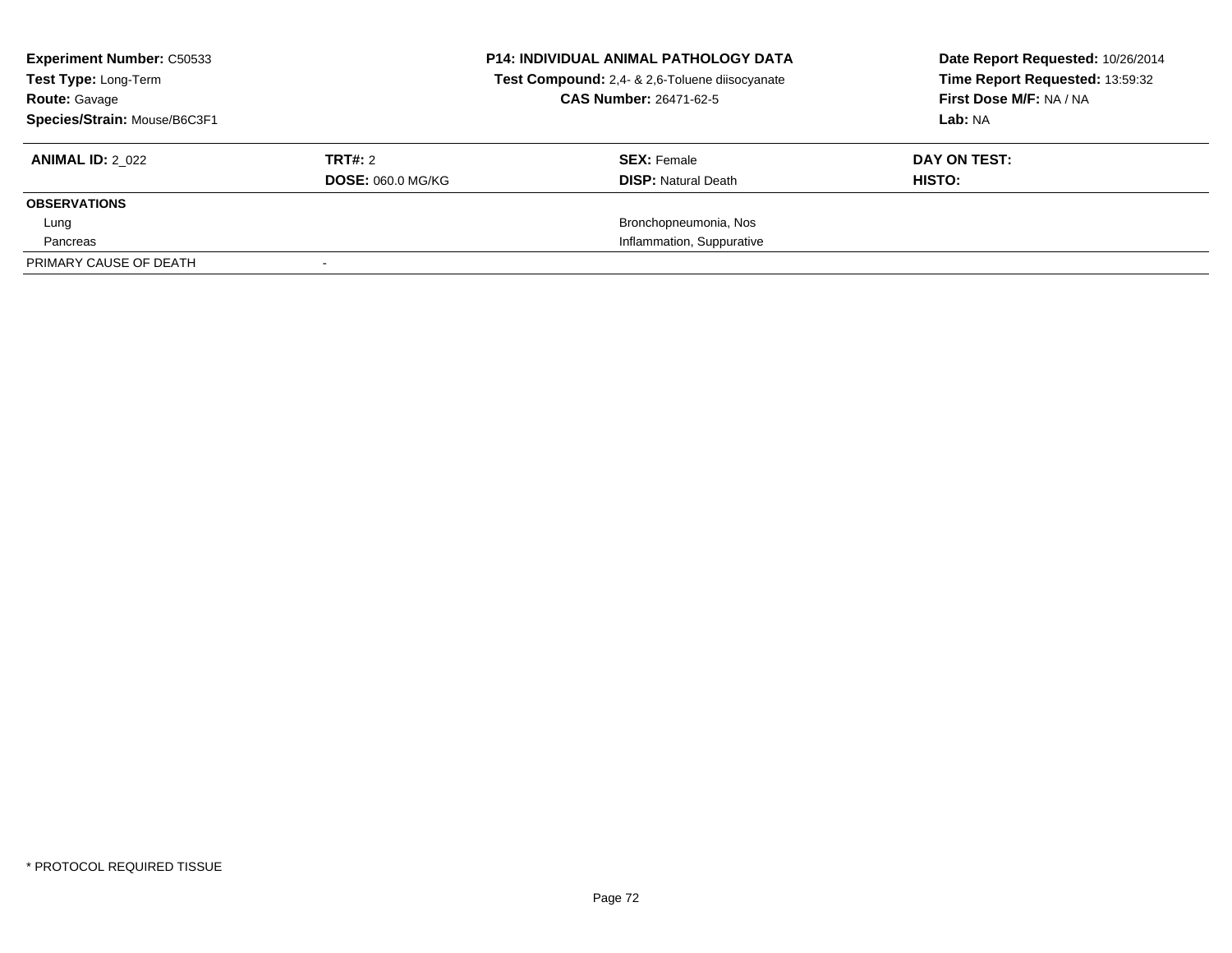**Experiment Number:** C50533
**Test Type:** Long-Term
**Route:** Gavage
**Species/Strain:** Mouse/B6C3F1

**P14: INDIVIDUAL ANIMAL PATHOLOGY DATA**
**Test Compound:** 2,4- & 2,6-Toluene diisocyanate
**CAS Number:** 26471-62-5

**Date Report Requested:** 10/26/2014
**Time Report Requested:** 13:59:32
**First Dose M/F:** NA / NA
**Lab:** NA

| **ANIMAL ID:** 2_022 | **TRT#:** 2 | **SEX:** Female | **DAY ON TEST:** |
|---|---|---|---|
| | **DOSE:** 060.0 MG/KG | **DISP:** Natural Death | **HISTO:** |
| **OBSERVATIONS** | | | |
| Lung | | Bronchopneumonia, Nos | |
| Pancreas | | Inflammation, Suppurative | |
| PRIMARY CAUSE OF DEATH | - | | |

* PROTOCOL REQUIRED TISSUE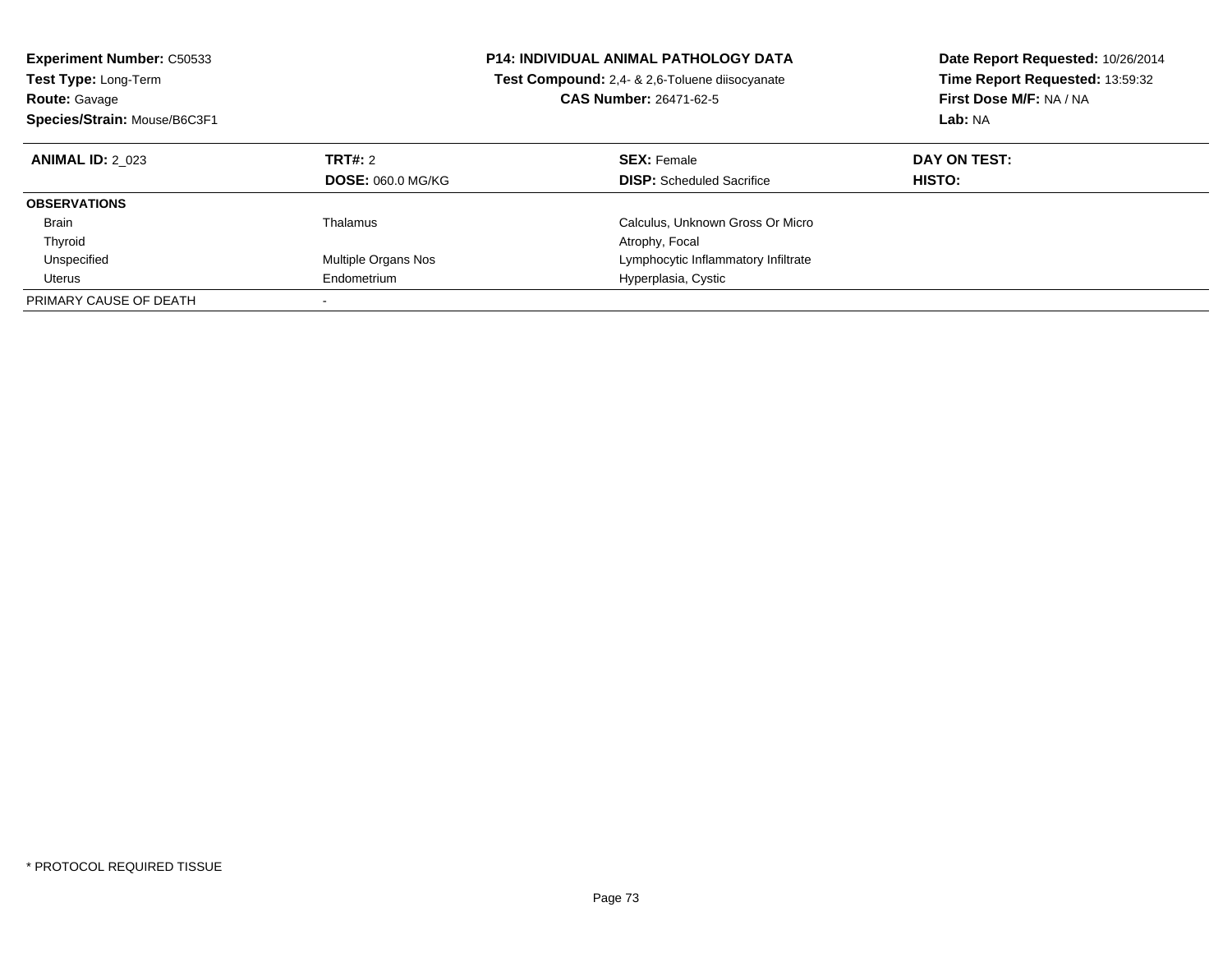**Experiment Number:** C50533
**Test Type:** Long-Term
**Route:** Gavage
**Species/Strain:** Mouse/B6C3F1

**P14: INDIVIDUAL ANIMAL PATHOLOGY DATA**
**Test Compound:** 2,4- & 2,6-Toluene diisocyanate
**CAS Number:** 26471-62-5

**Date Report Requested:** 10/26/2014
**Time Report Requested:** 13:59:32
**First Dose M/F:** NA / NA
**Lab:** NA

| **ANIMAL ID:** 2_023 | **TRT#:** 2 | **SEX:** Female | **DAY ON TEST:** |
|---|---|---|---|
| | **DOSE:** 060.0 MG/KG | **DISP:** Scheduled Sacrifice | **HISTO:** |
| **OBSERVATIONS** | | | |
| Brain | Thalamus | Calculus, Unknown Gross Or Micro | |
| Thyroid | | Atrophy, Focal | |
| Unspecified | Multiple Organs Nos | Lymphocytic Inflammatory Infiltrate | |
| Uterus | Endometrium | Hyperplasia, Cystic | |
| PRIMARY CAUSE OF DEATH | - | | |

* PROTOCOL REQUIRED TISSUE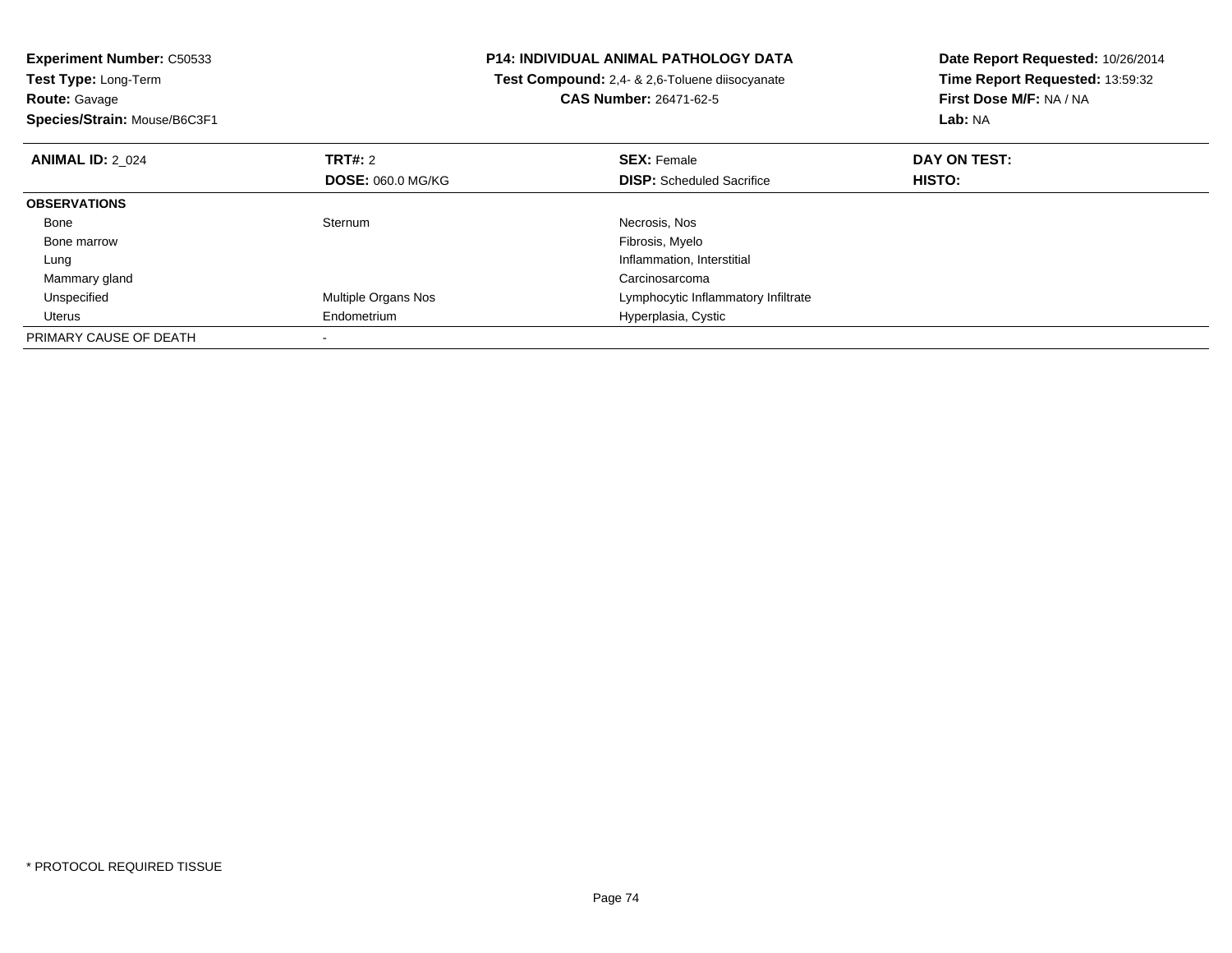**Experiment Number:** C50533
**Test Type:** Long-Term
**Route:** Gavage
**Species/Strain:** Mouse/B6C3F1

**P14: INDIVIDUAL ANIMAL PATHOLOGY DATA**
**Test Compound:** 2,4- & 2,6-Toluene diisocyanate
**CAS Number:** 26471-62-5

**Date Report Requested:** 10/26/2014
**Time Report Requested:** 13:59:32
**First Dose M/F:** NA / NA
**Lab:** NA

| **ANIMAL ID:** 2_024 | **TRT#:** 2 | **SEX:** Female | **DAY ON TEST:** |
|---|---|---|---|
| | **DOSE:** 060.0 MG/KG | **DISP:** Scheduled Sacrifice | **HISTO:** |
| **OBSERVATIONS** | | | |
| Bone | Sternum | Necrosis, Nos | |
| Bone marrow | | Fibrosis, Myelo | |
| Lung | | Inflammation, Interstitial | |
| Mammary gland | | Carcinosarcoma | |
| Unspecified | Multiple Organs Nos | Lymphocytic Inflammatory Infiltrate | |
| Uterus | Endometrium | Hyperplasia, Cystic | |
| PRIMARY CAUSE OF DEATH | - | | |

* PROTOCOL REQUIRED TISSUE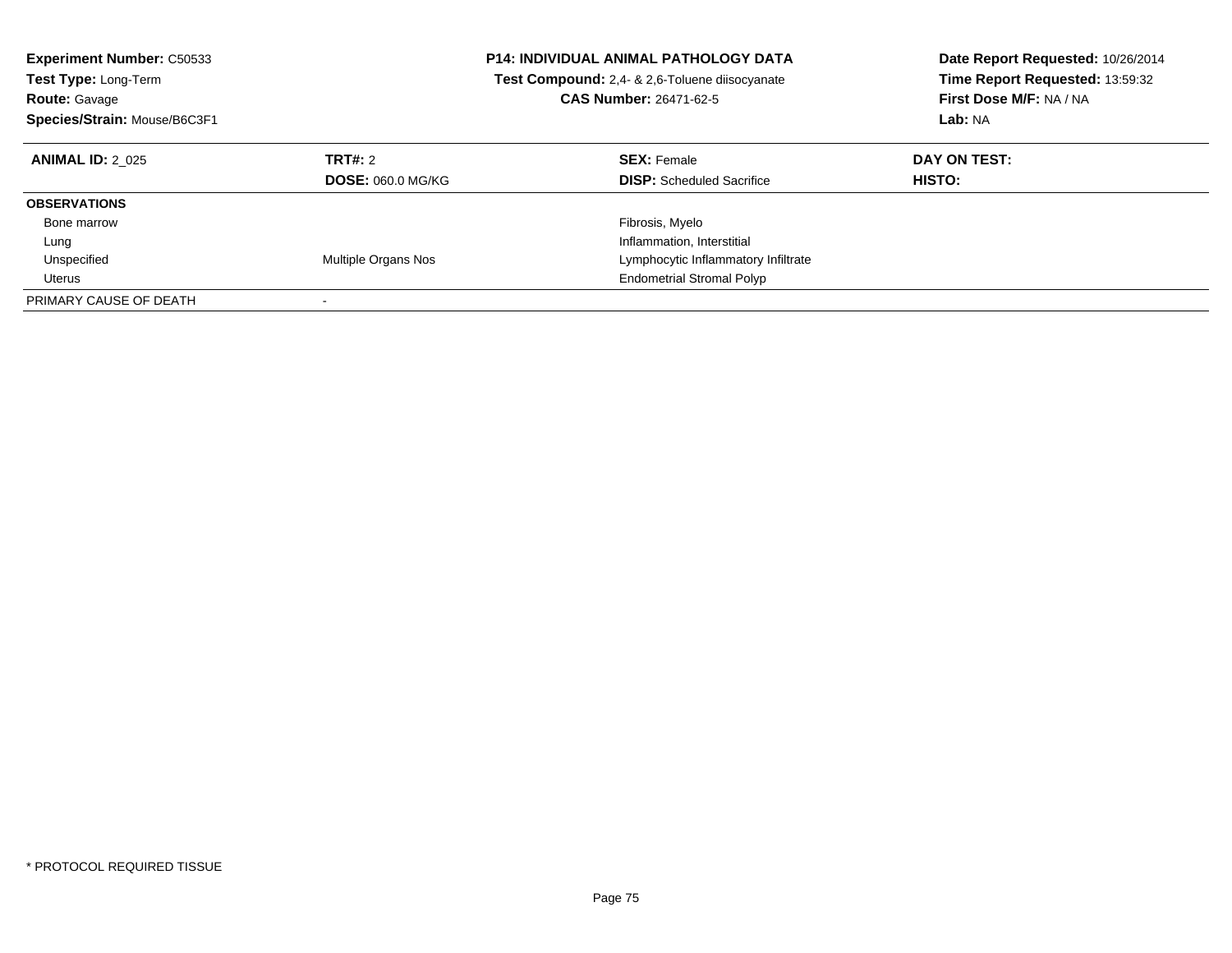**Experiment Number:** C50533
**Test Type:** Long-Term
**Route:** Gavage
**Species/Strain:** Mouse/B6C3F1

**P14: INDIVIDUAL ANIMAL PATHOLOGY DATA**
**Test Compound:** 2,4- & 2,6-Toluene diisocyanate
**CAS Number:** 26471-62-5

**Date Report Requested:** 10/26/2014
**Time Report Requested:** 13:59:32
**First Dose M/F:** NA / NA
**Lab:** NA

| **ANIMAL ID:** 2_025 | **TRT#:** 2 | **SEX:** Female | **DAY ON TEST:** |
|---|---|---|---|
| | **DOSE:** 060.0 MG/KG | **DISP:** Scheduled Sacrifice | **HISTO:** |
| **OBSERVATIONS** | | | |
| Bone marrow | | Fibrosis, Myelo | |
| Lung | | Inflammation, Interstitial | |
| Unspecified | Multiple Organs Nos | Lymphocytic Inflammatory Infiltrate | |
| Uterus | | Endometrial Stromal Polyp | |
| PRIMARY CAUSE OF DEATH | - | | |

* PROTOCOL REQUIRED TISSUE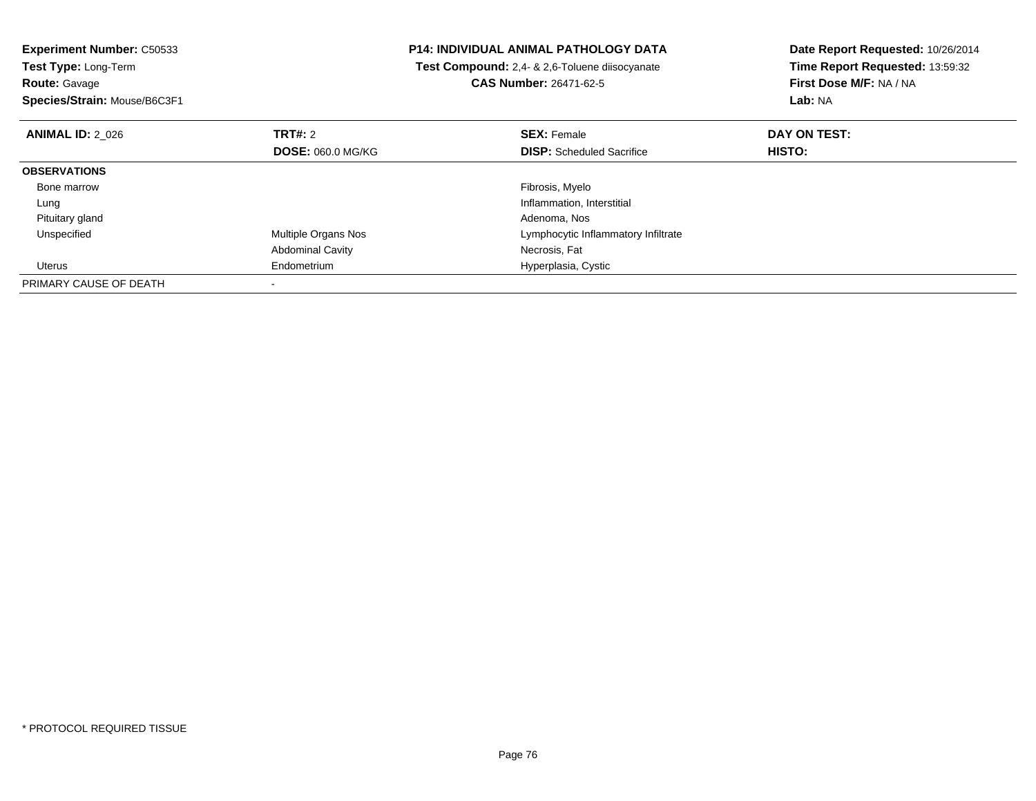**Experiment Number:** C50533
**Test Type:** Long-Term
**Route:** Gavage
**Species/Strain:** Mouse/B6C3F1

**P14: INDIVIDUAL ANIMAL PATHOLOGY DATA**
**Test Compound:** 2,4- & 2,6-Toluene diisocyanate
**CAS Number:** 26471-62-5

**Date Report Requested:** 10/26/2014
**Time Report Requested:** 13:59:32
**First Dose M/F:** NA / NA
**Lab:** NA

| **ANIMAL ID:** 2_026 | **TRT#:** 2 | **SEX:** Female | **DAY ON TEST:** |
|---|---|---|---|
| | **DOSE:** 060.0 MG/KG | **DISP:** Scheduled Sacrifice | **HISTO:** |
| **OBSERVATIONS** | | | |
| Bone marrow | | Fibrosis, Myelo | |
| Lung | | Inflammation, Interstitial | |
| Pituitary gland | | Adenoma, Nos | |
| Unspecified | Multiple Organs Nos | Lymphocytic Inflammatory Infiltrate | |
| | Abdominal Cavity | Necrosis, Fat | |
| Uterus | Endometrium | Hyperplasia, Cystic | |
| PRIMARY CAUSE OF DEATH | - | | |

\* PROTOCOL REQUIRED TISSUE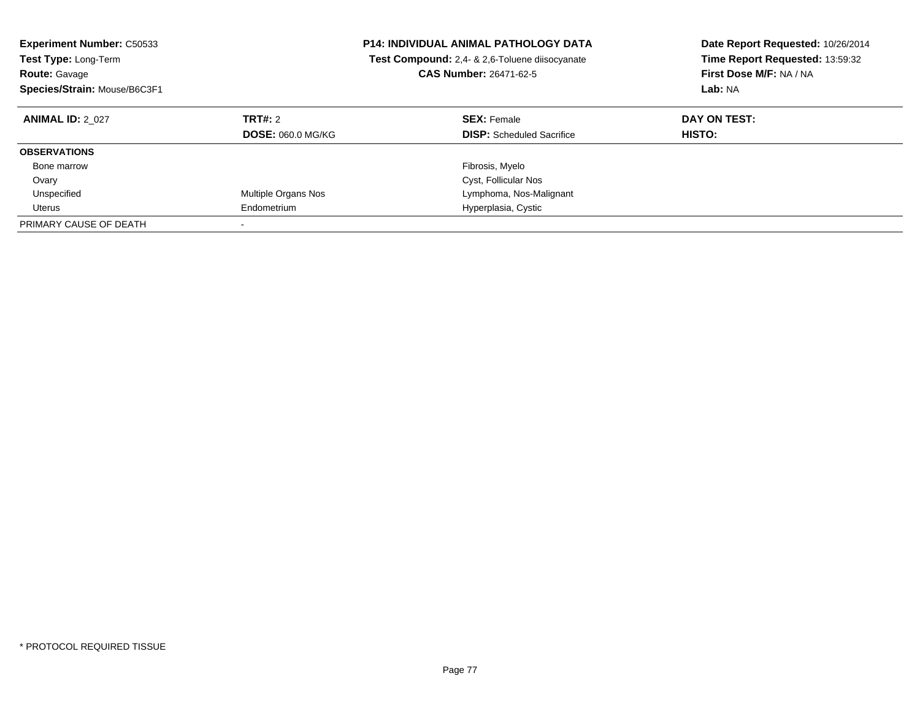**Experiment Number:** C50533
**Test Type:** Long-Term
**Route:** Gavage
**Species/Strain:** Mouse/B6C3F1

**P14: INDIVIDUAL ANIMAL PATHOLOGY DATA**
**Test Compound:** 2,4- & 2,6-Toluene diisocyanate
**CAS Number:** 26471-62-5

**Date Report Requested:** 10/26/2014
**Time Report Requested:** 13:59:32
**First Dose M/F:** NA / NA
**Lab:** NA

| **ANIMAL ID:** 2_027 | **TRT#:** 2<br>**DOSE:** 060.0 MG/KG | **SEX:** Female<br>**DISP:** Scheduled Sacrifice | **DAY ON TEST:**<br>**HISTO:** |
|---|---|---|---|
| **OBSERVATIONS** | | | |
| Bone marrow | | Fibrosis, Myelo | |
| Ovary | | Cyst, Follicular Nos | |
| Unspecified | Multiple Organs Nos | Lymphoma, Nos-Malignant | |
| Uterus | Endometrium | Hyperplasia, Cystic | |
| PRIMARY CAUSE OF DEATH | - | | |

* PROTOCOL REQUIRED TISSUE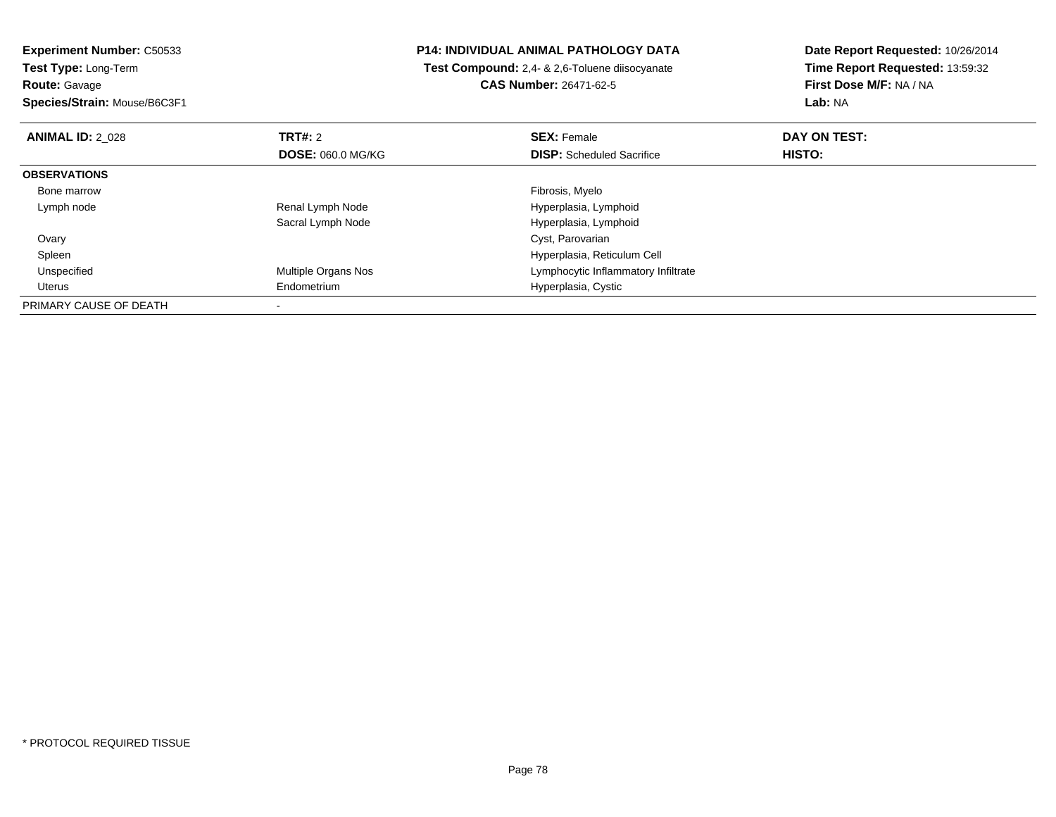**Experiment Number:** C50533
**Test Type:** Long-Term
**Route:** Gavage
**Species/Strain:** Mouse/B6C3F1

**P14: INDIVIDUAL ANIMAL PATHOLOGY DATA**
**Test Compound:** 2,4- & 2,6-Toluene diisocyanate
**CAS Number:** 26471-62-5

**Date Report Requested:** 10/26/2014
**Time Report Requested:** 13:59:32
**First Dose M/F:** NA / NA
**Lab:** NA

| **ANIMAL ID:** 2_028 | **TRT#:** 2 | **SEX:** Female | **DAY ON TEST:** |
|---|---|---|---|
| | **DOSE:** 060.0 MG/KG | **DISP:** Scheduled Sacrifice | **HISTO:** |
| **OBSERVATIONS** | | | |
| Bone marrow | | Fibrosis, Myelo | |
| Lymph node | Renal Lymph Node | Hyperplasia, Lymphoid | |
| | Sacral Lymph Node | Hyperplasia, Lymphoid | |
| Ovary | | Cyst, Parovarian | |
| Spleen | | Hyperplasia, Reticulum Cell | |
| Unspecified | Multiple Organs Nos | Lymphocytic Inflammatory Infiltrate | |
| Uterus | Endometrium | Hyperplasia, Cystic | |
| PRIMARY CAUSE OF DEATH | - | | |

* PROTOCOL REQUIRED TISSUE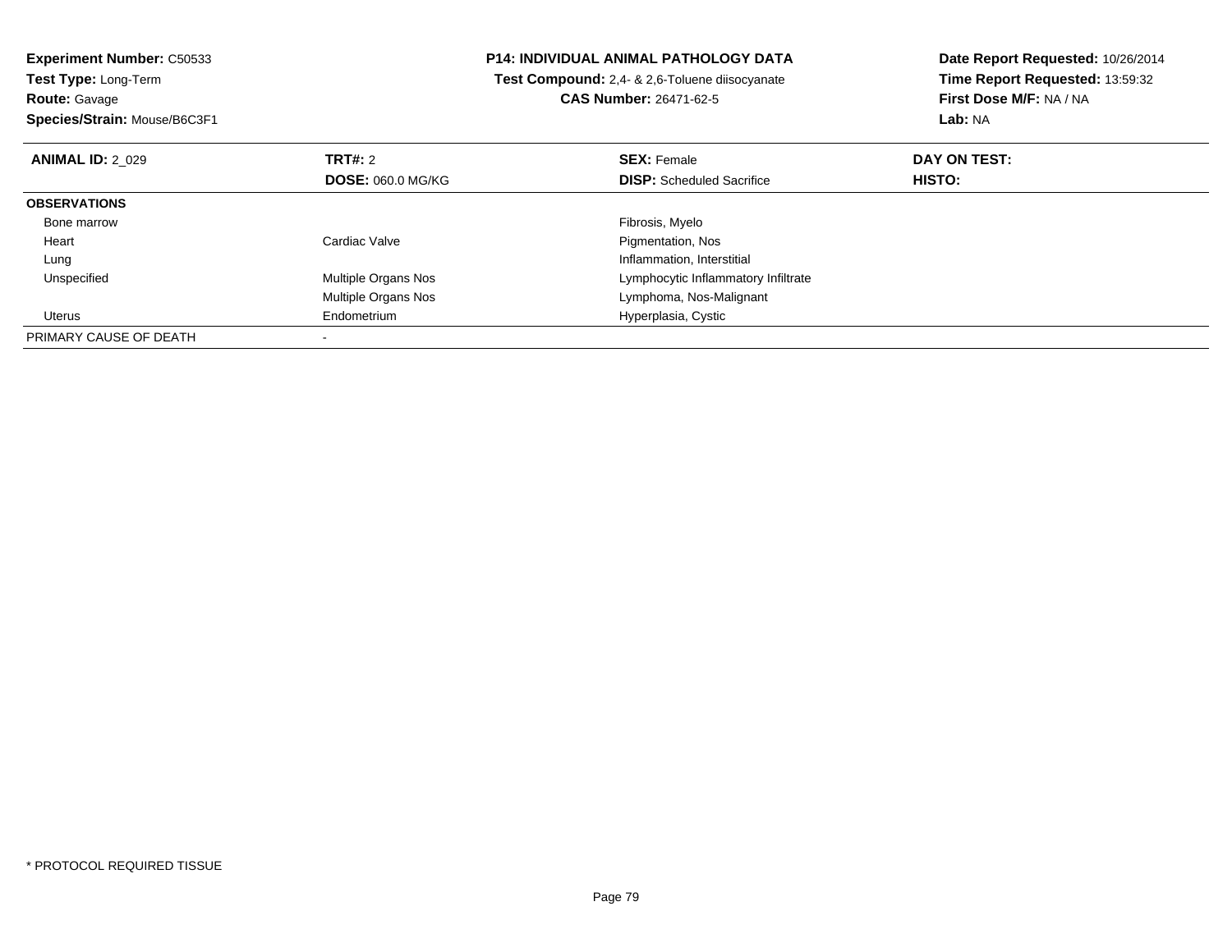**Experiment Number:** C50533
**Test Type:** Long-Term
**Route:** Gavage
**Species/Strain:** Mouse/B6C3F1

**P14: INDIVIDUAL ANIMAL PATHOLOGY DATA**
**Test Compound:** 2,4- & 2,6-Toluene diisocyanate
**CAS Number:** 26471-62-5

**Date Report Requested:** 10/26/2014
**Time Report Requested:** 13:59:32
**First Dose M/F:** NA / NA
**Lab:** NA

| **ANIMAL ID:** 2_029 | **TRT#:** 2 | **SEX:** Female | **DAY ON TEST:** |
|---|---|---|---|
| | **DOSE:** 060.0 MG/KG | **DISP:** Scheduled Sacrifice | **HISTO:** |
| **OBSERVATIONS** | | | |
| Bone marrow | | Fibrosis, Myelo | |
| Heart | Cardiac Valve | Pigmentation, Nos | |
| Lung | | Inflammation, Interstitial | |
| Unspecified | Multiple Organs Nos | Lymphocytic Inflammatory Infiltrate | |
| | Multiple Organs Nos | Lymphoma, Nos-Malignant | |
| Uterus | Endometrium | Hyperplasia, Cystic | |
| PRIMARY CAUSE OF DEATH | - | | |

* PROTOCOL REQUIRED TISSUE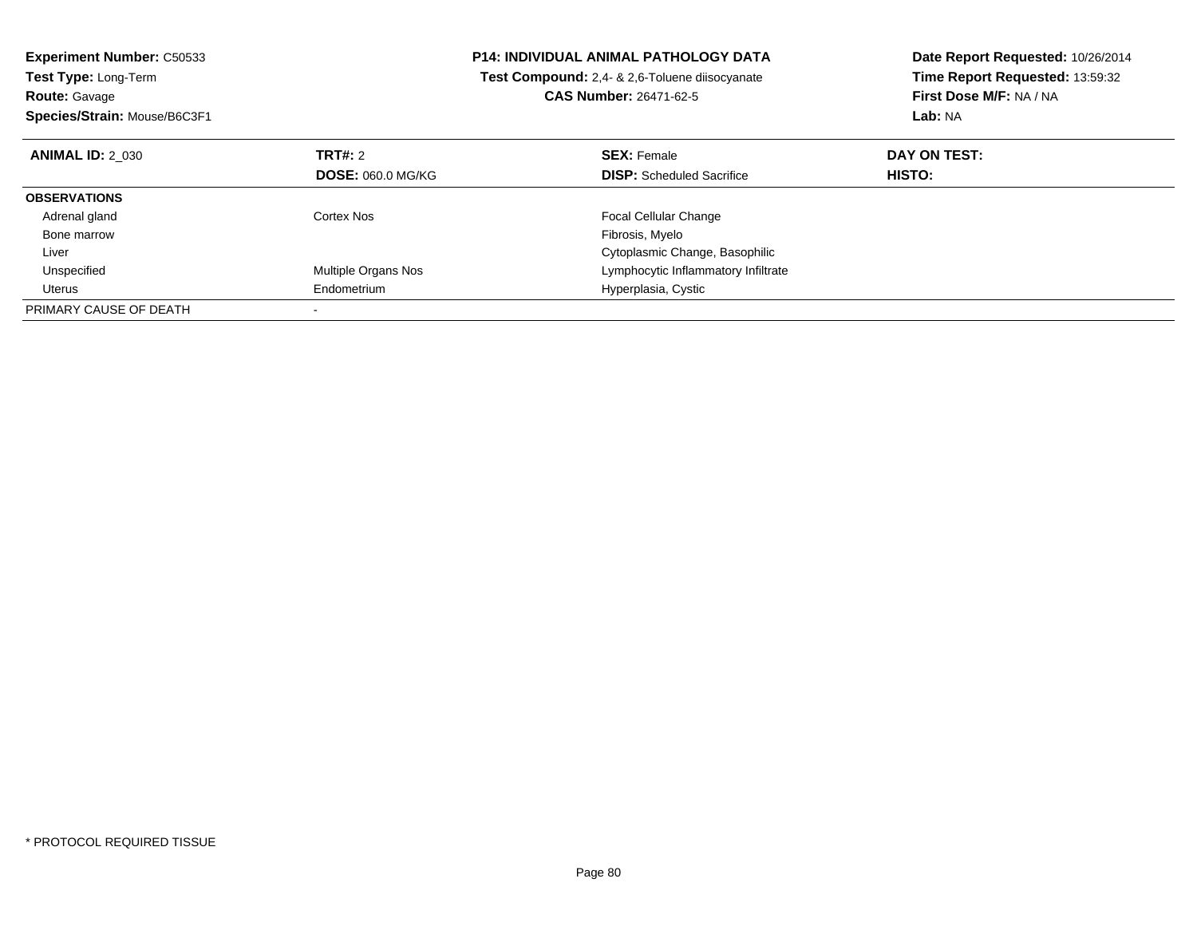**Experiment Number:** C50533
**Test Type:** Long-Term
**Route:** Gavage
**Species/Strain:** Mouse/B6C3F1

**P14: INDIVIDUAL ANIMAL PATHOLOGY DATA**
**Test Compound:** 2,4- & 2,6-Toluene diisocyanate
**CAS Number:** 26471-62-5

**Date Report Requested:** 10/26/2014
**Time Report Requested:** 13:59:32
**First Dose M/F:** NA / NA
**Lab:** NA

| **ANIMAL ID:** 2_030 | **TRT#:** 2 | **SEX:** Female | **DAY ON TEST:** |
|---|---|---|---|
| | **DOSE:** 060.0 MG/KG | **DISP:** Scheduled Sacrifice | **HISTO:** |
| **OBSERVATIONS** | | | |
| Adrenal gland | Cortex Nos | Focal Cellular Change | |
| Bone marrow | | Fibrosis, Myelo | |
| Liver | | Cytoplasmic Change, Basophilic | |
| Unspecified | Multiple Organs Nos | Lymphocytic Inflammatory Infiltrate | |
| Uterus | Endometrium | Hyperplasia, Cystic | |
| PRIMARY CAUSE OF DEATH | - | | |

* PROTOCOL REQUIRED TISSUE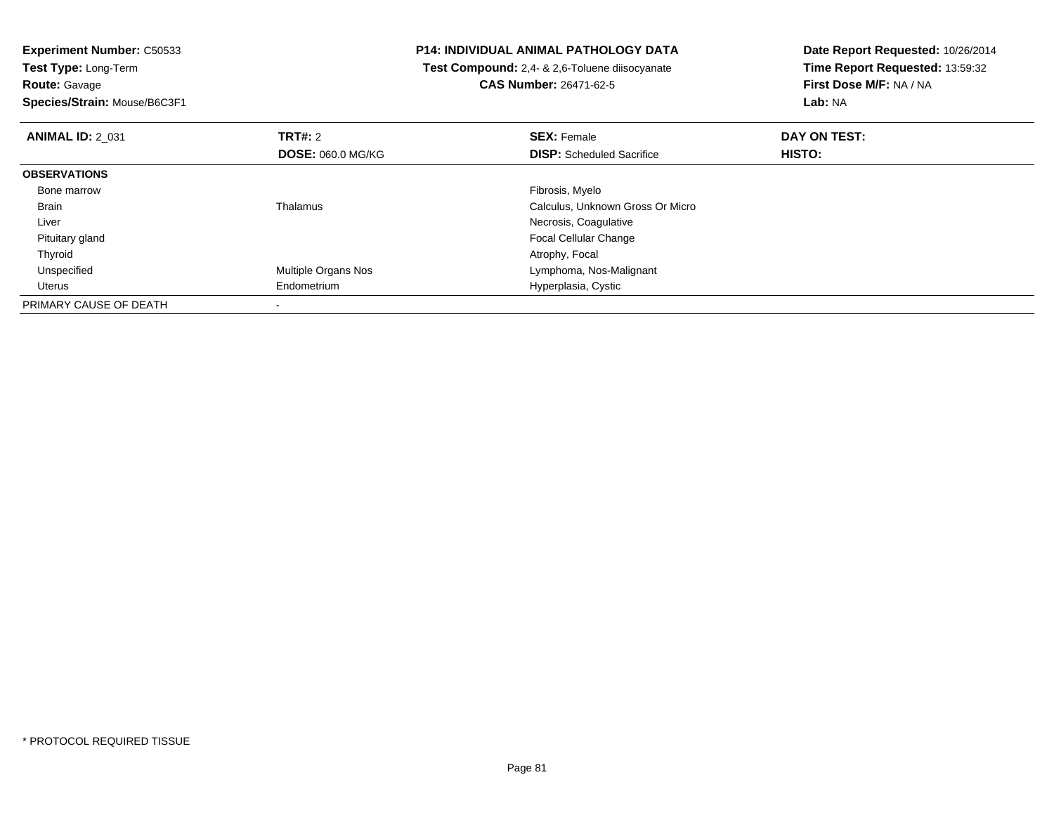**Experiment Number:** C50533
**Test Type:** Long-Term
**Route:** Gavage
**Species/Strain:** Mouse/B6C3F1

**P14: INDIVIDUAL ANIMAL PATHOLOGY DATA**
**Test Compound:** 2,4- & 2,6-Toluene diisocyanate
**CAS Number:** 26471-62-5

**Date Report Requested:** 10/26/2014
**Time Report Requested:** 13:59:32
**First Dose M/F:** NA / NA
**Lab:** NA

| **ANIMAL ID:** 2_031 | **TRT#:** 2 | **SEX:** Female | **DAY ON TEST:** |
|---|---|---|---|
| | **DOSE:** 060.0 MG/KG | **DISP:** Scheduled Sacrifice | **HISTO:** |
| **OBSERVATIONS** | | | |
| Bone marrow | | Fibrosis, Myelo | |
| Brain | Thalamus | Calculus, Unknown Gross Or Micro | |
| Liver | | Necrosis, Coagulative | |
| Pituitary gland | | Focal Cellular Change | |
| Thyroid | | Atrophy, Focal | |
| Unspecified | Multiple Organs Nos | Lymphoma, Nos-Malignant | |
| Uterus | Endometrium | Hyperplasia, Cystic | |
| PRIMARY CAUSE OF DEATH | - | | |

* PROTOCOL REQUIRED TISSUE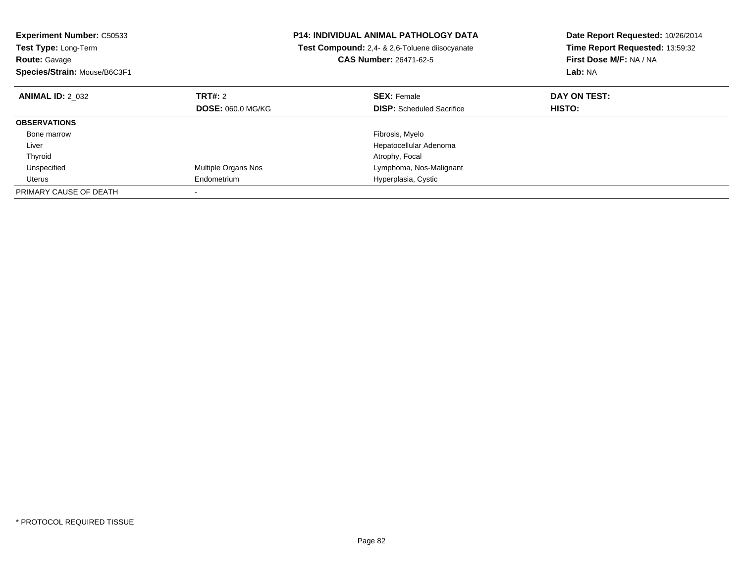**Experiment Number:** C50533
**Test Type:** Long-Term
**Route:** Gavage
**Species/Strain:** Mouse/B6C3F1

**P14: INDIVIDUAL ANIMAL PATHOLOGY DATA**
**Test Compound:** 2,4- & 2,6-Toluene diisocyanate
**CAS Number:** 26471-62-5

**Date Report Requested:** 10/26/2014
**Time Report Requested:** 13:59:32
**First Dose M/F:** NA / NA
**Lab:** NA

| **ANIMAL ID:** 2_032 | **TRT#:** 2 | **SEX:** Female | **DAY ON TEST:** |
|---|---|---|---|
| | **DOSE:** 060.0 MG/KG | **DISP:** Scheduled Sacrifice | **HISTO:** |
| **OBSERVATIONS** | | | |
| Bone marrow | | Fibrosis, Myelo | |
| Liver | | Hepatocellular Adenoma | |
| Thyroid | | Atrophy, Focal | |
| Unspecified | Multiple Organs Nos | Lymphoma, Nos-Malignant | |
| Uterus | Endometrium | Hyperplasia, Cystic | |
| PRIMARY CAUSE OF DEATH | - | | |

* PROTOCOL REQUIRED TISSUE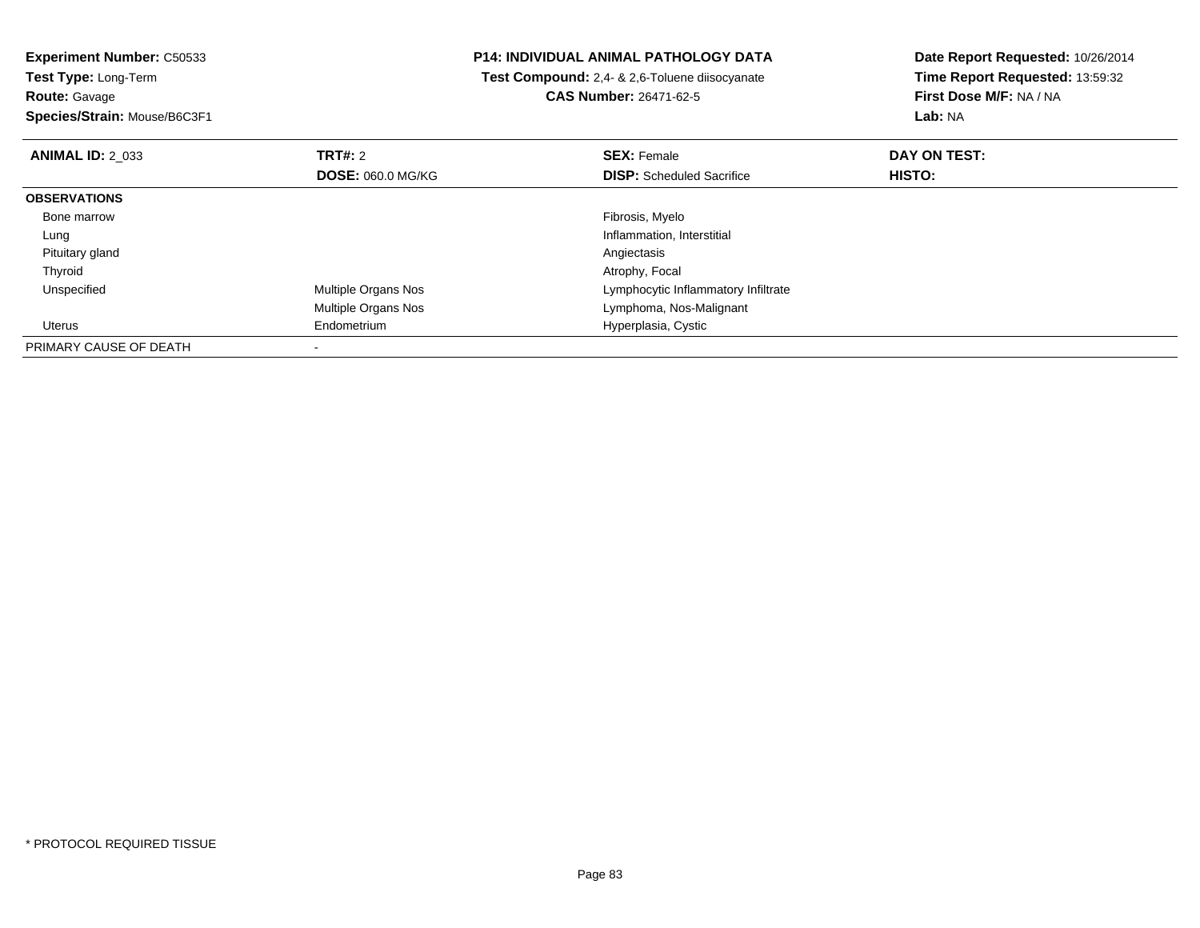**Experiment Number:** C50533
**Test Type:** Long-Term
**Route:** Gavage
**Species/Strain:** Mouse/B6C3F1

**P14: INDIVIDUAL ANIMAL PATHOLOGY DATA**
**Test Compound:** 2,4- & 2,6-Toluene diisocyanate
**CAS Number:** 26471-62-5

**Date Report Requested:** 10/26/2014
**Time Report Requested:** 13:59:32
**First Dose M/F:** NA / NA
**Lab:** NA

| **ANIMAL ID:** 2_033 | **TRT#:** 2 | **SEX:** Female | **DAY ON TEST:** |
|---|---|---|---|
| | **DOSE:** 060.0 MG/KG | **DISP:** Scheduled Sacrifice | **HISTO:** |
| **OBSERVATIONS** | | | |
| Bone marrow | | Fibrosis, Myelo | |
| Lung | | Inflammation, Interstitial | |
| Pituitary gland | | Angiectasis | |
| Thyroid | | Atrophy, Focal | |
| Unspecified | Multiple Organs Nos | Lymphocytic Inflammatory Infiltrate | |
| | Multiple Organs Nos | Lymphoma, Nos-Malignant | |
| Uterus | Endometrium | Hyperplasia, Cystic | |
| PRIMARY CAUSE OF DEATH | - | | |

* PROTOCOL REQUIRED TISSUE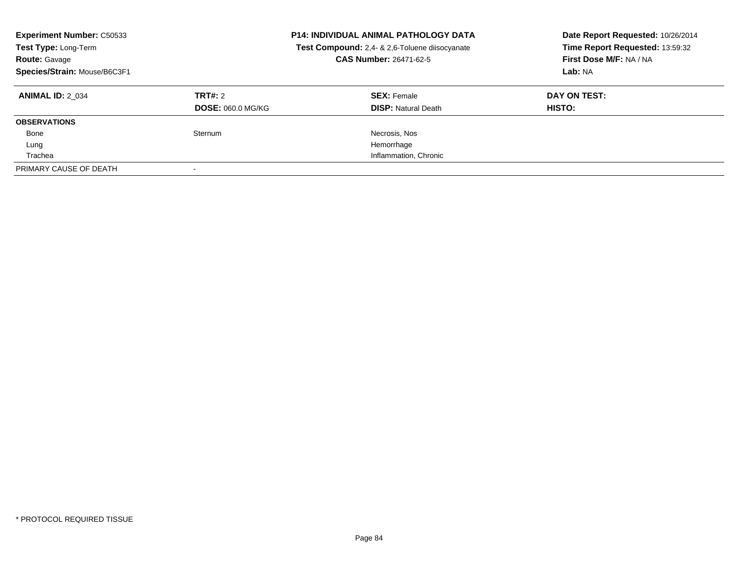**Experiment Number:** C50533
**Test Type:** Long-Term
**Route:** Gavage
**Species/Strain:** Mouse/B6C3F1

**P14: INDIVIDUAL ANIMAL PATHOLOGY DATA**
**Test Compound:** 2,4- & 2,6-Toluene diisocyanate
**CAS Number:** 26471-62-5

**Date Report Requested:** 10/26/2014
**Time Report Requested:** 13:59:32
**First Dose M/F:** NA / NA
**Lab:** NA

| **ANIMAL ID:** 2_034 | **TRT#:** 2 | **SEX:** Female | **DAY ON TEST:** |
|---|---|---|---|
| | **DOSE:** 060.0 MG/KG | **DISP:** Natural Death | **HISTO:** |
| **OBSERVATIONS** | | | |
| Bone | Sternum | Necrosis, Nos | |
| Lung | | Hemorrhage | |
| Trachea | | Inflammation, Chronic | |
| PRIMARY CAUSE OF DEATH | - | | |

* PROTOCOL REQUIRED TISSUE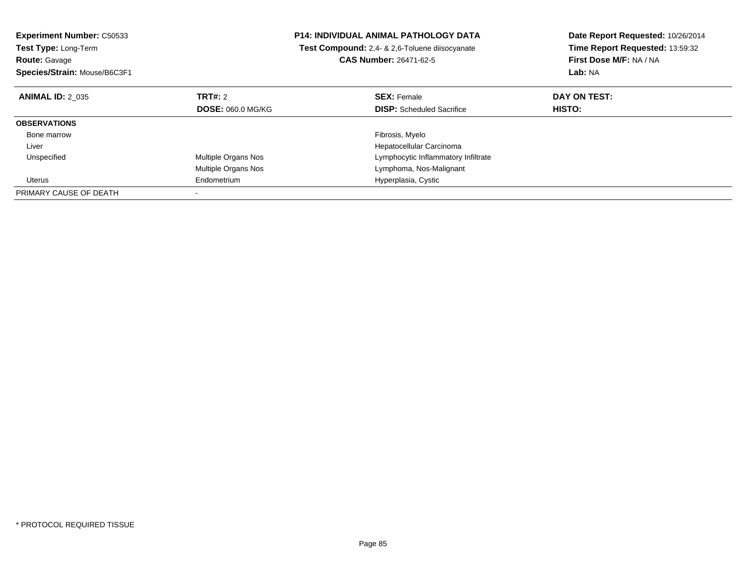**Experiment Number:** C50533
**Test Type:** Long-Term
**Route:** Gavage
**Species/Strain:** Mouse/B6C3F1

**P14: INDIVIDUAL ANIMAL PATHOLOGY DATA**
**Test Compound:** 2,4- & 2,6-Toluene diisocyanate
**CAS Number:** 26471-62-5

**Date Report Requested:** 10/26/2014
**Time Report Requested:** 13:59:32
**First Dose M/F:** NA / NA
**Lab:** NA

| **ANIMAL ID:** 2_035 | **TRT#:** 2 | **SEX:** Female | **DAY ON TEST:** |
|---|---|---|---|
| | **DOSE:** 060.0 MG/KG | **DISP:** Scheduled Sacrifice | **HISTO:** |
| **OBSERVATIONS** | | | |
| Bone marrow | | Fibrosis, Myelo | |
| Liver | | Hepatocellular Carcinoma | |
| Unspecified | Multiple Organs Nos | Lymphocytic Inflammatory Infiltrate | |
| | Multiple Organs Nos | Lymphoma, Nos-Malignant | |
| Uterus | Endometrium | Hyperplasia, Cystic | |
| PRIMARY CAUSE OF DEATH | - | | |

* PROTOCOL REQUIRED TISSUE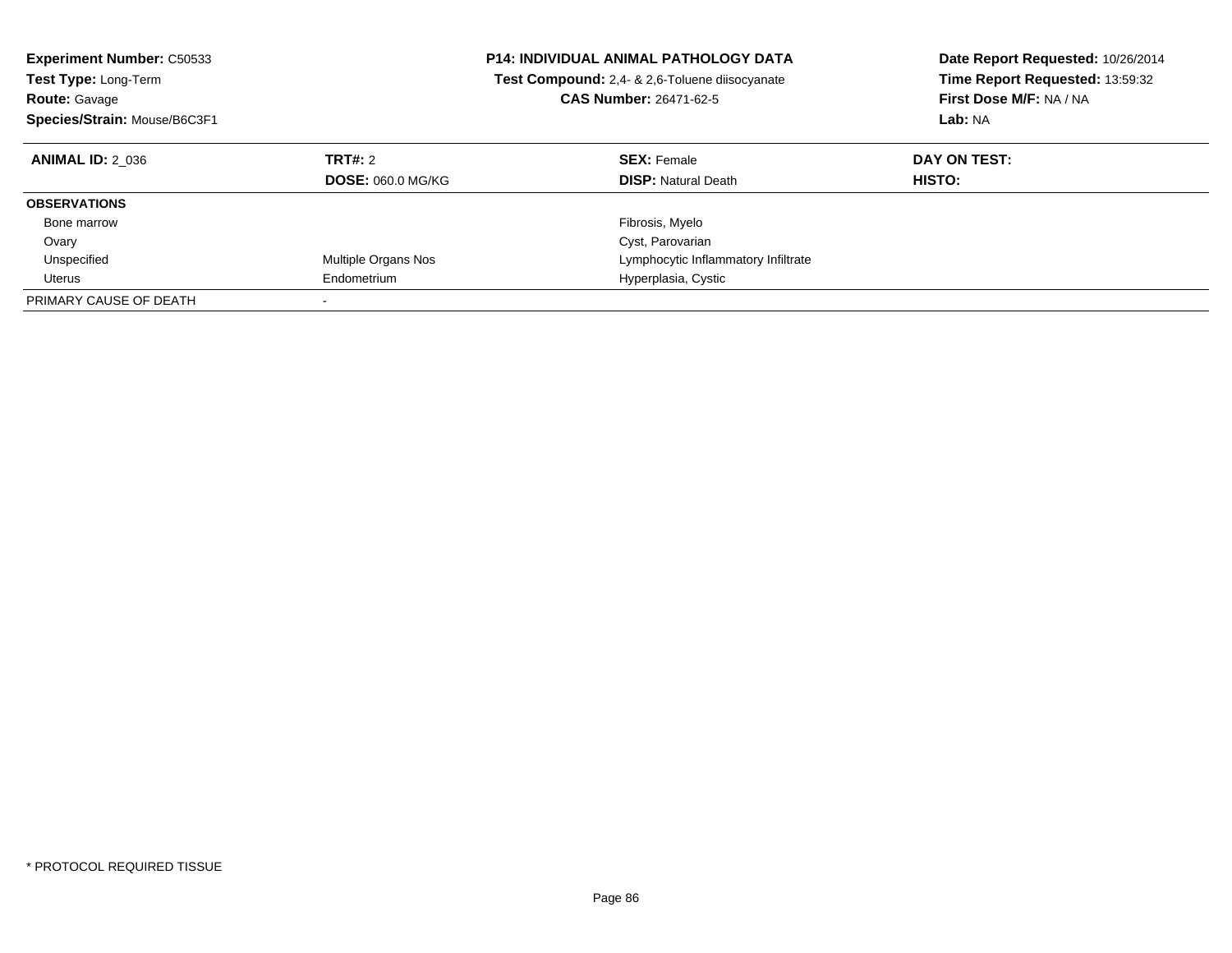**Experiment Number:** C50533
**Test Type:** Long-Term
**Route:** Gavage
**Species/Strain:** Mouse/B6C3F1

**P14: INDIVIDUAL ANIMAL PATHOLOGY DATA**
**Test Compound:** 2,4- & 2,6-Toluene diisocyanate
**CAS Number:** 26471-62-5

**Date Report Requested:** 10/26/2014
**Time Report Requested:** 13:59:32
**First Dose M/F:** NA / NA
**Lab:** NA

| **ANIMAL ID:** 2_036 | **TRT#:** 2 | **SEX:** Female | **DAY ON TEST:** |
|---|---|---|---|
| | **DOSE:** 060.0 MG/KG | **DISP:** Natural Death | **HISTO:** |
| **OBSERVATIONS** | | | |
| Bone marrow | | Fibrosis, Myelo | |
| Ovary | | Cyst, Parovarian | |
| Unspecified | Multiple Organs Nos | Lymphocytic Inflammatory Infiltrate | |
| Uterus | Endometrium | Hyperplasia, Cystic | |
| PRIMARY CAUSE OF DEATH | - | | |

* PROTOCOL REQUIRED TISSUE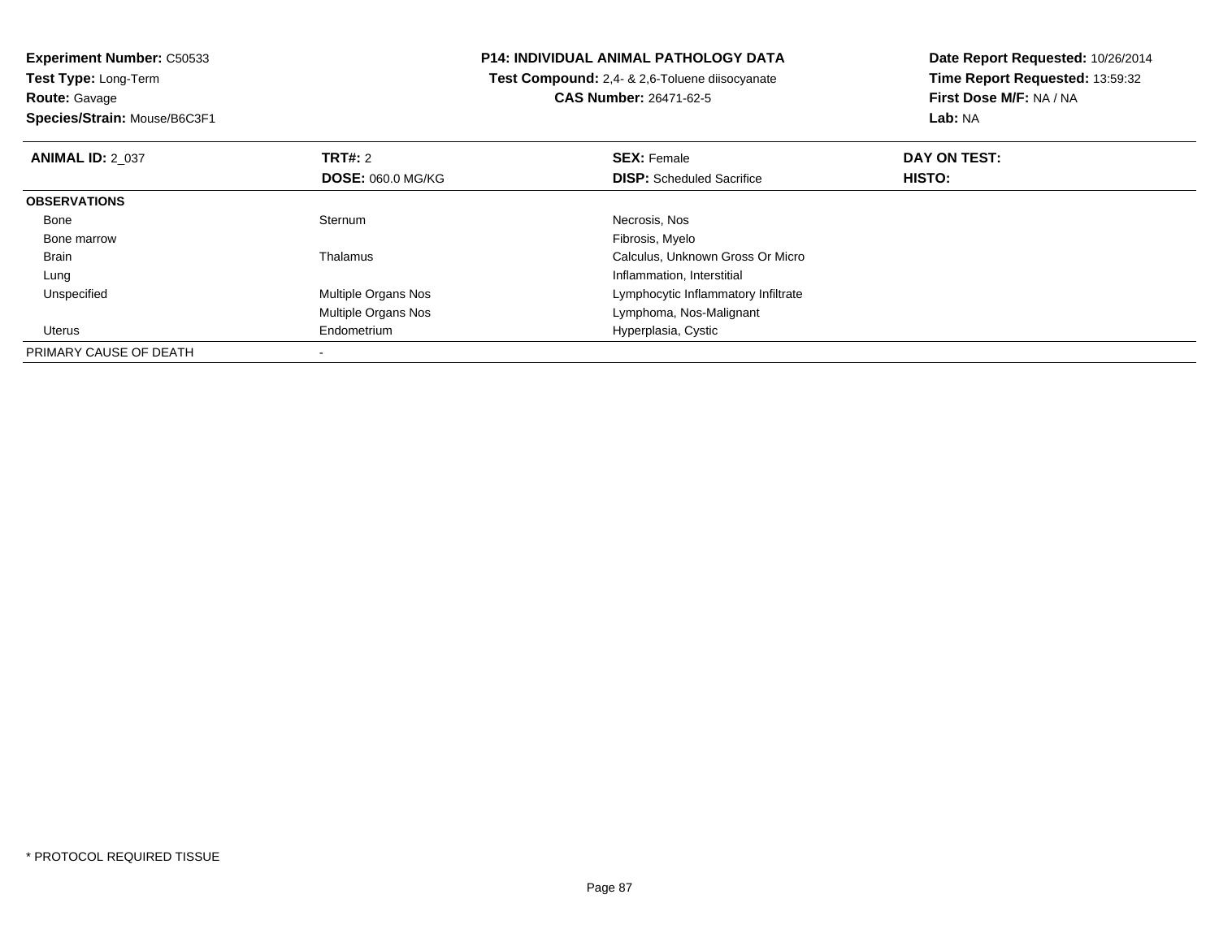**Experiment Number:** C50533
**Test Type:** Long-Term
**Route:** Gavage
**Species/Strain:** Mouse/B6C3F1

**P14: INDIVIDUAL ANIMAL PATHOLOGY DATA**
**Test Compound:** 2,4- & 2,6-Toluene diisocyanate
**CAS Number:** 26471-62-5

**Date Report Requested:** 10/26/2014
**Time Report Requested:** 13:59:32
**First Dose M/F:** NA / NA
**Lab:** NA

| **ANIMAL ID:** 2_037 | **TRT#:** 2 | **SEX:** Female | **DAY ON TEST:** |
|---|---|---|---|
| | **DOSE:** 060.0 MG/KG | **DISP:** Scheduled Sacrifice | **HISTO:** |
| **OBSERVATIONS** | | | |
| Bone | Sternum | Necrosis, Nos | |
| Bone marrow | | Fibrosis, Myelo | |
| Brain | Thalamus | Calculus, Unknown Gross Or Micro | |
| Lung | | Inflammation, Interstitial | |
| Unspecified | Multiple Organs Nos | Lymphocytic Inflammatory Infiltrate | |
| | Multiple Organs Nos | Lymphoma, Nos-Malignant | |
| Uterus | Endometrium | Hyperplasia, Cystic | |
| PRIMARY CAUSE OF DEATH | - | | |

* PROTOCOL REQUIRED TISSUE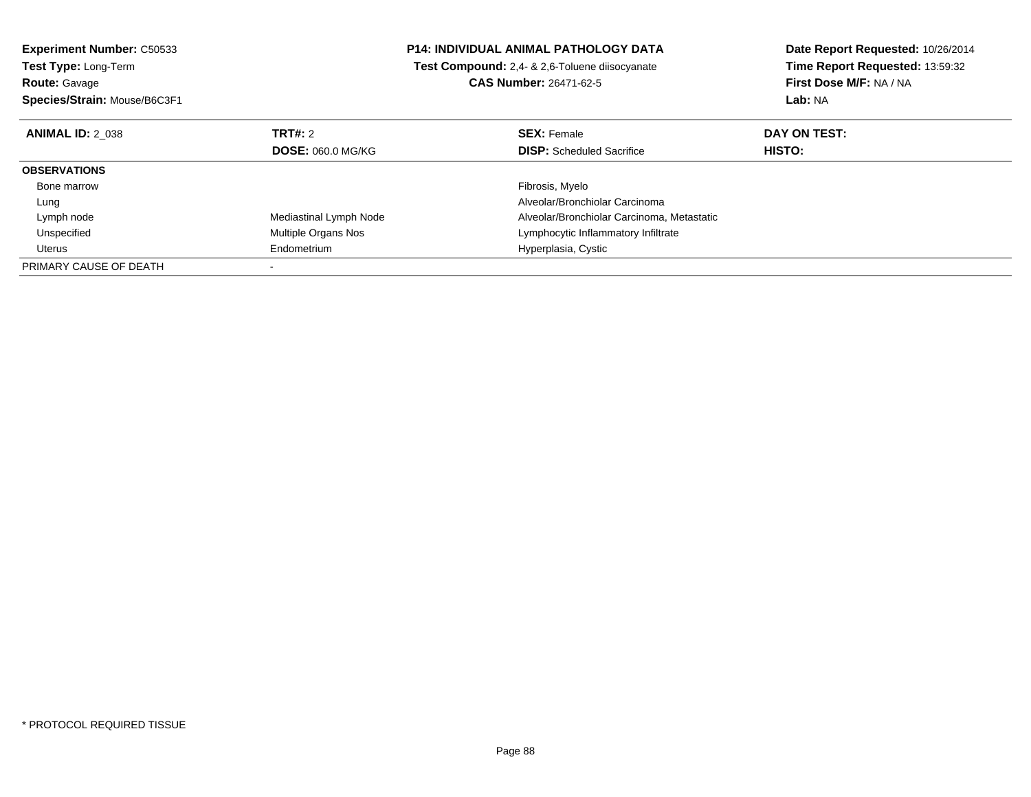**Experiment Number:** C50533
**Test Type:** Long-Term
**Route:** Gavage
**Species/Strain:** Mouse/B6C3F1

**P14: INDIVIDUAL ANIMAL PATHOLOGY DATA**
**Test Compound:** 2,4- & 2,6-Toluene diisocyanate
**CAS Number:** 26471-62-5

**Date Report Requested:** 10/26/2014
**Time Report Requested:** 13:59:32
**First Dose M/F:** NA / NA
**Lab:** NA

| **ANIMAL ID:** 2_038 | **TRT#:** 2 | **SEX:** Female | **DAY ON TEST:** |
|---|---|---|---|
| | **DOSE:** 060.0 MG/KG | **DISP:** Scheduled Sacrifice | **HISTO:** |
| **OBSERVATIONS** | | | |
| Bone marrow | | Fibrosis, Myelo | |
| Lung | | Alveolar/Bronchiolar Carcinoma | |
| Lymph node | Mediastinal Lymph Node | Alveolar/Bronchiolar Carcinoma, Metastatic | |
| Unspecified | Multiple Organs Nos | Lymphocytic Inflammatory Infiltrate | |
| Uterus | Endometrium | Hyperplasia, Cystic | |
| PRIMARY CAUSE OF DEATH | - | | |

* PROTOCOL REQUIRED TISSUE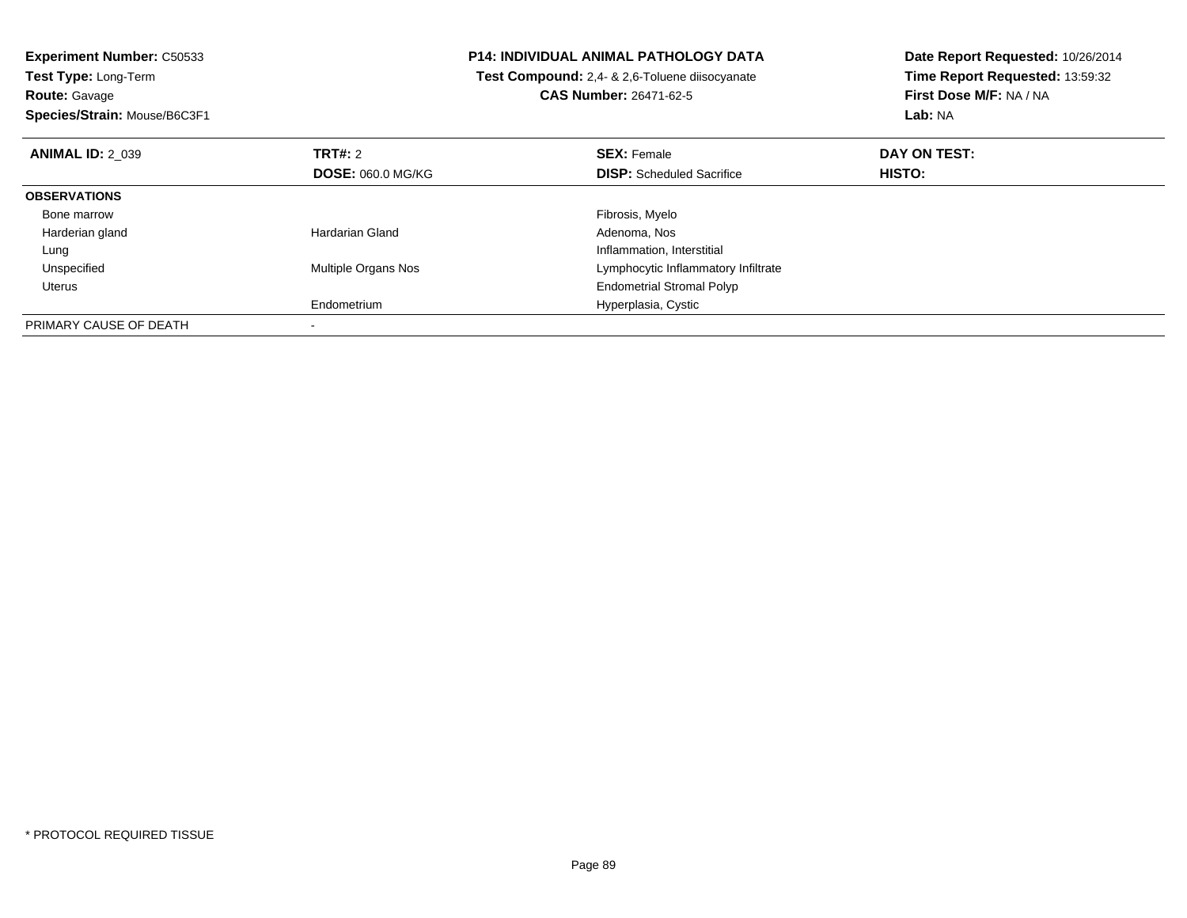**Experiment Number:** C50533
**Test Type:** Long-Term
**Route:** Gavage
**Species/Strain:** Mouse/B6C3F1

**P14: INDIVIDUAL ANIMAL PATHOLOGY DATA**
**Test Compound:** 2,4- & 2,6-Toluene diisocyanate
**CAS Number:** 26471-62-5

**Date Report Requested:** 10/26/2014
**Time Report Requested:** 13:59:32
**First Dose M/F:** NA / NA
**Lab:** NA

| **ANIMAL ID:** 2_039 | **TRT#:** 2 | **SEX:** Female | **DAY ON TEST:** |
|---|---|---|---|
| | **DOSE:** 060.0 MG/KG | **DISP:** Scheduled Sacrifice | **HISTO:** |
| **OBSERVATIONS** | | | |
| Bone marrow | | Fibrosis, Myelo | |
| Harderian gland | Hardarian Gland | Adenoma, Nos | |
| Lung | | Inflammation, Interstitial | |
| Unspecified | Multiple Organs Nos | Lymphocytic Inflammatory Infiltrate | |
| Uterus | | Endometrial Stromal Polyp | |
| | Endometrium | Hyperplasia, Cystic | |
| PRIMARY CAUSE OF DEATH | - | | |

* PROTOCOL REQUIRED TISSUE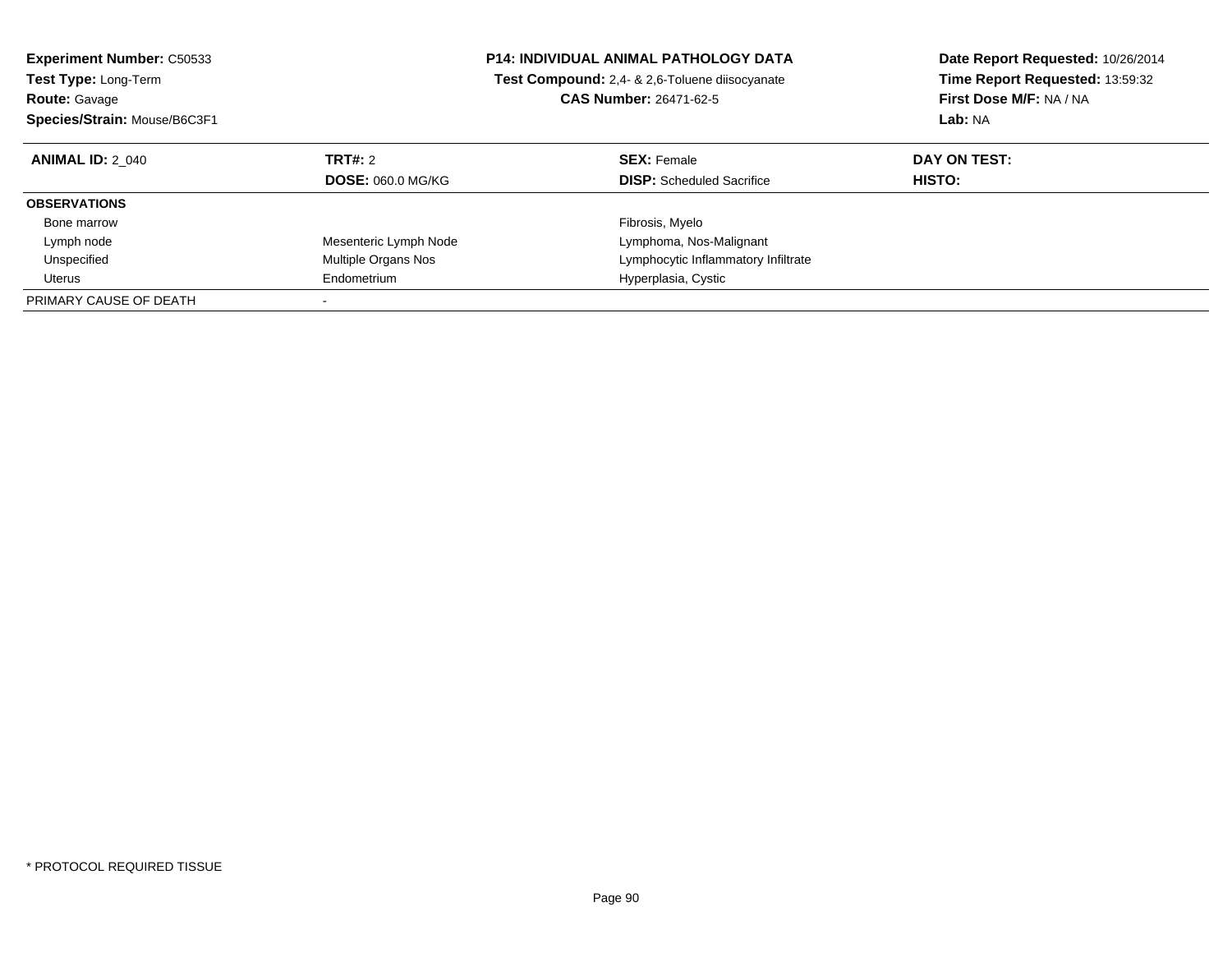**Experiment Number:** C50533
**Test Type:** Long-Term
**Route:** Gavage
**Species/Strain:** Mouse/B6C3F1

**P14: INDIVIDUAL ANIMAL PATHOLOGY DATA**
**Test Compound:** 2,4- & 2,6-Toluene diisocyanate
**CAS Number:** 26471-62-5

**Date Report Requested:** 10/26/2014
**Time Report Requested:** 13:59:32
**First Dose M/F:** NA / NA
**Lab:** NA

| **ANIMAL ID:** 2_040 | **TRT#:** 2 | **SEX:** Female | **DAY ON TEST:** |
|---|---|---|---|
| | **DOSE:** 060.0 MG/KG | **DISP:** Scheduled Sacrifice | **HISTO:** |
| **OBSERVATIONS** | | | |
| Bone marrow | | Fibrosis, Myelo | |
| Lymph node | Mesenteric Lymph Node | Lymphoma, Nos-Malignant | |
| Unspecified | Multiple Organs Nos | Lymphocytic Inflammatory Infiltrate | |
| Uterus | Endometrium | Hyperplasia, Cystic | |
| PRIMARY CAUSE OF DEATH | - | | |

* PROTOCOL REQUIRED TISSUE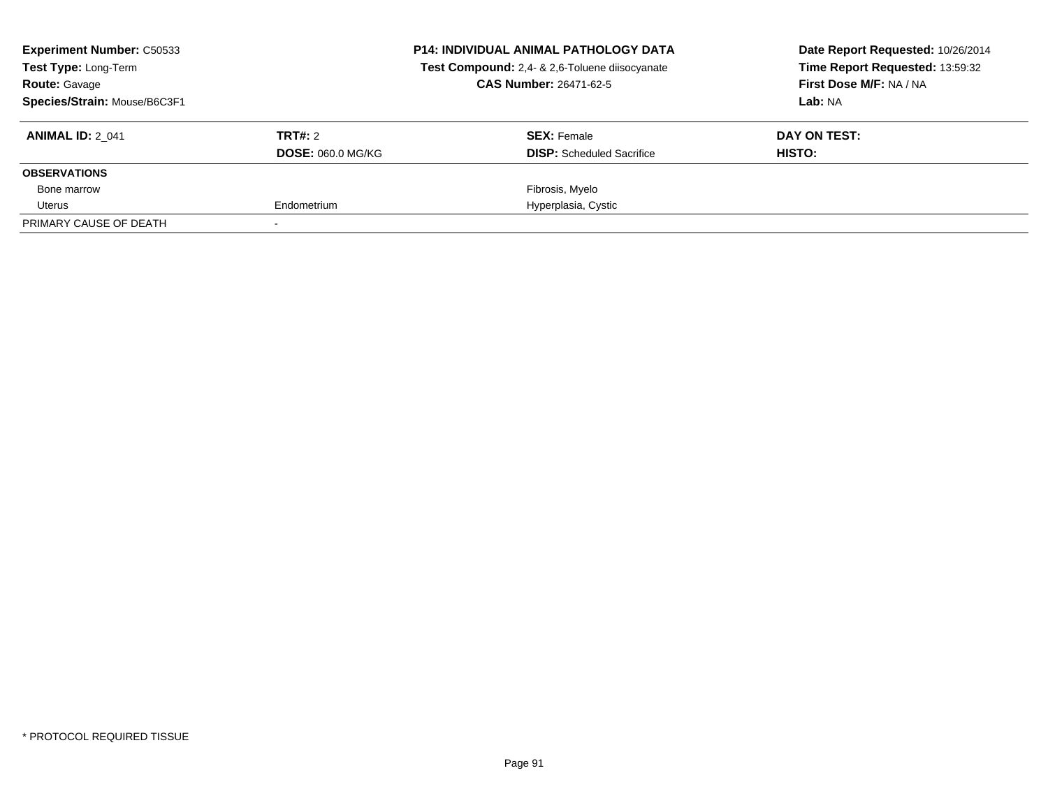**Experiment Number:** C50533
**Test Type:** Long-Term
**Route:** Gavage
**Species/Strain:** Mouse/B6C3F1

**P14: INDIVIDUAL ANIMAL PATHOLOGY DATA**
**Test Compound:** 2,4- & 2,6-Toluene diisocyanate
**CAS Number:** 26471-62-5

**Date Report Requested:** 10/26/2014
**Time Report Requested:** 13:59:32
**First Dose M/F:** NA / NA
**Lab:** NA

| **ANIMAL ID:** 2_041 | **TRT#:** 2 | **SEX:** Female | **DAY ON TEST:** |
|---|---|---|---|
| | **DOSE:** 060.0 MG/KG | **DISP:** Scheduled Sacrifice | **HISTO:** |
| **OBSERVATIONS** | | | |
| Bone marrow | | Fibrosis, Myelo | |
| Uterus | Endometrium | Hyperplasia, Cystic | |
| PRIMARY CAUSE OF DEATH | - | | |

* PROTOCOL REQUIRED TISSUE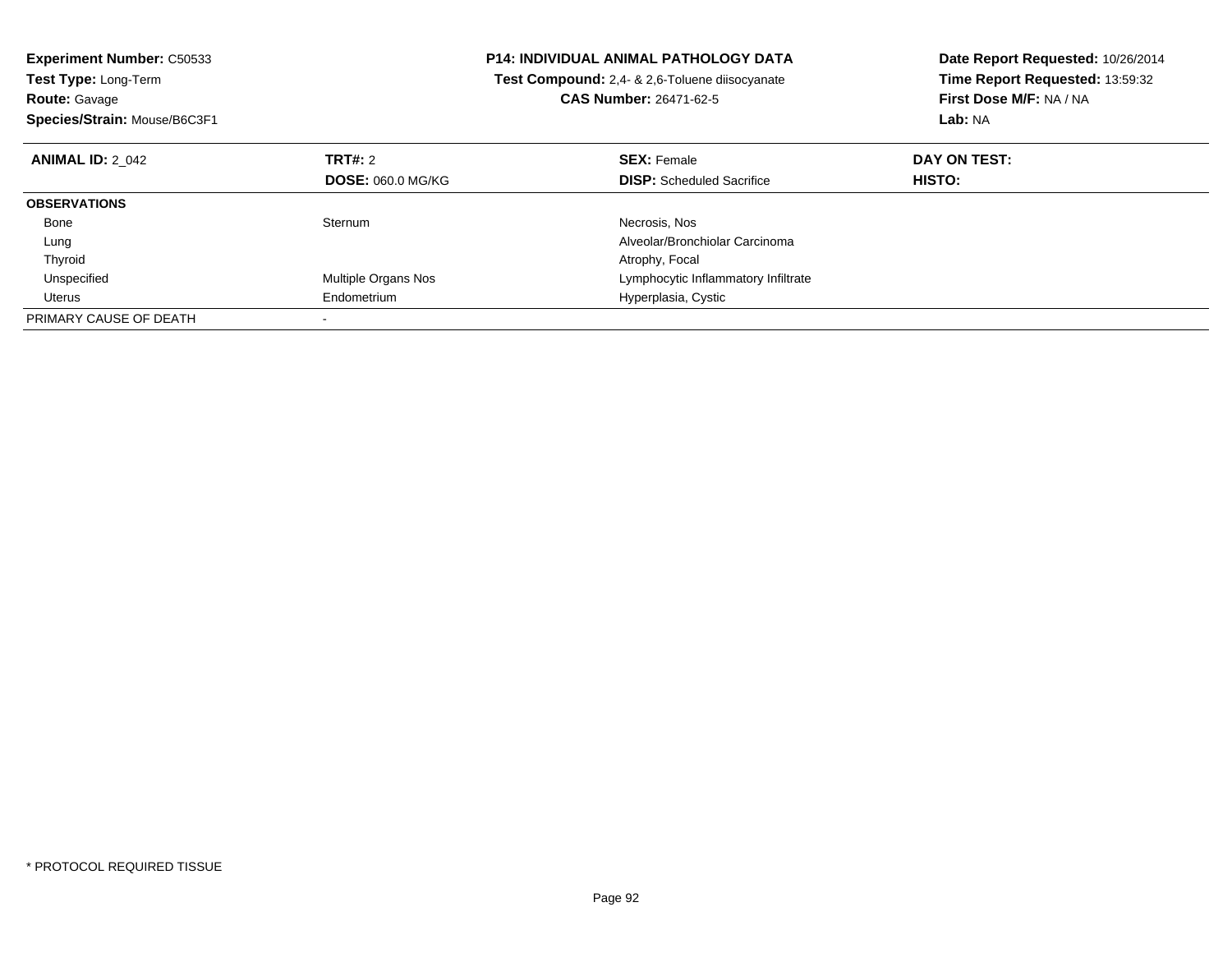**Experiment Number:** C50533
**Test Type:** Long-Term
**Route:** Gavage
**Species/Strain:** Mouse/B6C3F1

**P14: INDIVIDUAL ANIMAL PATHOLOGY DATA**
**Test Compound:** 2,4- & 2,6-Toluene diisocyanate
**CAS Number:** 26471-62-5

**Date Report Requested:** 10/26/2014
**Time Report Requested:** 13:59:32
**First Dose M/F:** NA / NA
**Lab:** NA

| **ANIMAL ID:** 2_042 | **TRT#:** 2 | **SEX:** Female | **DAY ON TEST:** |
|---|---|---|---|
| | **DOSE:** 060.0 MG/KG | **DISP:** Scheduled Sacrifice | **HISTO:** |
| **OBSERVATIONS** | | | |
| Bone | Sternum | Necrosis, Nos | |
| Lung | | Alveolar/Bronchiolar Carcinoma | |
| Thyroid | | Atrophy, Focal | |
| Unspecified | Multiple Organs Nos | Lymphocytic Inflammatory Infiltrate | |
| Uterus | Endometrium | Hyperplasia, Cystic | |
| PRIMARY CAUSE OF DEATH | - | | |

* PROTOCOL REQUIRED TISSUE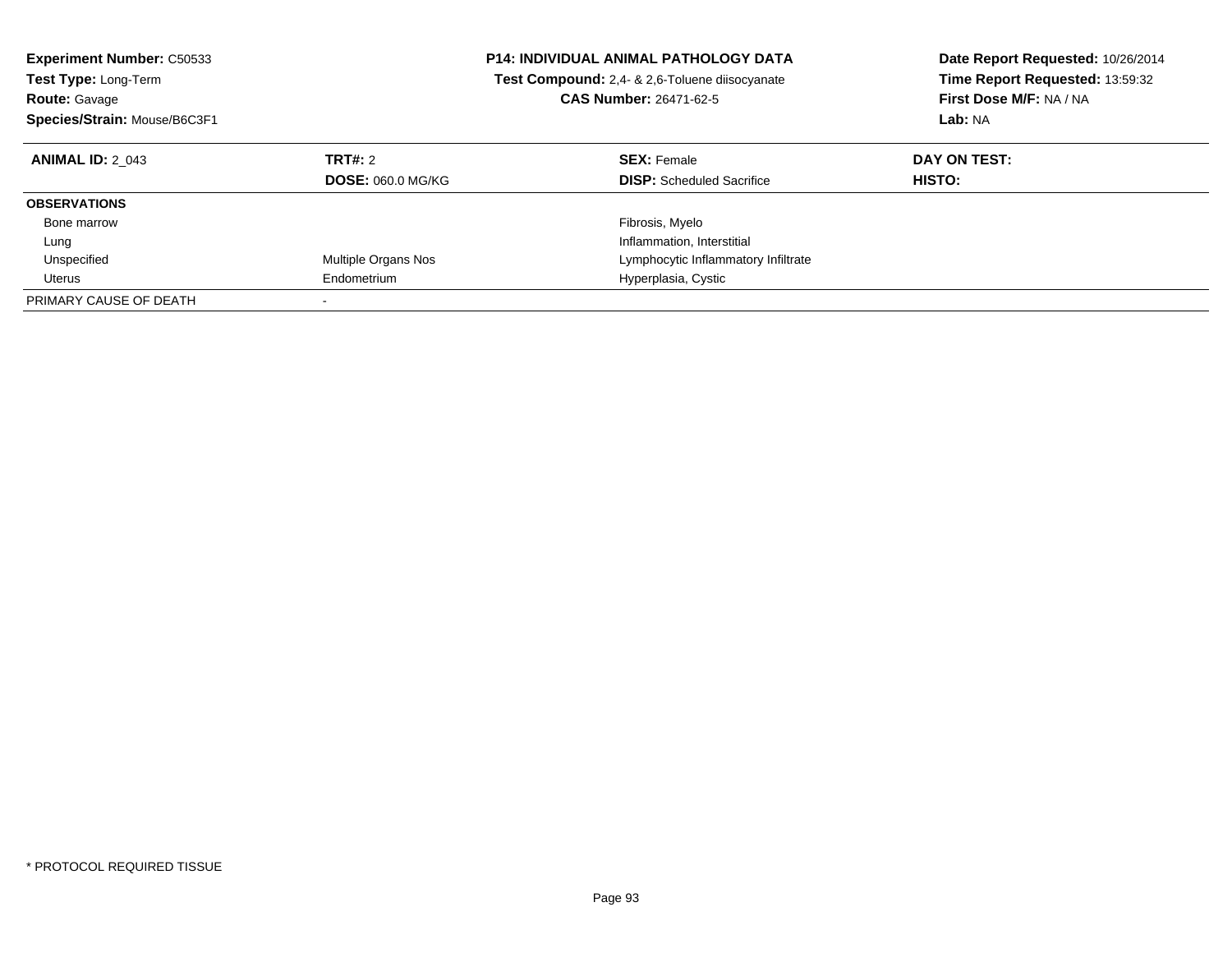**Experiment Number:** C50533
**Test Type:** Long-Term
**Route:** Gavage
**Species/Strain:** Mouse/B6C3F1

**P14: INDIVIDUAL ANIMAL PATHOLOGY DATA**
**Test Compound:** 2,4- & 2,6-Toluene diisocyanate
**CAS Number:** 26471-62-5

**Date Report Requested:** 10/26/2014
**Time Report Requested:** 13:59:32
**First Dose M/F:** NA / NA
**Lab:** NA

| **ANIMAL ID:** 2_043 | **TRT#:** 2 | **SEX:** Female | **DAY ON TEST:** |
|---|---|---|---|
| | **DOSE:** 060.0 MG/KG | **DISP:** Scheduled Sacrifice | **HISTO:** |
| **OBSERVATIONS** | | | |
| Bone marrow | | Fibrosis, Myelo | |
| Lung | | Inflammation, Interstitial | |
| Unspecified | Multiple Organs Nos | Lymphocytic Inflammatory Infiltrate | |
| Uterus | Endometrium | Hyperplasia, Cystic | |
| PRIMARY CAUSE OF DEATH | - | | |

* PROTOCOL REQUIRED TISSUE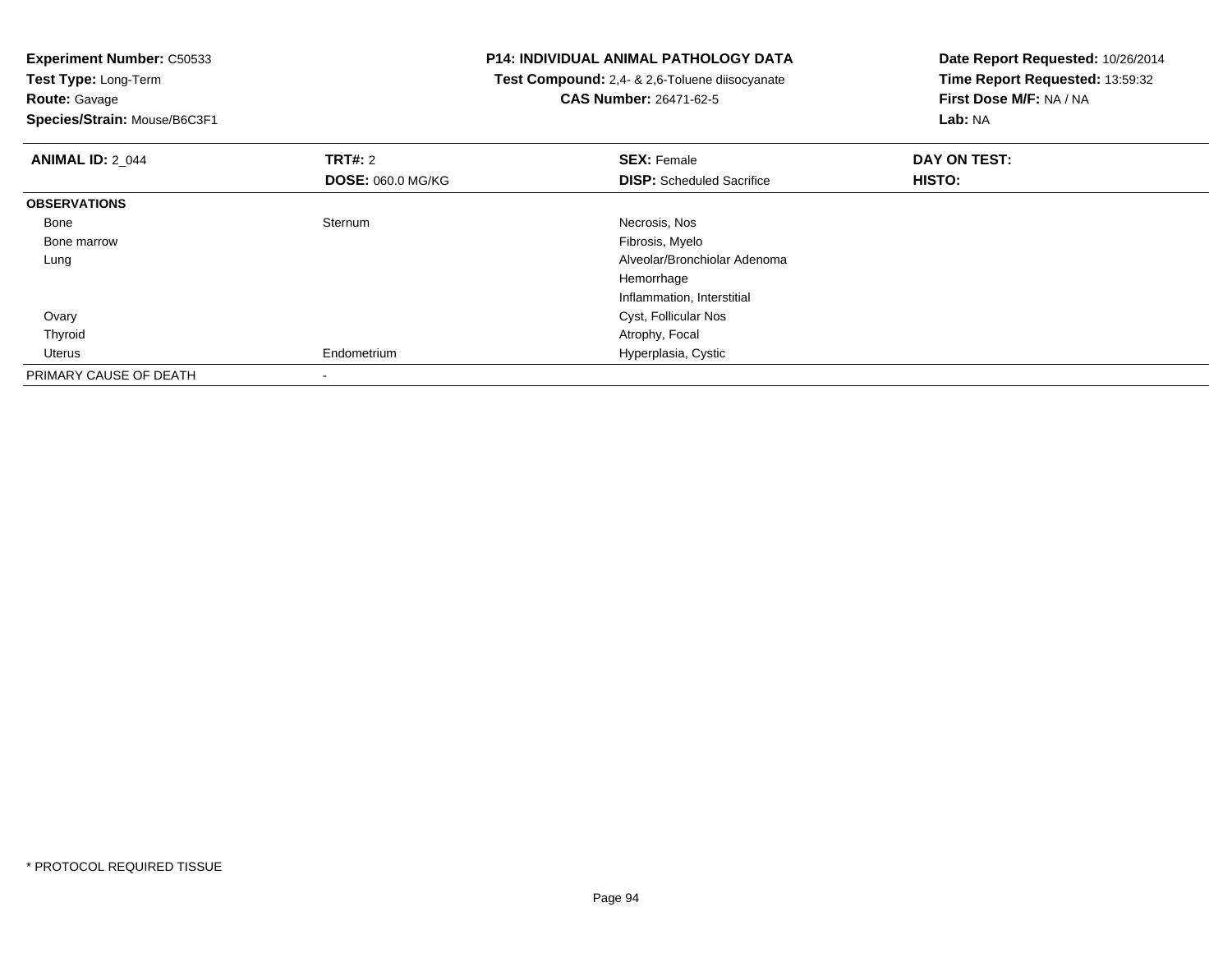**Experiment Number:** C50533
**Test Type:** Long-Term
**Route:** Gavage
**Species/Strain:** Mouse/B6C3F1

**P14: INDIVIDUAL ANIMAL PATHOLOGY DATA**
**Test Compound:** 2,4- & 2,6-Toluene diisocyanate
**CAS Number:** 26471-62-5

**Date Report Requested:** 10/26/2014
**Time Report Requested:** 13:59:32
**First Dose M/F:** NA / NA
**Lab:** NA

| **ANIMAL ID:** 2_044 | **TRT#:** 2 | **SEX:** Female | **DAY ON TEST:** |
|---|---|---|---|
| | **DOSE:** 060.0 MG/KG | **DISP:** Scheduled Sacrifice | **HISTO:** |
| **OBSERVATIONS** | | | |
| Bone | Sternum | Necrosis, Nos | |
| Bone marrow | | Fibrosis, Myelo | |
| Lung | | Alveolar/Bronchiolar Adenoma | |
| | | Hemorrhage | |
| | | Inflammation, Interstitial | |
| Ovary | | Cyst, Follicular Nos | |
| Thyroid | | Atrophy, Focal | |
| Uterus | Endometrium | Hyperplasia, Cystic | |
| PRIMARY CAUSE OF DEATH | - | | |

* PROTOCOL REQUIRED TISSUE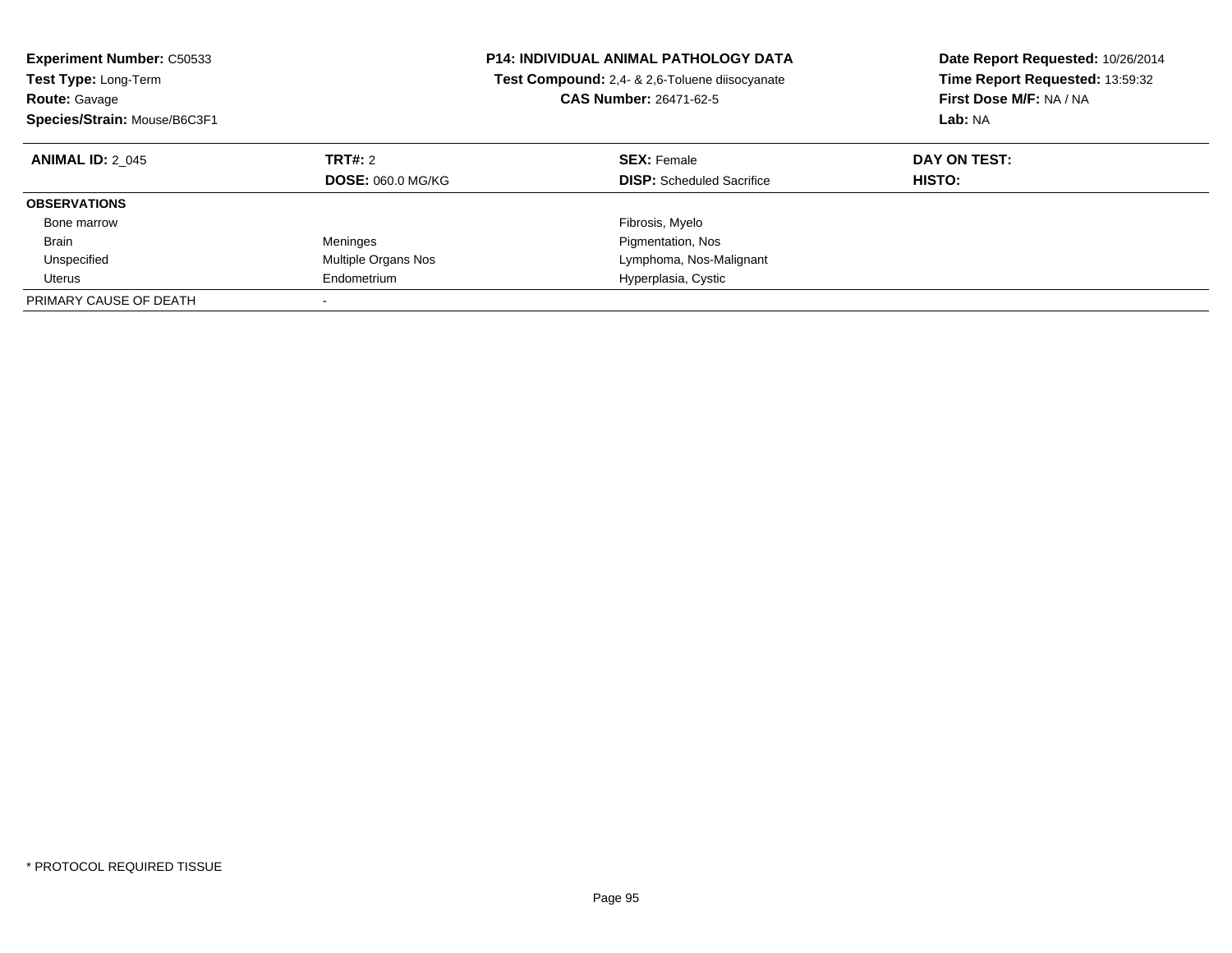**Experiment Number:** C50533
**Test Type:** Long-Term
**Route:** Gavage
**Species/Strain:** Mouse/B6C3F1

**P14: INDIVIDUAL ANIMAL PATHOLOGY DATA**
**Test Compound:** 2,4- & 2,6-Toluene diisocyanate
**CAS Number:** 26471-62-5

**Date Report Requested:** 10/26/2014
**Time Report Requested:** 13:59:32
**First Dose M/F:** NA / NA
**Lab:** NA

| **ANIMAL ID:** 2_045 | **TRT#:** 2 | **SEX:** Female | **DAY ON TEST:** |
|---|---|---|---|
| | **DOSE:** 060.0 MG/KG | **DISP:** Scheduled Sacrifice | **HISTO:** |
| **OBSERVATIONS** | | | |
| Bone marrow | | Fibrosis, Myelo | |
| Brain | Meninges | Pigmentation, Nos | |
| Unspecified | Multiple Organs Nos | Lymphoma, Nos-Malignant | |
| Uterus | Endometrium | Hyperplasia, Cystic | |
| PRIMARY CAUSE OF DEATH | - | | |

* PROTOCOL REQUIRED TISSUE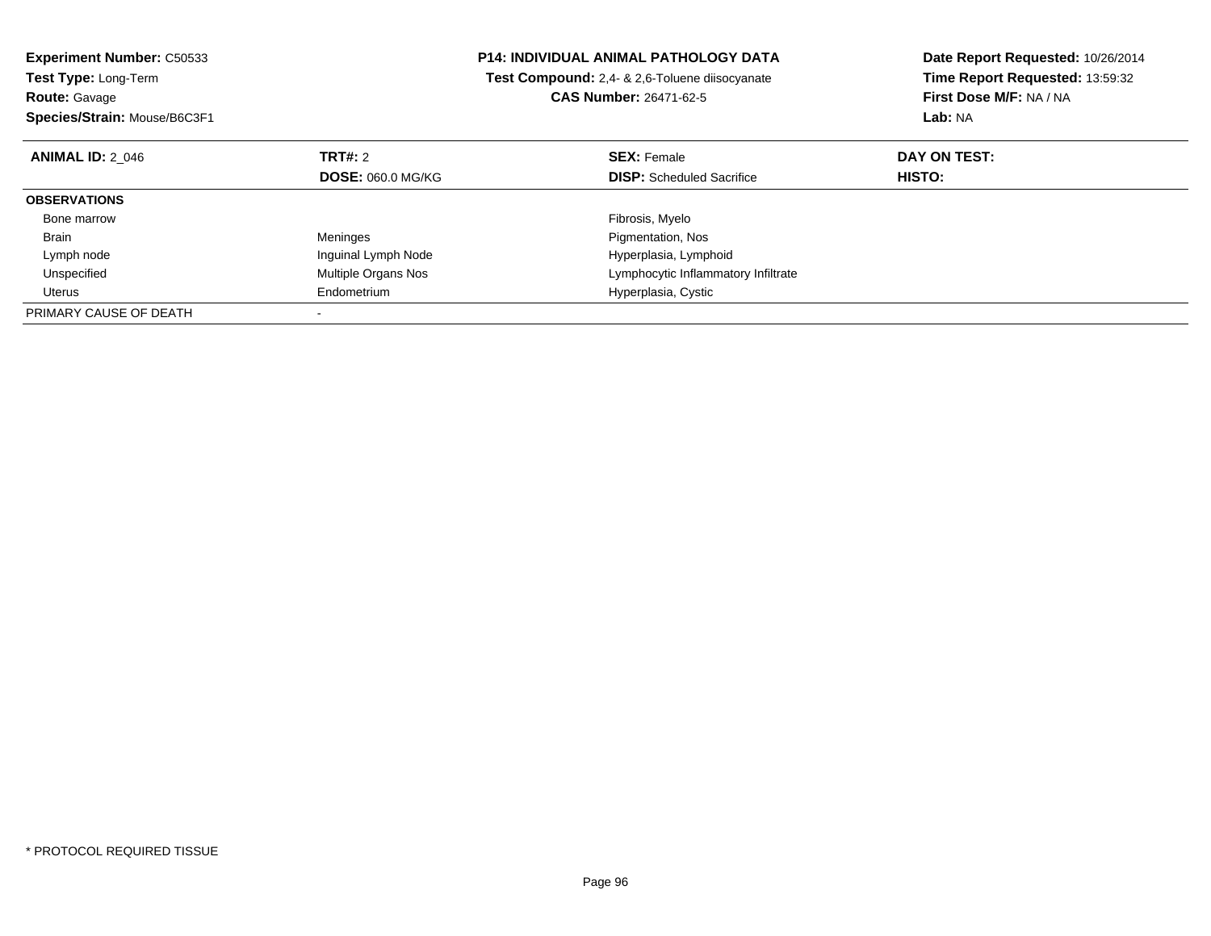**Experiment Number:** C50533
**Test Type:** Long-Term
**Route:** Gavage
**Species/Strain:** Mouse/B6C3F1

**P14: INDIVIDUAL ANIMAL PATHOLOGY DATA**
**Test Compound:** 2,4- & 2,6-Toluene diisocyanate
**CAS Number:** 26471-62-5

**Date Report Requested:** 10/26/2014
**Time Report Requested:** 13:59:32
**First Dose M/F:** NA / NA
**Lab:** NA

| **ANIMAL ID:** 2_046 | **TRT#:** 2 | **SEX:** Female | **DAY ON TEST:** |
|---|---|---|---|
| | **DOSE:** 060.0 MG/KG | **DISP:** Scheduled Sacrifice | **HISTO:** |
| **OBSERVATIONS** | | | |
| Bone marrow | | Fibrosis, Myelo | |
| Brain | Meninges | Pigmentation, Nos | |
| Lymph node | Inguinal Lymph Node | Hyperplasia, Lymphoid | |
| Unspecified | Multiple Organs Nos | Lymphocytic Inflammatory Infiltrate | |
| Uterus | Endometrium | Hyperplasia, Cystic | |
| PRIMARY CAUSE OF DEATH | - | | |

* PROTOCOL REQUIRED TISSUE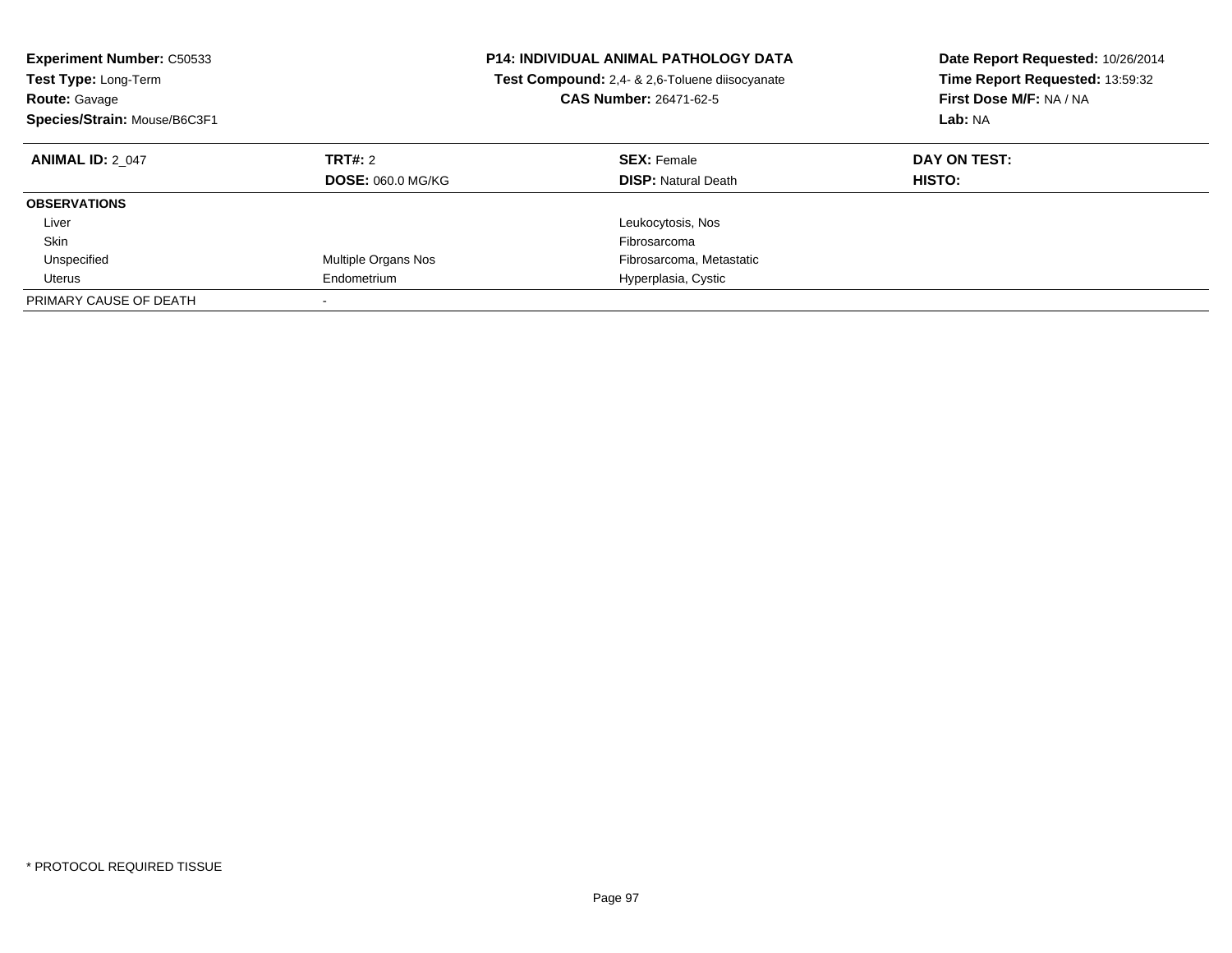**Experiment Number:** C50533
**Test Type:** Long-Term
**Route:** Gavage
**Species/Strain:** Mouse/B6C3F1

**P14: INDIVIDUAL ANIMAL PATHOLOGY DATA**
**Test Compound:** 2,4- & 2,6-Toluene diisocyanate
**CAS Number:** 26471-62-5

**Date Report Requested:** 10/26/2014
**Time Report Requested:** 13:59:32
**First Dose M/F:** NA / NA
**Lab:** NA

| **ANIMAL ID:** 2_047 | **TRT#:** 2 | **SEX:** Female | **DAY ON TEST:** |
|---|---|---|---|
| | **DOSE:** 060.0 MG/KG | **DISP:** Natural Death | **HISTO:** |
| **OBSERVATIONS** | | | |
| Liver | | Leukocytosis, Nos | |
| Skin | | Fibrosarcoma | |
| Unspecified | Multiple Organs Nos | Fibrosarcoma, Metastatic | |
| Uterus | Endometrium | Hyperplasia, Cystic | |
| PRIMARY CAUSE OF DEATH | - | | |

* PROTOCOL REQUIRED TISSUE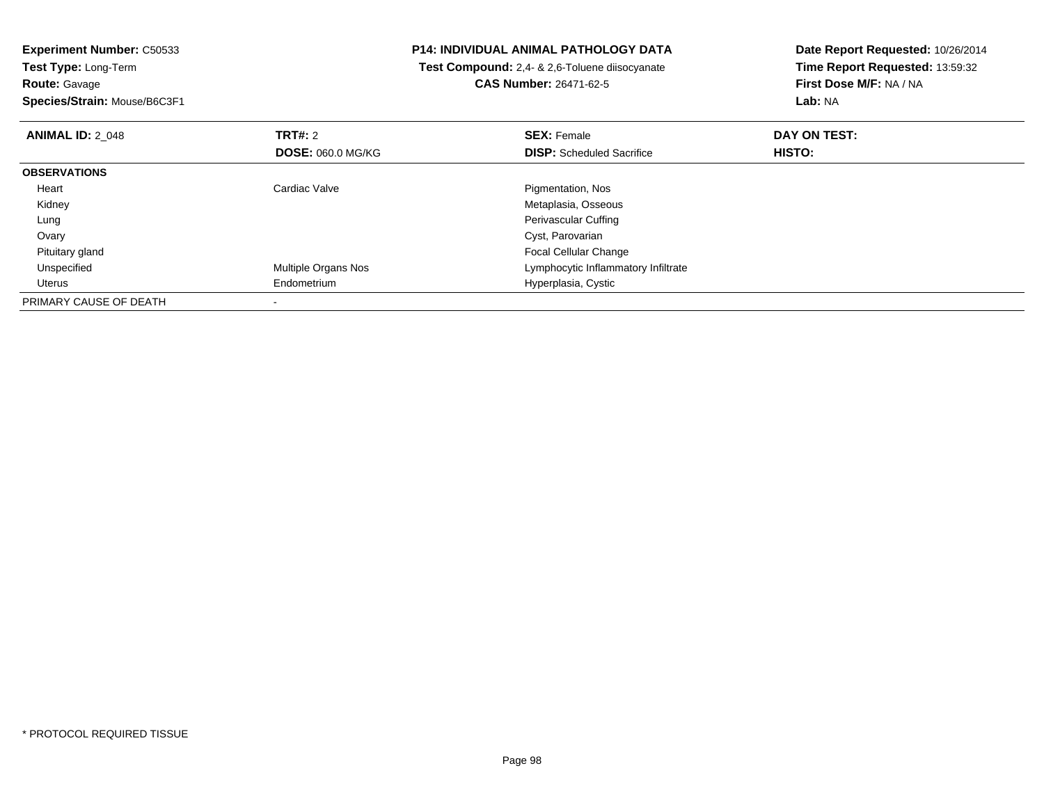**Experiment Number:** C50533
**Test Type:** Long-Term
**Route:** Gavage
**Species/Strain:** Mouse/B6C3F1

**P14: INDIVIDUAL ANIMAL PATHOLOGY DATA**
**Test Compound:** 2,4- & 2,6-Toluene diisocyanate
**CAS Number:** 26471-62-5

**Date Report Requested:** 10/26/2014
**Time Report Requested:** 13:59:32
**First Dose M/F:** NA / NA
**Lab:** NA

| **ANIMAL ID:** 2_048 | **TRT#:** 2 | **SEX:** Female | **DAY ON TEST:** |
|---|---|---|---|
| | **DOSE:** 060.0 MG/KG | **DISP:** Scheduled Sacrifice | **HISTO:** |
| **OBSERVATIONS** | | | |
| Heart | Cardiac Valve | Pigmentation, Nos | |
| Kidney | | Metaplasia, Osseous | |
| Lung | | Perivascular Cuffing | |
| Ovary | | Cyst, Parovarian | |
| Pituitary gland | | Focal Cellular Change | |
| Unspecified | Multiple Organs Nos | Lymphocytic Inflammatory Infiltrate | |
| Uterus | Endometrium | Hyperplasia, Cystic | |
| PRIMARY CAUSE OF DEATH | - | | |

* PROTOCOL REQUIRED TISSUE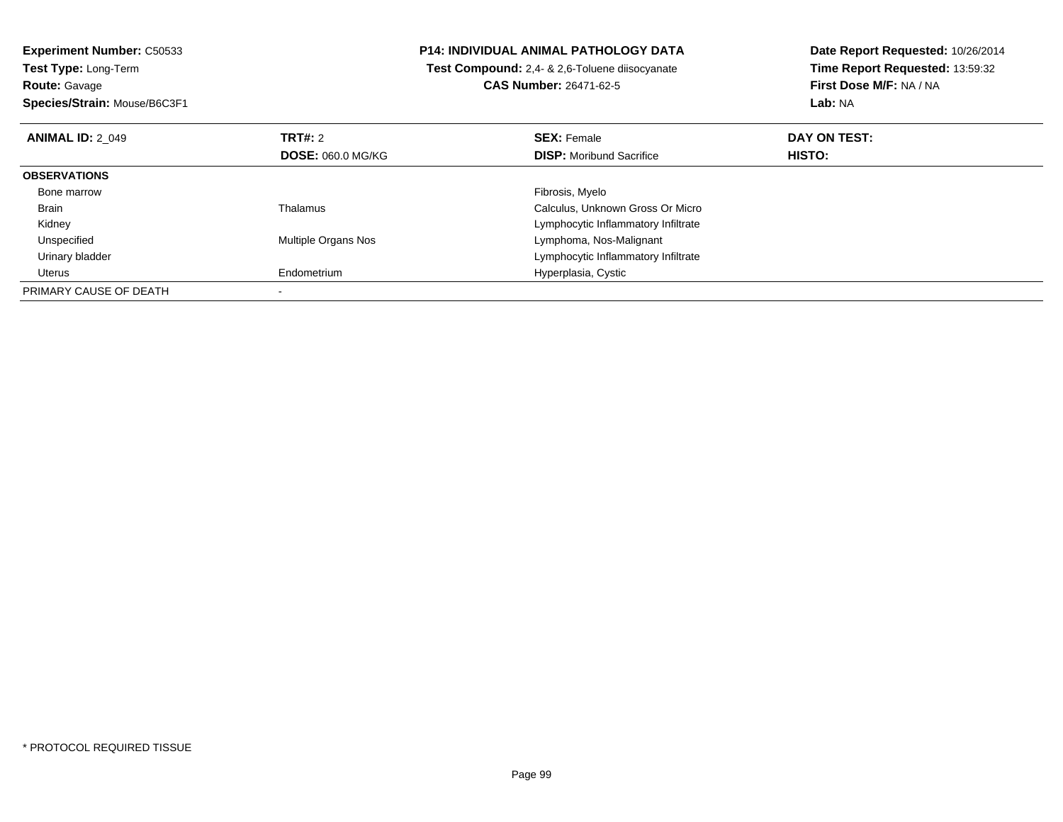**Experiment Number:** C50533
**Test Type:** Long-Term
**Route:** Gavage
**Species/Strain:** Mouse/B6C3F1

**P14: INDIVIDUAL ANIMAL PATHOLOGY DATA**
**Test Compound:** 2,4- & 2,6-Toluene diisocyanate
**CAS Number:** 26471-62-5

**Date Report Requested:** 10/26/2014
**Time Report Requested:** 13:59:32
**First Dose M/F:** NA / NA
**Lab:** NA

| **ANIMAL ID:** 2_049 | **TRT#:** 2 | **SEX:** Female | **DAY ON TEST:** |
|---|---|---|---|
| | **DOSE:** 060.0 MG/KG | **DISP:** Moribund Sacrifice | **HISTO:** |
| **OBSERVATIONS** | | | |
| Bone marrow | | Fibrosis, Myelo | |
| Brain | Thalamus | Calculus, Unknown Gross Or Micro | |
| Kidney | | Lymphocytic Inflammatory Infiltrate | |
| Unspecified | Multiple Organs Nos | Lymphoma, Nos-Malignant | |
| Urinary bladder | | Lymphocytic Inflammatory Infiltrate | |
| Uterus | Endometrium | Hyperplasia, Cystic | |
| PRIMARY CAUSE OF DEATH | - | | |

\* PROTOCOL REQUIRED TISSUE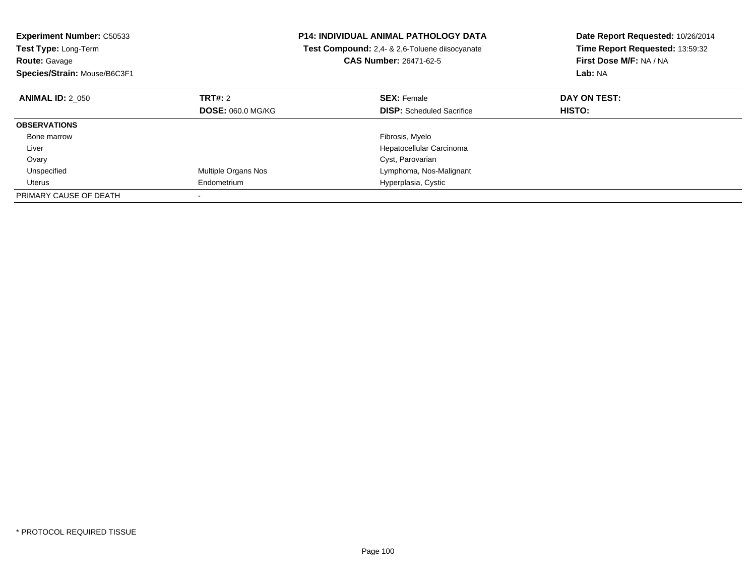**Experiment Number:** C50533
**Test Type:** Long-Term
**Route:** Gavage
**Species/Strain:** Mouse/B6C3F1

**P14: INDIVIDUAL ANIMAL PATHOLOGY DATA**
**Test Compound:** 2,4- & 2,6-Toluene diisocyanate
**CAS Number:** 26471-62-5

**Date Report Requested:** 10/26/2014
**Time Report Requested:** 13:59:32
**First Dose M/F:** NA / NA
**Lab:** NA

| **ANIMAL ID:** 2_050 | **TRT#:** 2 | **SEX:** Female | **DAY ON TEST:** |
|---|---|---|---|
| | **DOSE:** 060.0 MG/KG | **DISP:** Scheduled Sacrifice | **HISTO:** |
| **OBSERVATIONS** | | | |
| Bone marrow | | Fibrosis, Myelo | |
| Liver | | Hepatocellular Carcinoma | |
| Ovary | | Cyst, Parovarian | |
| Unspecified | Multiple Organs Nos | Lymphoma, Nos-Malignant | |
| Uterus | Endometrium | Hyperplasia, Cystic | |
| PRIMARY CAUSE OF DEATH | - | | |

* PROTOCOL REQUIRED TISSUE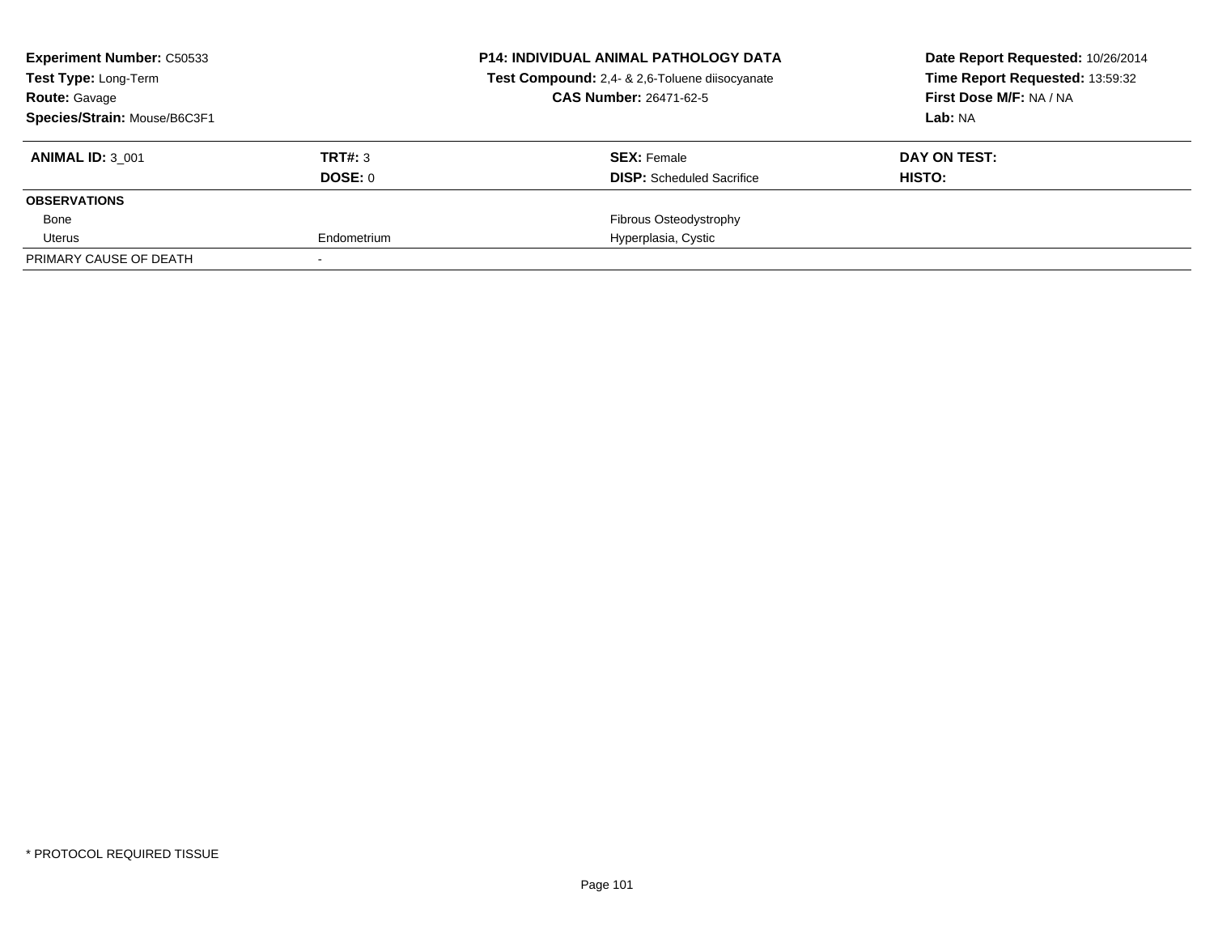**Experiment Number:** C50533
**Test Type:** Long-Term
**Route:** Gavage
**Species/Strain:** Mouse/B6C3F1

**P14: INDIVIDUAL ANIMAL PATHOLOGY DATA**
**Test Compound:** 2,4- & 2,6-Toluene diisocyanate
**CAS Number:** 26471-62-5

**Date Report Requested:** 10/26/2014
**Time Report Requested:** 13:59:32
**First Dose M/F:** NA / NA
**Lab:** NA

| **ANIMAL ID:** 3_001 | **TRT#:** 3 | **SEX:** Female | **DAY ON TEST:** |
|---|---|---|---|
| | **DOSE:** 0 | **DISP:** Scheduled Sacrifice | **HISTO:** |
| **OBSERVATIONS** | | | |
| Bone | | Fibrous Osteodystrophy | |
| Uterus | Endometrium | Hyperplasia, Cystic | |
| PRIMARY CAUSE OF DEATH | - | | |

* PROTOCOL REQUIRED TISSUE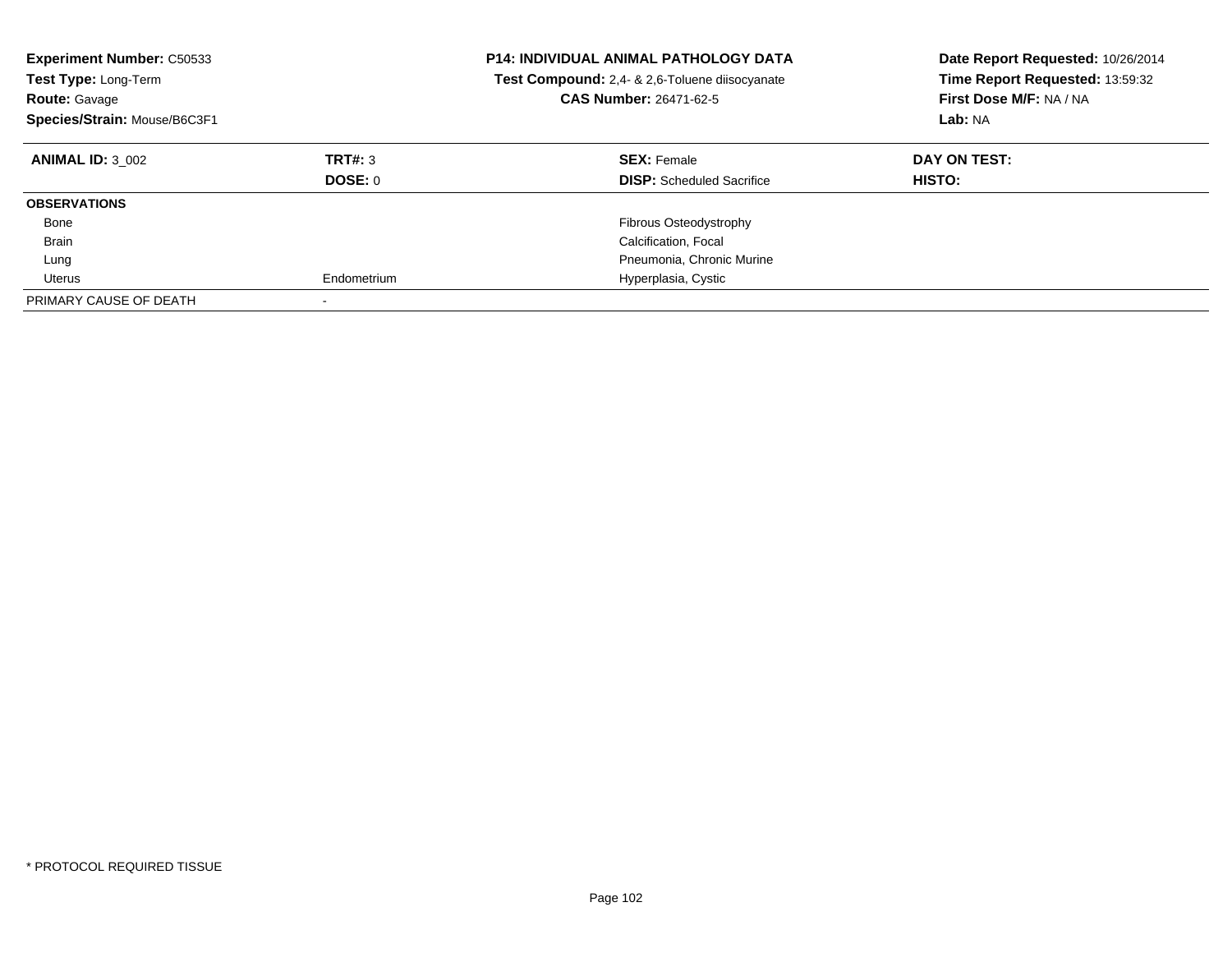**Experiment Number:** C50533
**Test Type:** Long-Term
**Route:** Gavage
**Species/Strain:** Mouse/B6C3F1

**P14: INDIVIDUAL ANIMAL PATHOLOGY DATA**
**Test Compound:** 2,4- & 2,6-Toluene diisocyanate
**CAS Number:** 26471-62-5

**Date Report Requested:** 10/26/2014
**Time Report Requested:** 13:59:32
**First Dose M/F:** NA / NA
**Lab:** NA

| **ANIMAL ID:** 3_002 | **TRT#:** 3 | **SEX:** Female | **DAY ON TEST:** |
|---|---|---|---|
| | **DOSE:** 0 | **DISP:** Scheduled Sacrifice | **HISTO:** |
| **OBSERVATIONS** | | | |
| Bone | | Fibrous Osteodystrophy | |
| Brain | | Calcification, Focal | |
| Lung | | Pneumonia, Chronic Murine | |
| Uterus | Endometrium | Hyperplasia, Cystic | |
| PRIMARY CAUSE OF DEATH | - | | |

* PROTOCOL REQUIRED TISSUE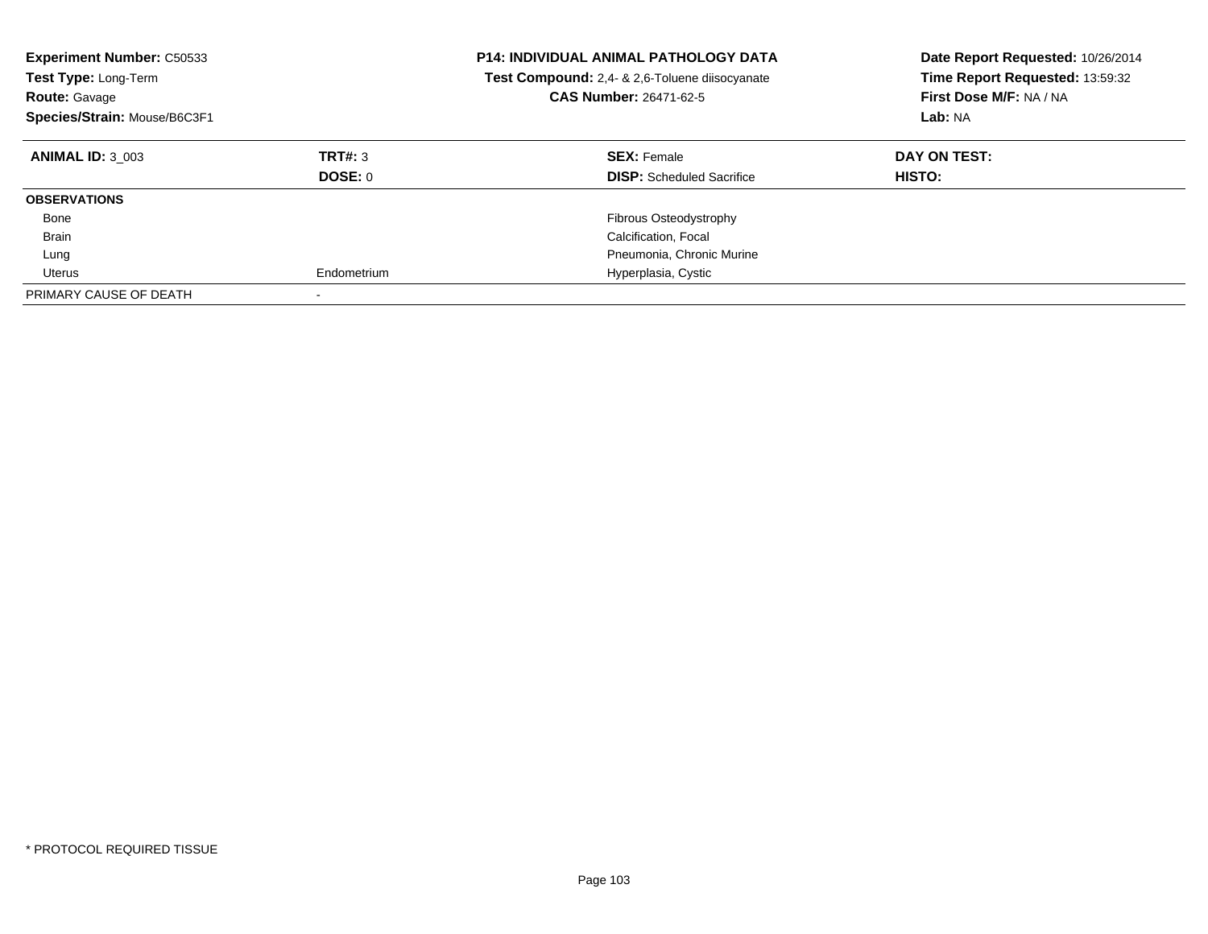**Experiment Number:** C50533
**Test Type:** Long-Term
**Route:** Gavage
**Species/Strain:** Mouse/B6C3F1

**P14: INDIVIDUAL ANIMAL PATHOLOGY DATA**
**Test Compound:** 2,4- & 2,6-Toluene diisocyanate
**CAS Number:** 26471-62-5

**Date Report Requested:** 10/26/2014
**Time Report Requested:** 13:59:32
**First Dose M/F:** NA / NA
**Lab:** NA

| **ANIMAL ID:** 3_003 | **TRT#:** 3 | **SEX:** Female | **DAY ON TEST:** |
|---|---|---|---|
| | **DOSE:** 0 | **DISP:** Scheduled Sacrifice | **HISTO:** |
| **OBSERVATIONS** | | | |
| Bone | | Fibrous Osteodystrophy | |
| Brain | | Calcification, Focal | |
| Lung | | Pneumonia, Chronic Murine | |
| Uterus | Endometrium | Hyperplasia, Cystic | |
| PRIMARY CAUSE OF DEATH | - | | |

* PROTOCOL REQUIRED TISSUE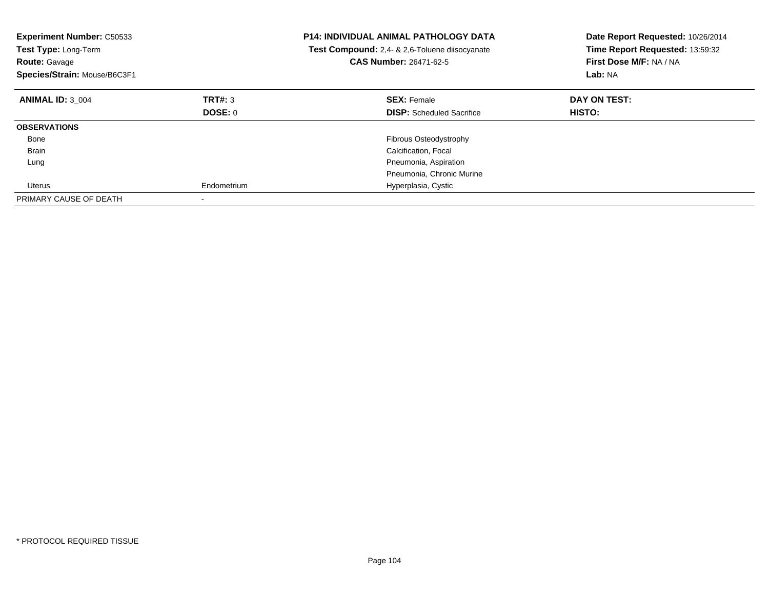**Experiment Number:** C50533
**Test Type:** Long-Term
**Route:** Gavage
**Species/Strain:** Mouse/B6C3F1

**P14: INDIVIDUAL ANIMAL PATHOLOGY DATA**
**Test Compound:** 2,4- & 2,6-Toluene diisocyanate
**CAS Number:** 26471-62-5

**Date Report Requested:** 10/26/2014
**Time Report Requested:** 13:59:32
**First Dose M/F:** NA / NA
**Lab:** NA

| **ANIMAL ID:** 3_004 | **TRT#:** 3 | **SEX:** Female | **DAY ON TEST:** |
|---|---|---|---|
| | **DOSE:** 0 | **DISP:** Scheduled Sacrifice | **HISTO:** |
| **OBSERVATIONS** | | | |
| Bone | | Fibrous Osteodystrophy | |
| Brain | | Calcification, Focal | |
| Lung | | Pneumonia, Aspiration | |
| | | Pneumonia, Chronic Murine | |
| Uterus | Endometrium | Hyperplasia, Cystic | |
| PRIMARY CAUSE OF DEATH | - | | |

* PROTOCOL REQUIRED TISSUE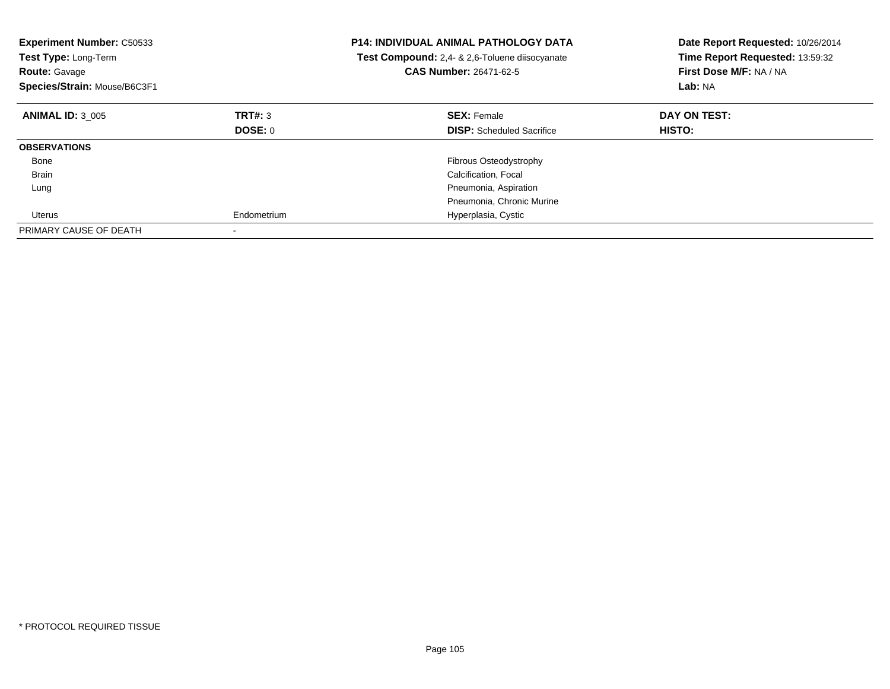**Experiment Number:** C50533
**Test Type:** Long-Term
**Route:** Gavage
**Species/Strain:** Mouse/B6C3F1

**P14: INDIVIDUAL ANIMAL PATHOLOGY DATA**
**Test Compound:** 2,4- & 2,6-Toluene diisocyanate
**CAS Number:** 26471-62-5

**Date Report Requested:** 10/26/2014
**Time Report Requested:** 13:59:32
**First Dose M/F:** NA / NA
**Lab:** NA

| **ANIMAL ID:** 3_005 | **TRT#:** 3 | **SEX:** Female | **DAY ON TEST:** |
|---|---|---|---|
| | **DOSE:** 0 | **DISP:** Scheduled Sacrifice | **HISTO:** |
| **OBSERVATIONS** | | | |
| Bone | | Fibrous Osteodystrophy | |
| Brain | | Calcification, Focal | |
| Lung | | Pneumonia, Aspiration | |
| | | Pneumonia, Chronic Murine | |
| Uterus | Endometrium | Hyperplasia, Cystic | |
| PRIMARY CAUSE OF DEATH | - | | |

* PROTOCOL REQUIRED TISSUE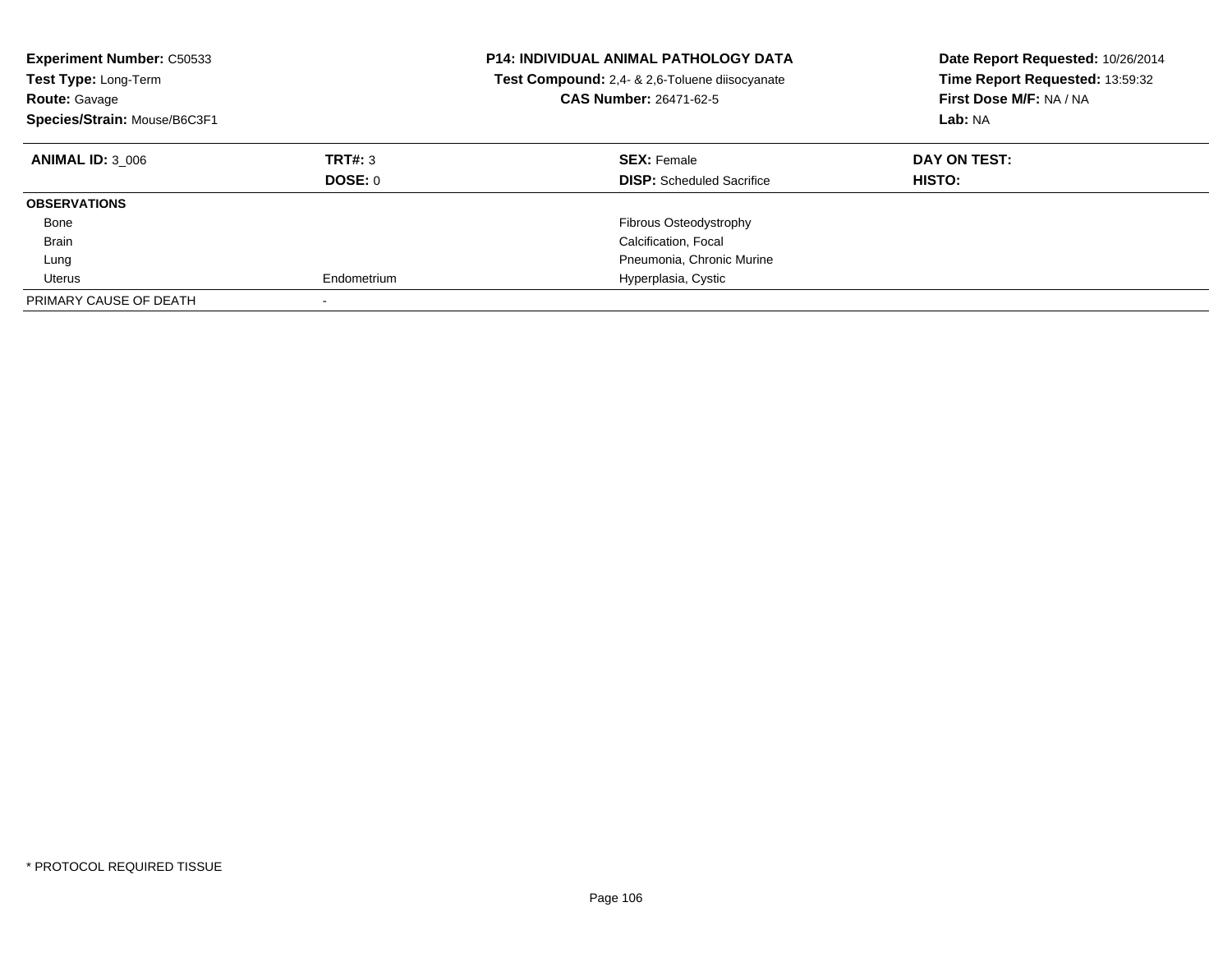**Experiment Number:** C50533
**Test Type:** Long-Term
**Route:** Gavage
**Species/Strain:** Mouse/B6C3F1

**P14: INDIVIDUAL ANIMAL PATHOLOGY DATA**
**Test Compound:** 2,4- & 2,6-Toluene diisocyanate
**CAS Number:** 26471-62-5

**Date Report Requested:** 10/26/2014
**Time Report Requested:** 13:59:32
**First Dose M/F:** NA / NA
**Lab:** NA

| **ANIMAL ID:** 3_006 | **TRT#:** 3 | **SEX:** Female | **DAY ON TEST:** |
|---|---|---|---|
| | **DOSE:** 0 | **DISP:** Scheduled Sacrifice | **HISTO:** |
| **OBSERVATIONS** | | | |
| Bone | | Fibrous Osteodystrophy | |
| Brain | | Calcification, Focal | |
| Lung | | Pneumonia, Chronic Murine | |
| Uterus | Endometrium | Hyperplasia, Cystic | |
| PRIMARY CAUSE OF DEATH | - | | |

* PROTOCOL REQUIRED TISSUE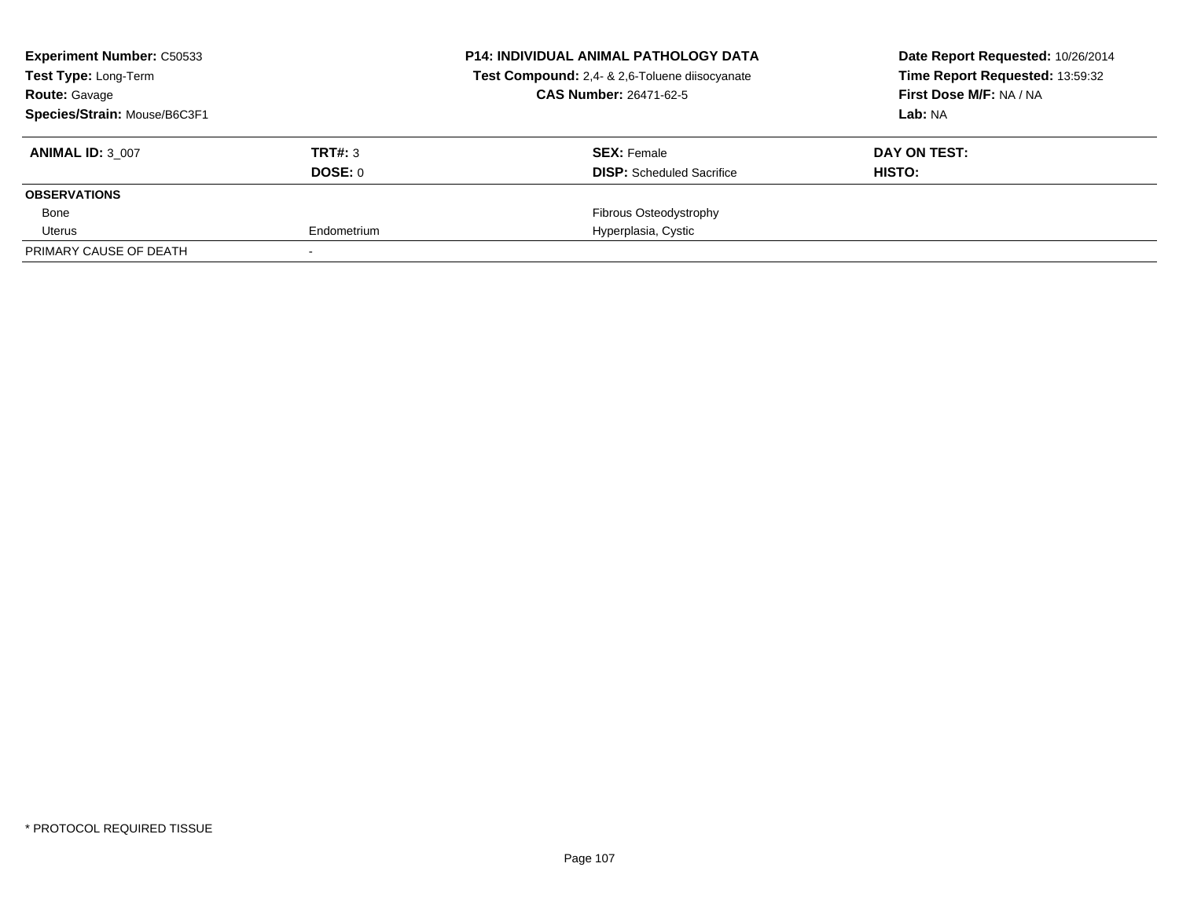**Experiment Number:** C50533
**Test Type:** Long-Term
**Route:** Gavage
**Species/Strain:** Mouse/B6C3F1

**P14: INDIVIDUAL ANIMAL PATHOLOGY DATA**
**Test Compound:** 2,4- & 2,6-Toluene diisocyanate
**CAS Number:** 26471-62-5

**Date Report Requested:** 10/26/2014
**Time Report Requested:** 13:59:32
**First Dose M/F:** NA / NA
**Lab:** NA

| **ANIMAL ID:** 3_007 | **TRT#:** 3 | **SEX:** Female | **DAY ON TEST:** |
|---|---|---|---|
| | **DOSE:** 0 | **DISP:** Scheduled Sacrifice | **HISTO:** |
| **OBSERVATIONS** | | | |
| Bone | | Fibrous Osteodystrophy | |
| Uterus | Endometrium | Hyperplasia, Cystic | |
| PRIMARY CAUSE OF DEATH | - | | |

* PROTOCOL REQUIRED TISSUE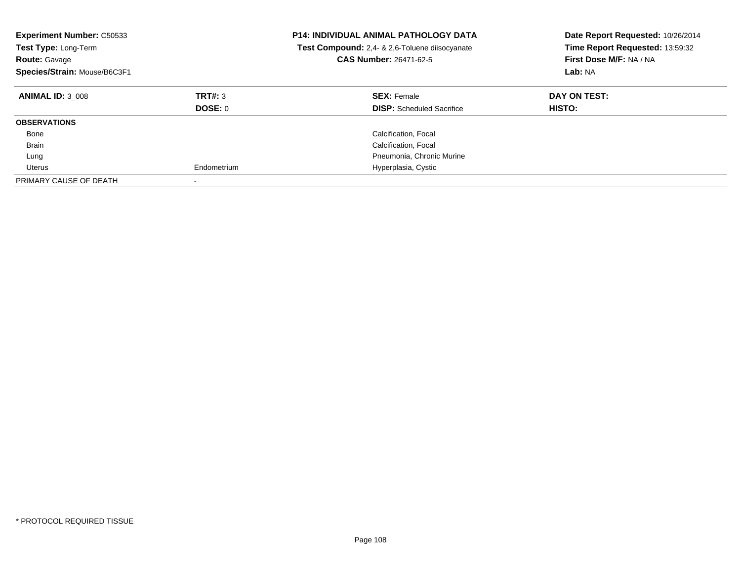**Experiment Number:** C50533
**Test Type:** Long-Term
**Route:** Gavage
**Species/Strain:** Mouse/B6C3F1

**P14: INDIVIDUAL ANIMAL PATHOLOGY DATA**
**Test Compound:** 2,4- & 2,6-Toluene diisocyanate
**CAS Number:** 26471-62-5

**Date Report Requested:** 10/26/2014
**Time Report Requested:** 13:59:32
**First Dose M/F:** NA / NA
**Lab:** NA

| **ANIMAL ID:** 3_008 | **TRT#:** 3 | **SEX:** Female | **DAY ON TEST:** |
|---|---|---|---|
| | **DOSE:** 0 | **DISP:** Scheduled Sacrifice | **HISTO:** |
| **OBSERVATIONS** | | | |
| Bone | | Calcification, Focal | |
| Brain | | Calcification, Focal | |
| Lung | | Pneumonia, Chronic Murine | |
| Uterus | Endometrium | Hyperplasia, Cystic | |
| PRIMARY CAUSE OF DEATH | - | | |

* PROTOCOL REQUIRED TISSUE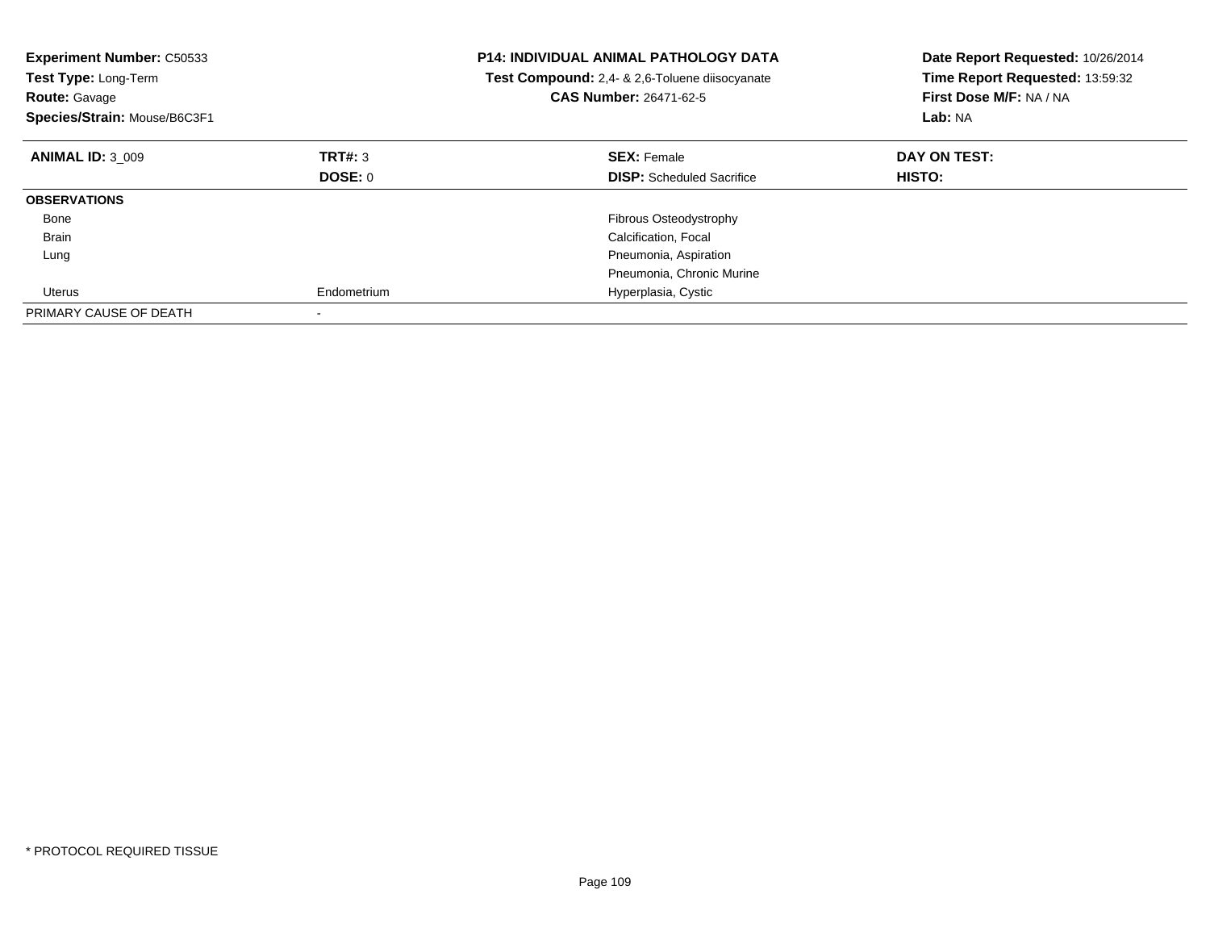**Experiment Number:** C50533
**Test Type:** Long-Term
**Route:** Gavage
**Species/Strain:** Mouse/B6C3F1

**P14: INDIVIDUAL ANIMAL PATHOLOGY DATA**
**Test Compound:** 2,4- & 2,6-Toluene diisocyanate
**CAS Number:** 26471-62-5

**Date Report Requested:** 10/26/2014
**Time Report Requested:** 13:59:32
**First Dose M/F:** NA / NA
**Lab:** NA

| **ANIMAL ID:** 3_009 | **TRT#:** 3 | **SEX:** Female | **DAY ON TEST:** |
|---|---|---|---|
| | **DOSE:** 0 | **DISP:** Scheduled Sacrifice | **HISTO:** |
| **OBSERVATIONS** | | | |
| Bone | | Fibrous Osteodystrophy | |
| Brain | | Calcification, Focal | |
| Lung | | Pneumonia, Aspiration | |
| | | Pneumonia, Chronic Murine | |
| Uterus | Endometrium | Hyperplasia, Cystic | |
| PRIMARY CAUSE OF DEATH | - | | |

* PROTOCOL REQUIRED TISSUE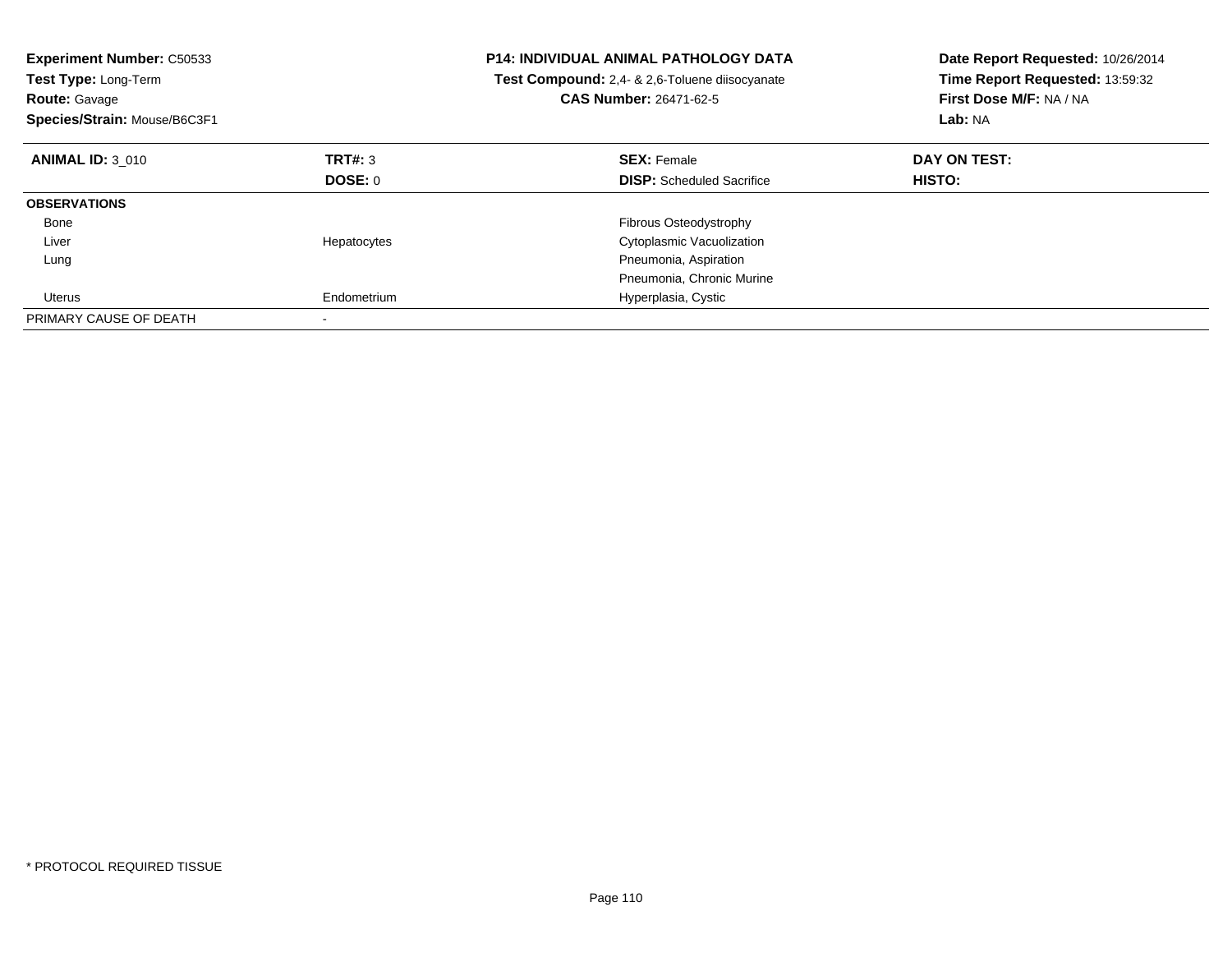**Experiment Number:** C50533
**Test Type:** Long-Term
**Route:** Gavage
**Species/Strain:** Mouse/B6C3F1

**P14: INDIVIDUAL ANIMAL PATHOLOGY DATA**
**Test Compound:** 2,4- & 2,6-Toluene diisocyanate
**CAS Number:** 26471-62-5

**Date Report Requested:** 10/26/2014
**Time Report Requested:** 13:59:32
**First Dose M/F:** NA / NA
**Lab:** NA

| **ANIMAL ID:** 3_010 | **TRT#:** 3 | **SEX:** Female | **DAY ON TEST:** |
|---|---|---|---|
| | **DOSE:** 0 | **DISP:** Scheduled Sacrifice | **HISTO:** |
| **OBSERVATIONS** | | | |
| Bone | | Fibrous Osteodystrophy | |
| Liver | Hepatocytes | Cytoplasmic Vacuolization | |
| Lung | | Pneumonia, Aspiration | |
| | | Pneumonia, Chronic Murine | |
| Uterus | Endometrium | Hyperplasia, Cystic | |
| PRIMARY CAUSE OF DEATH | - | | |

\* PROTOCOL REQUIRED TISSUE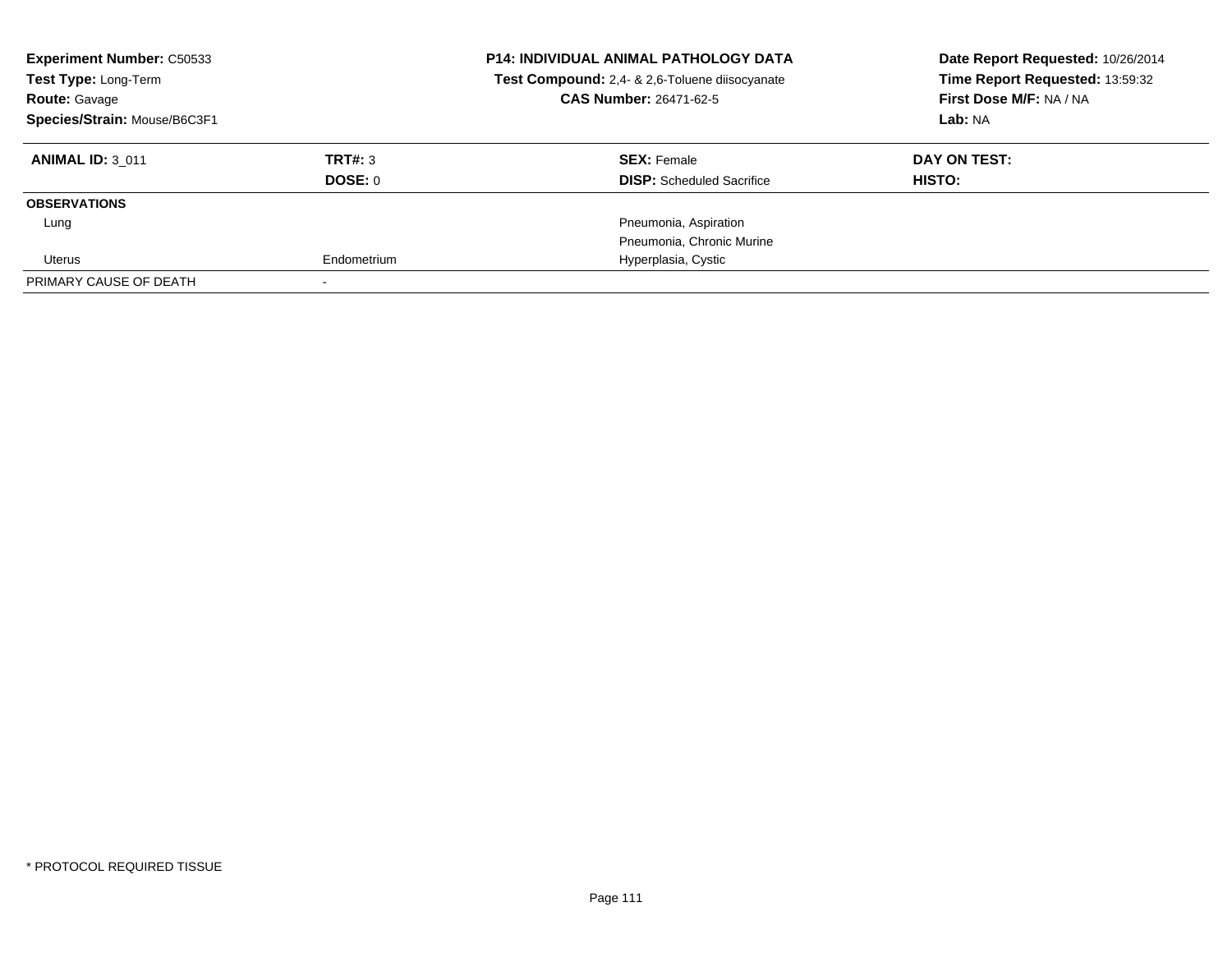**Experiment Number:** C50533
**Test Type:** Long-Term
**Route:** Gavage
**Species/Strain:** Mouse/B6C3F1

**P14: INDIVIDUAL ANIMAL PATHOLOGY DATA**
**Test Compound:** 2,4- & 2,6-Toluene diisocyanate
**CAS Number:** 26471-62-5

**Date Report Requested:** 10/26/2014
**Time Report Requested:** 13:59:32
**First Dose M/F:** NA / NA
**Lab:** NA

| **ANIMAL ID:** 3_011 | **TRT#:** 3 | **SEX:** Female | **DAY ON TEST:** |
|---|---|---|---|
| | **DOSE:** 0 | **DISP:** Scheduled Sacrifice | **HISTO:** |
| **OBSERVATIONS** | | | |
| Lung | | Pneumonia, Aspiration | |
| | | Pneumonia, Chronic Murine | |
| Uterus | Endometrium | Hyperplasia, Cystic | |
| PRIMARY CAUSE OF DEATH | - | | |

* PROTOCOL REQUIRED TISSUE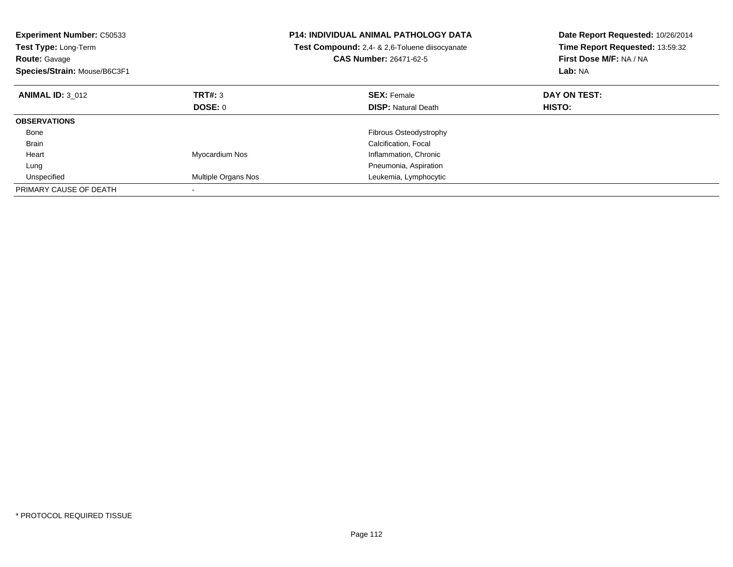**Experiment Number:** C50533
**Test Type:** Long-Term
**Route:** Gavage
**Species/Strain:** Mouse/B6C3F1

**P14: INDIVIDUAL ANIMAL PATHOLOGY DATA**
**Test Compound:** 2,4- & 2,6-Toluene diisocyanate
**CAS Number:** 26471-62-5

**Date Report Requested:** 10/26/2014
**Time Report Requested:** 13:59:32
**First Dose M/F:** NA / NA
**Lab:** NA

| **ANIMAL ID:** 3_012 | **TRT#:** 3 | **SEX:** Female | **DAY ON TEST:** |
|---|---|---|---|
| | **DOSE:** 0 | **DISP:** Natural Death | **HISTO:** |
| **OBSERVATIONS** | | | |
| Bone | | Fibrous Osteodystrophy | |
| Brain | | Calcification, Focal | |
| Heart | Myocardium Nos | Inflammation, Chronic | |
| Lung | | Pneumonia, Aspiration | |
| Unspecified | Multiple Organs Nos | Leukemia, Lymphocytic | |
| PRIMARY CAUSE OF DEATH | - | | |

\* PROTOCOL REQUIRED TISSUE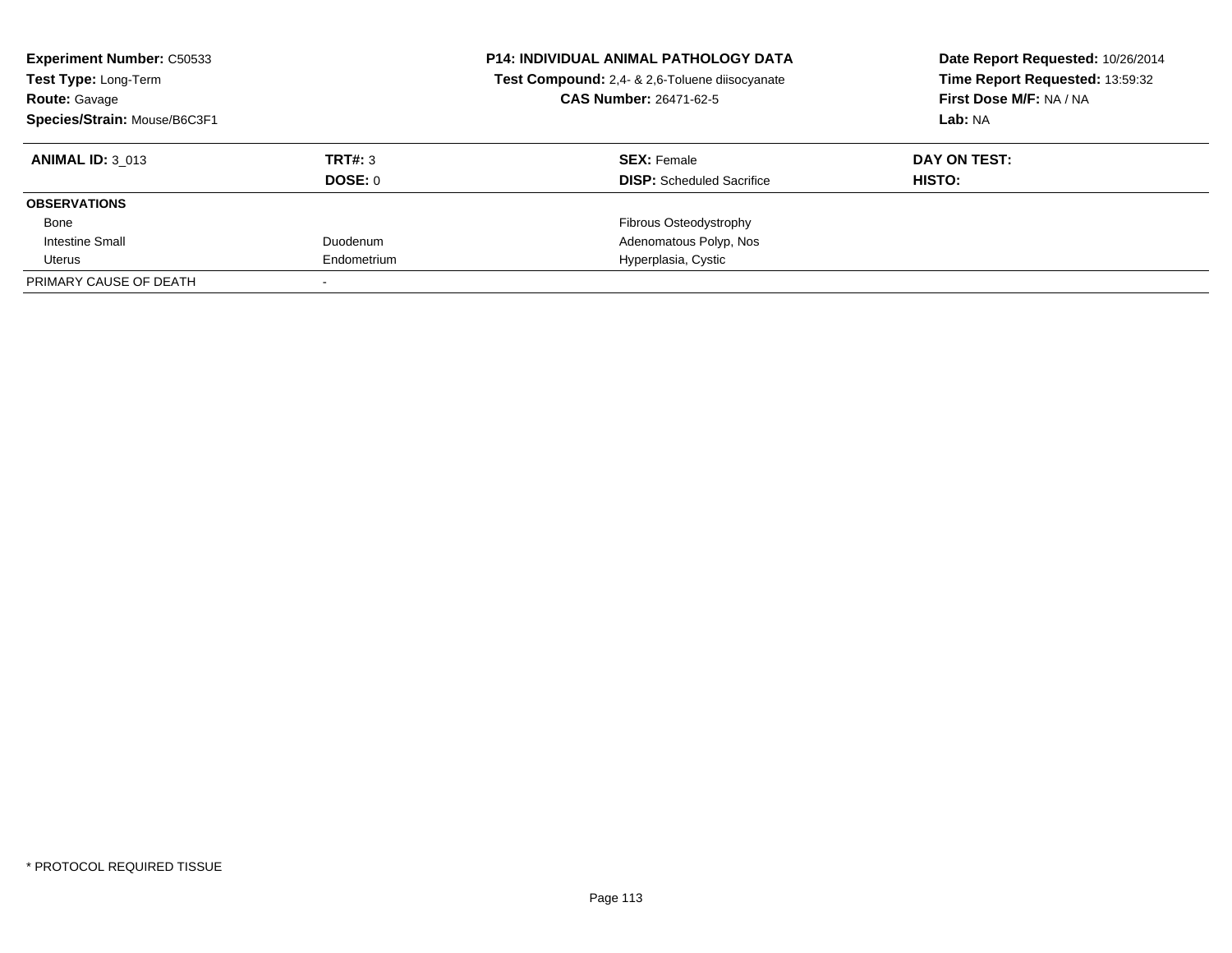**Experiment Number:** C50533
**Test Type:** Long-Term
**Route:** Gavage
**Species/Strain:** Mouse/B6C3F1

**P14: INDIVIDUAL ANIMAL PATHOLOGY DATA**
**Test Compound:** 2,4- & 2,6-Toluene diisocyanate
**CAS Number:** 26471-62-5

**Date Report Requested:** 10/26/2014
**Time Report Requested:** 13:59:32
**First Dose M/F:** NA / NA
**Lab:** NA

| **ANIMAL ID:** 3_013 | **TRT#:** 3 | **SEX:** Female | **DAY ON TEST:** |
|---|---|---|---|
| | **DOSE:** 0 | **DISP:** Scheduled Sacrifice | **HISTO:** |
| **OBSERVATIONS** | | | |
| Bone | | Fibrous Osteodystrophy | |
| Intestine Small | Duodenum | Adenomatous Polyp, Nos | |
| Uterus | Endometrium | Hyperplasia, Cystic | |
| PRIMARY CAUSE OF DEATH | - | | |

* PROTOCOL REQUIRED TISSUE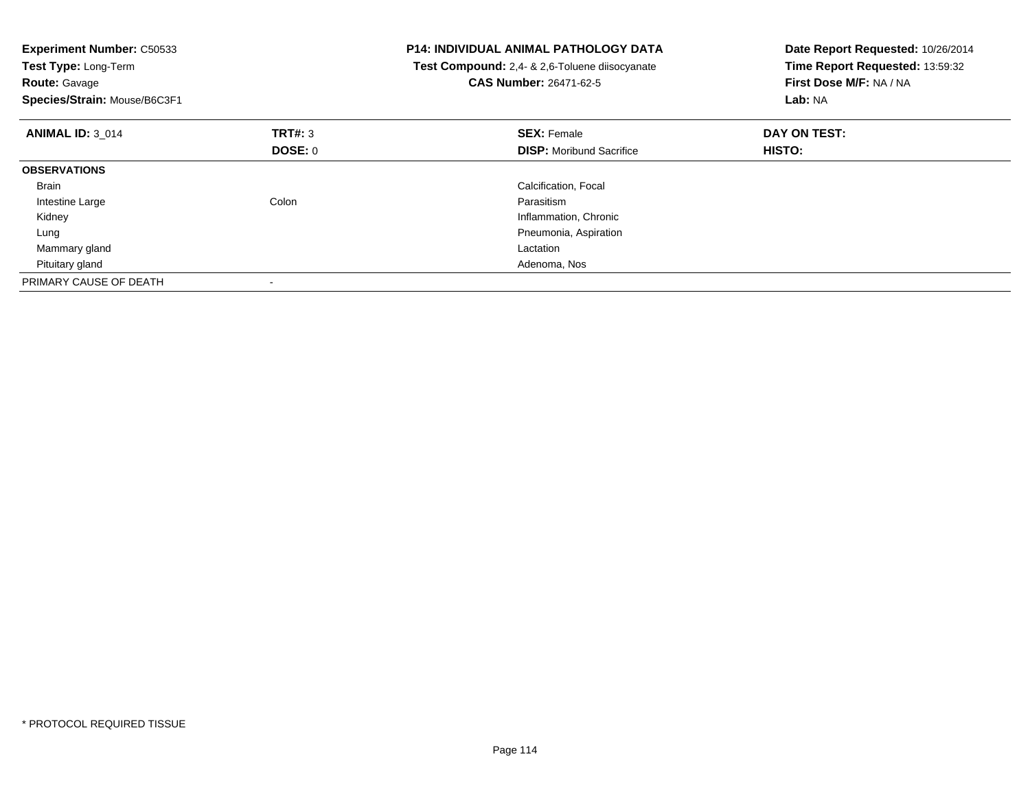**Experiment Number:** C50533
**Test Type:** Long-Term
**Route:** Gavage
**Species/Strain:** Mouse/B6C3F1

**P14: INDIVIDUAL ANIMAL PATHOLOGY DATA**
**Test Compound:** 2,4- & 2,6-Toluene diisocyanate
**CAS Number:** 26471-62-5

**Date Report Requested:** 10/26/2014
**Time Report Requested:** 13:59:32
**First Dose M/F:** NA / NA
**Lab:** NA

| **ANIMAL ID:** 3_014 | **TRT#:** 3 | **SEX:** Female | **DAY ON TEST:** |
|---|---|---|---|
| | **DOSE:** 0 | **DISP:** Moribund Sacrifice | **HISTO:** |
| **OBSERVATIONS** | | | |
| Brain | | Calcification, Focal | |
| Intestine Large | Colon | Parasitism | |
| Kidney | | Inflammation, Chronic | |
| Lung | | Pneumonia, Aspiration | |
| Mammary gland | | Lactation | |
| Pituitary gland | | Adenoma, Nos | |
| PRIMARY CAUSE OF DEATH | - | | |

\* PROTOCOL REQUIRED TISSUE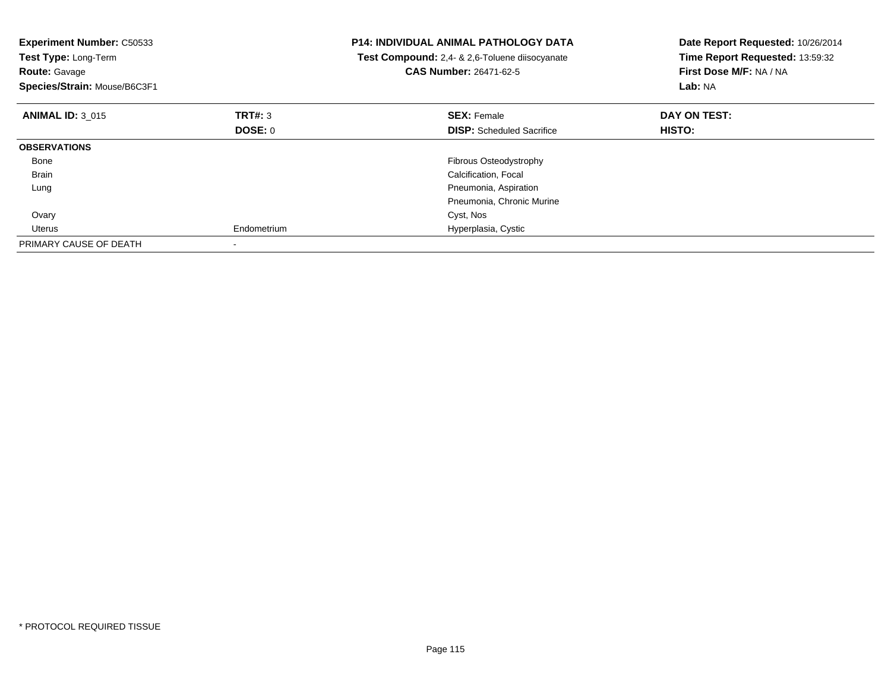**Experiment Number:** C50533
**Test Type:** Long-Term
**Route:** Gavage
**Species/Strain:** Mouse/B6C3F1

**P14: INDIVIDUAL ANIMAL PATHOLOGY DATA**
**Test Compound:** 2,4- & 2,6-Toluene diisocyanate
**CAS Number:** 26471-62-5

**Date Report Requested:** 10/26/2014
**Time Report Requested:** 13:59:32
**First Dose M/F:** NA / NA
**Lab:** NA

| **ANIMAL ID:** 3_015 | **TRT#:** 3 | **SEX:** Female | **DAY ON TEST:** |
|---|---|---|---|
| | **DOSE:** 0 | **DISP:** Scheduled Sacrifice | **HISTO:** |
| **OBSERVATIONS** | | | |
| Bone | | Fibrous Osteodystrophy | |
| Brain | | Calcification, Focal | |
| Lung | | Pneumonia, Aspiration | |
| | | Pneumonia, Chronic Murine | |
| Ovary | | Cyst, Nos | |
| Uterus | Endometrium | Hyperplasia, Cystic | |
| PRIMARY CAUSE OF DEATH | - | | |

\* PROTOCOL REQUIRED TISSUE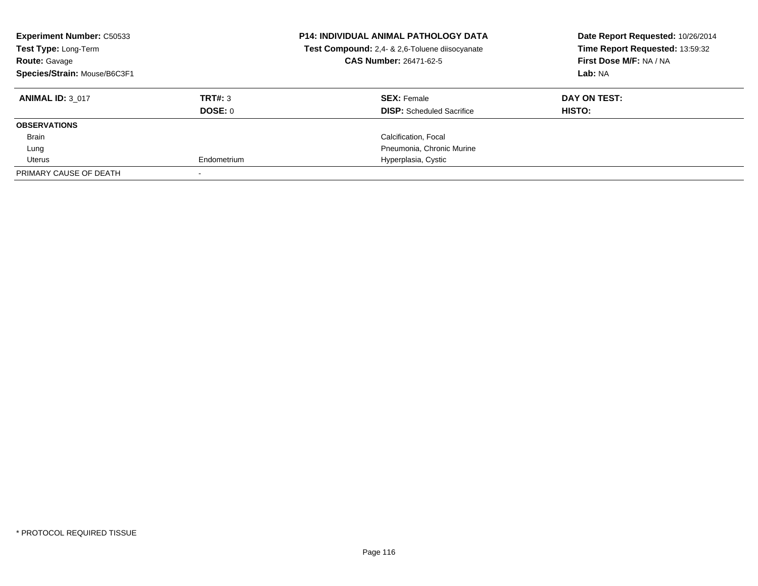**Experiment Number:** C50533
**Test Type:** Long-Term
**Route:** Gavage
**Species/Strain:** Mouse/B6C3F1

**P14: INDIVIDUAL ANIMAL PATHOLOGY DATA**
**Test Compound:** 2,4- & 2,6-Toluene diisocyanate
**CAS Number:** 26471-62-5

**Date Report Requested:** 10/26/2014
**Time Report Requested:** 13:59:32
**First Dose M/F:** NA / NA
**Lab:** NA

| **ANIMAL ID:** 3_017 | **TRT#:** 3 | **SEX:** Female | **DAY ON TEST:** |
|---|---|---|---|
| | **DOSE:** 0 | **DISP:** Scheduled Sacrifice | **HISTO:** |
| **OBSERVATIONS** | | | |
| Brain | | Calcification, Focal | |
| Lung | | Pneumonia, Chronic Murine | |
| Uterus | Endometrium | Hyperplasia, Cystic | |
| PRIMARY CAUSE OF DEATH | - | | |

* PROTOCOL REQUIRED TISSUE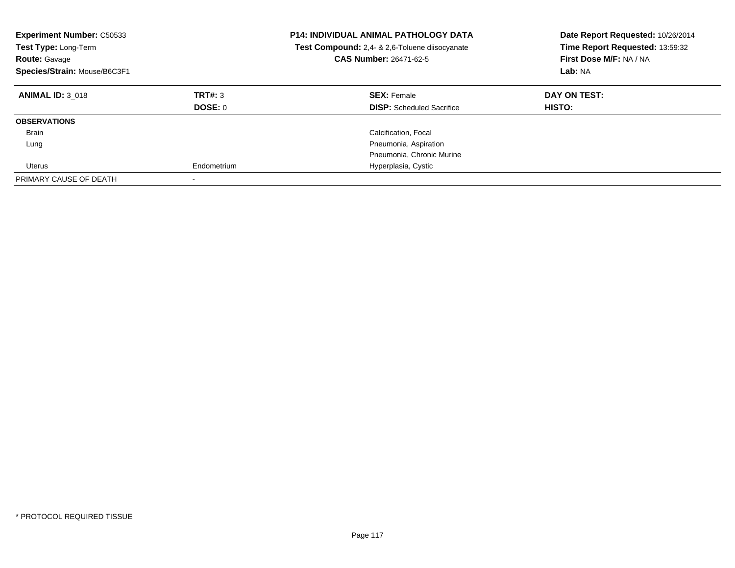**Experiment Number:** C50533
**Test Type:** Long-Term
**Route:** Gavage
**Species/Strain:** Mouse/B6C3F1

**P14: INDIVIDUAL ANIMAL PATHOLOGY DATA**
**Test Compound:** 2,4- & 2,6-Toluene diisocyanate
**CAS Number:** 26471-62-5

**Date Report Requested:** 10/26/2014
**Time Report Requested:** 13:59:32
**First Dose M/F:** NA / NA
**Lab:** NA

| **ANIMAL ID:** 3_018 | **TRT#:** 3 | **SEX:** Female | **DAY ON TEST:** |
|---|---|---|---|
| | **DOSE:** 0 | **DISP:** Scheduled Sacrifice | **HISTO:** |
| **OBSERVATIONS** | | | |
| Brain | | Calcification, Focal | |
| Lung | | Pneumonia, Aspiration | |
| | | Pneumonia, Chronic Murine | |
| Uterus | Endometrium | Hyperplasia, Cystic | |
| PRIMARY CAUSE OF DEATH | - | | |

\* PROTOCOL REQUIRED TISSUE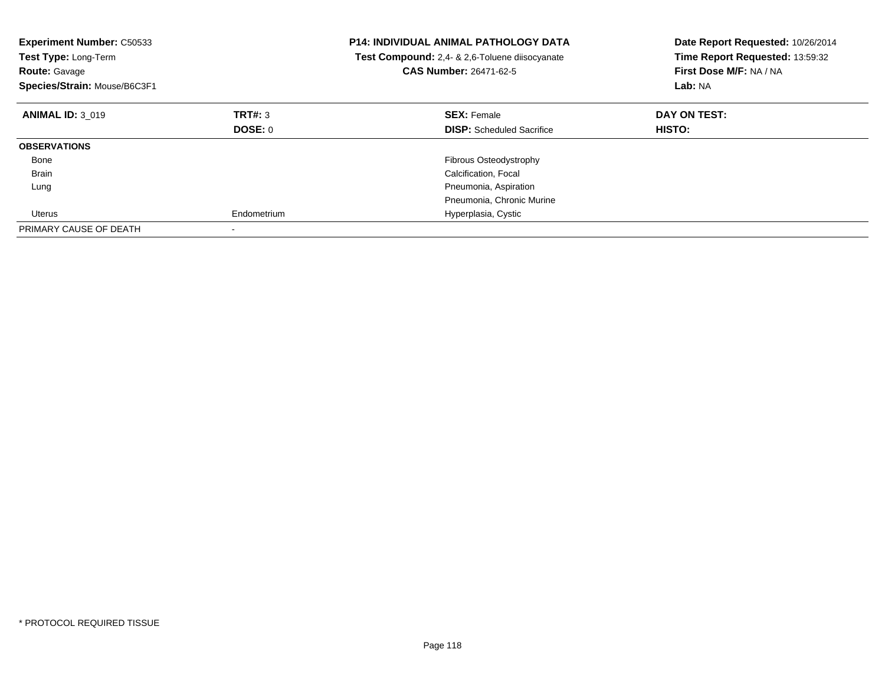**Experiment Number:** C50533
**Test Type:** Long-Term
**Route:** Gavage
**Species/Strain:** Mouse/B6C3F1

**P14: INDIVIDUAL ANIMAL PATHOLOGY DATA**
**Test Compound:** 2,4- & 2,6-Toluene diisocyanate
**CAS Number:** 26471-62-5

**Date Report Requested:** 10/26/2014
**Time Report Requested:** 13:59:32
**First Dose M/F:** NA / NA
**Lab:** NA

| **ANIMAL ID:** 3_019 | **TRT#:** 3 | **SEX:** Female | **DAY ON TEST:** |
|---|---|---|---|
| | **DOSE:** 0 | **DISP:** Scheduled Sacrifice | **HISTO:** |
| **OBSERVATIONS** | | | |
| Bone | | Fibrous Osteodystrophy | |
| Brain | | Calcification, Focal | |
| Lung | | Pneumonia, Aspiration | |
| | | Pneumonia, Chronic Murine | |
| Uterus | Endometrium | Hyperplasia, Cystic | |
| PRIMARY CAUSE OF DEATH | - | | |

* PROTOCOL REQUIRED TISSUE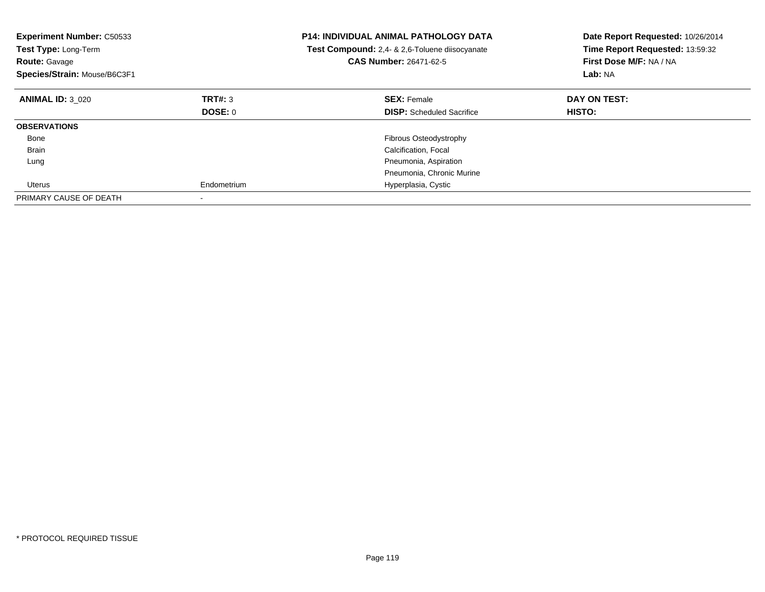**Experiment Number:** C50533
**Test Type:** Long-Term
**Route:** Gavage
**Species/Strain:** Mouse/B6C3F1

**P14: INDIVIDUAL ANIMAL PATHOLOGY DATA**
**Test Compound:** 2,4- & 2,6-Toluene diisocyanate
**CAS Number:** 26471-62-5

**Date Report Requested:** 10/26/2014
**Time Report Requested:** 13:59:32
**First Dose M/F:** NA / NA
**Lab:** NA

| **ANIMAL ID:** 3_020 | **TRT#:** 3 | **SEX:** Female | **DAY ON TEST:** |
|---|---|---|---|
| | **DOSE:** 0 | **DISP:** Scheduled Sacrifice | **HISTO:** |
| **OBSERVATIONS** | | | |
| Bone | | Fibrous Osteodystrophy | |
| Brain | | Calcification, Focal | |
| Lung | | Pneumonia, Aspiration | |
| | | Pneumonia, Chronic Murine | |
| Uterus | Endometrium | Hyperplasia, Cystic | |
| PRIMARY CAUSE OF DEATH | - | | |

* PROTOCOL REQUIRED TISSUE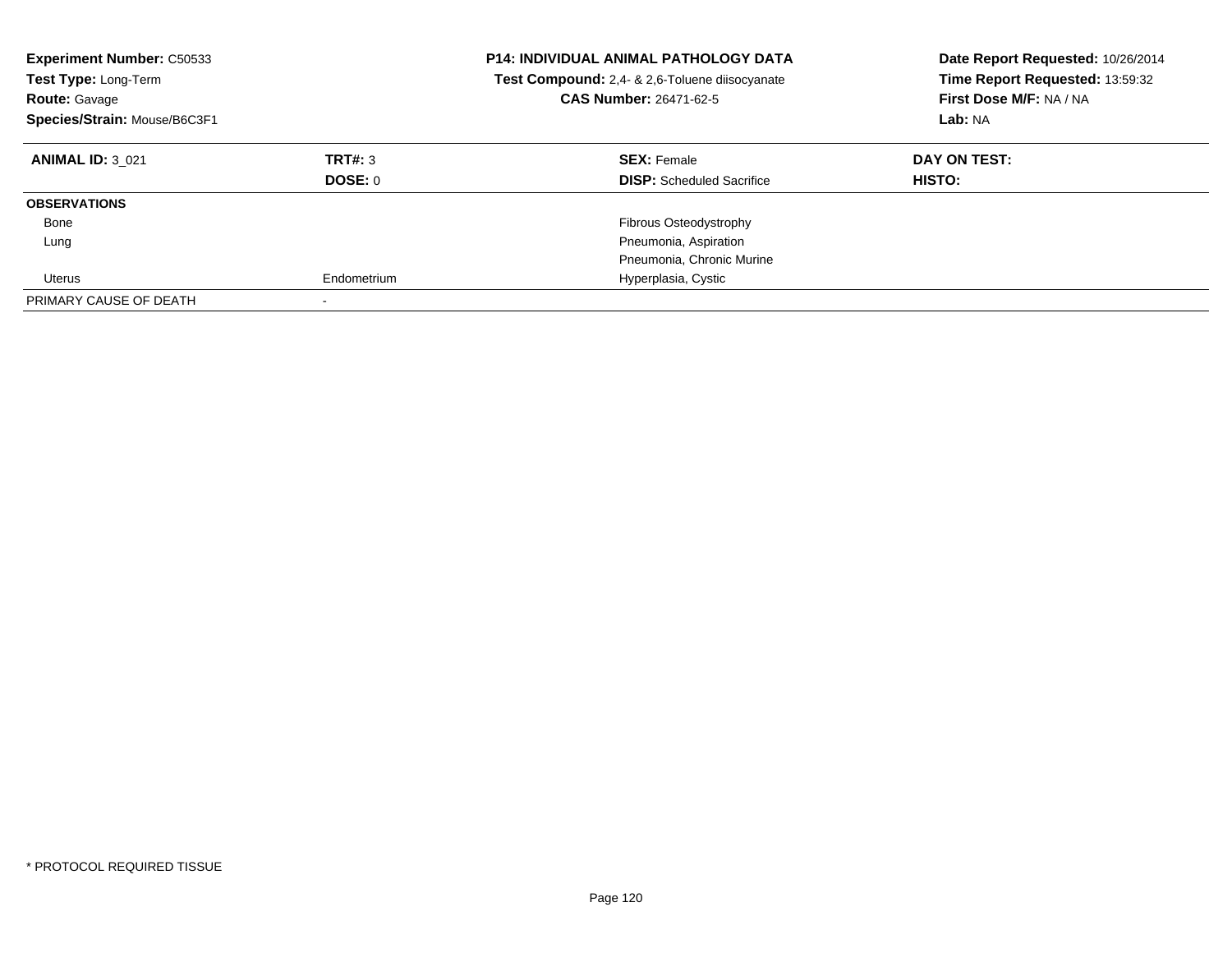**Experiment Number:** C50533
**Test Type:** Long-Term
**Route:** Gavage
**Species/Strain:** Mouse/B6C3F1

**P14: INDIVIDUAL ANIMAL PATHOLOGY DATA**
**Test Compound:** 2,4- & 2,6-Toluene diisocyanate
**CAS Number:** 26471-62-5

**Date Report Requested:** 10/26/2014
**Time Report Requested:** 13:59:32
**First Dose M/F:** NA / NA
**Lab:** NA

| **ANIMAL ID:** 3_021 | **TRT#:** 3 | **SEX:** Female | **DAY ON TEST:** |
|---|---|---|---|
| | **DOSE:** 0 | **DISP:** Scheduled Sacrifice | **HISTO:** |
| **OBSERVATIONS** | | | |
| Bone | | Fibrous Osteodystrophy | |
| Lung | | Pneumonia, Aspiration | |
| | | Pneumonia, Chronic Murine | |
| Uterus | Endometrium | Hyperplasia, Cystic | |
| PRIMARY CAUSE OF DEATH | - | | |

* PROTOCOL REQUIRED TISSUE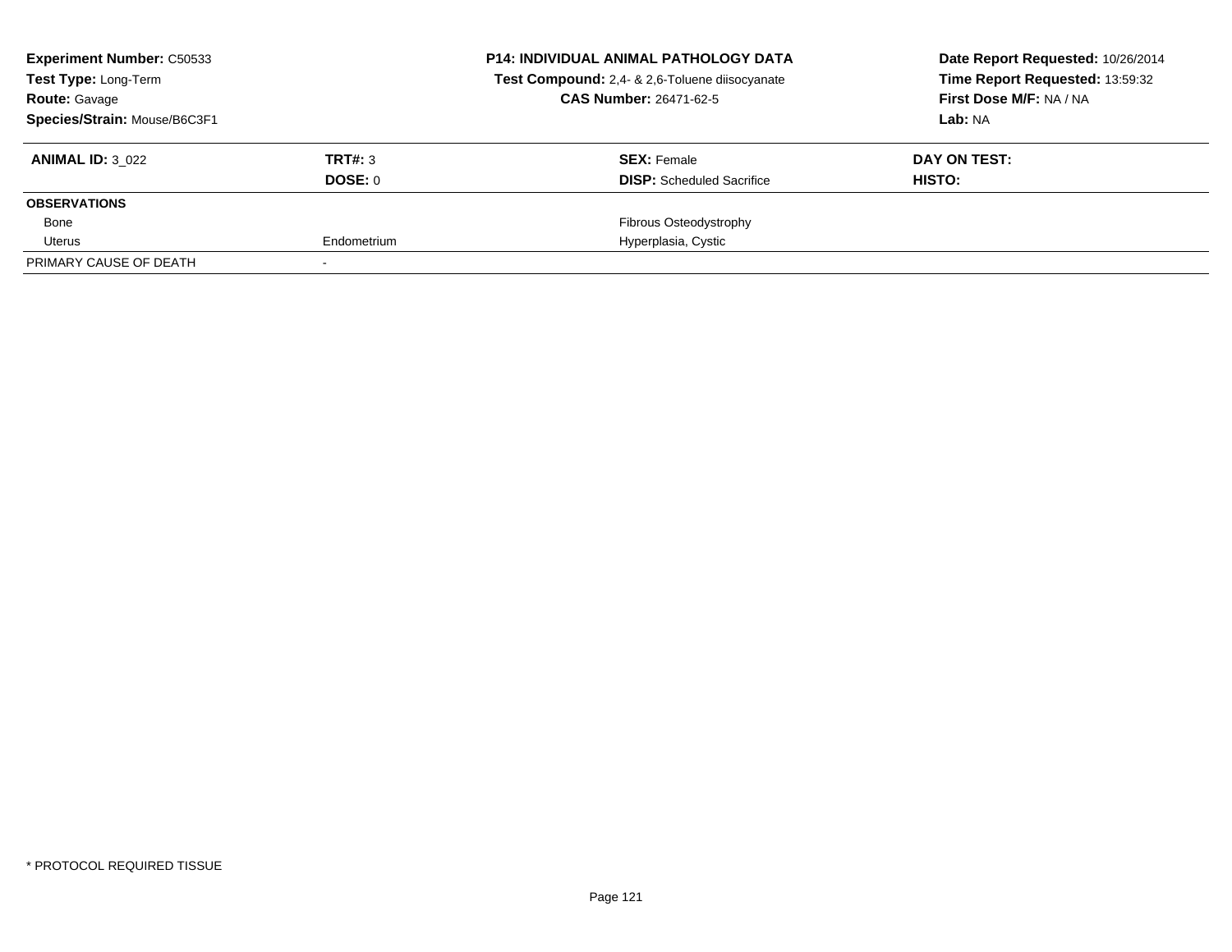**Experiment Number:** C50533
**Test Type:** Long-Term
**Route:** Gavage
**Species/Strain:** Mouse/B6C3F1

**P14: INDIVIDUAL ANIMAL PATHOLOGY DATA**
**Test Compound:** 2,4- & 2,6-Toluene diisocyanate
**CAS Number:** 26471-62-5

**Date Report Requested:** 10/26/2014
**Time Report Requested:** 13:59:32
**First Dose M/F:** NA / NA
**Lab:** NA

| **ANIMAL ID:** 3_022 | **TRT#:** 3 | **SEX:** Female | **DAY ON TEST:** |
|---|---|---|---|
| | **DOSE:** 0 | **DISP:** Scheduled Sacrifice | **HISTO:** |
| **OBSERVATIONS** | | | |
| Bone | | Fibrous Osteodystrophy | |
| Uterus | Endometrium | Hyperplasia, Cystic | |
| PRIMARY CAUSE OF DEATH | - | | |

* PROTOCOL REQUIRED TISSUE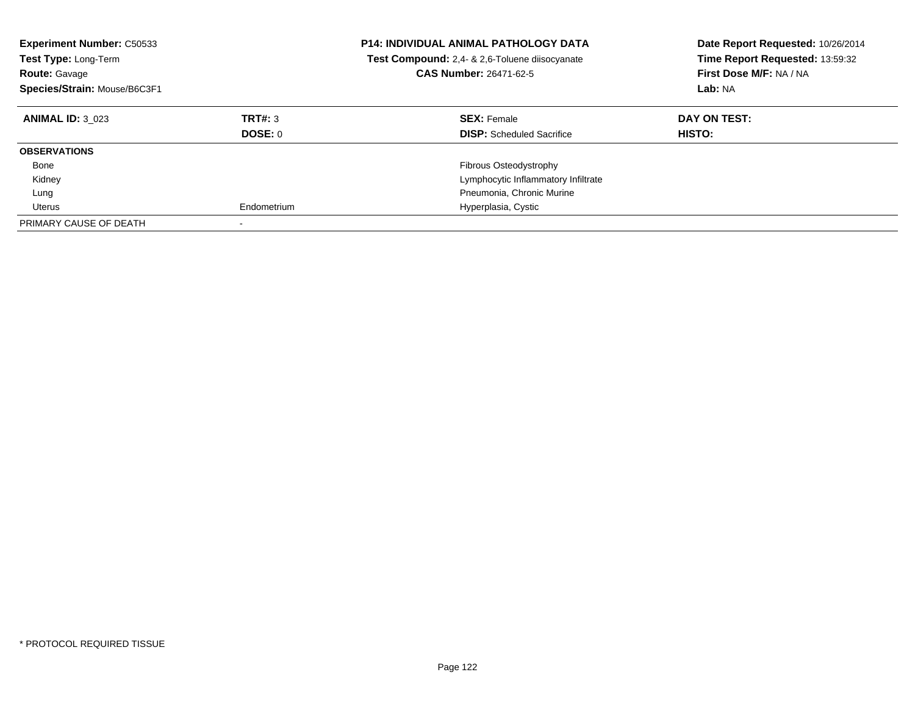**Experiment Number:** C50533
**Test Type:** Long-Term
**Route:** Gavage
**Species/Strain:** Mouse/B6C3F1

**P14: INDIVIDUAL ANIMAL PATHOLOGY DATA**
**Test Compound:** 2,4- & 2,6-Toluene diisocyanate
**CAS Number:** 26471-62-5

**Date Report Requested:** 10/26/2014
**Time Report Requested:** 13:59:32
**First Dose M/F:** NA / NA
**Lab:** NA

| **ANIMAL ID:** 3_023 | **TRT#:** 3 | **SEX:** Female | **DAY ON TEST:** |
|---|---|---|---|
| | **DOSE:** 0 | **DISP:** Scheduled Sacrifice | **HISTO:** |
| **OBSERVATIONS** | | | |
| Bone | | Fibrous Osteodystrophy | |
| Kidney | | Lymphocytic Inflammatory Infiltrate | |
| Lung | | Pneumonia, Chronic Murine | |
| Uterus | Endometrium | Hyperplasia, Cystic | |
| PRIMARY CAUSE OF DEATH | - | | |

* PROTOCOL REQUIRED TISSUE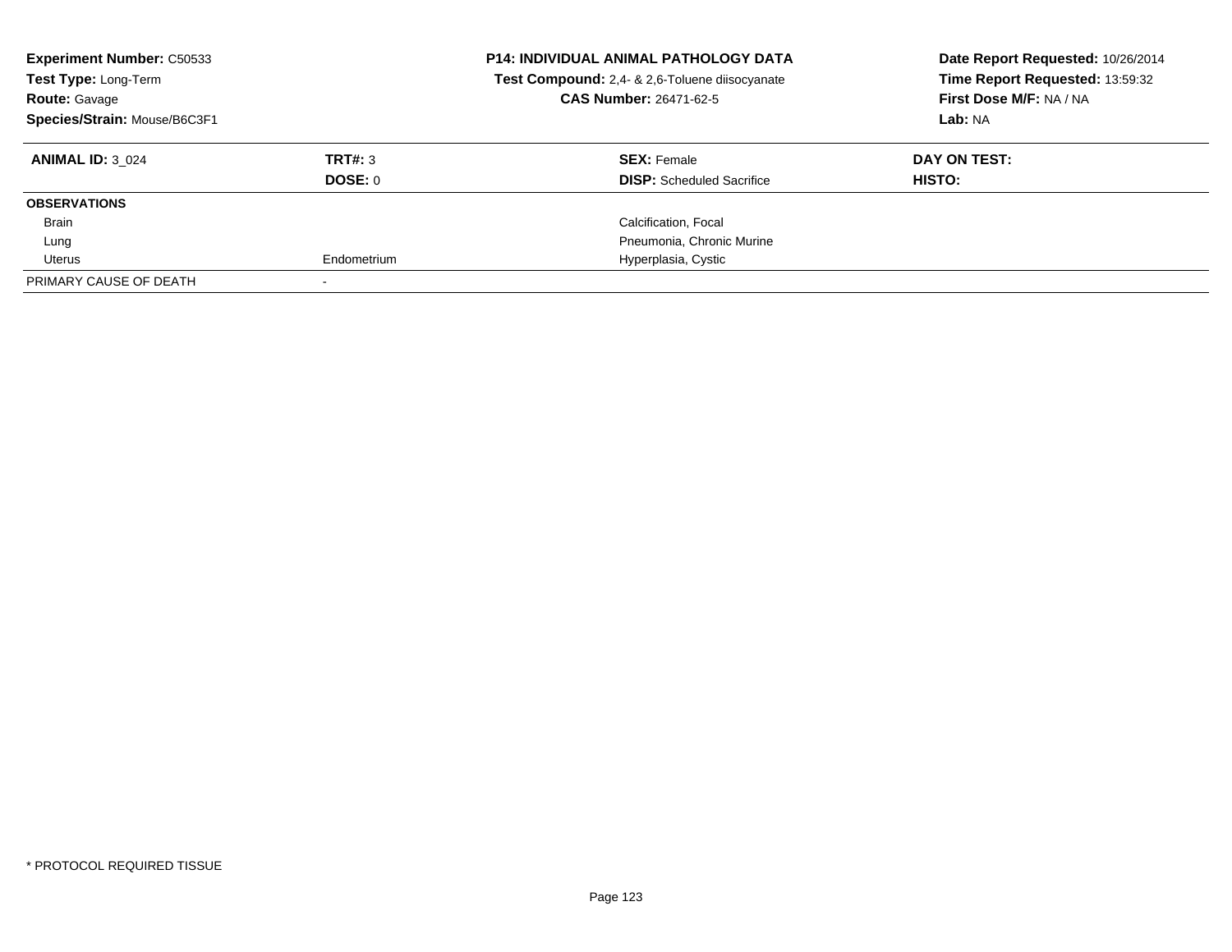**Experiment Number:** C50533
**Test Type:** Long-Term
**Route:** Gavage
**Species/Strain:** Mouse/B6C3F1

**P14: INDIVIDUAL ANIMAL PATHOLOGY DATA**
**Test Compound:** 2,4- & 2,6-Toluene diisocyanate
**CAS Number:** 26471-62-5

**Date Report Requested:** 10/26/2014
**Time Report Requested:** 13:59:32
**First Dose M/F:** NA / NA
**Lab:** NA

| **ANIMAL ID:** 3_024 | **TRT#:** 3 | **SEX:** Female | **DAY ON TEST:** |
|---|---|---|---|
| | **DOSE:** 0 | **DISP:** Scheduled Sacrifice | **HISTO:** |
| **OBSERVATIONS** | | | |
| Brain | | Calcification, Focal | |
| Lung | | Pneumonia, Chronic Murine | |
| Uterus | Endometrium | Hyperplasia, Cystic | |
| PRIMARY CAUSE OF DEATH | - | | |

* PROTOCOL REQUIRED TISSUE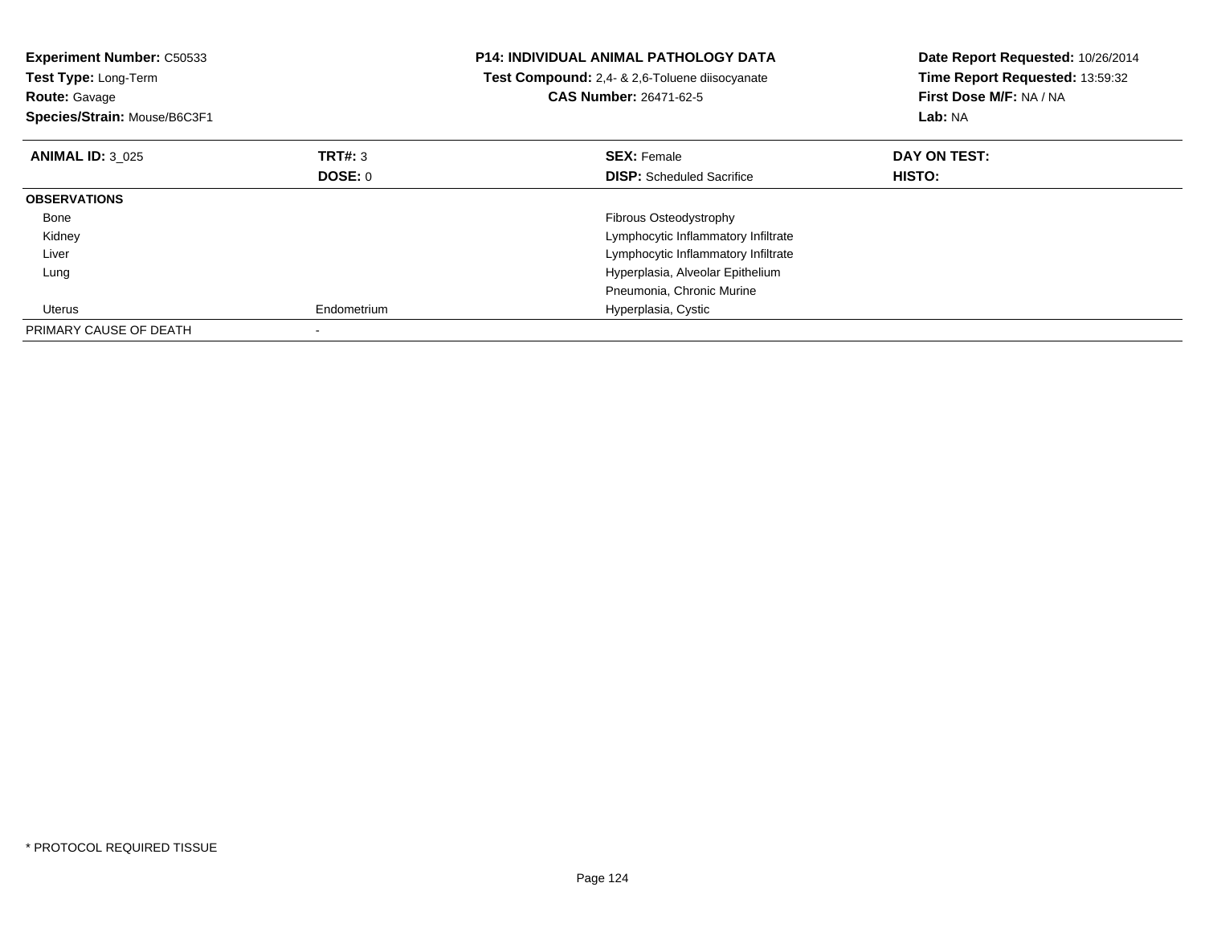**Experiment Number:** C50533
**Test Type:** Long-Term
**Route:** Gavage
**Species/Strain:** Mouse/B6C3F1

**P14: INDIVIDUAL ANIMAL PATHOLOGY DATA**
**Test Compound:** 2,4- & 2,6-Toluene diisocyanate
**CAS Number:** 26471-62-5

**Date Report Requested:** 10/26/2014
**Time Report Requested:** 13:59:32
**First Dose M/F:** NA / NA
**Lab:** NA

| **ANIMAL ID:** 3_025 | **TRT#:** 3 | **SEX:** Female | **DAY ON TEST:** |
|---|---|---|---|
| | **DOSE:** 0 | **DISP:** Scheduled Sacrifice | **HISTO:** |
| **OBSERVATIONS** | | | |
| Bone | | Fibrous Osteodystrophy | |
| Kidney | | Lymphocytic Inflammatory Infiltrate | |
| Liver | | Lymphocytic Inflammatory Infiltrate | |
| Lung | | Hyperplasia, Alveolar Epithelium | |
| | | Pneumonia, Chronic Murine | |
| Uterus | Endometrium | Hyperplasia, Cystic | |
| PRIMARY CAUSE OF DEATH | - | | |

* PROTOCOL REQUIRED TISSUE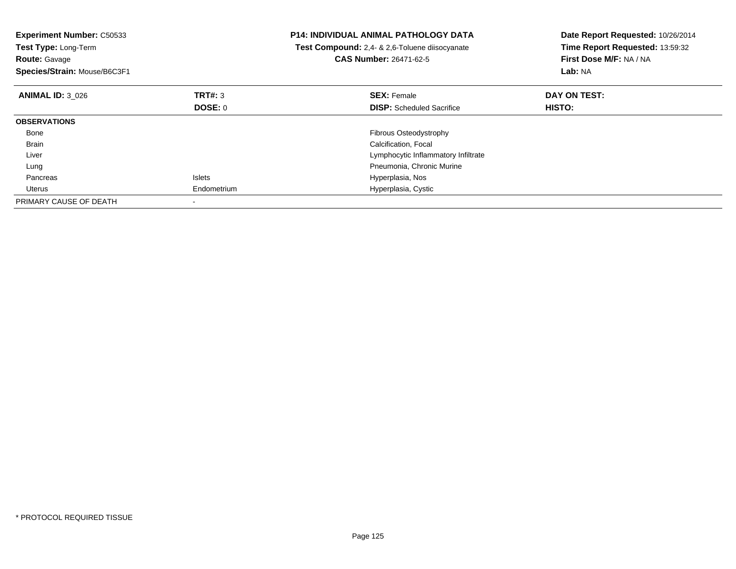**Experiment Number:** C50533
**Test Type:** Long-Term
**Route:** Gavage
**Species/Strain:** Mouse/B6C3F1

**P14: INDIVIDUAL ANIMAL PATHOLOGY DATA**
**Test Compound:** 2,4- & 2,6-Toluene diisocyanate
**CAS Number:** 26471-62-5

**Date Report Requested:** 10/26/2014
**Time Report Requested:** 13:59:32
**First Dose M/F:** NA / NA
**Lab:** NA

| **ANIMAL ID:** 3_026 | **TRT#:** 3 | **SEX:** Female | **DAY ON TEST:** |
|---|---|---|---|
| | **DOSE:** 0 | **DISP:** Scheduled Sacrifice | **HISTO:** |
| **OBSERVATIONS** | | | |
| Bone | | Fibrous Osteodystrophy | |
| Brain | | Calcification, Focal | |
| Liver | | Lymphocytic Inflammatory Infiltrate | |
| Lung | | Pneumonia, Chronic Murine | |
| Pancreas | Islets | Hyperplasia, Nos | |
| Uterus | Endometrium | Hyperplasia, Cystic | |
| PRIMARY CAUSE OF DEATH | - | | |

* PROTOCOL REQUIRED TISSUE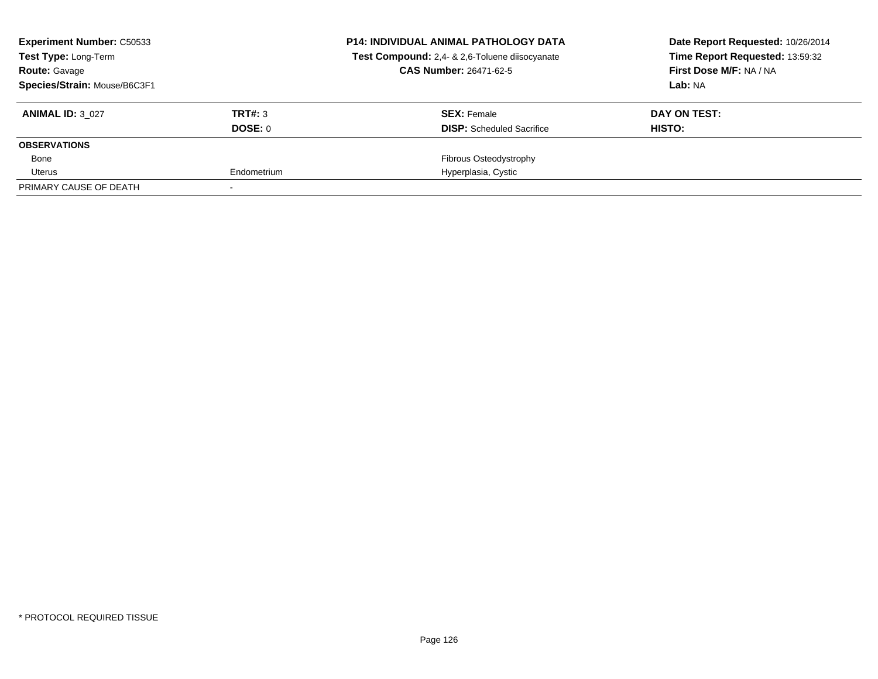**Experiment Number:** C50533
**Test Type:** Long-Term
**Route:** Gavage
**Species/Strain:** Mouse/B6C3F1

**P14: INDIVIDUAL ANIMAL PATHOLOGY DATA**
**Test Compound:** 2,4- & 2,6-Toluene diisocyanate
**CAS Number:** 26471-62-5

**Date Report Requested:** 10/26/2014
**Time Report Requested:** 13:59:32
**First Dose M/F:** NA / NA
**Lab:** NA

| **ANIMAL ID:** 3_027 | **TRT#:** 3 | **SEX:** Female | **DAY ON TEST:** |
|---|---|---|---|
| | **DOSE:** 0 | **DISP:** Scheduled Sacrifice | **HISTO:** |
| **OBSERVATIONS** | | | |
| Bone | | Fibrous Osteodystrophy | |
| Uterus | Endometrium | Hyperplasia, Cystic | |
| PRIMARY CAUSE OF DEATH | - | | |

* PROTOCOL REQUIRED TISSUE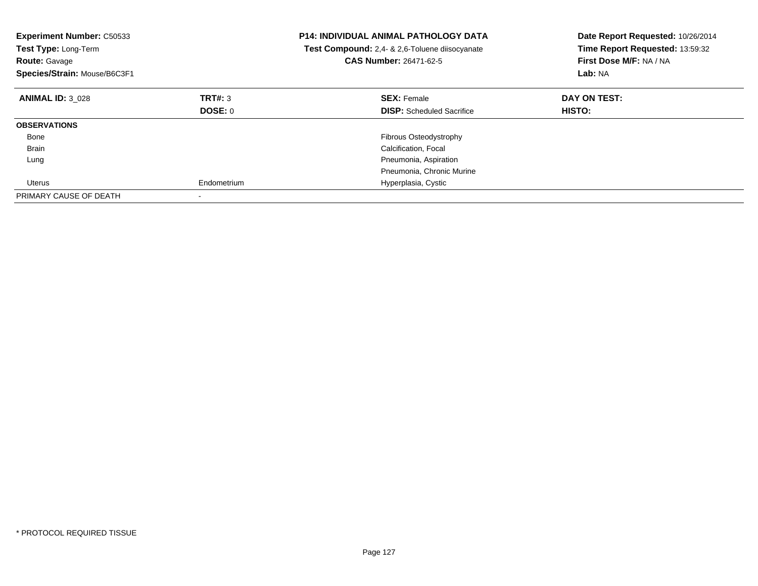**Experiment Number:** C50533
**Test Type:** Long-Term
**Route:** Gavage
**Species/Strain:** Mouse/B6C3F1

**P14: INDIVIDUAL ANIMAL PATHOLOGY DATA**
**Test Compound:** 2,4- & 2,6-Toluene diisocyanate
**CAS Number:** 26471-62-5

**Date Report Requested:** 10/26/2014
**Time Report Requested:** 13:59:32
**First Dose M/F:** NA / NA
**Lab:** NA

| **ANIMAL ID:** 3_028 | **TRT#:** 3 | **SEX:** Female | **DAY ON TEST:** |
|---|---|---|---|
| | **DOSE:** 0 | **DISP:** Scheduled Sacrifice | **HISTO:** |
| **OBSERVATIONS** | | | |
| Bone | | Fibrous Osteodystrophy | |
| Brain | | Calcification, Focal | |
| Lung | | Pneumonia, Aspiration | |
| | | Pneumonia, Chronic Murine | |
| Uterus | Endometrium | Hyperplasia, Cystic | |
| PRIMARY CAUSE OF DEATH | - | | |

* PROTOCOL REQUIRED TISSUE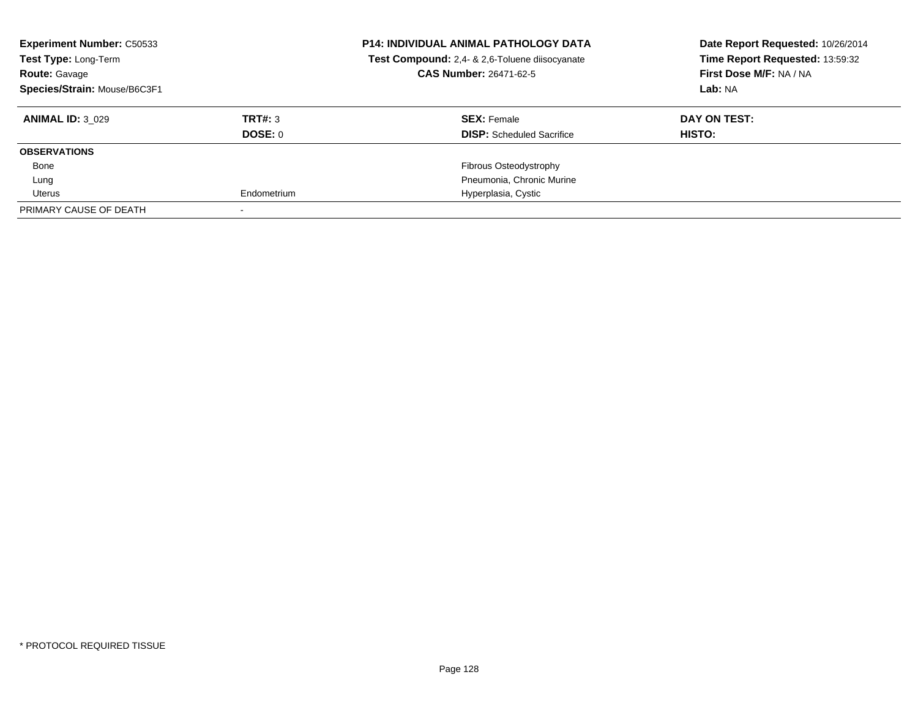**Experiment Number:** C50533
**Test Type:** Long-Term
**Route:** Gavage
**Species/Strain:** Mouse/B6C3F1

**P14: INDIVIDUAL ANIMAL PATHOLOGY DATA**
**Test Compound:** 2,4- & 2,6-Toluene diisocyanate
**CAS Number:** 26471-62-5

**Date Report Requested:** 10/26/2014
**Time Report Requested:** 13:59:32
**First Dose M/F:** NA / NA
**Lab:** NA

| **ANIMAL ID:** 3_029 | **TRT#:** 3 | **SEX:** Female | **DAY ON TEST:** |
|---|---|---|---|
| | **DOSE:** 0 | **DISP:** Scheduled Sacrifice | **HISTO:** |
| **OBSERVATIONS** | | | |
| Bone | | Fibrous Osteodystrophy | |
| Lung | | Pneumonia, Chronic Murine | |
| Uterus | Endometrium | Hyperplasia, Cystic | |
| PRIMARY CAUSE OF DEATH | - | | |

* PROTOCOL REQUIRED TISSUE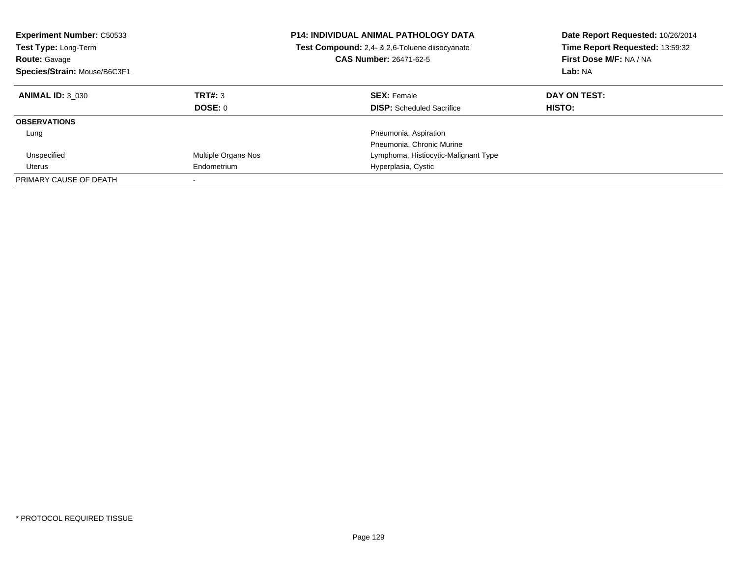**Experiment Number:** C50533
**Test Type:** Long-Term
**Route:** Gavage
**Species/Strain:** Mouse/B6C3F1

**P14: INDIVIDUAL ANIMAL PATHOLOGY DATA**
**Test Compound:** 2,4- & 2,6-Toluene diisocyanate
**CAS Number:** 26471-62-5

**Date Report Requested:** 10/26/2014
**Time Report Requested:** 13:59:32
**First Dose M/F:** NA / NA
**Lab:** NA

| **ANIMAL ID:** 3_030 | **TRT#:** 3 | **SEX:** Female | **DAY ON TEST:** |
|---|---|---|---|
| | **DOSE:** 0 | **DISP:** Scheduled Sacrifice | **HISTO:** |
| **OBSERVATIONS** | | | |
| Lung | | Pneumonia, Aspiration | |
| | | Pneumonia, Chronic Murine | |
| Unspecified | Multiple Organs Nos | Lymphoma, Histiocytic-Malignant Type | |
| Uterus | Endometrium | Hyperplasia, Cystic | |
| PRIMARY CAUSE OF DEATH | - | | |

* PROTOCOL REQUIRED TISSUE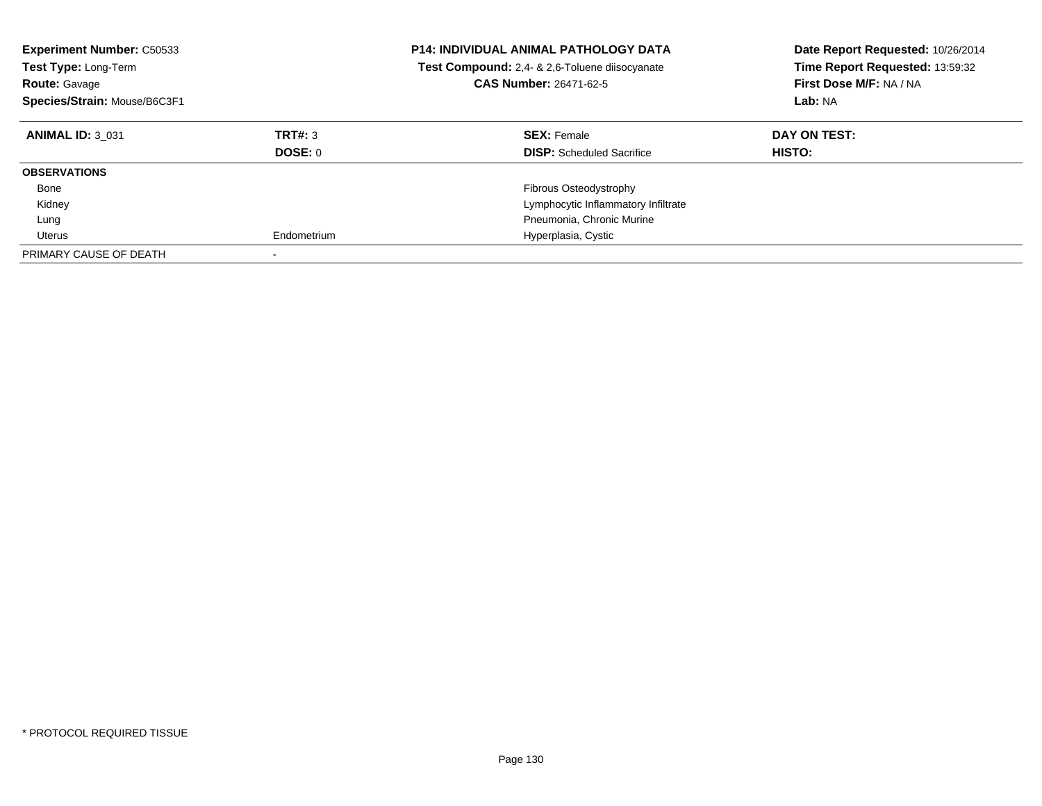**Experiment Number:** C50533
**Test Type:** Long-Term
**Route:** Gavage
**Species/Strain:** Mouse/B6C3F1

**P14: INDIVIDUAL ANIMAL PATHOLOGY DATA**
**Test Compound:** 2,4- & 2,6-Toluene diisocyanate
**CAS Number:** 26471-62-5

**Date Report Requested:** 10/26/2014
**Time Report Requested:** 13:59:32
**First Dose M/F:** NA / NA
**Lab:** NA

| **ANIMAL ID:** 3_031 | **TRT#:** 3 | **SEX:** Female | **DAY ON TEST:** |
|---|---|---|---|
| | **DOSE:** 0 | **DISP:** Scheduled Sacrifice | **HISTO:** |
| **OBSERVATIONS** | | | |
| Bone | | Fibrous Osteodystrophy | |
| Kidney | | Lymphocytic Inflammatory Infiltrate | |
| Lung | | Pneumonia, Chronic Murine | |
| Uterus | Endometrium | Hyperplasia, Cystic | |
| PRIMARY CAUSE OF DEATH | - | | |

* PROTOCOL REQUIRED TISSUE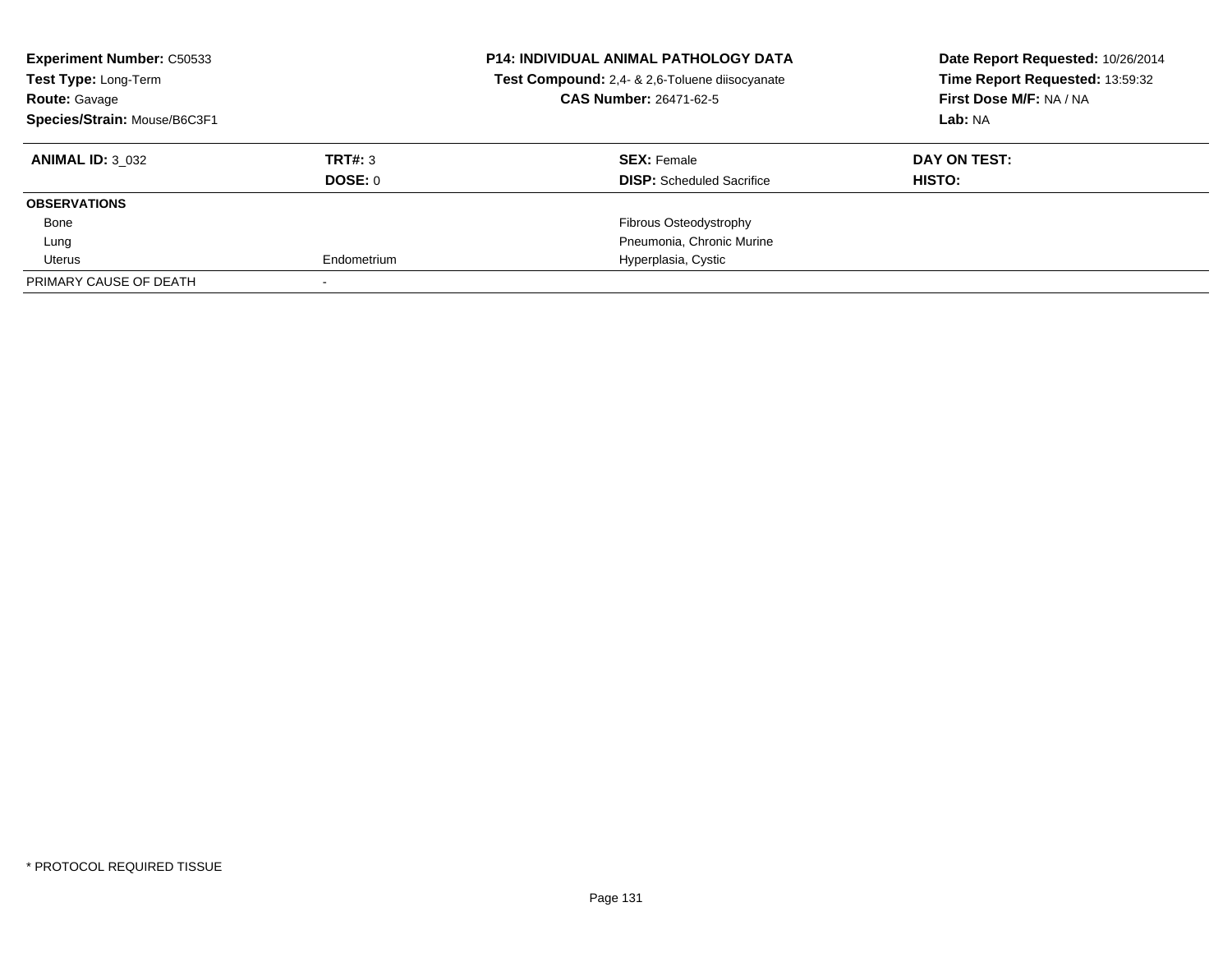**Experiment Number:** C50533
**Test Type:** Long-Term
**Route:** Gavage
**Species/Strain:** Mouse/B6C3F1

**P14: INDIVIDUAL ANIMAL PATHOLOGY DATA**
**Test Compound:** 2,4- & 2,6-Toluene diisocyanate
**CAS Number:** 26471-62-5

**Date Report Requested:** 10/26/2014
**Time Report Requested:** 13:59:32
**First Dose M/F:** NA / NA
**Lab:** NA

| **ANIMAL ID:** 3_032 | **TRT#:** 3 | **SEX:** Female | **DAY ON TEST:** |
|---|---|---|---|
| | **DOSE:** 0 | **DISP:** Scheduled Sacrifice | **HISTO:** |
| **OBSERVATIONS** | | | |
| Bone | | Fibrous Osteodystrophy | |
| Lung | | Pneumonia, Chronic Murine | |
| Uterus | Endometrium | Hyperplasia, Cystic | |
| PRIMARY CAUSE OF DEATH | - | | |

* PROTOCOL REQUIRED TISSUE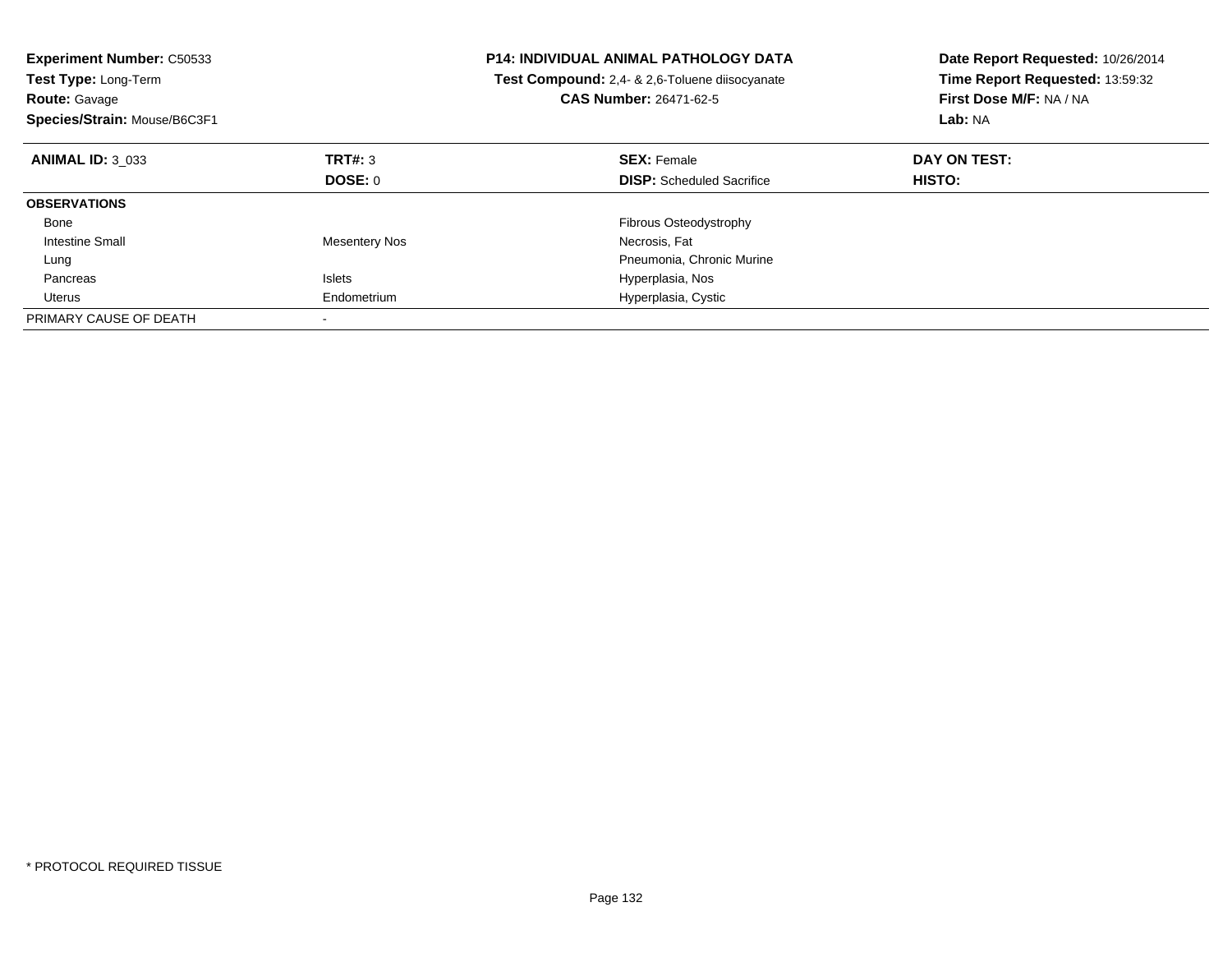**Experiment Number:** C50533
**Test Type:** Long-Term
**Route:** Gavage
**Species/Strain:** Mouse/B6C3F1

**P14: INDIVIDUAL ANIMAL PATHOLOGY DATA**
**Test Compound:** 2,4- & 2,6-Toluene diisocyanate
**CAS Number:** 26471-62-5

**Date Report Requested:** 10/26/2014
**Time Report Requested:** 13:59:32
**First Dose M/F:** NA / NA
**Lab:** NA

| **ANIMAL ID:** 3_033 | **TRT#:** 3 | **SEX:** Female | **DAY ON TEST:** |
|---|---|---|---|
| | **DOSE:** 0 | **DISP:** Scheduled Sacrifice | **HISTO:** |
| **OBSERVATIONS** | | | |
| Bone | | Fibrous Osteodystrophy | |
| Intestine Small | Mesentery Nos | Necrosis, Fat | |
| Lung | | Pneumonia, Chronic Murine | |
| Pancreas | Islets | Hyperplasia, Nos | |
| Uterus | Endometrium | Hyperplasia, Cystic | |
| PRIMARY CAUSE OF DEATH | - | | |

* PROTOCOL REQUIRED TISSUE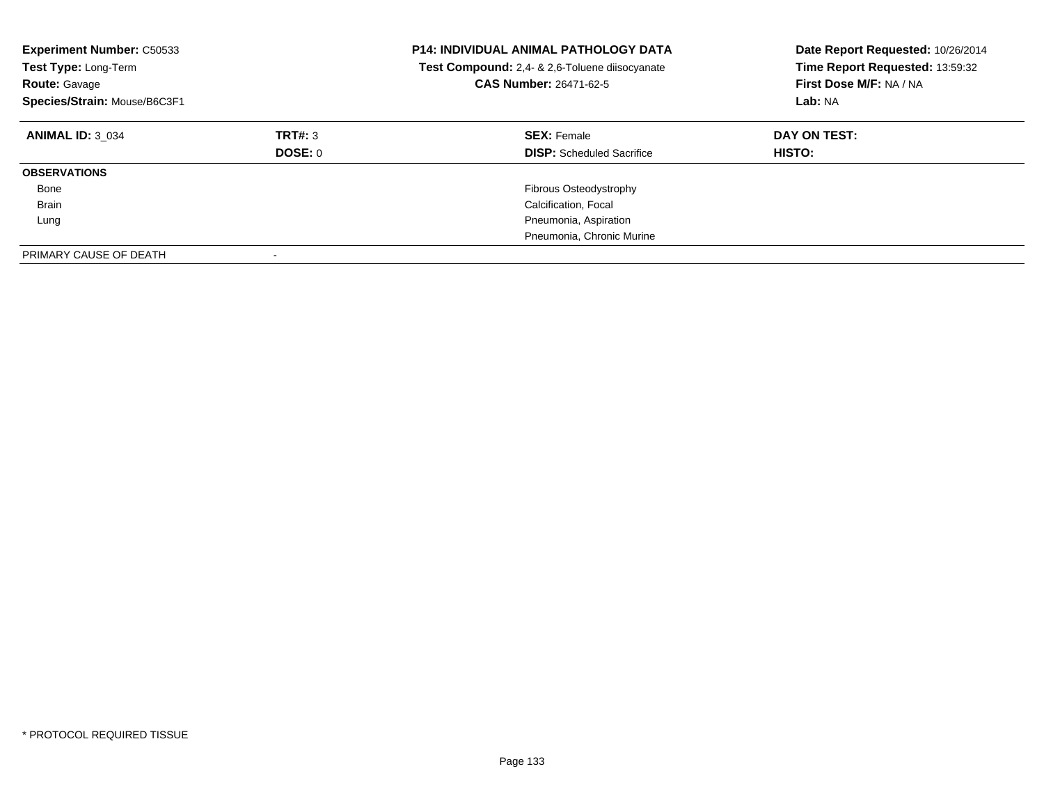**Experiment Number:** C50533
**Test Type:** Long-Term
**Route:** Gavage
**Species/Strain:** Mouse/B6C3F1

**P14: INDIVIDUAL ANIMAL PATHOLOGY DATA**
**Test Compound:** 2,4- & 2,6-Toluene diisocyanate
**CAS Number:** 26471-62-5

**Date Report Requested:** 10/26/2014
**Time Report Requested:** 13:59:32
**First Dose M/F:** NA / NA
**Lab:** NA

| **ANIMAL ID:** 3_034 | **TRT#:** 3 | **SEX:** Female | **DAY ON TEST:** |
|---|---|---|---|
| | **DOSE:** 0 | **DISP:** Scheduled Sacrifice | **HISTO:** |
| **OBSERVATIONS** | | | |
| Bone | | Fibrous Osteodystrophy | |
| Brain | | Calcification, Focal | |
| Lung | | Pneumonia, Aspiration | |
| | | Pneumonia, Chronic Murine | |
| PRIMARY CAUSE OF DEATH | - | | |

* PROTOCOL REQUIRED TISSUE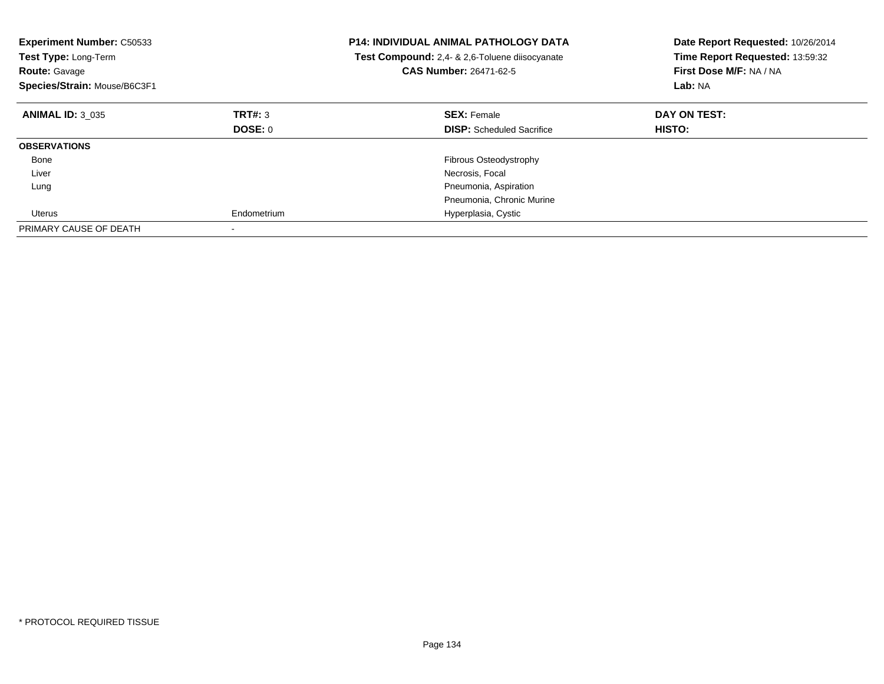**Experiment Number:** C50533
**Test Type:** Long-Term
**Route:** Gavage
**Species/Strain:** Mouse/B6C3F1

**P14: INDIVIDUAL ANIMAL PATHOLOGY DATA**
**Test Compound:** 2,4- & 2,6-Toluene diisocyanate
**CAS Number:** 26471-62-5

**Date Report Requested:** 10/26/2014
**Time Report Requested:** 13:59:32
**First Dose M/F:** NA / NA
**Lab:** NA

| **ANIMAL ID:** 3_035 | **TRT#:** 3 | **SEX:** Female | **DAY ON TEST:** |
|---|---|---|---|
| | **DOSE:** 0 | **DISP:** Scheduled Sacrifice | **HISTO:** |
| **OBSERVATIONS** | | | |
| Bone | | Fibrous Osteodystrophy | |
| Liver | | Necrosis, Focal | |
| Lung | | Pneumonia, Aspiration | |
| | | Pneumonia, Chronic Murine | |
| Uterus | Endometrium | Hyperplasia, Cystic | |
| PRIMARY CAUSE OF DEATH | - | | |

* PROTOCOL REQUIRED TISSUE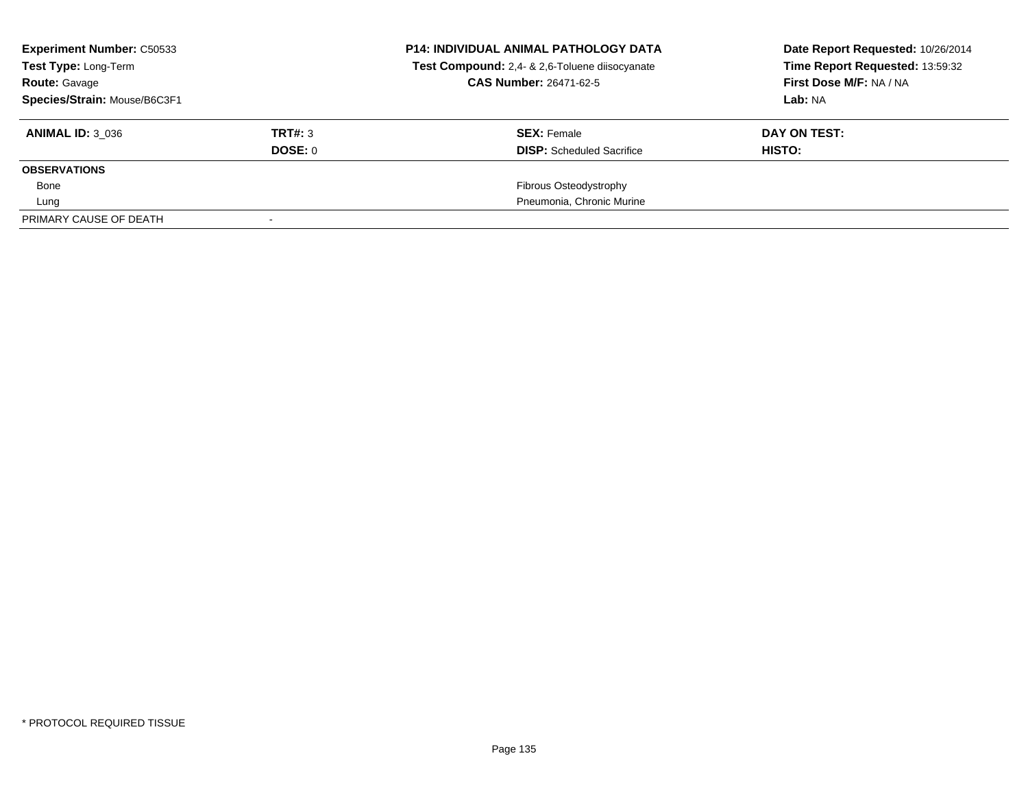**Experiment Number:** C50533
**Test Type:** Long-Term
**Route:** Gavage
**Species/Strain:** Mouse/B6C3F1

**P14: INDIVIDUAL ANIMAL PATHOLOGY DATA**
**Test Compound:** 2,4- & 2,6-Toluene diisocyanate
**CAS Number:** 26471-62-5

**Date Report Requested:** 10/26/2014
**Time Report Requested:** 13:59:32
**First Dose M/F:** NA / NA
**Lab:** NA

| **ANIMAL ID:** 3_036 | **TRT#:** 3 | **SEX:** Female | **DAY ON TEST:** |
|---|---|---|---|
| | **DOSE:** 0 | **DISP:** Scheduled Sacrifice | **HISTO:** |
| **OBSERVATIONS** | | | |
| Bone | | Fibrous Osteodystrophy | |
| Lung | | Pneumonia, Chronic Murine | |
| PRIMARY CAUSE OF DEATH | - | | |

* PROTOCOL REQUIRED TISSUE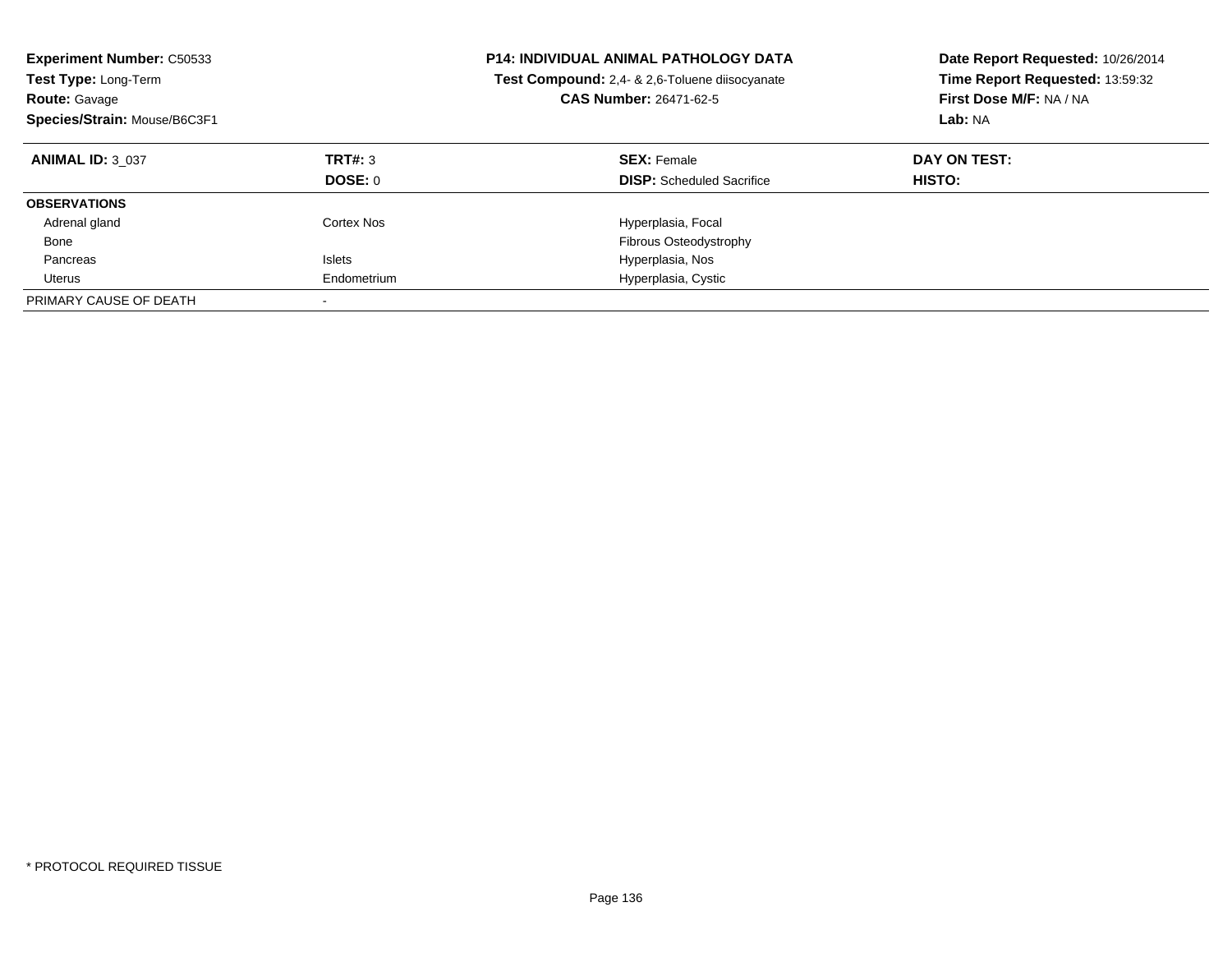**Experiment Number:** C50533
**Test Type:** Long-Term
**Route:** Gavage
**Species/Strain:** Mouse/B6C3F1

**P14: INDIVIDUAL ANIMAL PATHOLOGY DATA**
**Test Compound:** 2,4- & 2,6-Toluene diisocyanate
**CAS Number:** 26471-62-5

**Date Report Requested:** 10/26/2014
**Time Report Requested:** 13:59:32
**First Dose M/F:** NA / NA
**Lab:** NA

| **ANIMAL ID:** 3_037 | **TRT#:** 3 | **SEX:** Female | **DAY ON TEST:** |
|---|---|---|---|
| | **DOSE:** 0 | **DISP:** Scheduled Sacrifice | **HISTO:** |
| **OBSERVATIONS** | | | |
| Adrenal gland | Cortex Nos | Hyperplasia, Focal | |
| Bone | | Fibrous Osteodystrophy | |
| Pancreas | Islets | Hyperplasia, Nos | |
| Uterus | Endometrium | Hyperplasia, Cystic | |
| PRIMARY CAUSE OF DEATH | - | | |

* PROTOCOL REQUIRED TISSUE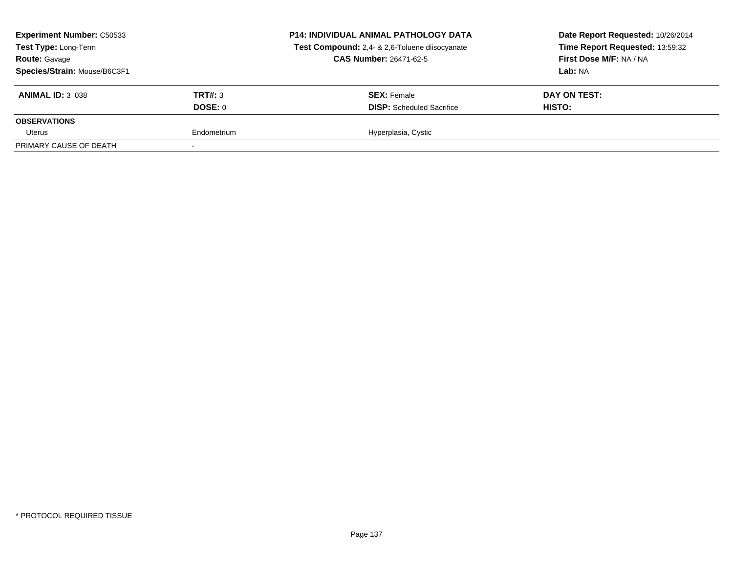**Experiment Number:** C50533
**Test Type:** Long-Term
**Route:** Gavage
**Species/Strain:** Mouse/B6C3F1

**P14: INDIVIDUAL ANIMAL PATHOLOGY DATA**
**Test Compound:** 2,4- & 2,6-Toluene diisocyanate
**CAS Number:** 26471-62-5

**Date Report Requested:** 10/26/2014
**Time Report Requested:** 13:59:32
**First Dose M/F:** NA / NA
**Lab:** NA

| **ANIMAL ID:** 3_038 | **TRT#:** 3 | **SEX:** Female | **DAY ON TEST:** |
|---|---|---|---|
| | **DOSE:** 0 | **DISP:** Scheduled Sacrifice | **HISTO:** |
| **OBSERVATIONS** | | | |
| Uterus | Endometrium | Hyperplasia, Cystic | |
| PRIMARY CAUSE OF DEATH | - | | |

* PROTOCOL REQUIRED TISSUE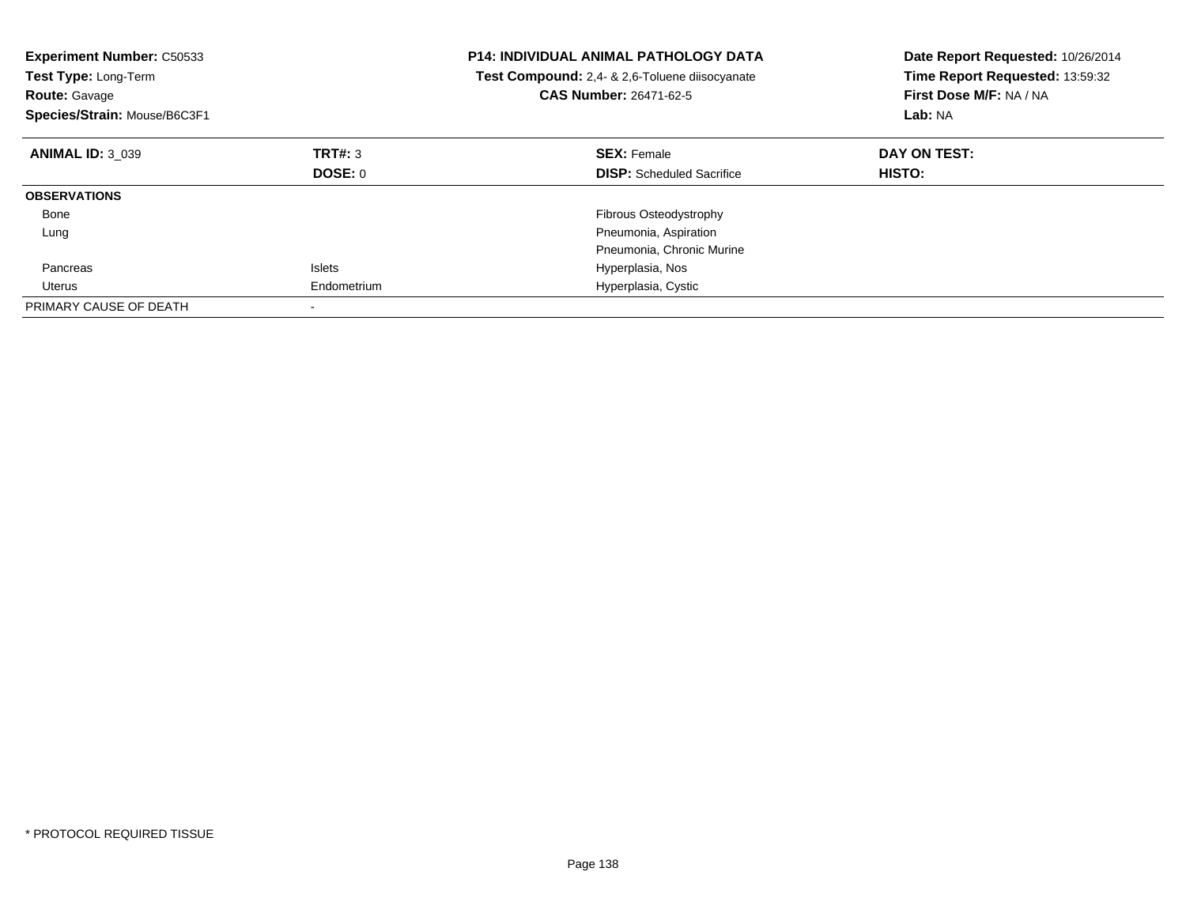**Experiment Number:** C50533
**Test Type:** Long-Term
**Route:** Gavage
**Species/Strain:** Mouse/B6C3F1

**P14: INDIVIDUAL ANIMAL PATHOLOGY DATA**
**Test Compound:** 2,4- & 2,6-Toluene diisocyanate
**CAS Number:** 26471-62-5

**Date Report Requested:** 10/26/2014
**Time Report Requested:** 13:59:32
**First Dose M/F:** NA / NA
**Lab:** NA

| **ANIMAL ID:** 3_039 | **TRT#:** 3 | **SEX:** Female | **DAY ON TEST:** |
|---|---|---|---|
| | **DOSE:** 0 | **DISP:** Scheduled Sacrifice | **HISTO:** |
| **OBSERVATIONS** | | | |
| Bone | | Fibrous Osteodystrophy | |
| Lung | | Pneumonia, Aspiration | |
| | | Pneumonia, Chronic Murine | |
| Pancreas | Islets | Hyperplasia, Nos | |
| Uterus | Endometrium | Hyperplasia, Cystic | |
| PRIMARY CAUSE OF DEATH | - | | |

* PROTOCOL REQUIRED TISSUE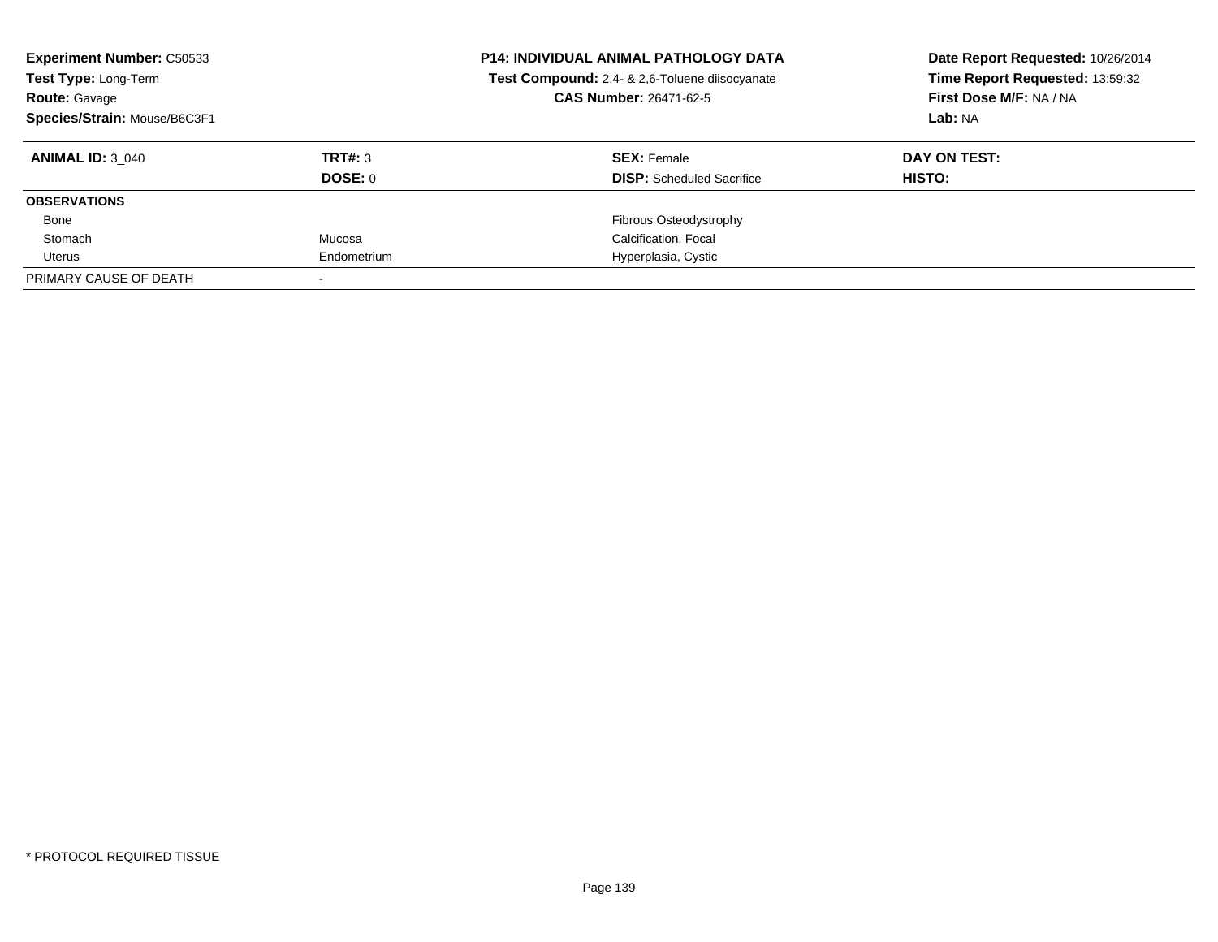**Experiment Number:** C50533
**Test Type:** Long-Term
**Route:** Gavage
**Species/Strain:** Mouse/B6C3F1

**P14: INDIVIDUAL ANIMAL PATHOLOGY DATA**
**Test Compound:** 2,4- & 2,6-Toluene diisocyanate
**CAS Number:** 26471-62-5

**Date Report Requested:** 10/26/2014
**Time Report Requested:** 13:59:32
**First Dose M/F:** NA / NA
**Lab:** NA

| **ANIMAL ID:** 3_040 | **TRT#:** 3 | **SEX:** Female | **DAY ON TEST:** |
|---|---|---|---|
| | **DOSE:** 0 | **DISP:** Scheduled Sacrifice | **HISTO:** |
| **OBSERVATIONS** | | | |
| Bone | | Fibrous Osteodystrophy | |
| Stomach | Mucosa | Calcification, Focal | |
| Uterus | Endometrium | Hyperplasia, Cystic | |
| PRIMARY CAUSE OF DEATH | - | | |

* PROTOCOL REQUIRED TISSUE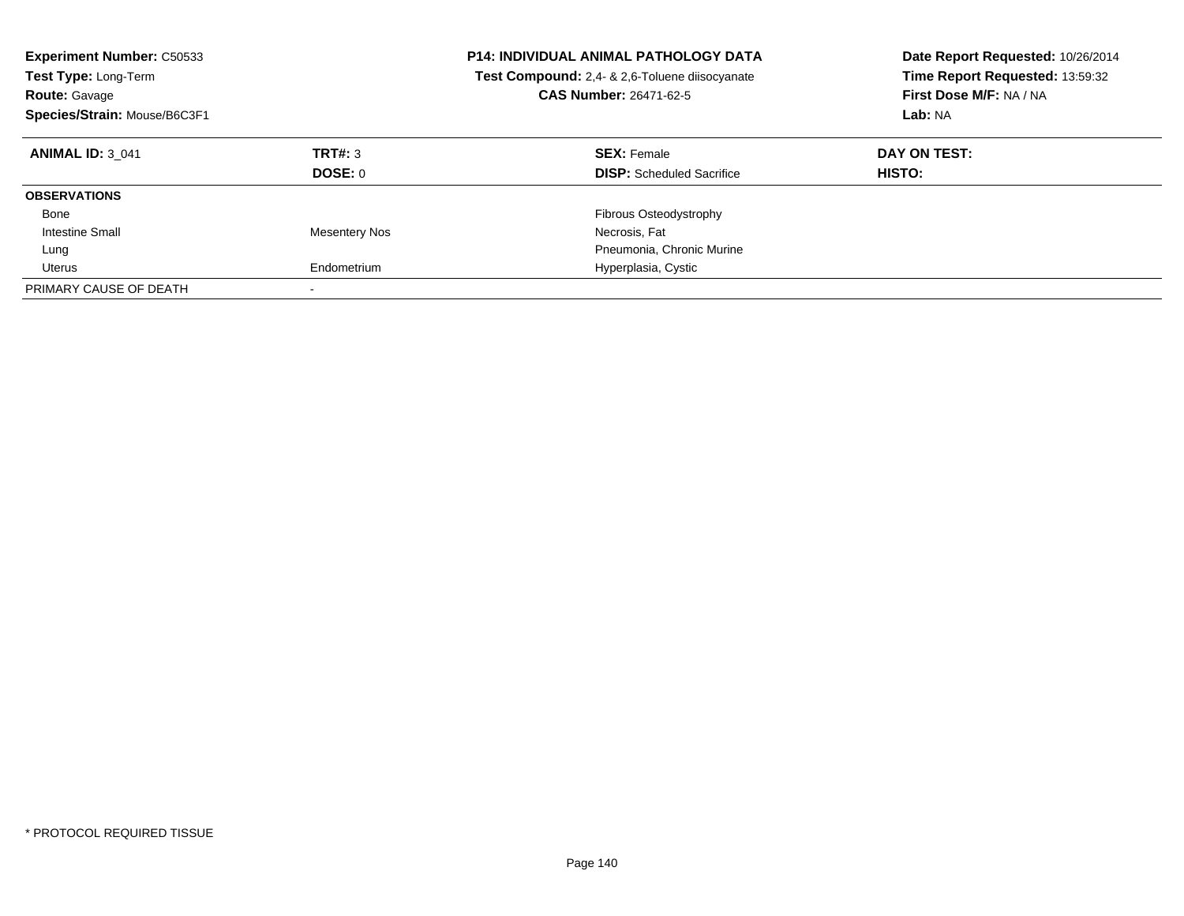**Experiment Number:** C50533
**Test Type:** Long-Term
**Route:** Gavage
**Species/Strain:** Mouse/B6C3F1

**P14: INDIVIDUAL ANIMAL PATHOLOGY DATA**
**Test Compound:** 2,4- & 2,6-Toluene diisocyanate
**CAS Number:** 26471-62-5

**Date Report Requested:** 10/26/2014
**Time Report Requested:** 13:59:32
**First Dose M/F:** NA / NA
**Lab:** NA

| **ANIMAL ID:** 3_041 | **TRT#:** 3 | **SEX:** Female | **DAY ON TEST:** |
|---|---|---|---|
| | **DOSE:** 0 | **DISP:** Scheduled Sacrifice | **HISTO:** |
| **OBSERVATIONS** | | | |
| Bone | | Fibrous Osteodystrophy | |
| Intestine Small | Mesentery Nos | Necrosis, Fat | |
| Lung | | Pneumonia, Chronic Murine | |
| Uterus | Endometrium | Hyperplasia, Cystic | |
| PRIMARY CAUSE OF DEATH | - | | |

* PROTOCOL REQUIRED TISSUE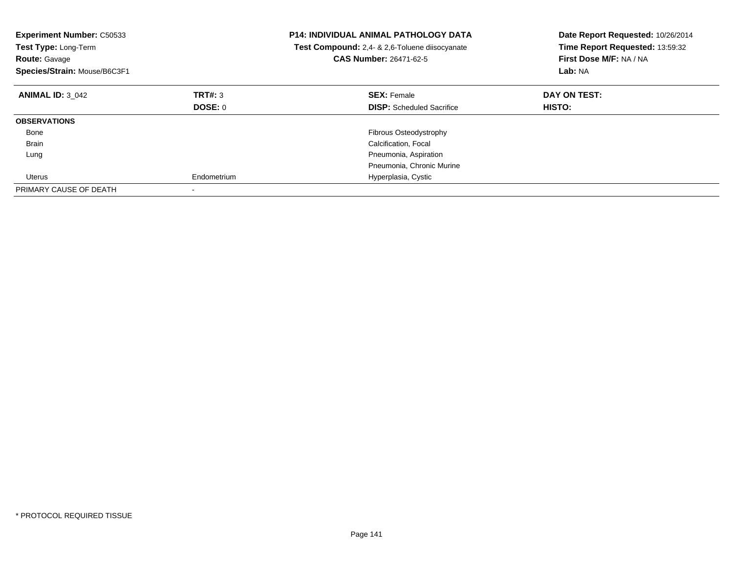**Experiment Number:** C50533
**Test Type:** Long-Term
**Route:** Gavage
**Species/Strain:** Mouse/B6C3F1

**P14: INDIVIDUAL ANIMAL PATHOLOGY DATA**
**Test Compound:** 2,4- & 2,6-Toluene diisocyanate
**CAS Number:** 26471-62-5

**Date Report Requested:** 10/26/2014
**Time Report Requested:** 13:59:32
**First Dose M/F:** NA / NA
**Lab:** NA

| **ANIMAL ID:** 3_042 | **TRT#:** 3 | **SEX:** Female | **DAY ON TEST:** |
|---|---|---|---|
| | **DOSE:** 0 | **DISP:** Scheduled Sacrifice | **HISTO:** |
| **OBSERVATIONS** | | | |
| Bone | | Fibrous Osteodystrophy | |
| Brain | | Calcification, Focal | |
| Lung | | Pneumonia, Aspiration | |
| | | Pneumonia, Chronic Murine | |
| Uterus | Endometrium | Hyperplasia, Cystic | |
| PRIMARY CAUSE OF DEATH | - | | |

\* PROTOCOL REQUIRED TISSUE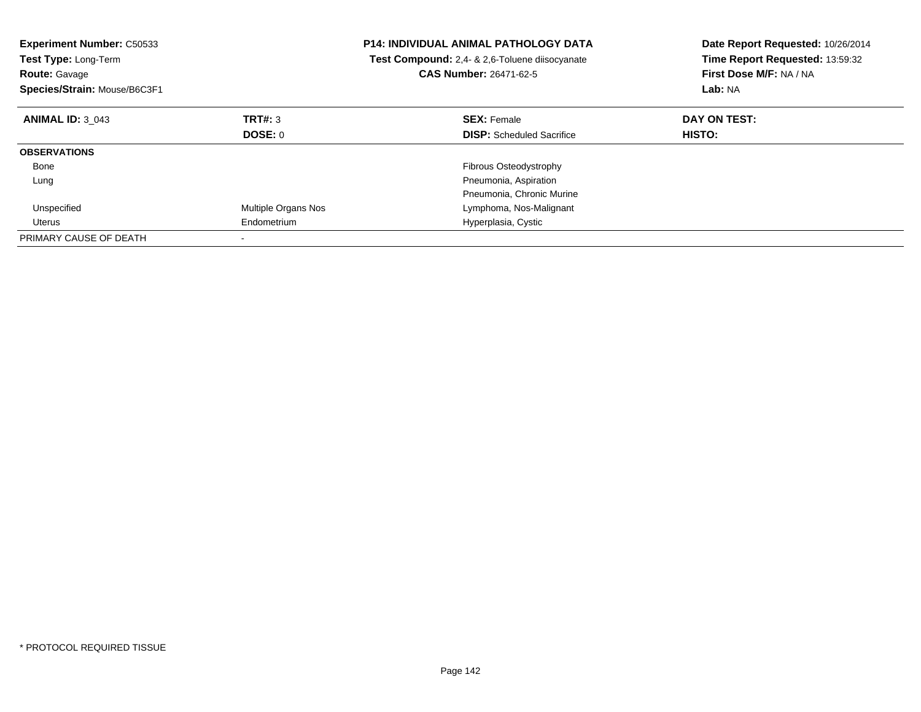**Experiment Number:** C50533
**Test Type:** Long-Term
**Route:** Gavage
**Species/Strain:** Mouse/B6C3F1

**P14: INDIVIDUAL ANIMAL PATHOLOGY DATA**
**Test Compound:** 2,4- & 2,6-Toluene diisocyanate
**CAS Number:** 26471-62-5

**Date Report Requested:** 10/26/2014
**Time Report Requested:** 13:59:32
**First Dose M/F:** NA / NA
**Lab:** NA

| **ANIMAL ID:** 3_043 | **TRT#:** 3 | **SEX:** Female | **DAY ON TEST:** |
|---|---|---|---|
| | **DOSE:** 0 | **DISP:** Scheduled Sacrifice | **HISTO:** |
| **OBSERVATIONS** | | | |
| Bone | | Fibrous Osteodystrophy | |
| Lung | | Pneumonia, Aspiration | |
| | | Pneumonia, Chronic Murine | |
| Unspecified | Multiple Organs Nos | Lymphoma, Nos-Malignant | |
| Uterus | Endometrium | Hyperplasia, Cystic | |
| PRIMARY CAUSE OF DEATH | - | | |

* PROTOCOL REQUIRED TISSUE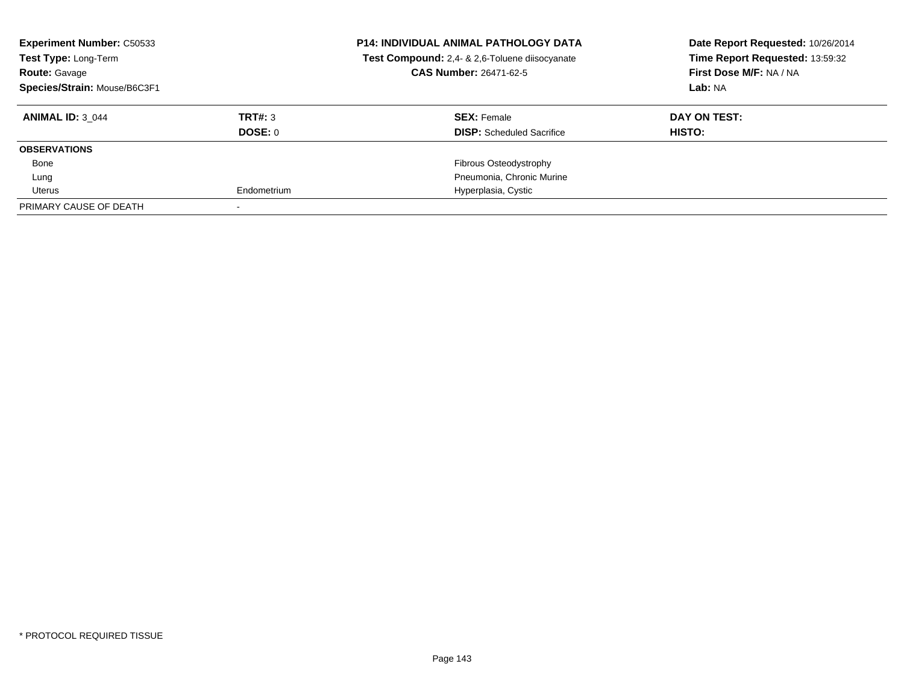**Experiment Number:** C50533
**Test Type:** Long-Term
**Route:** Gavage
**Species/Strain:** Mouse/B6C3F1

**P14: INDIVIDUAL ANIMAL PATHOLOGY DATA**
**Test Compound:** 2,4- & 2,6-Toluene diisocyanate
**CAS Number:** 26471-62-5

**Date Report Requested:** 10/26/2014
**Time Report Requested:** 13:59:32
**First Dose M/F:** NA / NA
**Lab:** NA

| **ANIMAL ID:** 3_044 | **TRT#:** 3 | **SEX:** Female | **DAY ON TEST:** |
|---|---|---|---|
| | **DOSE:** 0 | **DISP:** Scheduled Sacrifice | **HISTO:** |
| **OBSERVATIONS** | | | |
| Bone | | Fibrous Osteodystrophy | |
| Lung | | Pneumonia, Chronic Murine | |
| Uterus | Endometrium | Hyperplasia, Cystic | |
| PRIMARY CAUSE OF DEATH | - | | |

* PROTOCOL REQUIRED TISSUE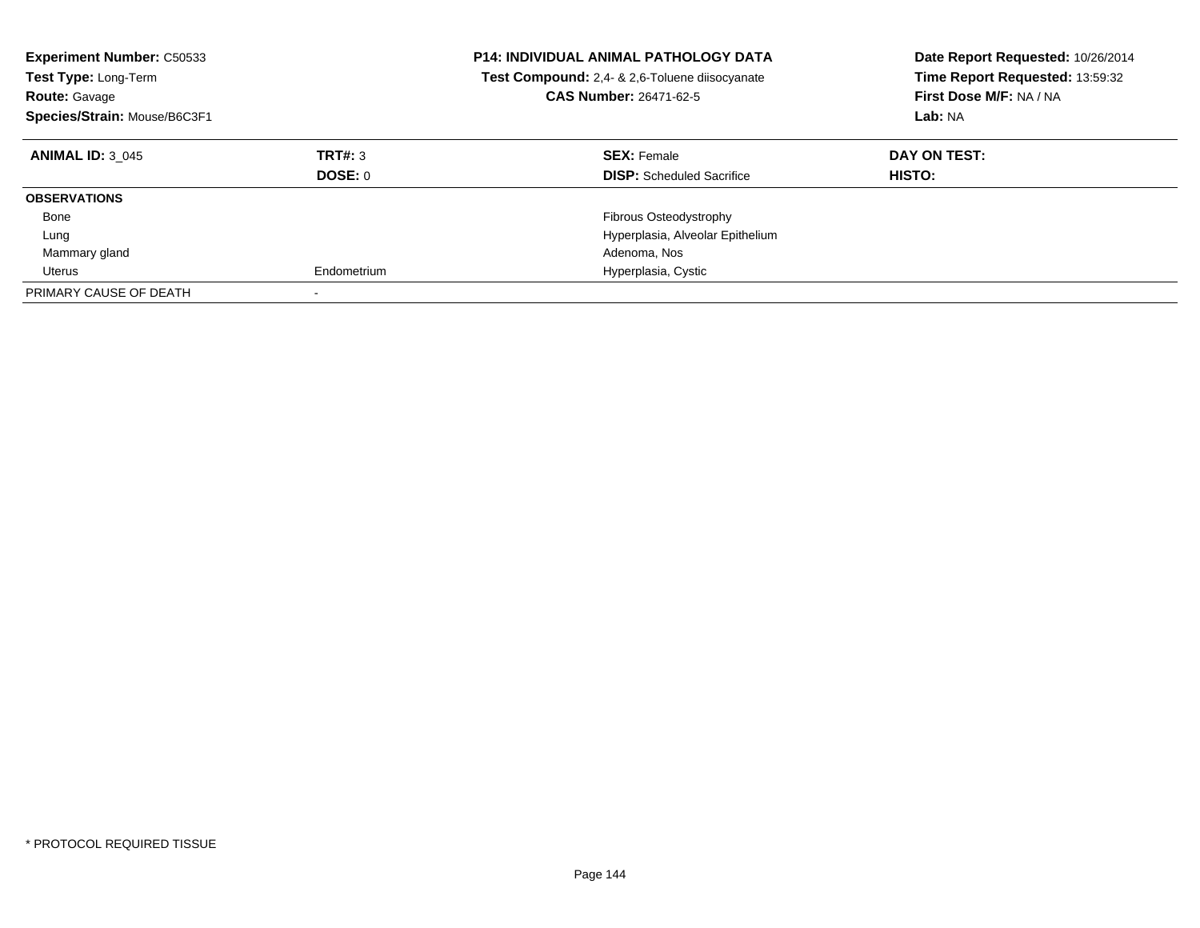**Experiment Number:** C50533
**Test Type:** Long-Term
**Route:** Gavage
**Species/Strain:** Mouse/B6C3F1

**P14: INDIVIDUAL ANIMAL PATHOLOGY DATA**
**Test Compound:** 2,4- & 2,6-Toluene diisocyanate
**CAS Number:** 26471-62-5

**Date Report Requested:** 10/26/2014
**Time Report Requested:** 13:59:32
**First Dose M/F:** NA / NA
**Lab:** NA

| **ANIMAL ID:** 3_045 | **TRT#:** 3 | **SEX:** Female | **DAY ON TEST:** |
|---|---|---|---|
| | **DOSE:** 0 | **DISP:** Scheduled Sacrifice | **HISTO:** |
| **OBSERVATIONS** | | | |
| Bone | | Fibrous Osteodystrophy | |
| Lung | | Hyperplasia, Alveolar Epithelium | |
| Mammary gland | | Adenoma, Nos | |
| Uterus | Endometrium | Hyperplasia, Cystic | |
| PRIMARY CAUSE OF DEATH | - | | |

* PROTOCOL REQUIRED TISSUE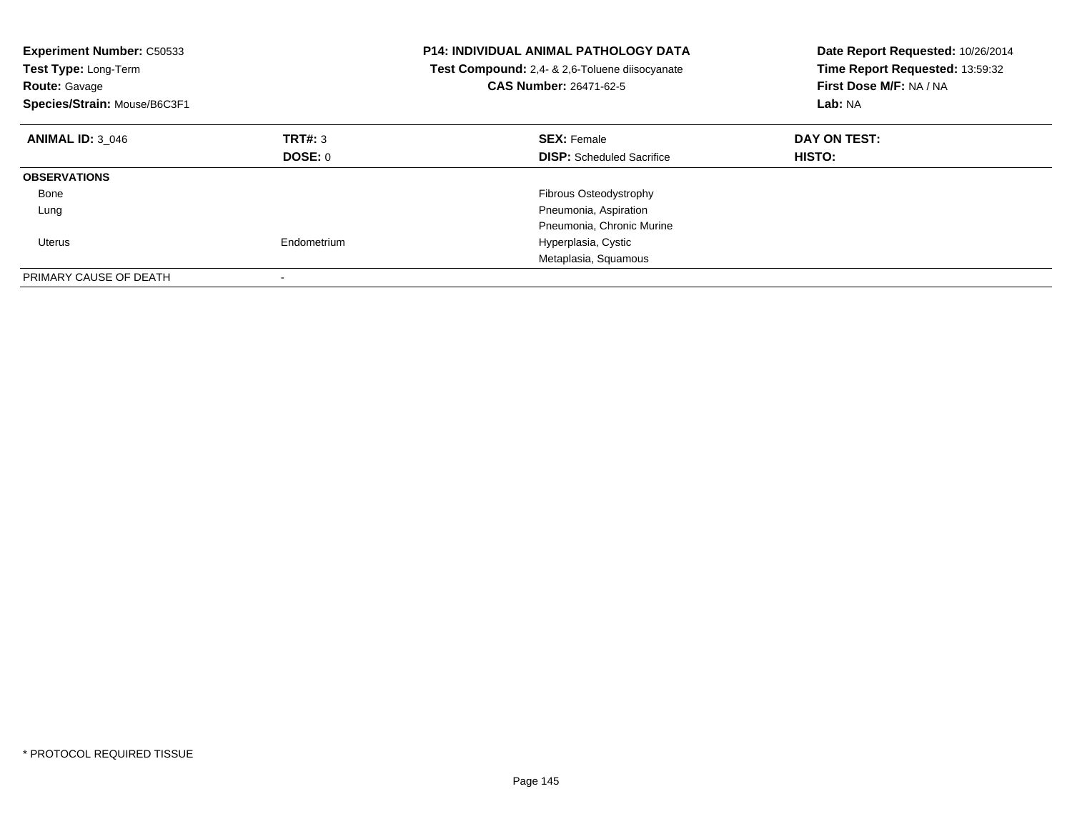**Experiment Number:** C50533
**Test Type:** Long-Term
**Route:** Gavage
**Species/Strain:** Mouse/B6C3F1

**P14: INDIVIDUAL ANIMAL PATHOLOGY DATA**
**Test Compound:** 2,4- & 2,6-Toluene diisocyanate
**CAS Number:** 26471-62-5

**Date Report Requested:** 10/26/2014
**Time Report Requested:** 13:59:32
**First Dose M/F:** NA / NA
**Lab:** NA

| **ANIMAL ID:** 3_046 | **TRT#:** 3 | **SEX:** Female | **DAY ON TEST:** |
|---|---|---|---|
| | **DOSE:** 0 | **DISP:** Scheduled Sacrifice | **HISTO:** |
| **OBSERVATIONS** | | | |
| Bone | | Fibrous Osteodystrophy | |
| Lung | | Pneumonia, Aspiration | |
| | | Pneumonia, Chronic Murine | |
| Uterus | Endometrium | Hyperplasia, Cystic | |
| | | Metaplasia, Squamous | |
| PRIMARY CAUSE OF DEATH | - | | |

* PROTOCOL REQUIRED TISSUE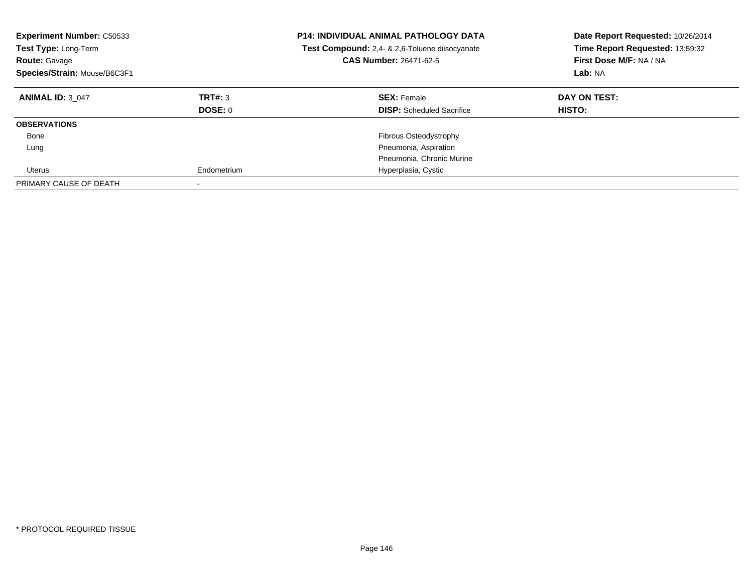**Experiment Number:** C50533
**Test Type:** Long-Term
**Route:** Gavage
**Species/Strain:** Mouse/B6C3F1

**P14: INDIVIDUAL ANIMAL PATHOLOGY DATA**
**Test Compound:** 2,4- & 2,6-Toluene diisocyanate
**CAS Number:** 26471-62-5

**Date Report Requested:** 10/26/2014
**Time Report Requested:** 13:59:32
**First Dose M/F:** NA / NA
**Lab:** NA

| **ANIMAL ID:** 3_047 | **TRT#:** 3 | **SEX:** Female | **DAY ON TEST:** |
|---|---|---|---|
| | **DOSE:** 0 | **DISP:** Scheduled Sacrifice | **HISTO:** |
| **OBSERVATIONS** | | | |
| Bone | | Fibrous Osteodystrophy | |
| Lung | | Pneumonia, Aspiration | |
| | | Pneumonia, Chronic Murine | |
| Uterus | Endometrium | Hyperplasia, Cystic | |
| PRIMARY CAUSE OF DEATH | - | | |

* PROTOCOL REQUIRED TISSUE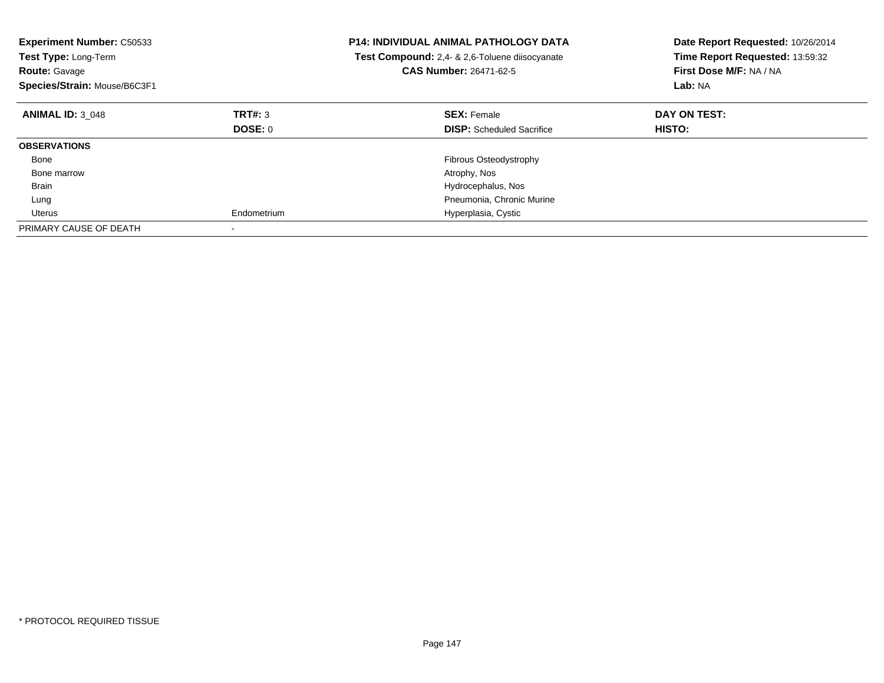**Experiment Number:** C50533
**Test Type:** Long-Term
**Route:** Gavage
**Species/Strain:** Mouse/B6C3F1

**P14: INDIVIDUAL ANIMAL PATHOLOGY DATA**
**Test Compound:** 2,4- & 2,6-Toluene diisocyanate
**CAS Number:** 26471-62-5

**Date Report Requested:** 10/26/2014
**Time Report Requested:** 13:59:32
**First Dose M/F:** NA / NA
**Lab:** NA

| **ANIMAL ID:** 3_048 | **TRT#:** 3 | **SEX:** Female | **DAY ON TEST:** |
|---|---|---|---|
| | **DOSE:** 0 | **DISP:** Scheduled Sacrifice | **HISTO:** |
| **OBSERVATIONS** | | | |
| Bone | | Fibrous Osteodystrophy | |
| Bone marrow | | Atrophy, Nos | |
| Brain | | Hydrocephalus, Nos | |
| Lung | | Pneumonia, Chronic Murine | |
| Uterus | Endometrium | Hyperplasia, Cystic | |
| PRIMARY CAUSE OF DEATH | - | | |

* PROTOCOL REQUIRED TISSUE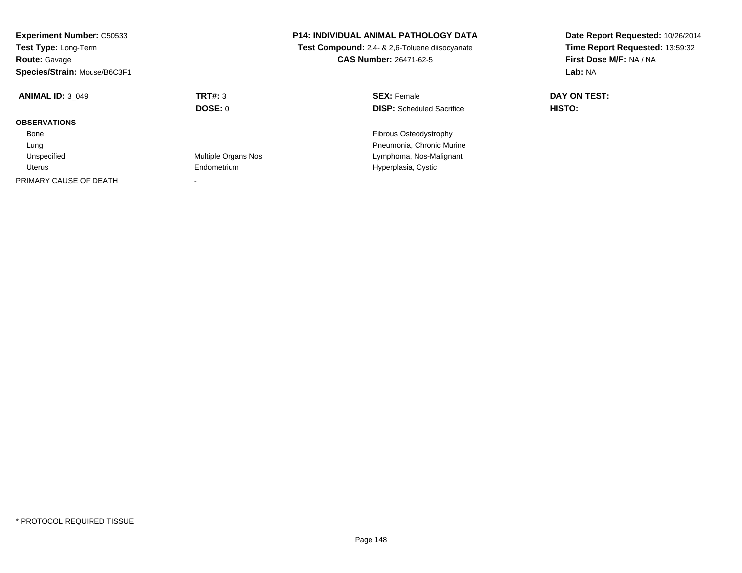**Experiment Number:** C50533
**Test Type:** Long-Term
**Route:** Gavage
**Species/Strain:** Mouse/B6C3F1

**P14: INDIVIDUAL ANIMAL PATHOLOGY DATA**
**Test Compound:** 2,4- & 2,6-Toluene diisocyanate
**CAS Number:** 26471-62-5

**Date Report Requested:** 10/26/2014
**Time Report Requested:** 13:59:32
**First Dose M/F:** NA / NA
**Lab:** NA

| **ANIMAL ID:** 3_049 | **TRT#:** 3 | **SEX:** Female | **DAY ON TEST:** |
|---|---|---|---|
| | **DOSE:** 0 | **DISP:** Scheduled Sacrifice | **HISTO:** |
| **OBSERVATIONS** | | | |
| Bone | | Fibrous Osteodystrophy | |
| Lung | | Pneumonia, Chronic Murine | |
| Unspecified | Multiple Organs Nos | Lymphoma, Nos-Malignant | |
| Uterus | Endometrium | Hyperplasia, Cystic | |
| PRIMARY CAUSE OF DEATH | - | | |

\* PROTOCOL REQUIRED TISSUE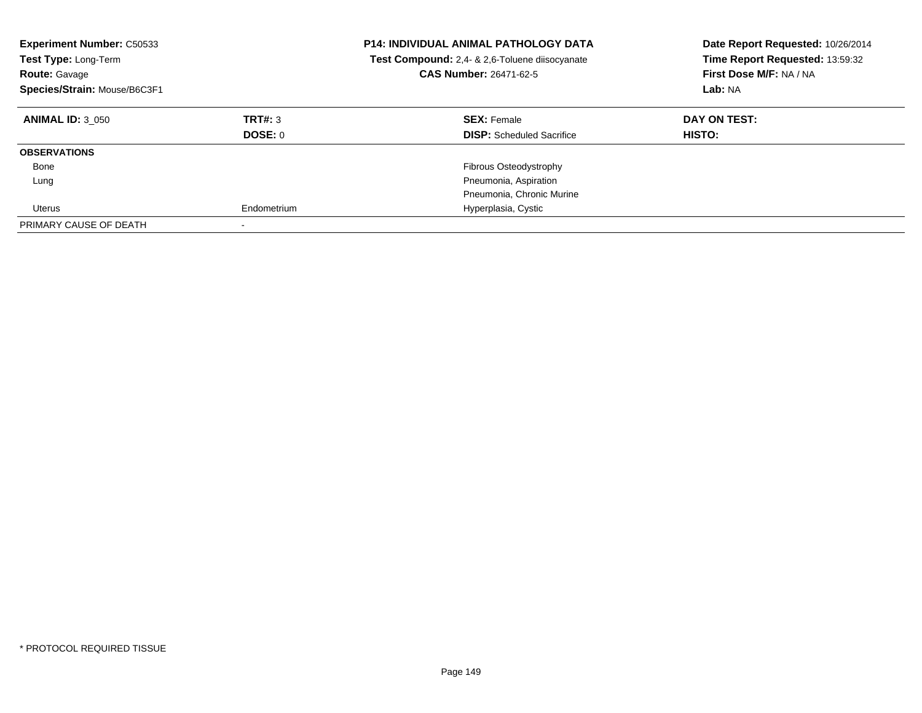**Experiment Number:** C50533
**Test Type:** Long-Term
**Route:** Gavage
**Species/Strain:** Mouse/B6C3F1

**P14: INDIVIDUAL ANIMAL PATHOLOGY DATA**
**Test Compound:** 2,4- & 2,6-Toluene diisocyanate
**CAS Number:** 26471-62-5

**Date Report Requested:** 10/26/2014
**Time Report Requested:** 13:59:32
**First Dose M/F:** NA / NA
**Lab:** NA

| **ANIMAL ID:** 3_050 | **TRT#:** 3 | **SEX:** Female | **DAY ON TEST:** |
|---|---|---|---|
| | **DOSE:** 0 | **DISP:** Scheduled Sacrifice | **HISTO:** |
| **OBSERVATIONS** | | | |
| Bone | | Fibrous Osteodystrophy | |
| Lung | | Pneumonia, Aspiration | |
| | | Pneumonia, Chronic Murine | |
| Uterus | Endometrium | Hyperplasia, Cystic | |
| PRIMARY CAUSE OF DEATH | - | | |

* PROTOCOL REQUIRED TISSUE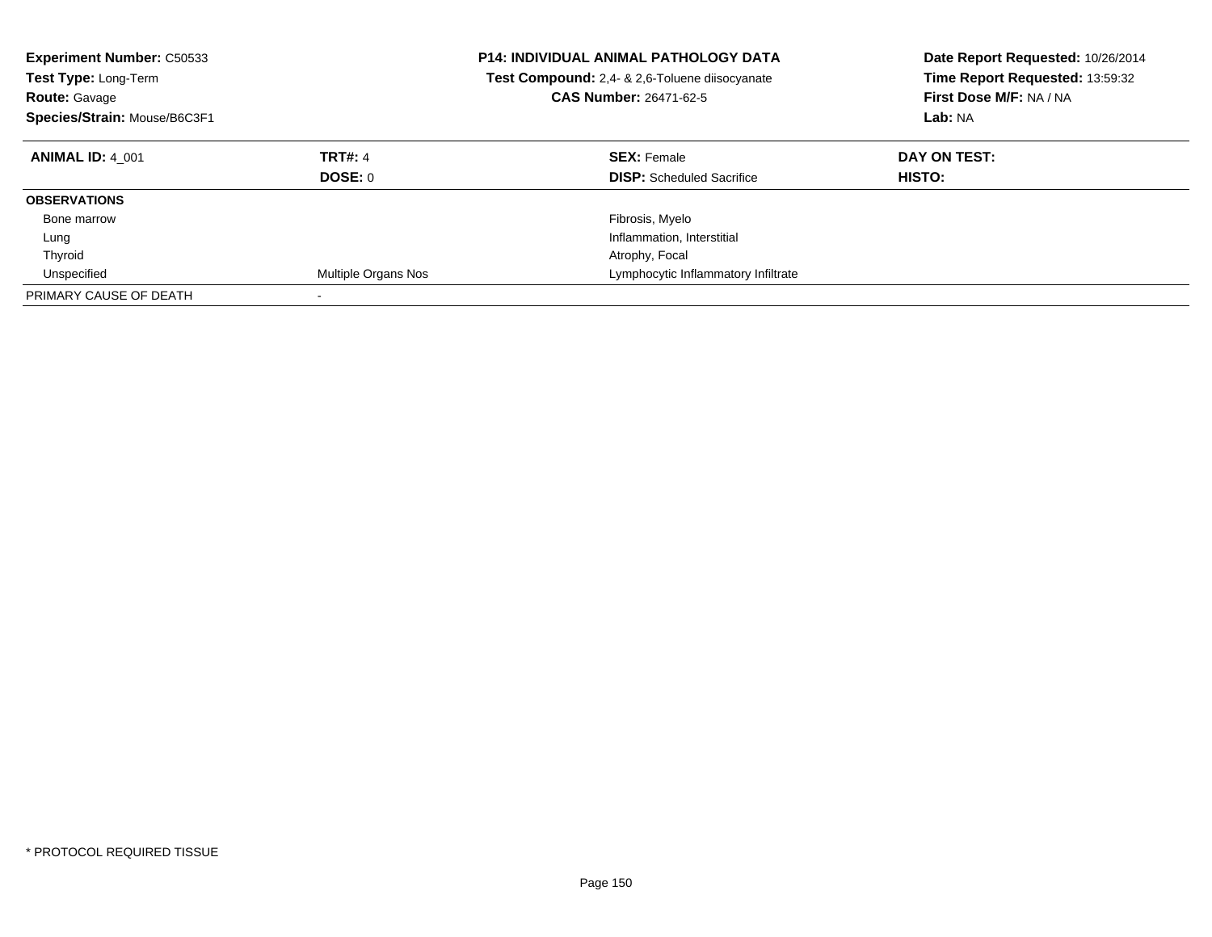**Experiment Number:** C50533
**Test Type:** Long-Term
**Route:** Gavage
**Species/Strain:** Mouse/B6C3F1

**P14: INDIVIDUAL ANIMAL PATHOLOGY DATA**
**Test Compound:** 2,4- & 2,6-Toluene diisocyanate
**CAS Number:** 26471-62-5

**Date Report Requested:** 10/26/2014
**Time Report Requested:** 13:59:32
**First Dose M/F:** NA / NA
**Lab:** NA

| **ANIMAL ID:** 4_001 | **TRT#:** 4 | **SEX:** Female | **DAY ON TEST:** |
|---|---|---|---|
| | **DOSE:** 0 | **DISP:** Scheduled Sacrifice | **HISTO:** |
| **OBSERVATIONS** | | | |
| Bone marrow | | Fibrosis, Myelo | |
| Lung | | Inflammation, Interstitial | |
| Thyroid | | Atrophy, Focal | |
| Unspecified | Multiple Organs Nos | Lymphocytic Inflammatory Infiltrate | |
| PRIMARY CAUSE OF DEATH | - | | |

* PROTOCOL REQUIRED TISSUE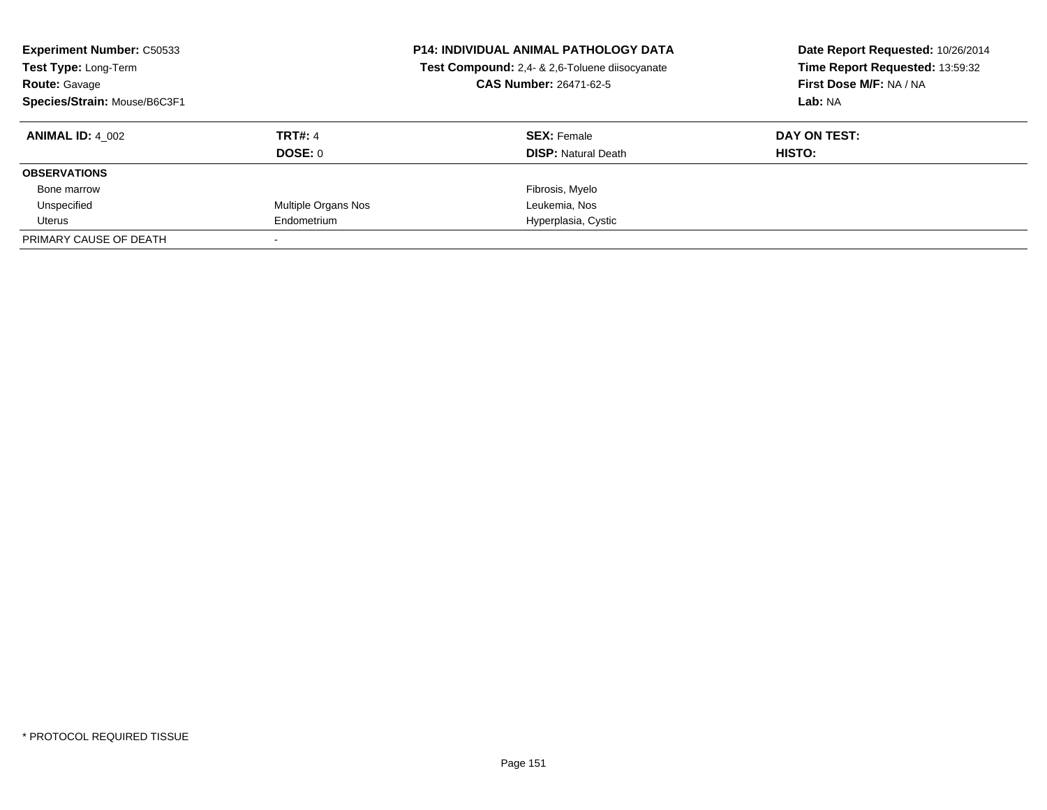**Experiment Number:** C50533
**Test Type:** Long-Term
**Route:** Gavage
**Species/Strain:** Mouse/B6C3F1

**P14: INDIVIDUAL ANIMAL PATHOLOGY DATA**
**Test Compound:** 2,4- & 2,6-Toluene diisocyanate
**CAS Number:** 26471-62-5

**Date Report Requested:** 10/26/2014
**Time Report Requested:** 13:59:32
**First Dose M/F:** NA / NA
**Lab:** NA

| **ANIMAL ID:** 4_002 | **TRT#:** 4 | **SEX:** Female | **DAY ON TEST:** |
|---|---|---|---|
| | **DOSE:** 0 | **DISP:** Natural Death | **HISTO:** |
| **OBSERVATIONS** | | | |
| Bone marrow | | Fibrosis, Myelo | |
| Unspecified | Multiple Organs Nos | Leukemia, Nos | |
| Uterus | Endometrium | Hyperplasia, Cystic | |
| PRIMARY CAUSE OF DEATH | - | | |

* PROTOCOL REQUIRED TISSUE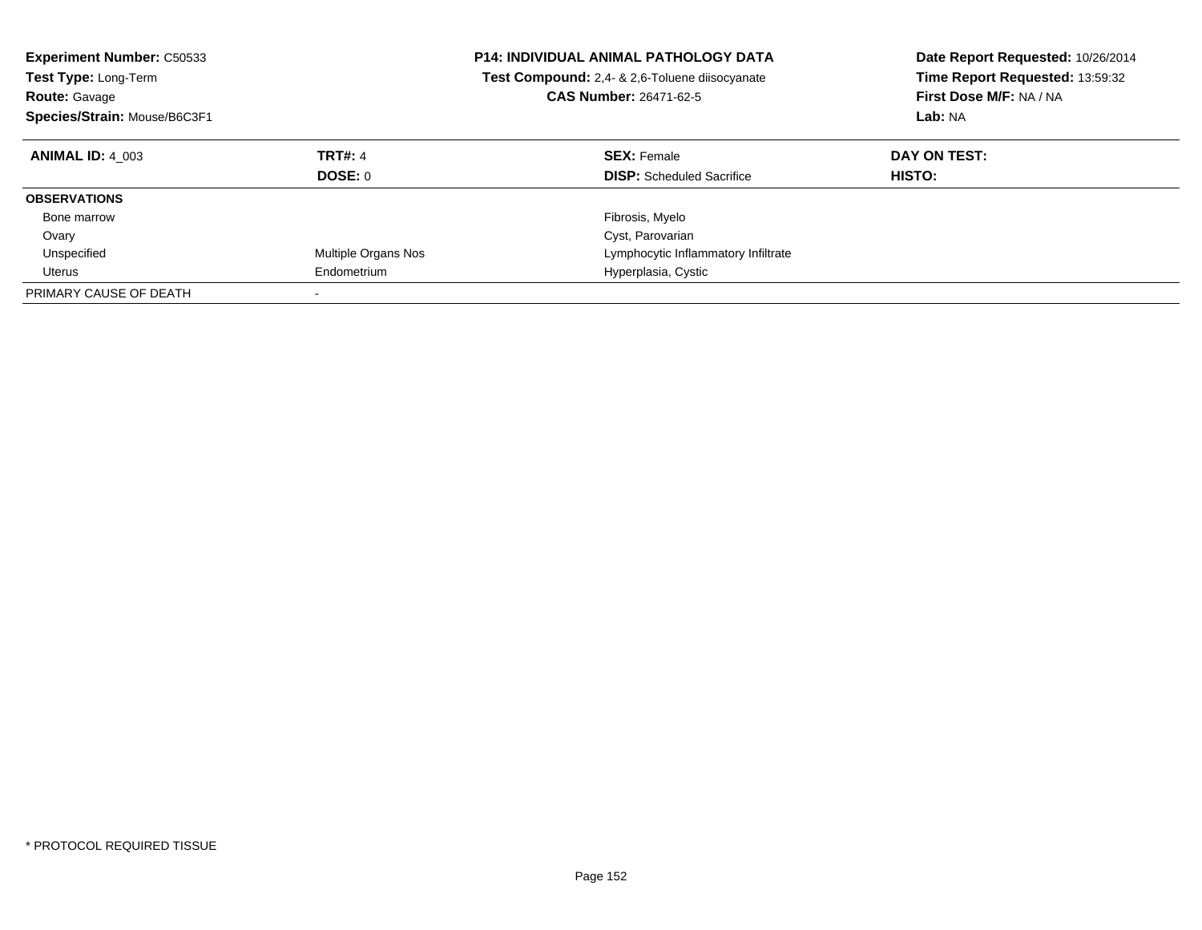**Experiment Number:** C50533
**Test Type:** Long-Term
**Route:** Gavage
**Species/Strain:** Mouse/B6C3F1

**P14: INDIVIDUAL ANIMAL PATHOLOGY DATA**
**Test Compound:** 2,4- & 2,6-Toluene diisocyanate
**CAS Number:** 26471-62-5

**Date Report Requested:** 10/26/2014
**Time Report Requested:** 13:59:32
**First Dose M/F:** NA / NA
**Lab:** NA

| **ANIMAL ID:** 4_003 | **TRT#:** 4 | **SEX:** Female | **DAY ON TEST:** |
|---|---|---|---|
| | **DOSE:** 0 | **DISP:** Scheduled Sacrifice | **HISTO:** |
| **OBSERVATIONS** | | | |
| Bone marrow | | Fibrosis, Myelo | |
| Ovary | | Cyst, Parovarian | |
| Unspecified | Multiple Organs Nos | Lymphocytic Inflammatory Infiltrate | |
| Uterus | Endometrium | Hyperplasia, Cystic | |
| PRIMARY CAUSE OF DEATH | - | | |

* PROTOCOL REQUIRED TISSUE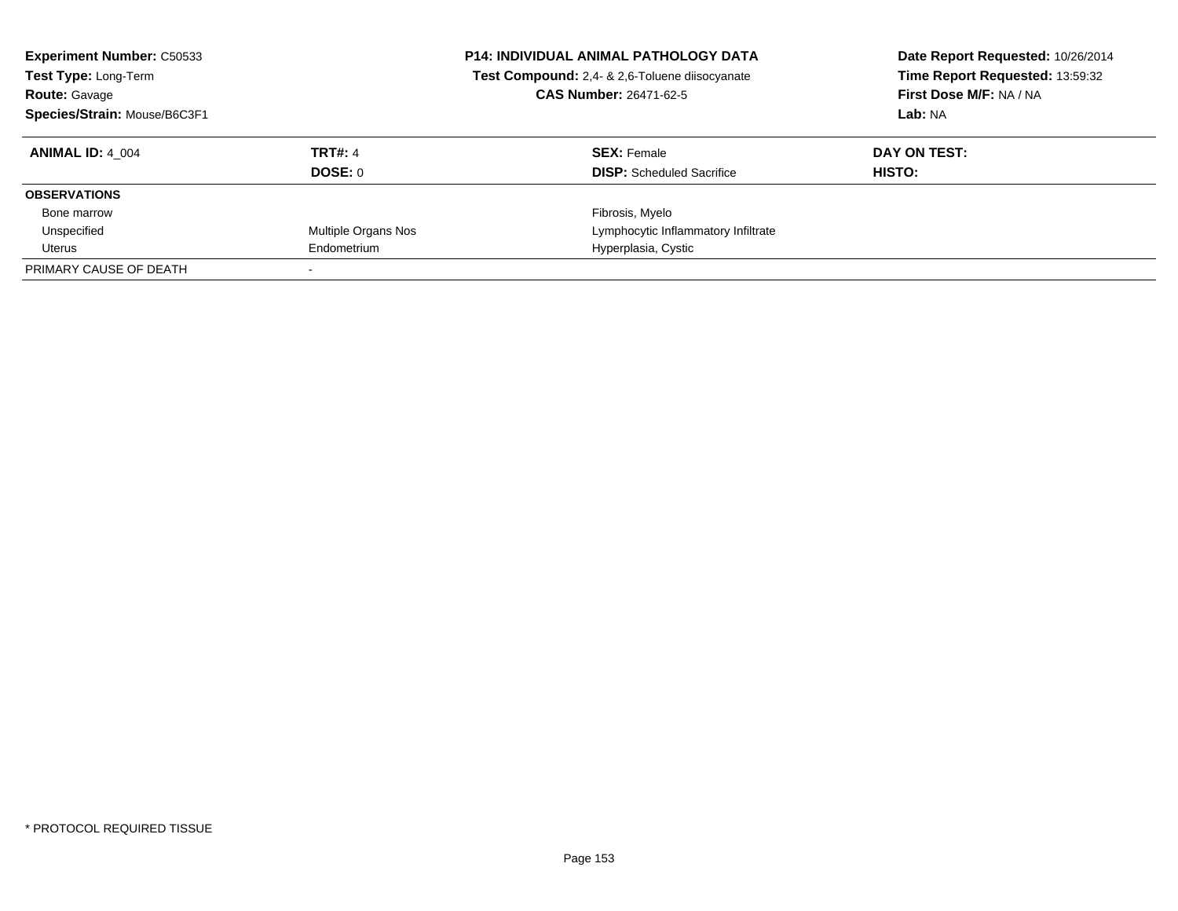**Experiment Number:** C50533
**Test Type:** Long-Term
**Route:** Gavage
**Species/Strain:** Mouse/B6C3F1

**P14: INDIVIDUAL ANIMAL PATHOLOGY DATA**
**Test Compound:** 2,4- & 2,6-Toluene diisocyanate
**CAS Number:** 26471-62-5

**Date Report Requested:** 10/26/2014
**Time Report Requested:** 13:59:32
**First Dose M/F:** NA / NA
**Lab:** NA

| **ANIMAL ID:** 4_004 | **TRT#:** 4 | **SEX:** Female | **DAY ON TEST:** |
|---|---|---|---|
| | **DOSE:** 0 | **DISP:** Scheduled Sacrifice | **HISTO:** |
| **OBSERVATIONS** | | | |
| Bone marrow | | Fibrosis, Myelo | |
| Unspecified | Multiple Organs Nos | Lymphocytic Inflammatory Infiltrate | |
| Uterus | Endometrium | Hyperplasia, Cystic | |
| PRIMARY CAUSE OF DEATH | - | | |

* PROTOCOL REQUIRED TISSUE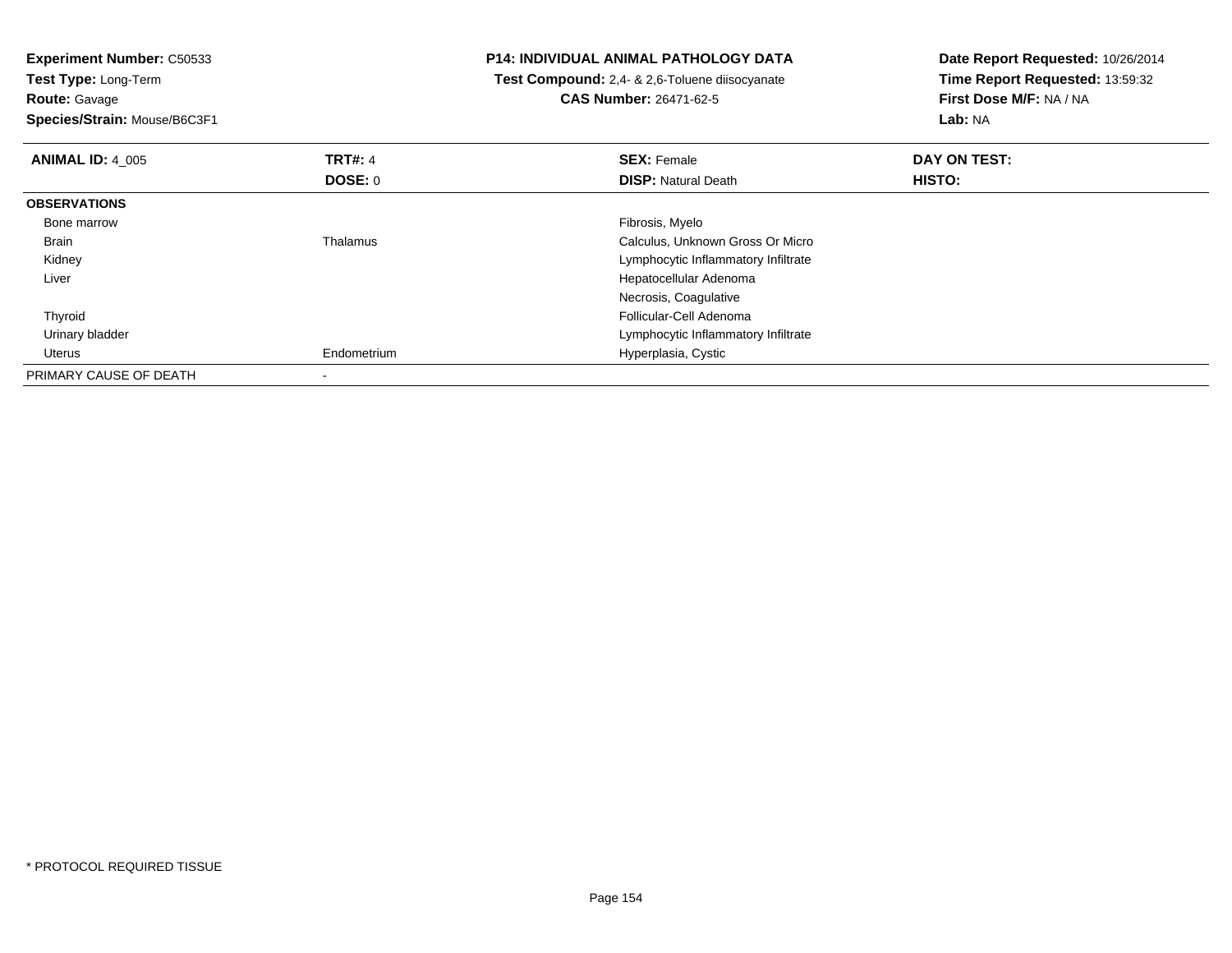**Experiment Number:** C50533
**Test Type:** Long-Term
**Route:** Gavage
**Species/Strain:** Mouse/B6C3F1

**P14: INDIVIDUAL ANIMAL PATHOLOGY DATA**
**Test Compound:** 2,4- & 2,6-Toluene diisocyanate
**CAS Number:** 26471-62-5

**Date Report Requested:** 10/26/2014
**Time Report Requested:** 13:59:32
**First Dose M/F:** NA / NA
**Lab:** NA

| **ANIMAL ID:** 4_005 | **TRT#:** 4 | **SEX:** Female | **DAY ON TEST:** |
|---|---|---|---|
| | **DOSE:** 0 | **DISP:** Natural Death | **HISTO:** |
| **OBSERVATIONS** | | | |
| Bone marrow | | Fibrosis, Myelo | |
| Brain | Thalamus | Calculus, Unknown Gross Or Micro | |
| Kidney | | Lymphocytic Inflammatory Infiltrate | |
| Liver | | Hepatocellular Adenoma | |
| | | Necrosis, Coagulative | |
| Thyroid | | Follicular-Cell Adenoma | |
| Urinary bladder | | Lymphocytic Inflammatory Infiltrate | |
| Uterus | Endometrium | Hyperplasia, Cystic | |
| PRIMARY CAUSE OF DEATH | - | | |

* PROTOCOL REQUIRED TISSUE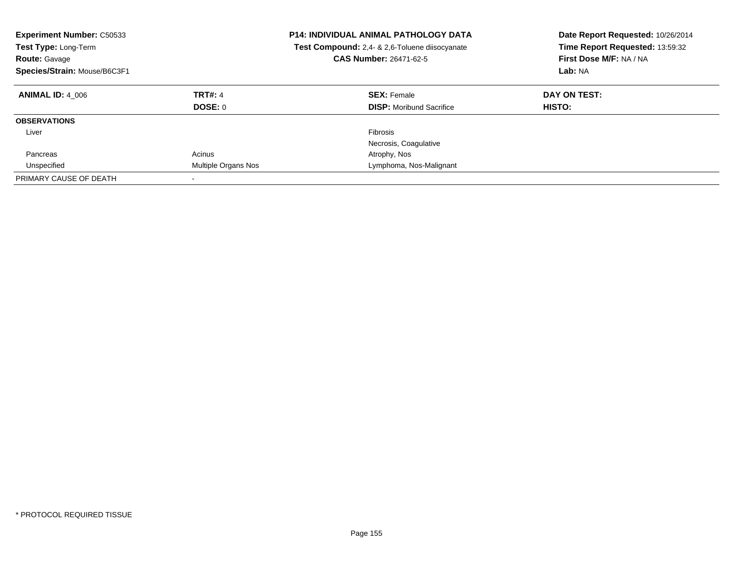**Experiment Number:** C50533
**Test Type:** Long-Term
**Route:** Gavage
**Species/Strain:** Mouse/B6C3F1

**P14: INDIVIDUAL ANIMAL PATHOLOGY DATA**
**Test Compound:** 2,4- & 2,6-Toluene diisocyanate
**CAS Number:** 26471-62-5

**Date Report Requested:** 10/26/2014
**Time Report Requested:** 13:59:32
**First Dose M/F:** NA / NA
**Lab:** NA

| **ANIMAL ID:** 4_006 | **TRT#:** 4 | **SEX:** Female | **DAY ON TEST:** |
|---|---|---|---|
| | **DOSE:** 0 | **DISP:** Moribund Sacrifice | **HISTO:** |
| **OBSERVATIONS** | | | |
| Liver | | Fibrosis | |
| | | Necrosis, Coagulative | |
| Pancreas | Acinus | Atrophy, Nos | |
| Unspecified | Multiple Organs Nos | Lymphoma, Nos-Malignant | |
| PRIMARY CAUSE OF DEATH | - | | |

* PROTOCOL REQUIRED TISSUE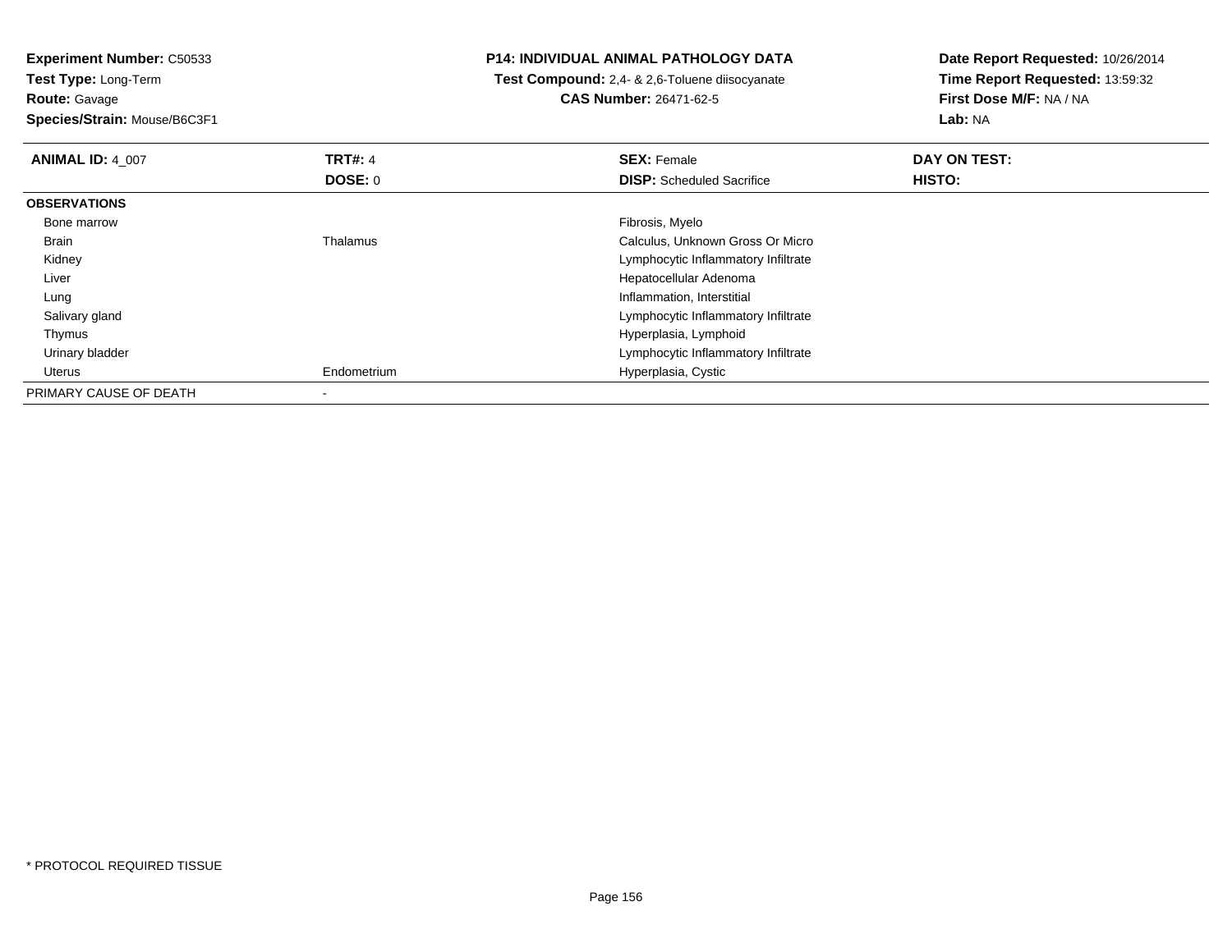**Experiment Number:** C50533
**Test Type:** Long-Term
**Route:** Gavage
**Species/Strain:** Mouse/B6C3F1

**P14: INDIVIDUAL ANIMAL PATHOLOGY DATA**
**Test Compound:** 2,4- & 2,6-Toluene diisocyanate
**CAS Number:** 26471-62-5

**Date Report Requested:** 10/26/2014
**Time Report Requested:** 13:59:32
**First Dose M/F:** NA / NA
**Lab:** NA

| **ANIMAL ID:** 4_007 | **TRT#:** 4 | **SEX:** Female | **DAY ON TEST:** |
|---|---|---|---|
| | **DOSE:** 0 | **DISP:** Scheduled Sacrifice | **HISTO:** |
| **OBSERVATIONS** | | | |
| Bone marrow | | Fibrosis, Myelo | |
| Brain | Thalamus | Calculus, Unknown Gross Or Micro | |
| Kidney | | Lymphocytic Inflammatory Infiltrate | |
| Liver | | Hepatocellular Adenoma | |
| Lung | | Inflammation, Interstitial | |
| Salivary gland | | Lymphocytic Inflammatory Infiltrate | |
| Thymus | | Hyperplasia, Lymphoid | |
| Urinary bladder | | Lymphocytic Inflammatory Infiltrate | |
| Uterus | Endometrium | Hyperplasia, Cystic | |
| PRIMARY CAUSE OF DEATH | - | | |

* PROTOCOL REQUIRED TISSUE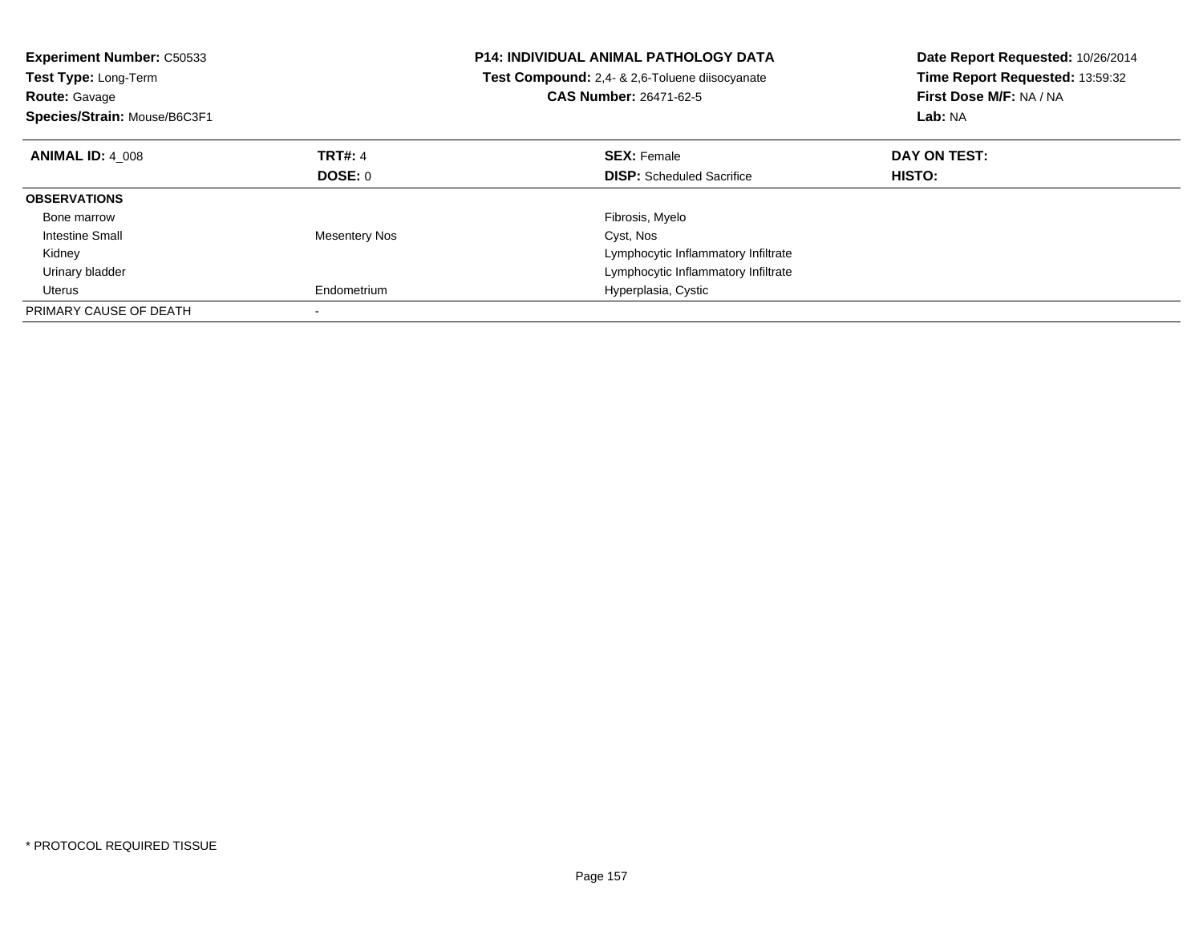**Experiment Number:** C50533
**Test Type:** Long-Term
**Route:** Gavage
**Species/Strain:** Mouse/B6C3F1

**P14: INDIVIDUAL ANIMAL PATHOLOGY DATA**
**Test Compound:** 2,4- & 2,6-Toluene diisocyanate
**CAS Number:** 26471-62-5

**Date Report Requested:** 10/26/2014
**Time Report Requested:** 13:59:32
**First Dose M/F:** NA / NA
**Lab:** NA

| **ANIMAL ID:** 4_008 | **TRT#:** 4 | **SEX:** Female | **DAY ON TEST:** |
|---|---|---|---|
| | **DOSE:** 0 | **DISP:** Scheduled Sacrifice | **HISTO:** |
| **OBSERVATIONS** | | | |
| Bone marrow | | Fibrosis, Myelo | |
| Intestine Small | Mesentery Nos | Cyst, Nos | |
| Kidney | | Lymphocytic Inflammatory Infiltrate | |
| Urinary bladder | | Lymphocytic Inflammatory Infiltrate | |
| Uterus | Endometrium | Hyperplasia, Cystic | |
| PRIMARY CAUSE OF DEATH | - | | |

* PROTOCOL REQUIRED TISSUE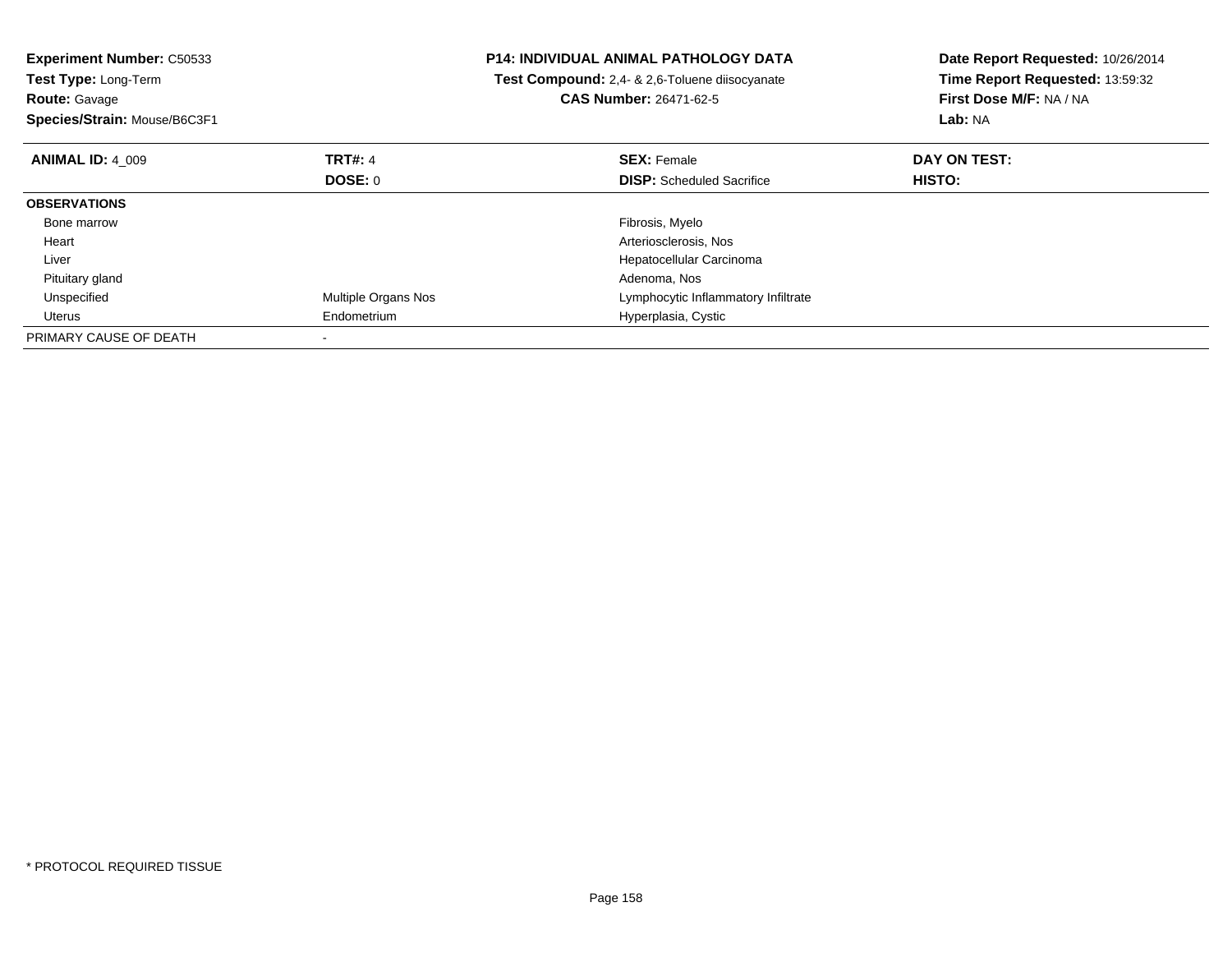**Experiment Number:** C50533
**Test Type:** Long-Term
**Route:** Gavage
**Species/Strain:** Mouse/B6C3F1

**P14: INDIVIDUAL ANIMAL PATHOLOGY DATA**
**Test Compound:** 2,4- & 2,6-Toluene diisocyanate
**CAS Number:** 26471-62-5

**Date Report Requested:** 10/26/2014
**Time Report Requested:** 13:59:32
**First Dose M/F:** NA / NA
**Lab:** NA

| **ANIMAL ID:** 4_009 | **TRT#:** 4 | **SEX:** Female | **DAY ON TEST:** |
|---|---|---|---|
| | **DOSE:** 0 | **DISP:** Scheduled Sacrifice | **HISTO:** |
| **OBSERVATIONS** | | | |
| Bone marrow | | Fibrosis, Myelo | |
| Heart | | Arteriosclerosis, Nos | |
| Liver | | Hepatocellular Carcinoma | |
| Pituitary gland | | Adenoma, Nos | |
| Unspecified | Multiple Organs Nos | Lymphocytic Inflammatory Infiltrate | |
| Uterus | Endometrium | Hyperplasia, Cystic | |
| PRIMARY CAUSE OF DEATH | - | | |

* PROTOCOL REQUIRED TISSUE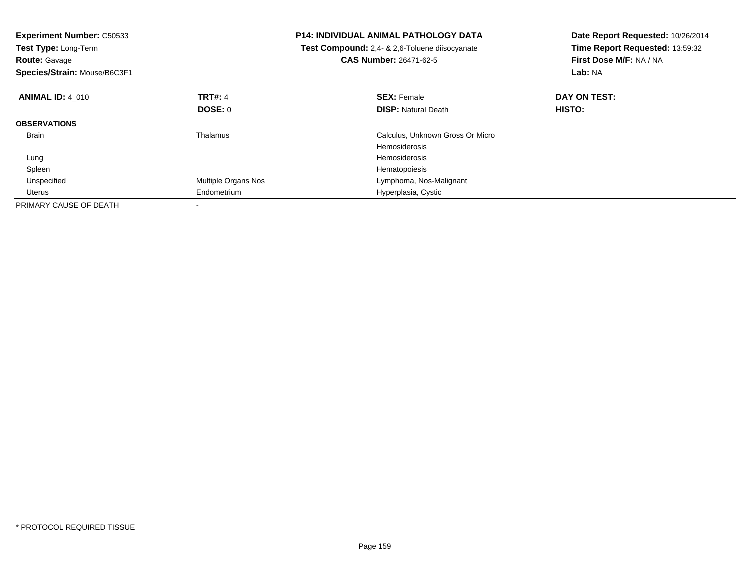**Experiment Number:** C50533
**Test Type:** Long-Term
**Route:** Gavage
**Species/Strain:** Mouse/B6C3F1

**P14: INDIVIDUAL ANIMAL PATHOLOGY DATA**
**Test Compound:** 2,4- & 2,6-Toluene diisocyanate
**CAS Number:** 26471-62-5

**Date Report Requested:** 10/26/2014
**Time Report Requested:** 13:59:32
**First Dose M/F:** NA / NA
**Lab:** NA

| **ANIMAL ID:** 4_010 | **TRT#:** 4 | **SEX:** Female | **DAY ON TEST:** |
|---|---|---|---|
| | **DOSE:** 0 | **DISP:** Natural Death | **HISTO:** |
| **OBSERVATIONS** | | | |
| Brain | Thalamus | Calculus, Unknown Gross Or Micro | |
| | | Hemosiderosis | |
| Lung | | Hemosiderosis | |
| Spleen | | Hematopoiesis | |
| Unspecified | Multiple Organs Nos | Lymphoma, Nos-Malignant | |
| Uterus | Endometrium | Hyperplasia, Cystic | |
| PRIMARY CAUSE OF DEATH | - | | |

* PROTOCOL REQUIRED TISSUE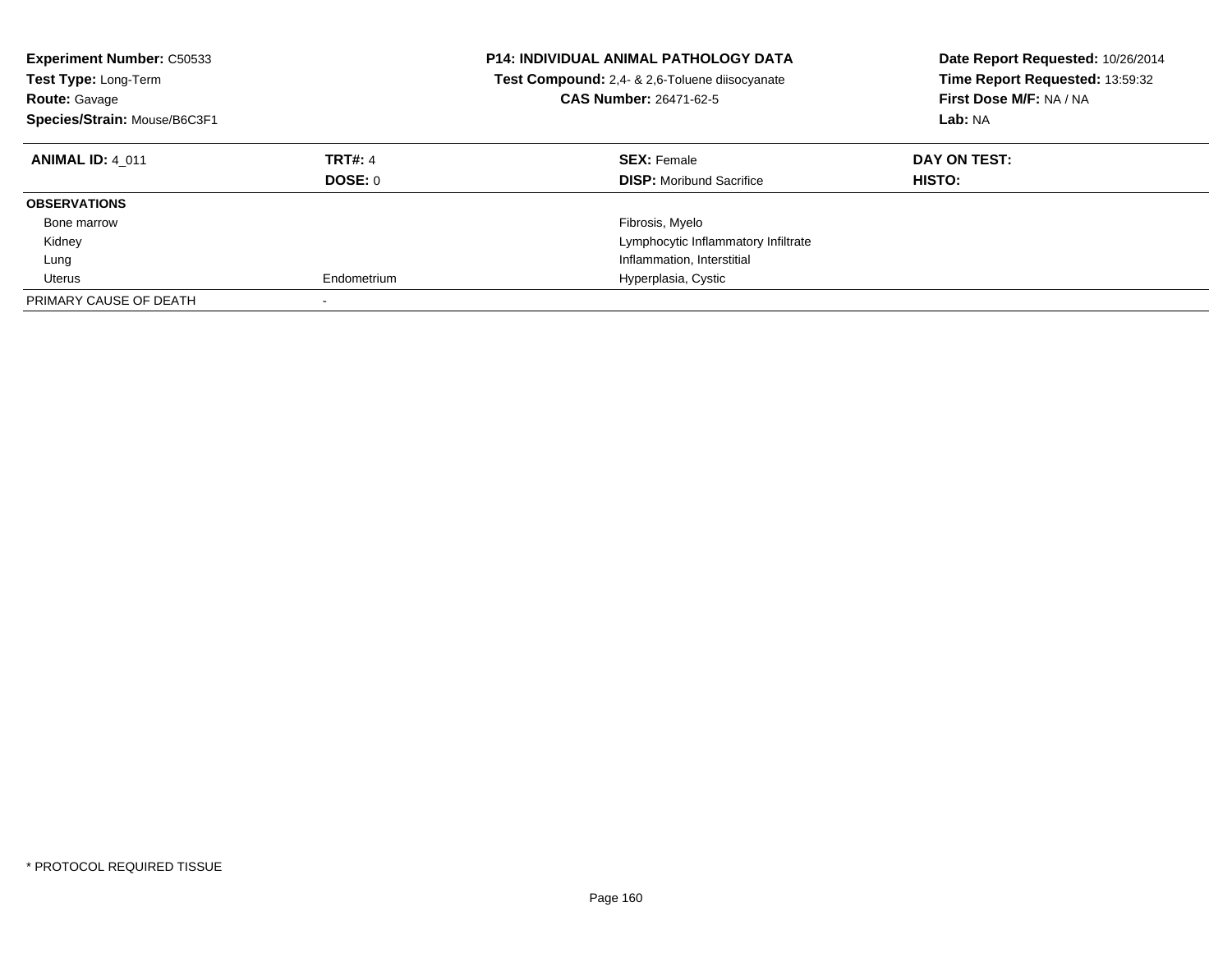**Experiment Number:** C50533
**Test Type:** Long-Term
**Route:** Gavage
**Species/Strain:** Mouse/B6C3F1

**P14: INDIVIDUAL ANIMAL PATHOLOGY DATA**
**Test Compound:** 2,4- & 2,6-Toluene diisocyanate
**CAS Number:** 26471-62-5

**Date Report Requested:** 10/26/2014
**Time Report Requested:** 13:59:32
**First Dose M/F:** NA / NA
**Lab:** NA

| **ANIMAL ID:** 4_011 | **TRT#:** 4 | **SEX:** Female | **DAY ON TEST:** |
|---|---|---|---|
| | **DOSE:** 0 | **DISP:** Moribund Sacrifice | **HISTO:** |
| **OBSERVATIONS** | | | |
| Bone marrow | | Fibrosis, Myelo | |
| Kidney | | Lymphocytic Inflammatory Infiltrate | |
| Lung | | Inflammation, Interstitial | |
| Uterus | Endometrium | Hyperplasia, Cystic | |
| PRIMARY CAUSE OF DEATH | - | | |

\* PROTOCOL REQUIRED TISSUE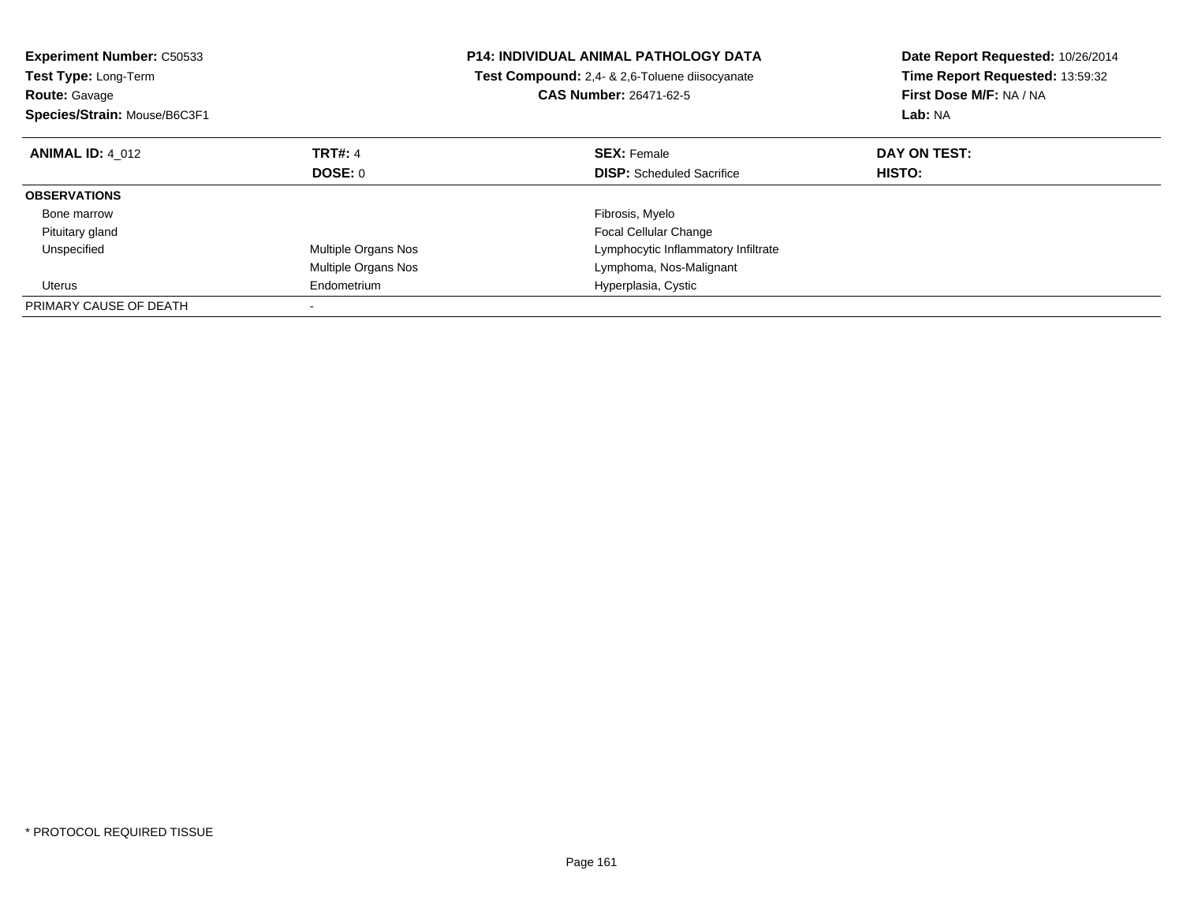**Experiment Number:** C50533
**Test Type:** Long-Term
**Route:** Gavage
**Species/Strain:** Mouse/B6C3F1

**P14: INDIVIDUAL ANIMAL PATHOLOGY DATA**
**Test Compound:** 2,4- & 2,6-Toluene diisocyanate
**CAS Number:** 26471-62-5

**Date Report Requested:** 10/26/2014
**Time Report Requested:** 13:59:32
**First Dose M/F:** NA / NA
**Lab:** NA

| **ANIMAL ID:** 4_012 | **TRT#:** 4 | **SEX:** Female | **DAY ON TEST:** |
|---|---|---|---|
| | **DOSE:** 0 | **DISP:** Scheduled Sacrifice | **HISTO:** |
| **OBSERVATIONS** | | | |
| Bone marrow | | Fibrosis, Myelo | |
| Pituitary gland | | Focal Cellular Change | |
| Unspecified | Multiple Organs Nos | Lymphocytic Inflammatory Infiltrate | |
| | Multiple Organs Nos | Lymphoma, Nos-Malignant | |
| Uterus | Endometrium | Hyperplasia, Cystic | |
| PRIMARY CAUSE OF DEATH | - | | |

* PROTOCOL REQUIRED TISSUE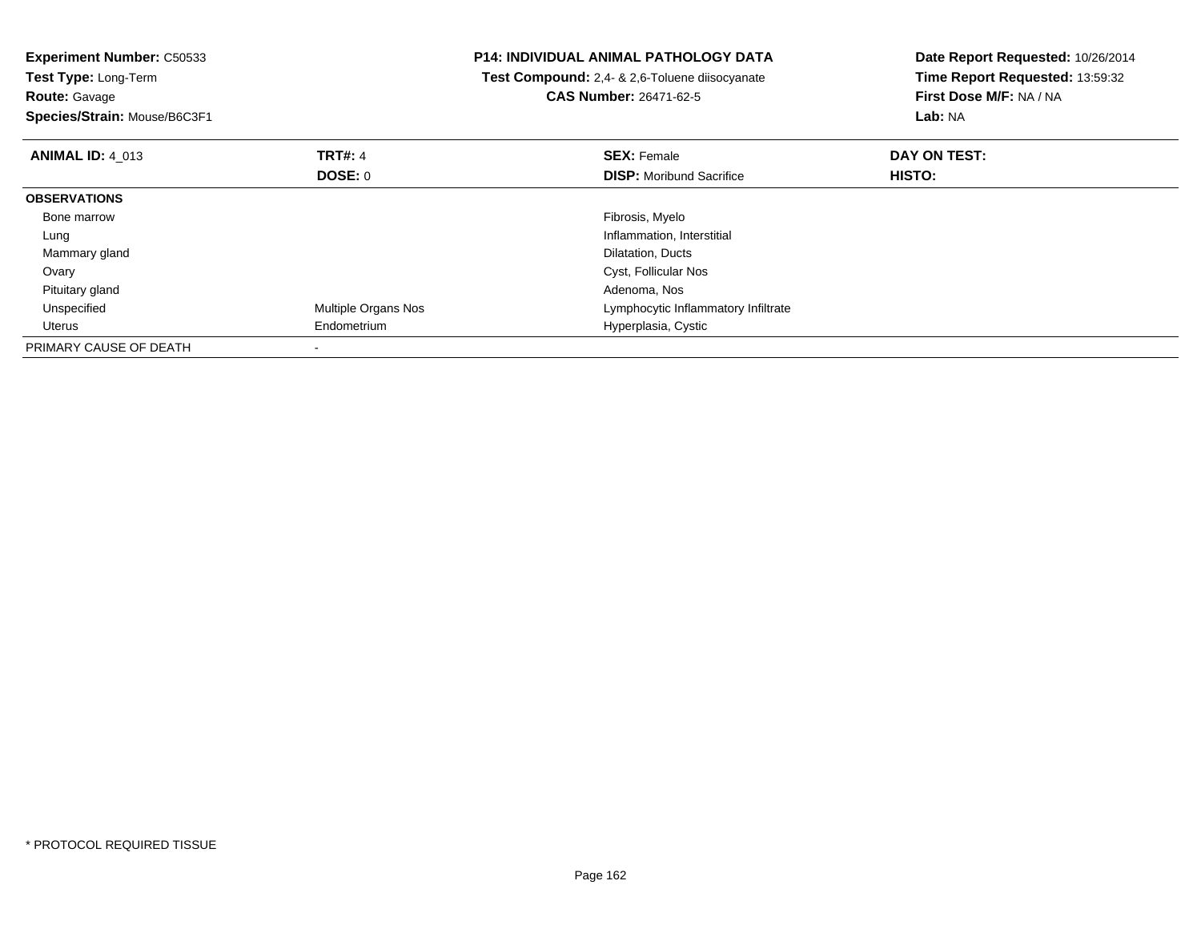**Experiment Number:** C50533
**Test Type:** Long-Term
**Route:** Gavage
**Species/Strain:** Mouse/B6C3F1

**P14: INDIVIDUAL ANIMAL PATHOLOGY DATA**
**Test Compound:** 2,4- & 2,6-Toluene diisocyanate
**CAS Number:** 26471-62-5

**Date Report Requested:** 10/26/2014
**Time Report Requested:** 13:59:32
**First Dose M/F:** NA / NA
**Lab:** NA

| **ANIMAL ID:** 4_013 | **TRT#:** 4 | **SEX:** Female | **DAY ON TEST:** |
|---|---|---|---|
| | **DOSE:** 0 | **DISP:** Moribund Sacrifice | **HISTO:** |
| **OBSERVATIONS** | | | |
| Bone marrow | | Fibrosis, Myelo | |
| Lung | | Inflammation, Interstitial | |
| Mammary gland | | Dilatation, Ducts | |
| Ovary | | Cyst, Follicular Nos | |
| Pituitary gland | | Adenoma, Nos | |
| Unspecified | Multiple Organs Nos | Lymphocytic Inflammatory Infiltrate | |
| Uterus | Endometrium | Hyperplasia, Cystic | |
| PRIMARY CAUSE OF DEATH | - | | |

* PROTOCOL REQUIRED TISSUE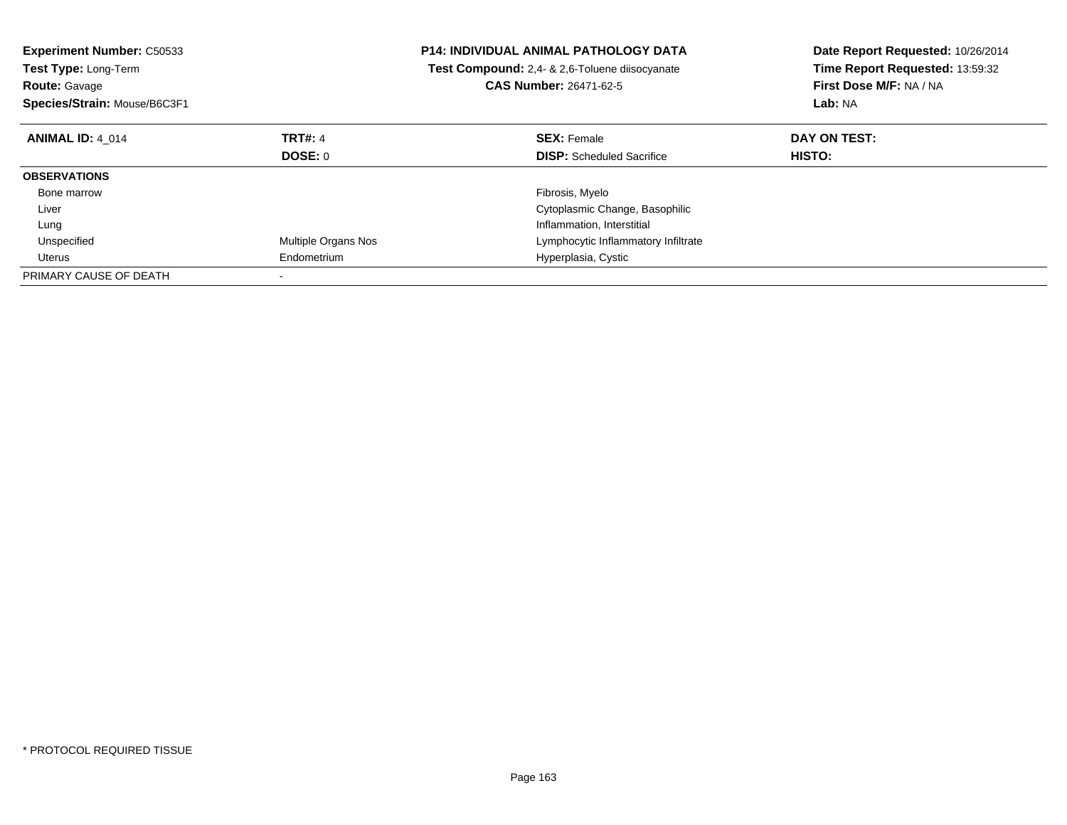**Experiment Number:** C50533
**Test Type:** Long-Term
**Route:** Gavage
**Species/Strain:** Mouse/B6C3F1

**P14: INDIVIDUAL ANIMAL PATHOLOGY DATA**
**Test Compound:** 2,4- & 2,6-Toluene diisocyanate
**CAS Number:** 26471-62-5

**Date Report Requested:** 10/26/2014
**Time Report Requested:** 13:59:32
**First Dose M/F:** NA / NA
**Lab:** NA

| **ANIMAL ID:** 4_014 | **TRT#:** 4 | **SEX:** Female | **DAY ON TEST:** |
|---|---|---|---|
| | **DOSE:** 0 | **DISP:** Scheduled Sacrifice | **HISTO:** |
| **OBSERVATIONS** | | | |
| Bone marrow | | Fibrosis, Myelo | |
| Liver | | Cytoplasmic Change, Basophilic | |
| Lung | | Inflammation, Interstitial | |
| Unspecified | Multiple Organs Nos | Lymphocytic Inflammatory Infiltrate | |
| Uterus | Endometrium | Hyperplasia, Cystic | |
| PRIMARY CAUSE OF DEATH | - | | |

* PROTOCOL REQUIRED TISSUE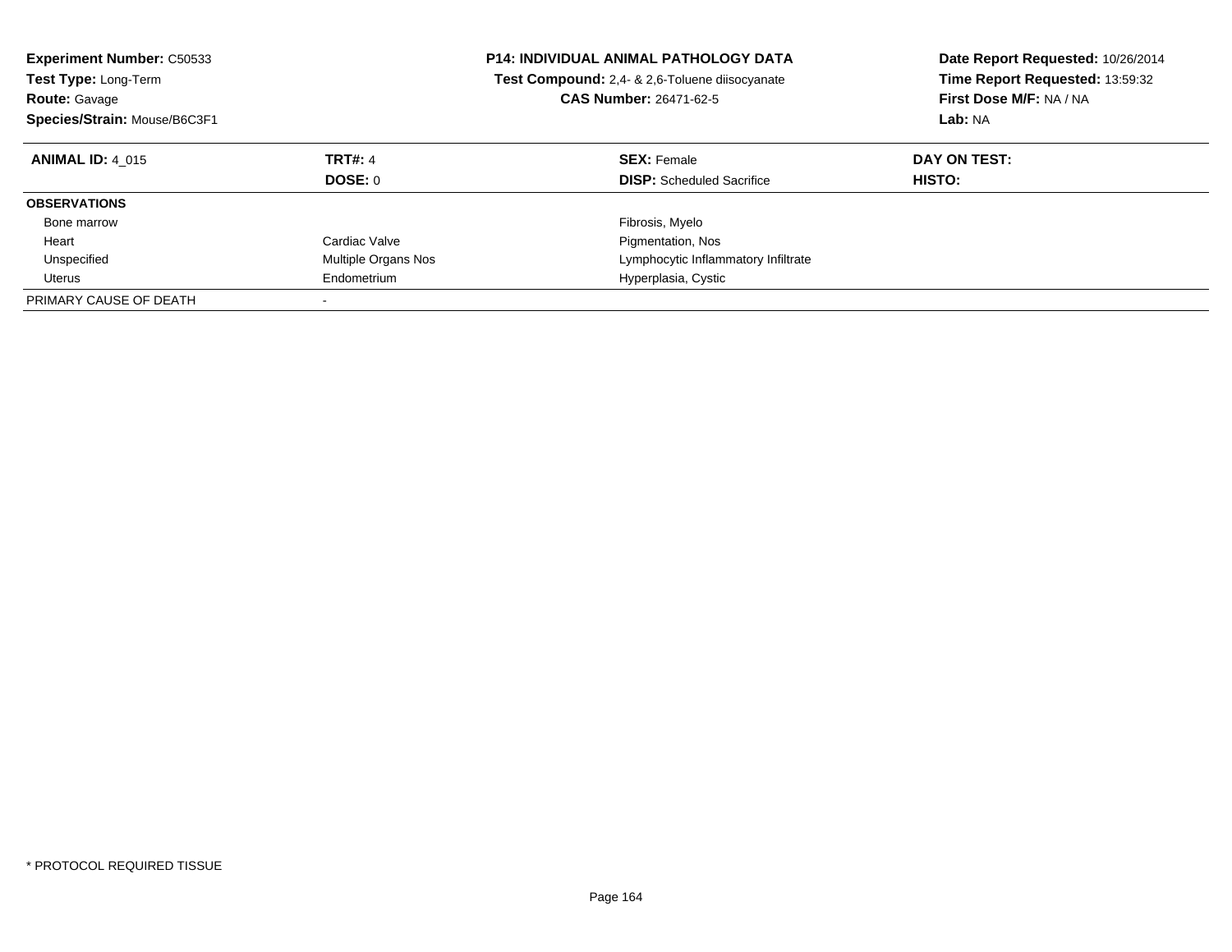**Experiment Number:** C50533
**Test Type:** Long-Term
**Route:** Gavage
**Species/Strain:** Mouse/B6C3F1

**P14: INDIVIDUAL ANIMAL PATHOLOGY DATA**
**Test Compound:** 2,4- & 2,6-Toluene diisocyanate
**CAS Number:** 26471-62-5

**Date Report Requested:** 10/26/2014
**Time Report Requested:** 13:59:32
**First Dose M/F:** NA / NA
**Lab:** NA

| **ANIMAL ID:** 4_015 | **TRT#:** 4 | **SEX:** Female | **DAY ON TEST:** |
|---|---|---|---|
| | **DOSE:** 0 | **DISP:** Scheduled Sacrifice | **HISTO:** |
| **OBSERVATIONS** | | | |
| Bone marrow | | Fibrosis, Myelo | |
| Heart | Cardiac Valve | Pigmentation, Nos | |
| Unspecified | Multiple Organs Nos | Lymphocytic Inflammatory Infiltrate | |
| Uterus | Endometrium | Hyperplasia, Cystic | |
| PRIMARY CAUSE OF DEATH | - | | |

* PROTOCOL REQUIRED TISSUE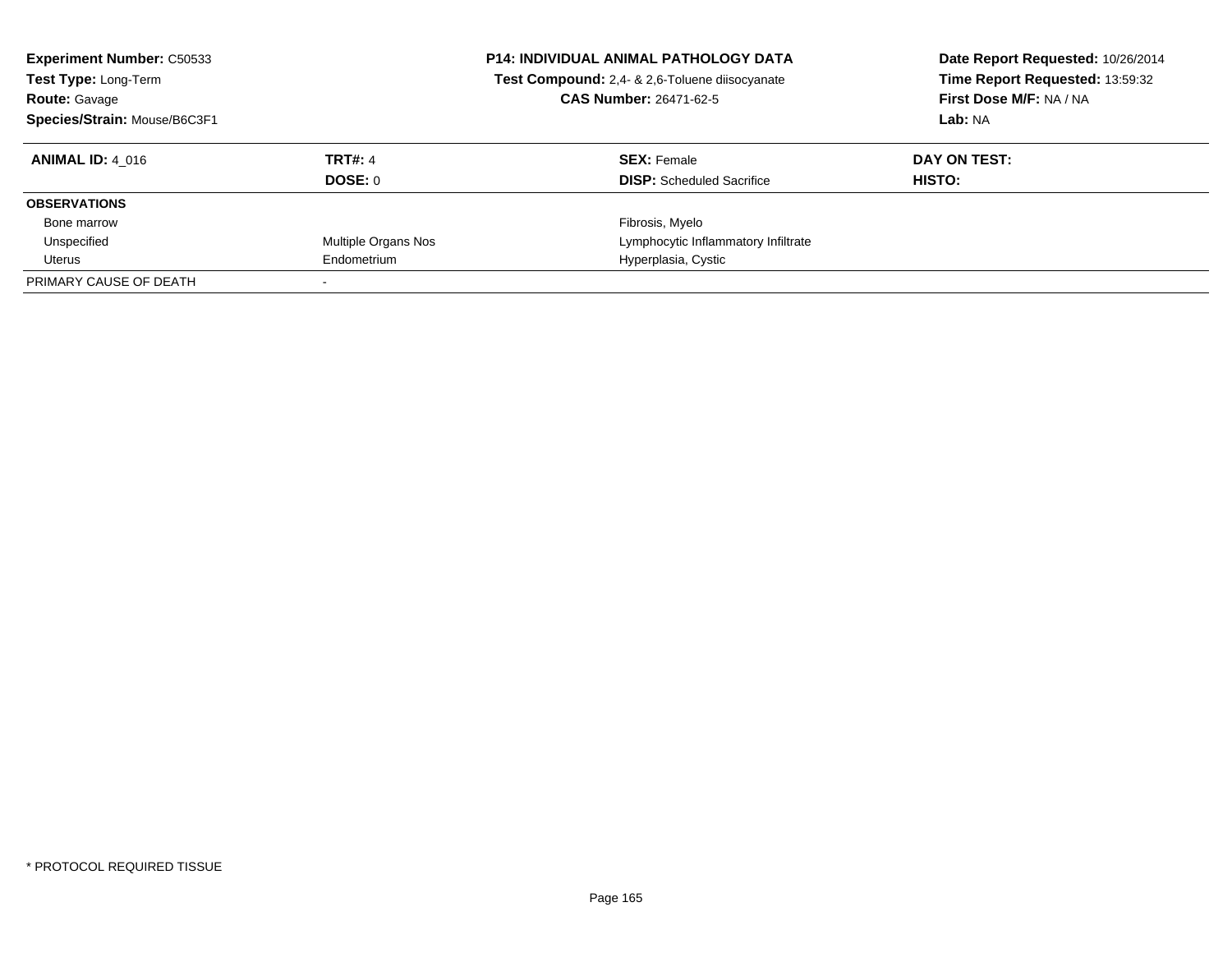**Experiment Number:** C50533
**Test Type:** Long-Term
**Route:** Gavage
**Species/Strain:** Mouse/B6C3F1

**P14: INDIVIDUAL ANIMAL PATHOLOGY DATA**
**Test Compound:** 2,4- & 2,6-Toluene diisocyanate
**CAS Number:** 26471-62-5

**Date Report Requested:** 10/26/2014
**Time Report Requested:** 13:59:32
**First Dose M/F:** NA / NA
**Lab:** NA

| **ANIMAL ID:** 4_016 | **TRT#:** 4 | **SEX:** Female | **DAY ON TEST:** |
|---|---|---|---|
| | **DOSE:** 0 | **DISP:** Scheduled Sacrifice | **HISTO:** |
| **OBSERVATIONS** | | | |
| Bone marrow | | Fibrosis, Myelo | |
| Unspecified | Multiple Organs Nos | Lymphocytic Inflammatory Infiltrate | |
| Uterus | Endometrium | Hyperplasia, Cystic | |
| PRIMARY CAUSE OF DEATH | - | | |

* PROTOCOL REQUIRED TISSUE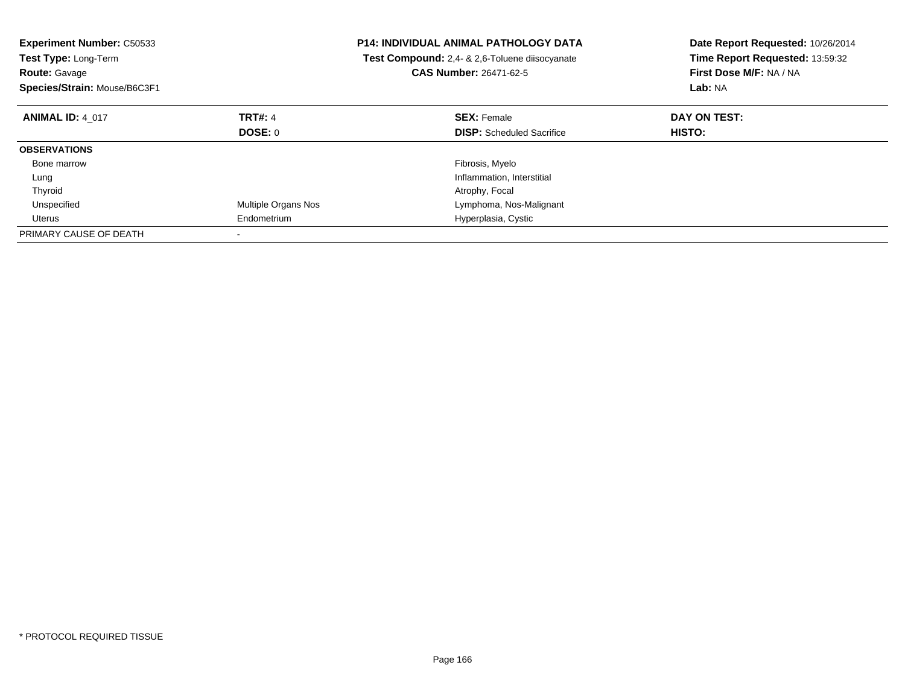**Experiment Number:** C50533
**Test Type:** Long-Term
**Route:** Gavage
**Species/Strain:** Mouse/B6C3F1

**P14: INDIVIDUAL ANIMAL PATHOLOGY DATA**
**Test Compound:** 2,4- & 2,6-Toluene diisocyanate
**CAS Number:** 26471-62-5

**Date Report Requested:** 10/26/2014
**Time Report Requested:** 13:59:32
**First Dose M/F:** NA / NA
**Lab:** NA

| **ANIMAL ID:** 4_017 | **TRT#:** 4 | **SEX:** Female | **DAY ON TEST:** |
|---|---|---|---|
| | **DOSE:** 0 | **DISP:** Scheduled Sacrifice | **HISTO:** |
| **OBSERVATIONS** | | | |
| Bone marrow | | Fibrosis, Myelo | |
| Lung | | Inflammation, Interstitial | |
| Thyroid | | Atrophy, Focal | |
| Unspecified | Multiple Organs Nos | Lymphoma, Nos-Malignant | |
| Uterus | Endometrium | Hyperplasia, Cystic | |
| PRIMARY CAUSE OF DEATH | - | | |

* PROTOCOL REQUIRED TISSUE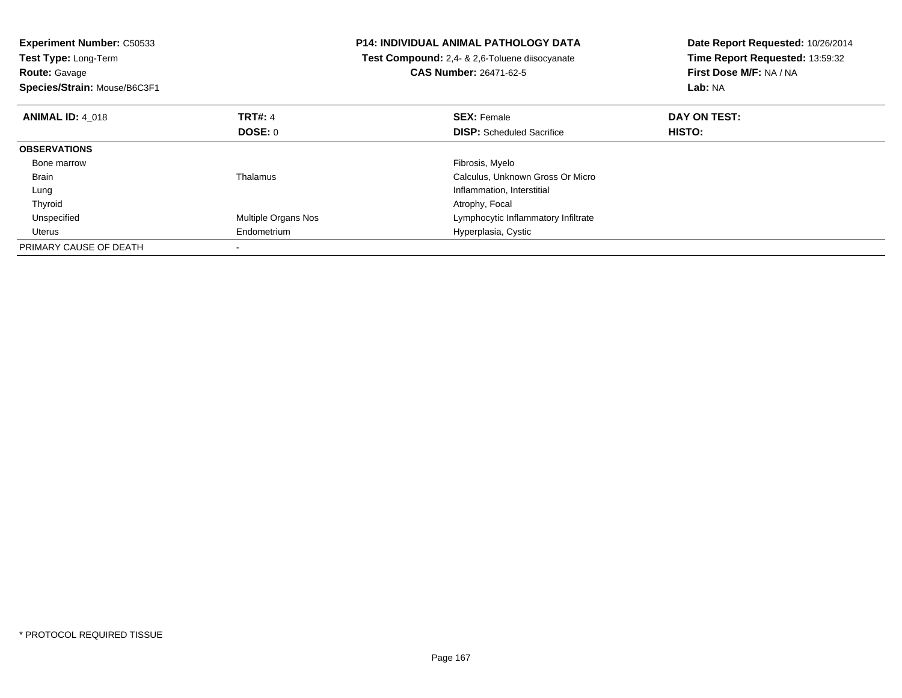**Experiment Number:** C50533
**Test Type:** Long-Term
**Route:** Gavage
**Species/Strain:** Mouse/B6C3F1

**P14: INDIVIDUAL ANIMAL PATHOLOGY DATA**
**Test Compound:** 2,4- & 2,6-Toluene diisocyanate
**CAS Number:** 26471-62-5

**Date Report Requested:** 10/26/2014
**Time Report Requested:** 13:59:32
**First Dose M/F:** NA / NA
**Lab:** NA

| **ANIMAL ID:** 4_018 | **TRT#:** 4 | **SEX:** Female | **DAY ON TEST:** |
|---|---|---|---|
| | **DOSE:** 0 | **DISP:** Scheduled Sacrifice | **HISTO:** |
| **OBSERVATIONS** | | | |
| Bone marrow | | Fibrosis, Myelo | |
| Brain | Thalamus | Calculus, Unknown Gross Or Micro | |
| Lung | | Inflammation, Interstitial | |
| Thyroid | | Atrophy, Focal | |
| Unspecified | Multiple Organs Nos | Lymphocytic Inflammatory Infiltrate | |
| Uterus | Endometrium | Hyperplasia, Cystic | |
| PRIMARY CAUSE OF DEATH | - | | |

* PROTOCOL REQUIRED TISSUE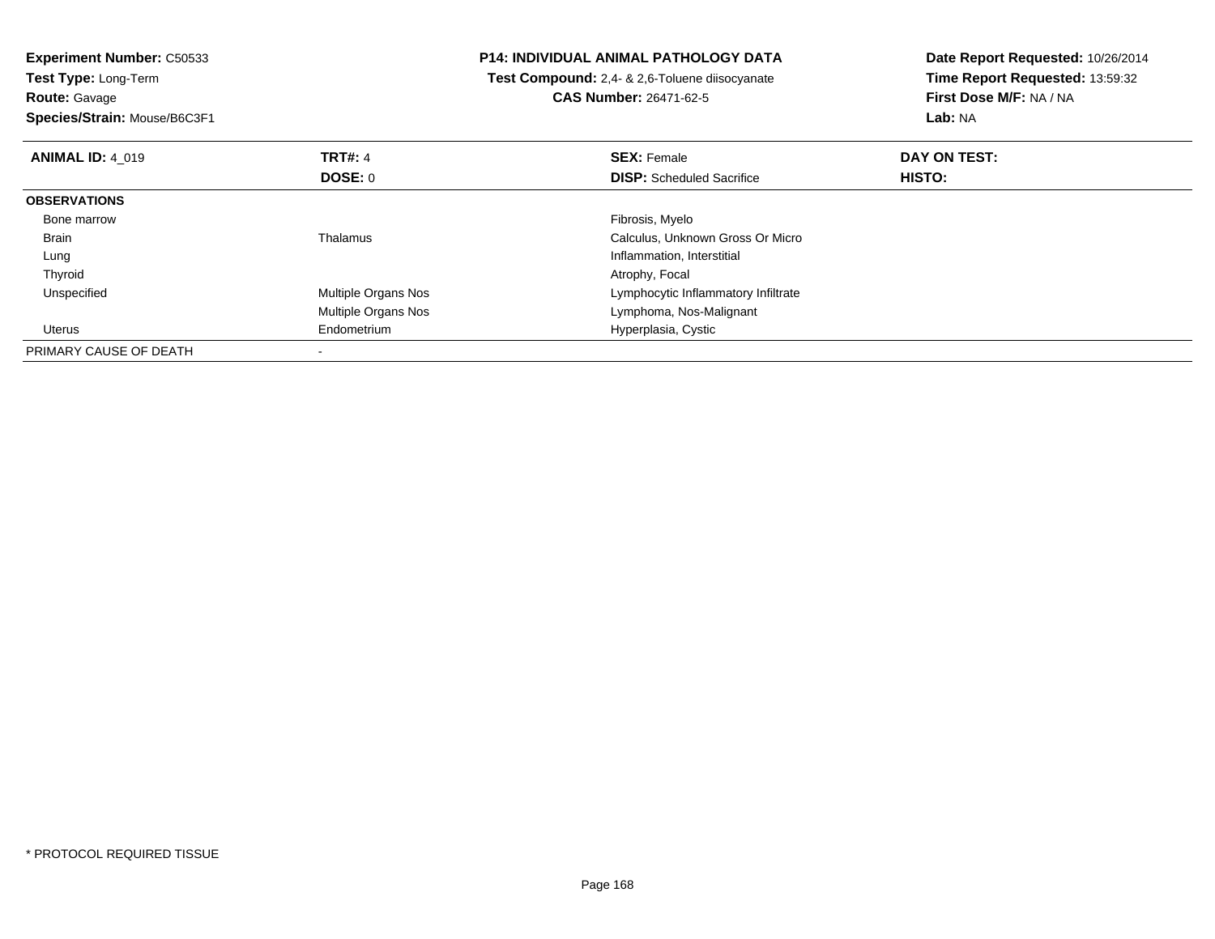**Experiment Number:** C50533
**Test Type:** Long-Term
**Route:** Gavage
**Species/Strain:** Mouse/B6C3F1

**P14: INDIVIDUAL ANIMAL PATHOLOGY DATA**
**Test Compound:** 2,4- & 2,6-Toluene diisocyanate
**CAS Number:** 26471-62-5

**Date Report Requested:** 10/26/2014
**Time Report Requested:** 13:59:32
**First Dose M/F:** NA / NA
**Lab:** NA

| **ANIMAL ID:** 4_019 | **TRT#:** 4 | **SEX:** Female | **DAY ON TEST:** |
|---|---|---|---|
| | **DOSE:** 0 | **DISP:** Scheduled Sacrifice | **HISTO:** |
| **OBSERVATIONS** | | | |
| Bone marrow | | Fibrosis, Myelo | |
| Brain | Thalamus | Calculus, Unknown Gross Or Micro | |
| Lung | | Inflammation, Interstitial | |
| Thyroid | | Atrophy, Focal | |
| Unspecified | Multiple Organs Nos | Lymphocytic Inflammatory Infiltrate | |
| | Multiple Organs Nos | Lymphoma, Nos-Malignant | |
| Uterus | Endometrium | Hyperplasia, Cystic | |
| PRIMARY CAUSE OF DEATH | - | | |

* PROTOCOL REQUIRED TISSUE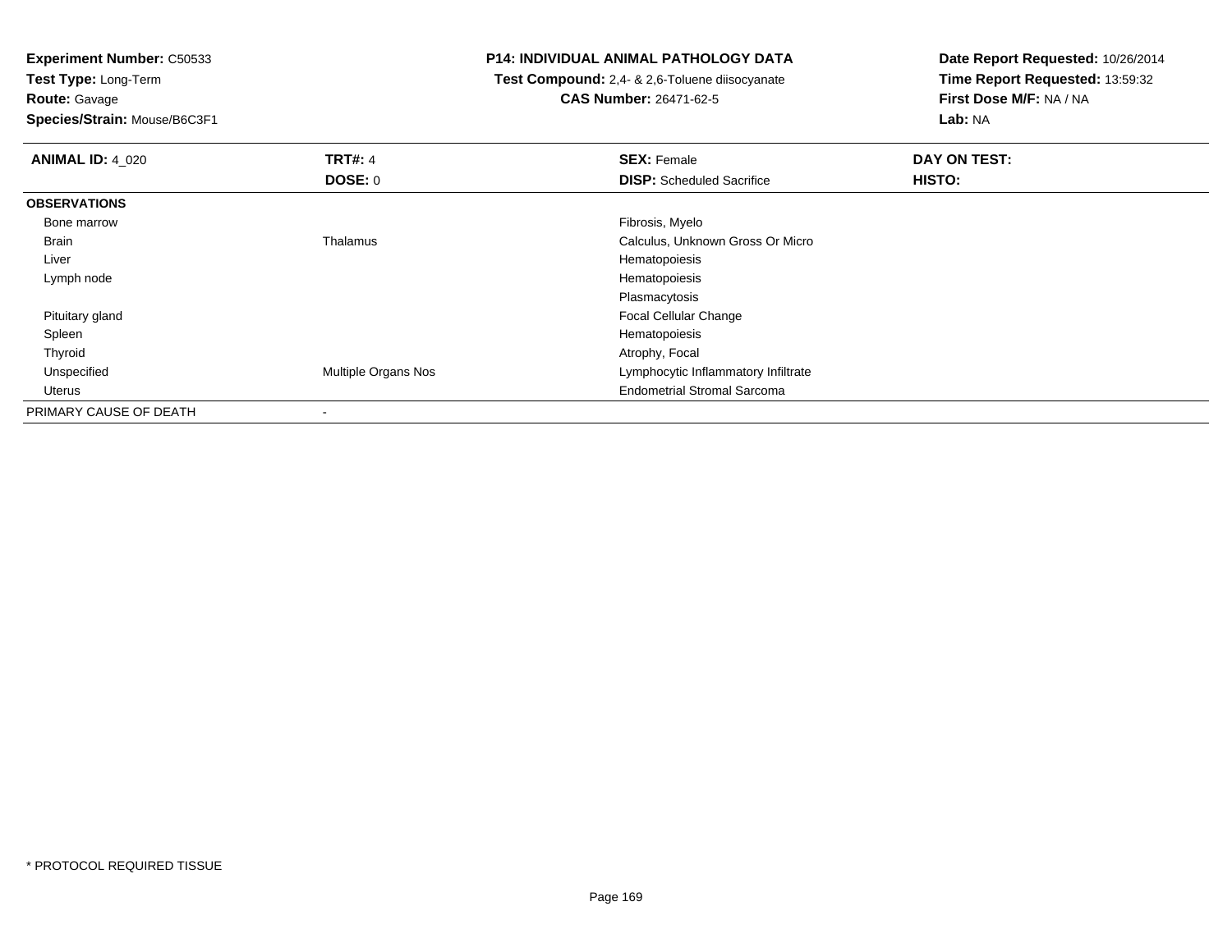**Experiment Number:** C50533
**Test Type:** Long-Term
**Route:** Gavage
**Species/Strain:** Mouse/B6C3F1

**P14: INDIVIDUAL ANIMAL PATHOLOGY DATA**
**Test Compound:** 2,4- & 2,6-Toluene diisocyanate
**CAS Number:** 26471-62-5

**Date Report Requested:** 10/26/2014
**Time Report Requested:** 13:59:32
**First Dose M/F:** NA / NA
**Lab:** NA

| **ANIMAL ID:** 4_020 | **TRT#:** 4 | **SEX:** Female | **DAY ON TEST:** |
|---|---|---|---|
| | **DOSE:** 0 | **DISP:** Scheduled Sacrifice | **HISTO:** |
| **OBSERVATIONS** | | | |
| Bone marrow | | Fibrosis, Myelo | |
| Brain | Thalamus | Calculus, Unknown Gross Or Micro | |
| Liver | | Hematopoiesis | |
| Lymph node | | Hematopoiesis | |
| | | Plasmacytosis | |
| Pituitary gland | | Focal Cellular Change | |
| Spleen | | Hematopoiesis | |
| Thyroid | | Atrophy, Focal | |
| Unspecified | Multiple Organs Nos | Lymphocytic Inflammatory Infiltrate | |
| Uterus | | Endometrial Stromal Sarcoma | |
| PRIMARY CAUSE OF DEATH | - | | |

\* PROTOCOL REQUIRED TISSUE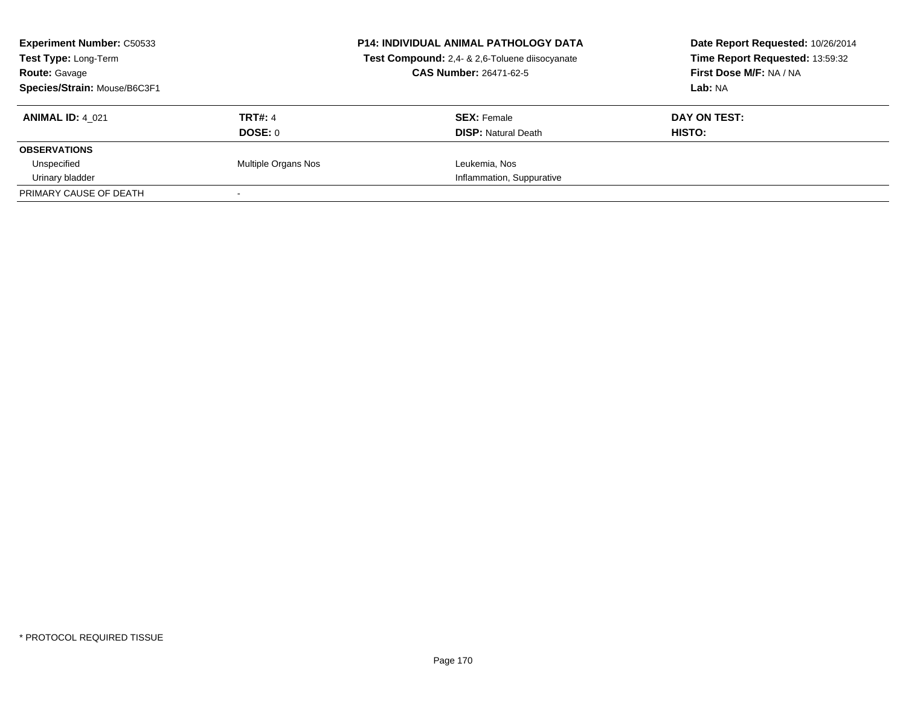**Experiment Number:** C50533
**Test Type:** Long-Term
**Route:** Gavage
**Species/Strain:** Mouse/B6C3F1

**P14: INDIVIDUAL ANIMAL PATHOLOGY DATA**
**Test Compound:** 2,4- & 2,6-Toluene diisocyanate
**CAS Number:** 26471-62-5

**Date Report Requested:** 10/26/2014
**Time Report Requested:** 13:59:32
**First Dose M/F:** NA / NA
**Lab:** NA

| **ANIMAL ID:** 4_021 | **TRT#:** 4 | **SEX:** Female | **DAY ON TEST:** |
|---|---|---|---|
| | **DOSE:** 0 | **DISP:** Natural Death | **HISTO:** |
| **OBSERVATIONS** | | | |
| Unspecified | Multiple Organs Nos | Leukemia, Nos | |
| Urinary bladder | | Inflammation, Suppurative | |
| PRIMARY CAUSE OF DEATH | - | | |

* PROTOCOL REQUIRED TISSUE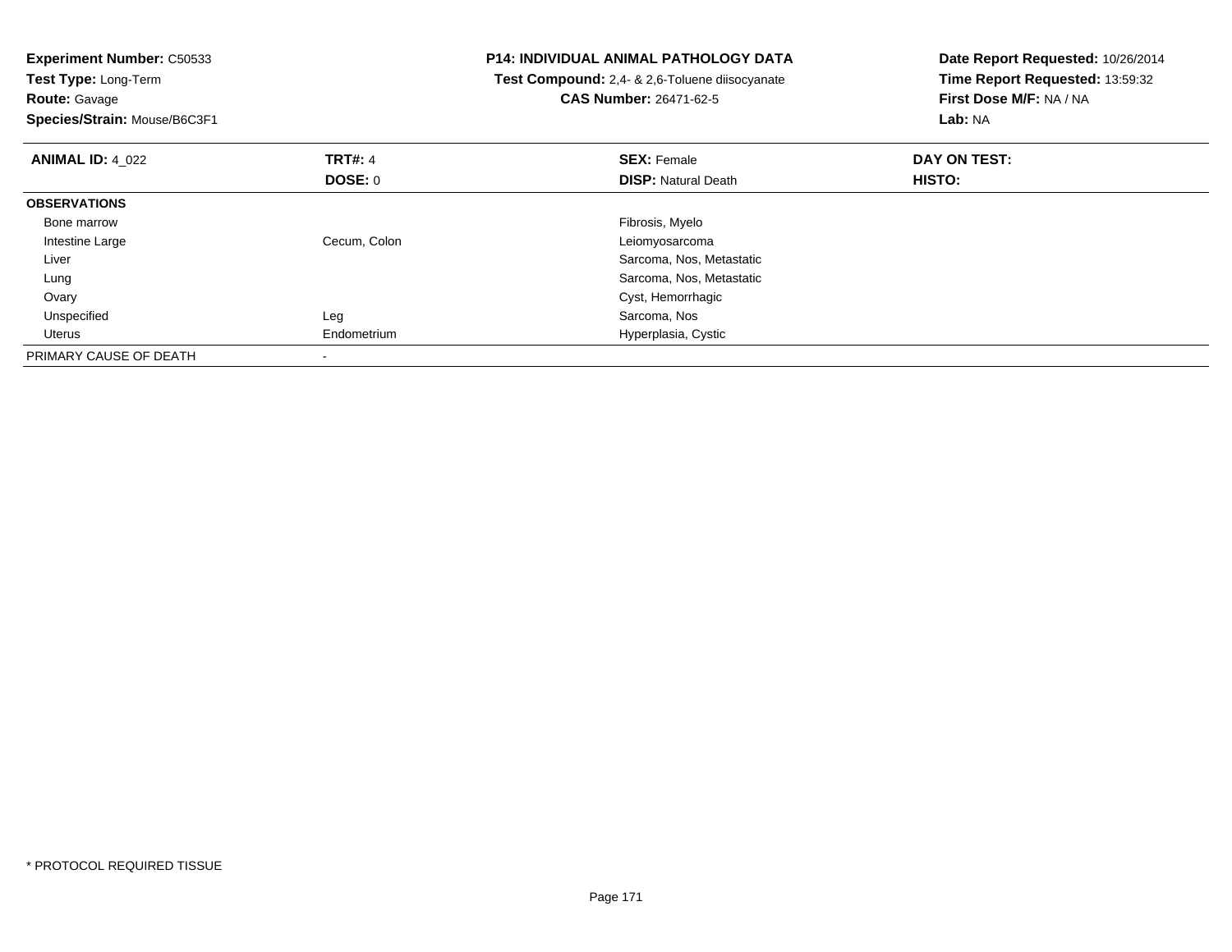**Experiment Number:** C50533
**Test Type:** Long-Term
**Route:** Gavage
**Species/Strain:** Mouse/B6C3F1

**P14: INDIVIDUAL ANIMAL PATHOLOGY DATA**
**Test Compound:** 2,4- & 2,6-Toluene diisocyanate
**CAS Number:** 26471-62-5

**Date Report Requested:** 10/26/2014
**Time Report Requested:** 13:59:32
**First Dose M/F:** NA / NA
**Lab:** NA

| **ANIMAL ID:** 4_022 | **TRT#:** 4 | **SEX:** Female | **DAY ON TEST:** |
|---|---|---|---|
| | **DOSE:** 0 | **DISP:** Natural Death | **HISTO:** |
| **OBSERVATIONS** | | | |
| Bone marrow | | Fibrosis, Myelo | |
| Intestine Large | Cecum, Colon | Leiomyosarcoma | |
| Liver | | Sarcoma, Nos, Metastatic | |
| Lung | | Sarcoma, Nos, Metastatic | |
| Ovary | | Cyst, Hemorrhagic | |
| Unspecified | Leg | Sarcoma, Nos | |
| Uterus | Endometrium | Hyperplasia, Cystic | |
| PRIMARY CAUSE OF DEATH | - | | |

\* PROTOCOL REQUIRED TISSUE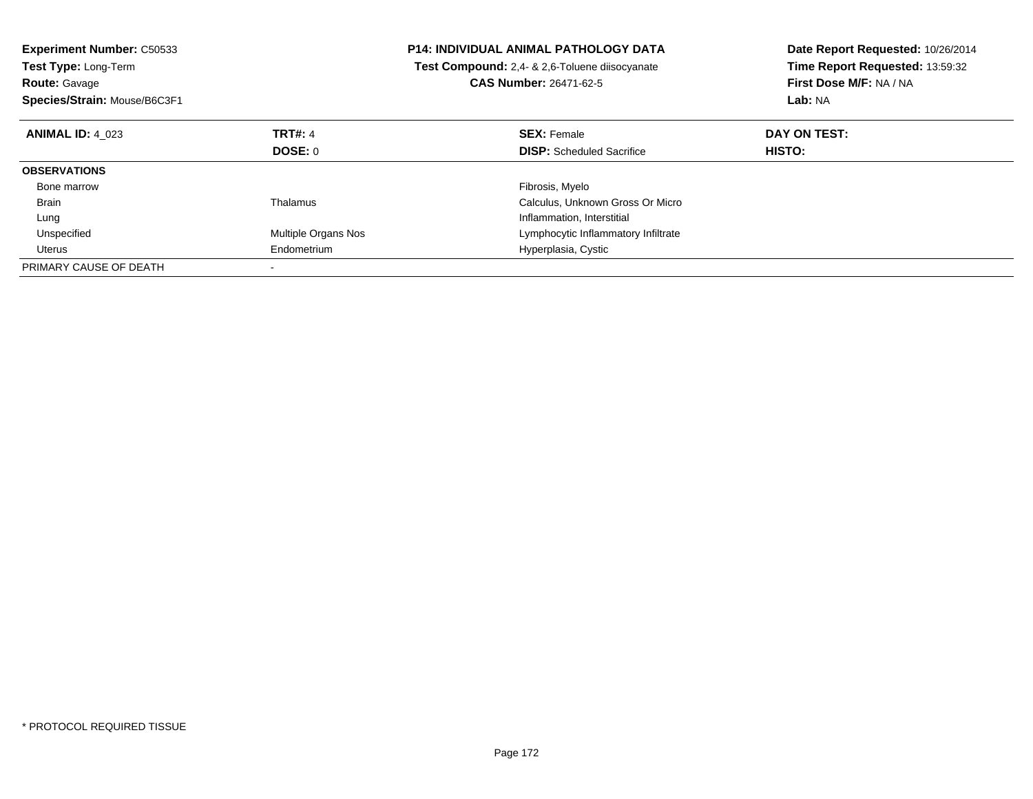**Experiment Number:** C50533
**Test Type:** Long-Term
**Route:** Gavage
**Species/Strain:** Mouse/B6C3F1

**P14: INDIVIDUAL ANIMAL PATHOLOGY DATA**
**Test Compound:** 2,4- & 2,6-Toluene diisocyanate
**CAS Number:** 26471-62-5

**Date Report Requested:** 10/26/2014
**Time Report Requested:** 13:59:32
**First Dose M/F:** NA / NA
**Lab:** NA

| **ANIMAL ID:** 4_023 | **TRT#:** 4 | **SEX:** Female | **DAY ON TEST:** |
|---|---|---|---|
| | **DOSE:** 0 | **DISP:** Scheduled Sacrifice | **HISTO:** |
| **OBSERVATIONS** | | | |
| Bone marrow | | Fibrosis, Myelo | |
| Brain | Thalamus | Calculus, Unknown Gross Or Micro | |
| Lung | | Inflammation, Interstitial | |
| Unspecified | Multiple Organs Nos | Lymphocytic Inflammatory Infiltrate | |
| Uterus | Endometrium | Hyperplasia, Cystic | |
| PRIMARY CAUSE OF DEATH | - | | |

* PROTOCOL REQUIRED TISSUE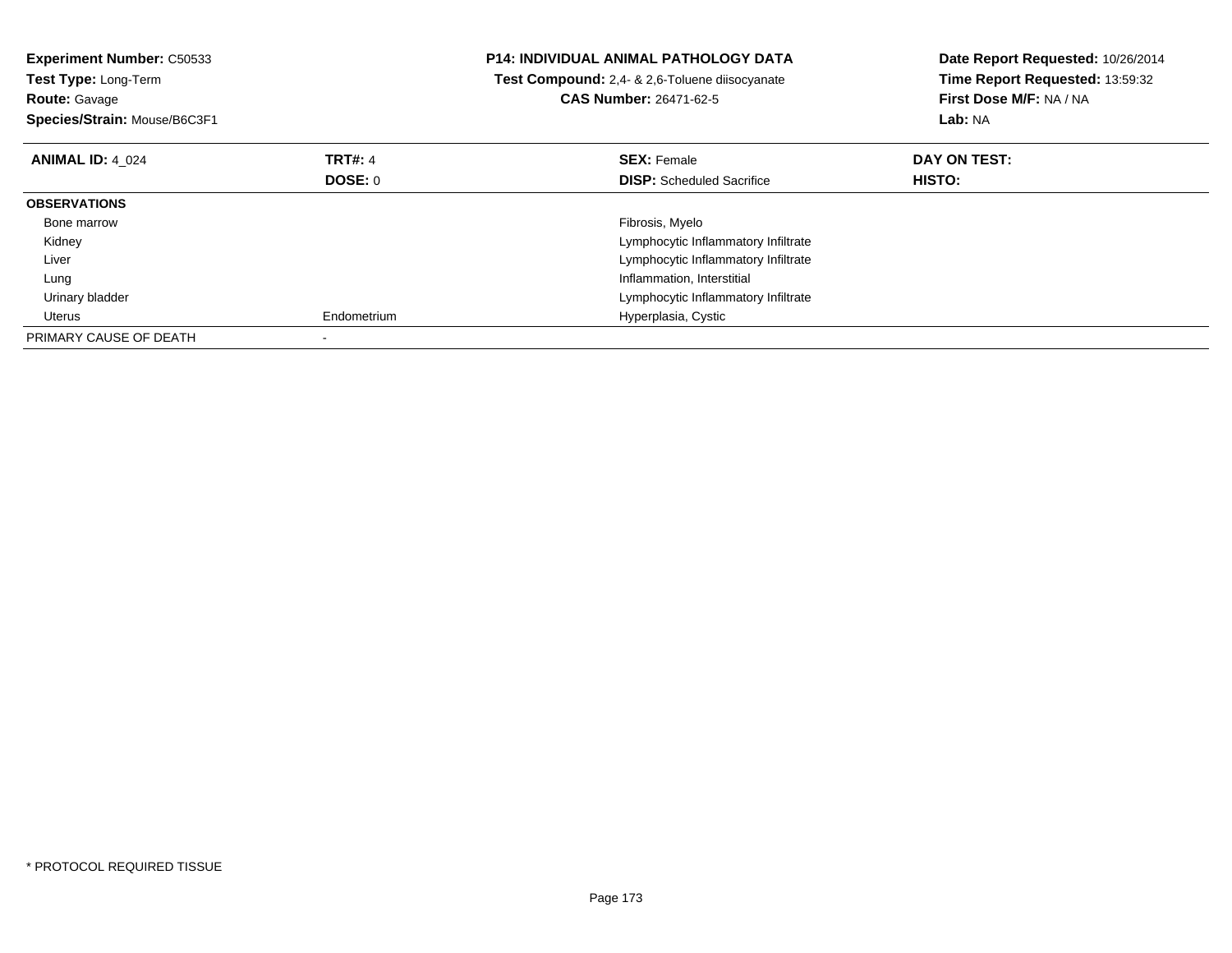**Experiment Number:** C50533
**Test Type:** Long-Term
**Route:** Gavage
**Species/Strain:** Mouse/B6C3F1

**P14: INDIVIDUAL ANIMAL PATHOLOGY DATA**
**Test Compound:** 2,4- & 2,6-Toluene diisocyanate
**CAS Number:** 26471-62-5

**Date Report Requested:** 10/26/2014
**Time Report Requested:** 13:59:32
**First Dose M/F:** NA / NA
**Lab:** NA

| **ANIMAL ID:** 4_024 | **TRT#:** 4 | **SEX:** Female | **DAY ON TEST:** |
|---|---|---|---|
| | **DOSE:** 0 | **DISP:** Scheduled Sacrifice | **HISTO:** |
| **OBSERVATIONS** | | | |
| Bone marrow | | Fibrosis, Myelo | |
| Kidney | | Lymphocytic Inflammatory Infiltrate | |
| Liver | | Lymphocytic Inflammatory Infiltrate | |
| Lung | | Inflammation, Interstitial | |
| Urinary bladder | | Lymphocytic Inflammatory Infiltrate | |
| Uterus | Endometrium | Hyperplasia, Cystic | |
| PRIMARY CAUSE OF DEATH | - | | |

* PROTOCOL REQUIRED TISSUE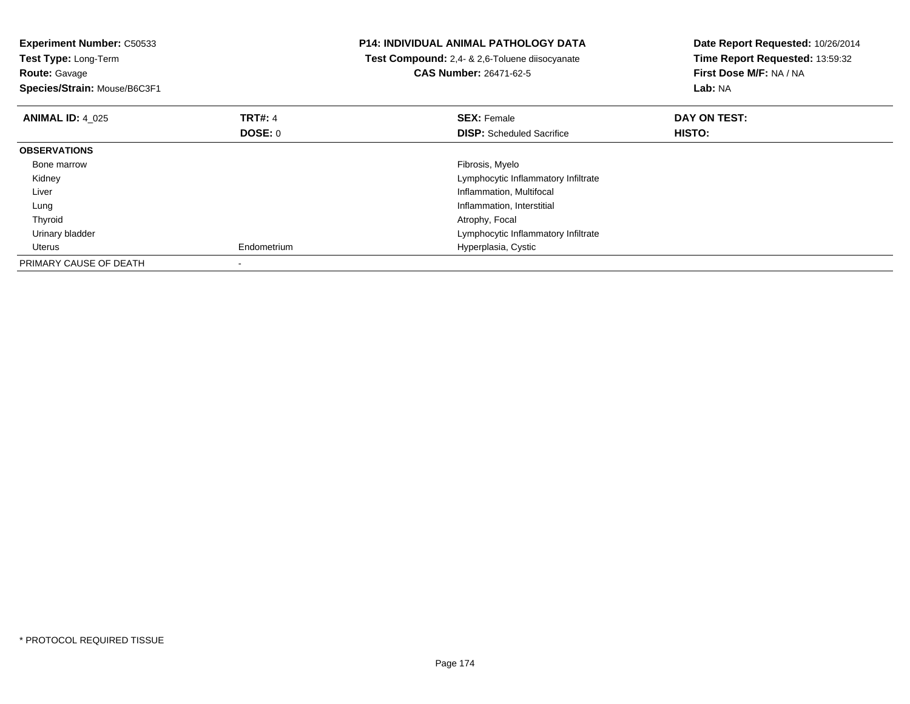**Experiment Number:** C50533
**Test Type:** Long-Term
**Route:** Gavage
**Species/Strain:** Mouse/B6C3F1

**P14: INDIVIDUAL ANIMAL PATHOLOGY DATA**
**Test Compound:** 2,4- & 2,6-Toluene diisocyanate
**CAS Number:** 26471-62-5

**Date Report Requested:** 10/26/2014
**Time Report Requested:** 13:59:32
**First Dose M/F:** NA / NA
**Lab:** NA

| **ANIMAL ID:** 4_025 | **TRT#:** 4 | **SEX:** Female | **DAY ON TEST:** |
|---|---|---|---|
| | **DOSE:** 0 | **DISP:** Scheduled Sacrifice | **HISTO:** |
| **OBSERVATIONS** | | | |
| Bone marrow | | Fibrosis, Myelo | |
| Kidney | | Lymphocytic Inflammatory Infiltrate | |
| Liver | | Inflammation, Multifocal | |
| Lung | | Inflammation, Interstitial | |
| Thyroid | | Atrophy, Focal | |
| Urinary bladder | | Lymphocytic Inflammatory Infiltrate | |
| Uterus | Endometrium | Hyperplasia, Cystic | |
| PRIMARY CAUSE OF DEATH | - | | |

* PROTOCOL REQUIRED TISSUE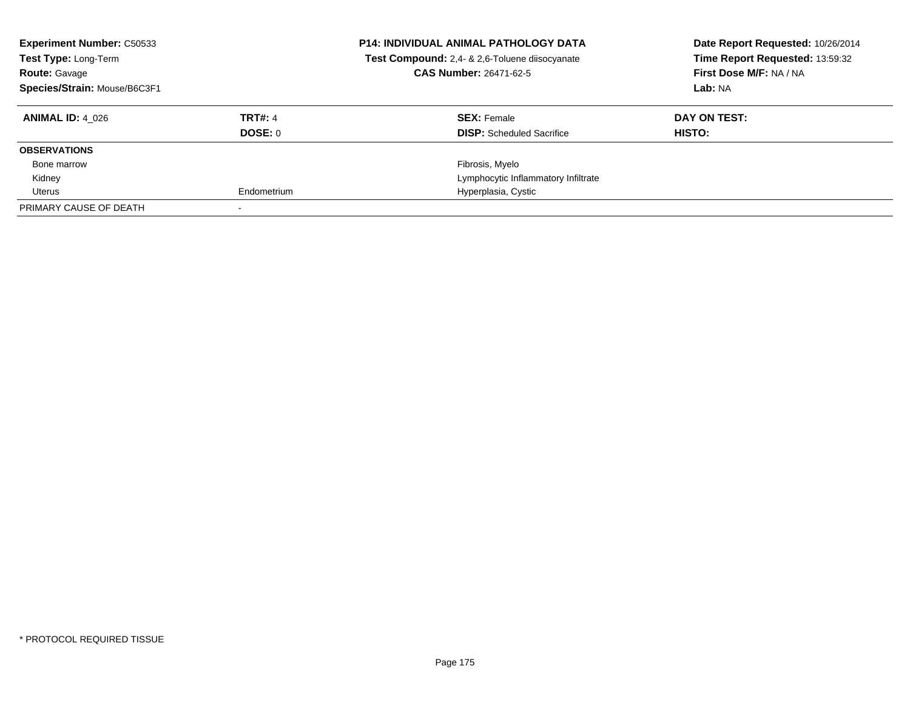**Experiment Number:** C50533
**Test Type:** Long-Term
**Route:** Gavage
**Species/Strain:** Mouse/B6C3F1

**P14: INDIVIDUAL ANIMAL PATHOLOGY DATA**
**Test Compound:** 2,4- & 2,6-Toluene diisocyanate
**CAS Number:** 26471-62-5

**Date Report Requested:** 10/26/2014
**Time Report Requested:** 13:59:32
**First Dose M/F:** NA / NA
**Lab:** NA

| **ANIMAL ID:** 4_026 | **TRT#:** 4 | **SEX:** Female | **DAY ON TEST:** |
|---|---|---|---|
| | **DOSE:** 0 | **DISP:** Scheduled Sacrifice | **HISTO:** |
| **OBSERVATIONS** | | | |
| Bone marrow | | Fibrosis, Myelo | |
| Kidney | | Lymphocytic Inflammatory Infiltrate | |
| Uterus | Endometrium | Hyperplasia, Cystic | |
| PRIMARY CAUSE OF DEATH | - | | |

* PROTOCOL REQUIRED TISSUE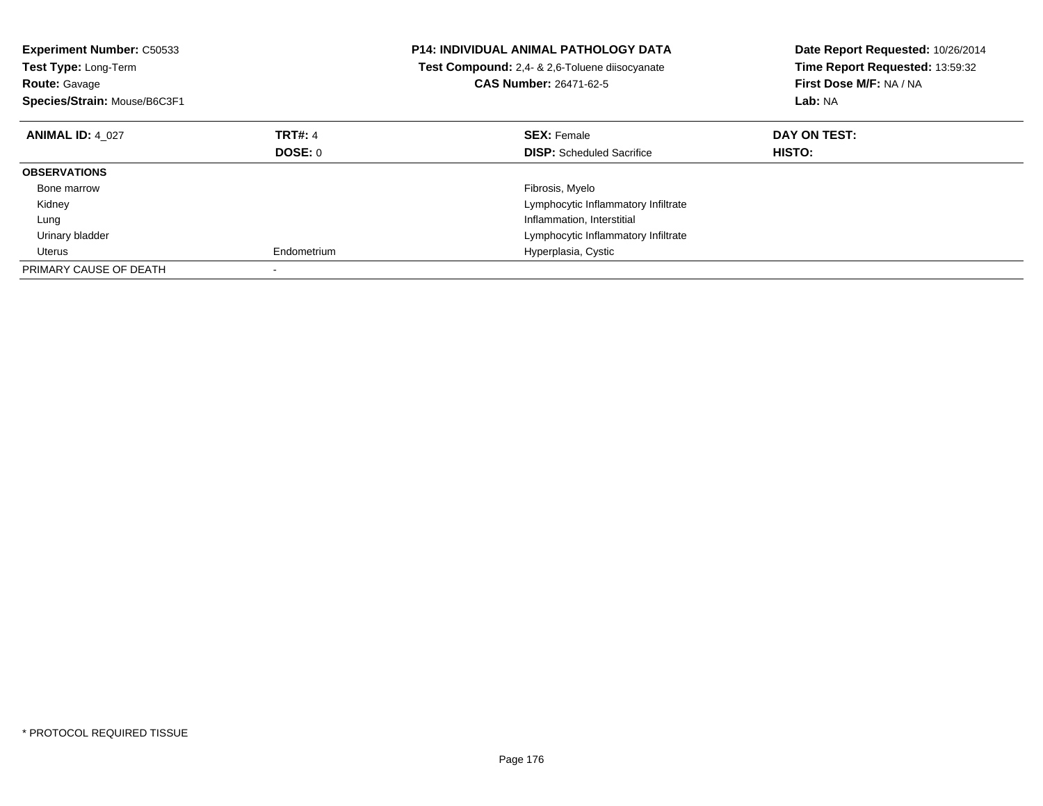**Experiment Number:** C50533
**Test Type:** Long-Term
**Route:** Gavage
**Species/Strain:** Mouse/B6C3F1

**P14: INDIVIDUAL ANIMAL PATHOLOGY DATA**
**Test Compound:** 2,4- & 2,6-Toluene diisocyanate
**CAS Number:** 26471-62-5

**Date Report Requested:** 10/26/2014
**Time Report Requested:** 13:59:32
**First Dose M/F:** NA / NA
**Lab:** NA

| **ANIMAL ID:** 4_027 | **TRT#:** 4 | **SEX:** Female | **DAY ON TEST:** |
|---|---|---|---|
| | **DOSE:** 0 | **DISP:** Scheduled Sacrifice | **HISTO:** |
| **OBSERVATIONS** | | | |
| Bone marrow | | Fibrosis, Myelo | |
| Kidney | | Lymphocytic Inflammatory Infiltrate | |
| Lung | | Inflammation, Interstitial | |
| Urinary bladder | | Lymphocytic Inflammatory Infiltrate | |
| Uterus | Endometrium | Hyperplasia, Cystic | |
| PRIMARY CAUSE OF DEATH | - | | |

* PROTOCOL REQUIRED TISSUE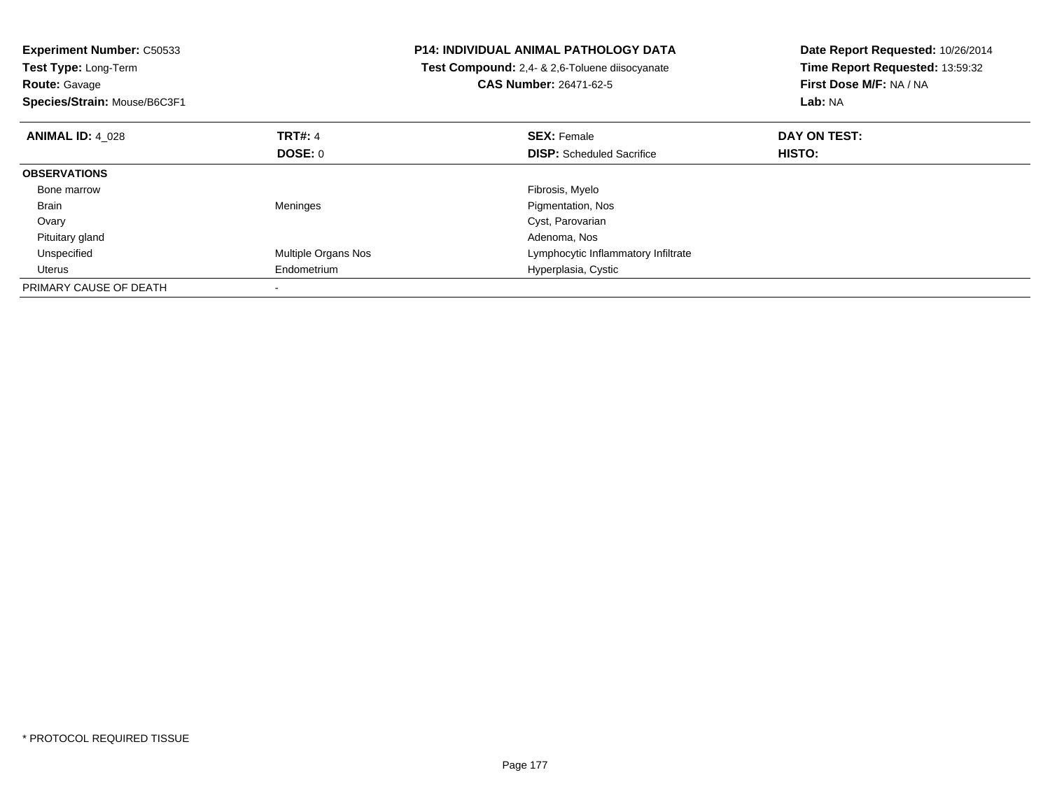**Experiment Number:** C50533
**Test Type:** Long-Term
**Route:** Gavage
**Species/Strain:** Mouse/B6C3F1

**P14: INDIVIDUAL ANIMAL PATHOLOGY DATA**
**Test Compound:** 2,4- & 2,6-Toluene diisocyanate
**CAS Number:** 26471-62-5

**Date Report Requested:** 10/26/2014
**Time Report Requested:** 13:59:32
**First Dose M/F:** NA / NA
**Lab:** NA

| **ANIMAL ID:** 4_028 | **TRT#:** 4 | **SEX:** Female | **DAY ON TEST:** |
|---|---|---|---|
| | **DOSE:** 0 | **DISP:** Scheduled Sacrifice | **HISTO:** |
| **OBSERVATIONS** | | | |
| Bone marrow | | Fibrosis, Myelo | |
| Brain | Meninges | Pigmentation, Nos | |
| Ovary | | Cyst, Parovarian | |
| Pituitary gland | | Adenoma, Nos | |
| Unspecified | Multiple Organs Nos | Lymphocytic Inflammatory Infiltrate | |
| Uterus | Endometrium | Hyperplasia, Cystic | |
| PRIMARY CAUSE OF DEATH | - | | |

* PROTOCOL REQUIRED TISSUE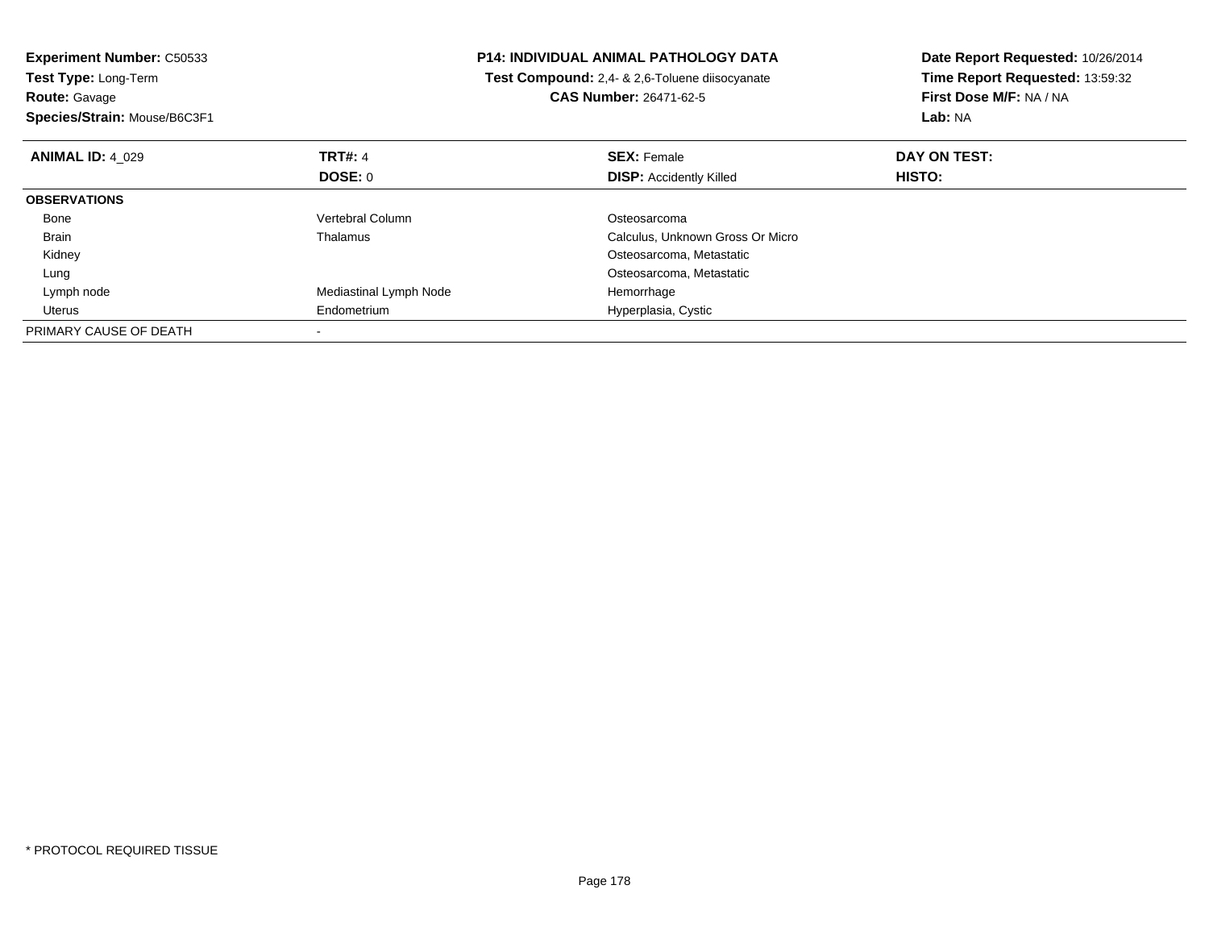**Experiment Number:** C50533
**Test Type:** Long-Term
**Route:** Gavage
**Species/Strain:** Mouse/B6C3F1

**P14: INDIVIDUAL ANIMAL PATHOLOGY DATA**
**Test Compound:** 2,4- & 2,6-Toluene diisocyanate
**CAS Number:** 26471-62-5

**Date Report Requested:** 10/26/2014
**Time Report Requested:** 13:59:32
**First Dose M/F:** NA / NA
**Lab:** NA

| **ANIMAL ID:** 4_029 | **TRT#:** 4 | **SEX:** Female | **DAY ON TEST:** |
|---|---|---|---|
| | **DOSE:** 0 | **DISP:** Accidently Killed | **HISTO:** |
| **OBSERVATIONS** | | | |
| Bone | Vertebral Column | Osteosarcoma | |
| Brain | Thalamus | Calculus, Unknown Gross Or Micro | |
| Kidney | | Osteosarcoma, Metastatic | |
| Lung | | Osteosarcoma, Metastatic | |
| Lymph node | Mediastinal Lymph Node | Hemorrhage | |
| Uterus | Endometrium | Hyperplasia, Cystic | |
| PRIMARY CAUSE OF DEATH | - | | |

* PROTOCOL REQUIRED TISSUE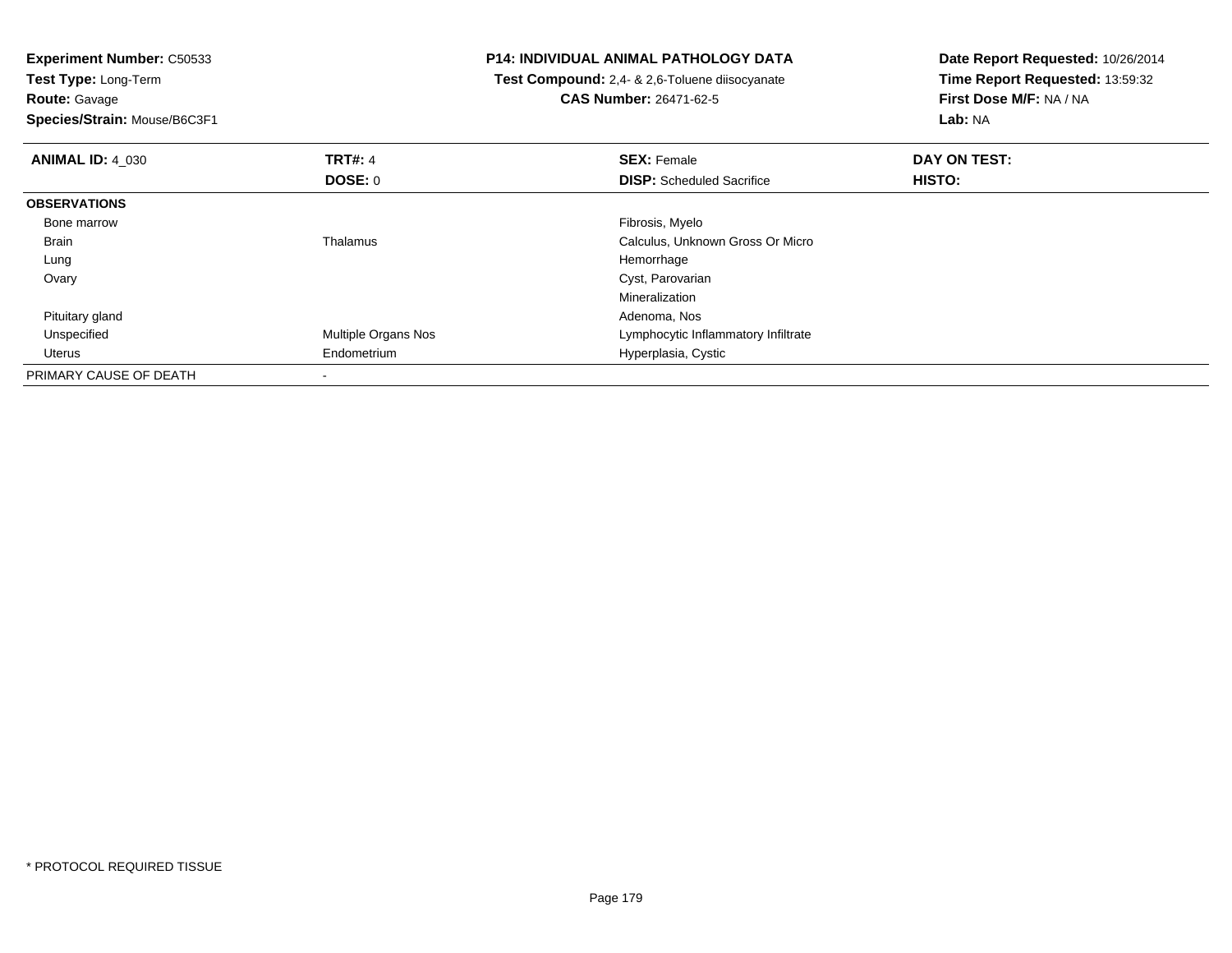**Experiment Number:** C50533
**Test Type:** Long-Term
**Route:** Gavage
**Species/Strain:** Mouse/B6C3F1

**P14: INDIVIDUAL ANIMAL PATHOLOGY DATA**
**Test Compound:** 2,4- & 2,6-Toluene diisocyanate
**CAS Number:** 26471-62-5

**Date Report Requested:** 10/26/2014
**Time Report Requested:** 13:59:32
**First Dose M/F:** NA / NA
**Lab:** NA

| **ANIMAL ID:** 4_030 | **TRT#:** 4 | **SEX:** Female | **DAY ON TEST:** |
|---|---|---|---|
| | **DOSE:** 0 | **DISP:** Scheduled Sacrifice | **HISTO:** |
| **OBSERVATIONS** | | | |
| Bone marrow | | Fibrosis, Myelo | |
| Brain | Thalamus | Calculus, Unknown Gross Or Micro | |
| Lung | | Hemorrhage | |
| Ovary | | Cyst, Parovarian | |
| | | Mineralization | |
| Pituitary gland | | Adenoma, Nos | |
| Unspecified | Multiple Organs Nos | Lymphocytic Inflammatory Infiltrate | |
| Uterus | Endometrium | Hyperplasia, Cystic | |
| PRIMARY CAUSE OF DEATH | - | | |

\* PROTOCOL REQUIRED TISSUE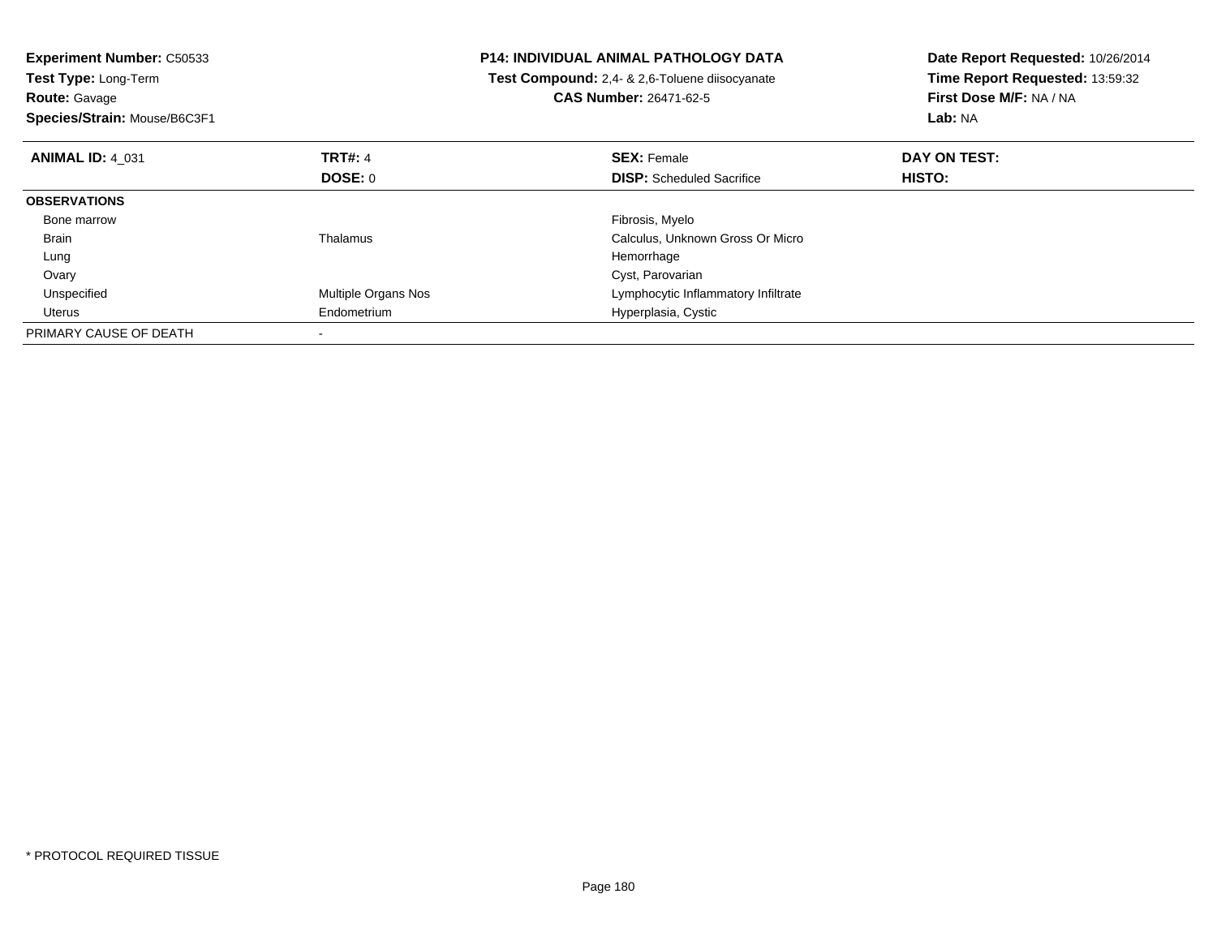**Experiment Number:** C50533
**Test Type:** Long-Term
**Route:** Gavage
**Species/Strain:** Mouse/B6C3F1

**P14: INDIVIDUAL ANIMAL PATHOLOGY DATA**
**Test Compound:** 2,4- & 2,6-Toluene diisocyanate
**CAS Number:** 26471-62-5

**Date Report Requested:** 10/26/2014
**Time Report Requested:** 13:59:32
**First Dose M/F:** NA / NA
**Lab:** NA

| **ANIMAL ID:** 4_031 | **TRT#:** 4 | **SEX:** Female | **DAY ON TEST:** |
|---|---|---|---|
| | **DOSE:** 0 | **DISP:** Scheduled Sacrifice | **HISTO:** |
| **OBSERVATIONS** | | | |
| Bone marrow | | Fibrosis, Myelo | |
| Brain | Thalamus | Calculus, Unknown Gross Or Micro | |
| Lung | | Hemorrhage | |
| Ovary | | Cyst, Parovarian | |
| Unspecified | Multiple Organs Nos | Lymphocytic Inflammatory Infiltrate | |
| Uterus | Endometrium | Hyperplasia, Cystic | |
| PRIMARY CAUSE OF DEATH | - | | |

* PROTOCOL REQUIRED TISSUE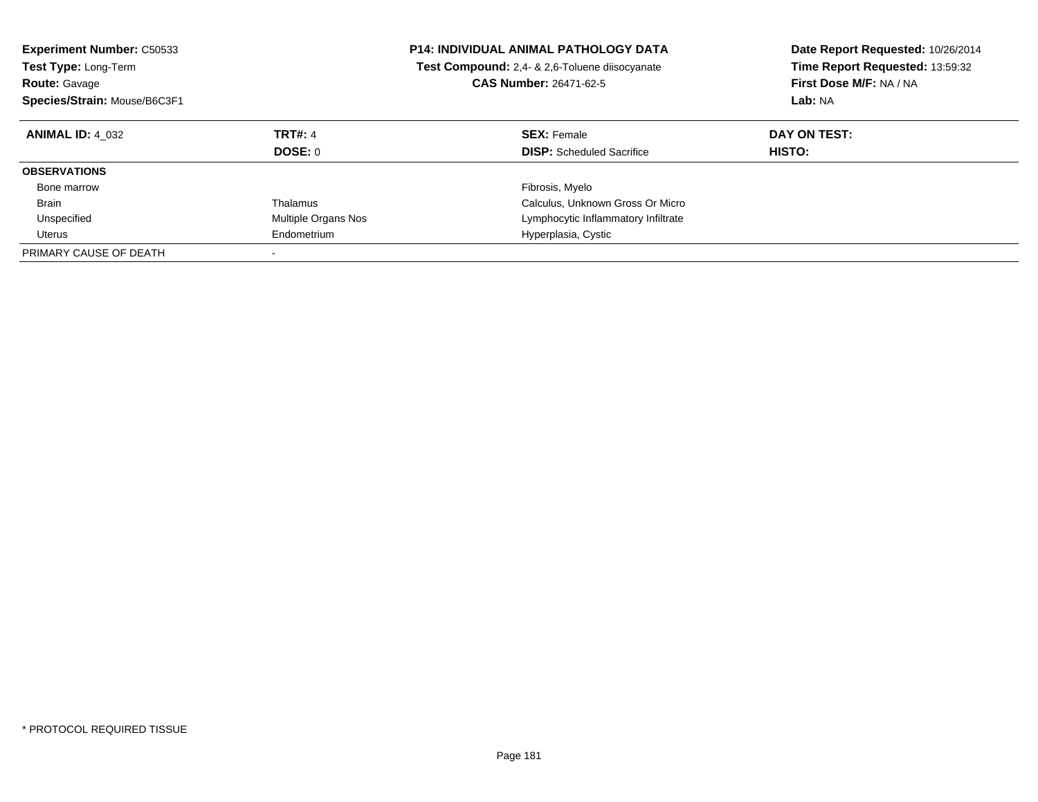**Experiment Number:** C50533
**Test Type:** Long-Term
**Route:** Gavage
**Species/Strain:** Mouse/B6C3F1

**P14: INDIVIDUAL ANIMAL PATHOLOGY DATA**
**Test Compound:** 2,4- & 2,6-Toluene diisocyanate
**CAS Number:** 26471-62-5

**Date Report Requested:** 10/26/2014
**Time Report Requested:** 13:59:32
**First Dose M/F:** NA / NA
**Lab:** NA

| **ANIMAL ID:** 4_032 | **TRT#:** 4 | **SEX:** Female | **DAY ON TEST:** |
|---|---|---|---|
| | **DOSE:** 0 | **DISP:** Scheduled Sacrifice | **HISTO:** |
| **OBSERVATIONS** | | | |
| Bone marrow | | Fibrosis, Myelo | |
| Brain | Thalamus | Calculus, Unknown Gross Or Micro | |
| Unspecified | Multiple Organs Nos | Lymphocytic Inflammatory Infiltrate | |
| Uterus | Endometrium | Hyperplasia, Cystic | |
| PRIMARY CAUSE OF DEATH | - | | |

* PROTOCOL REQUIRED TISSUE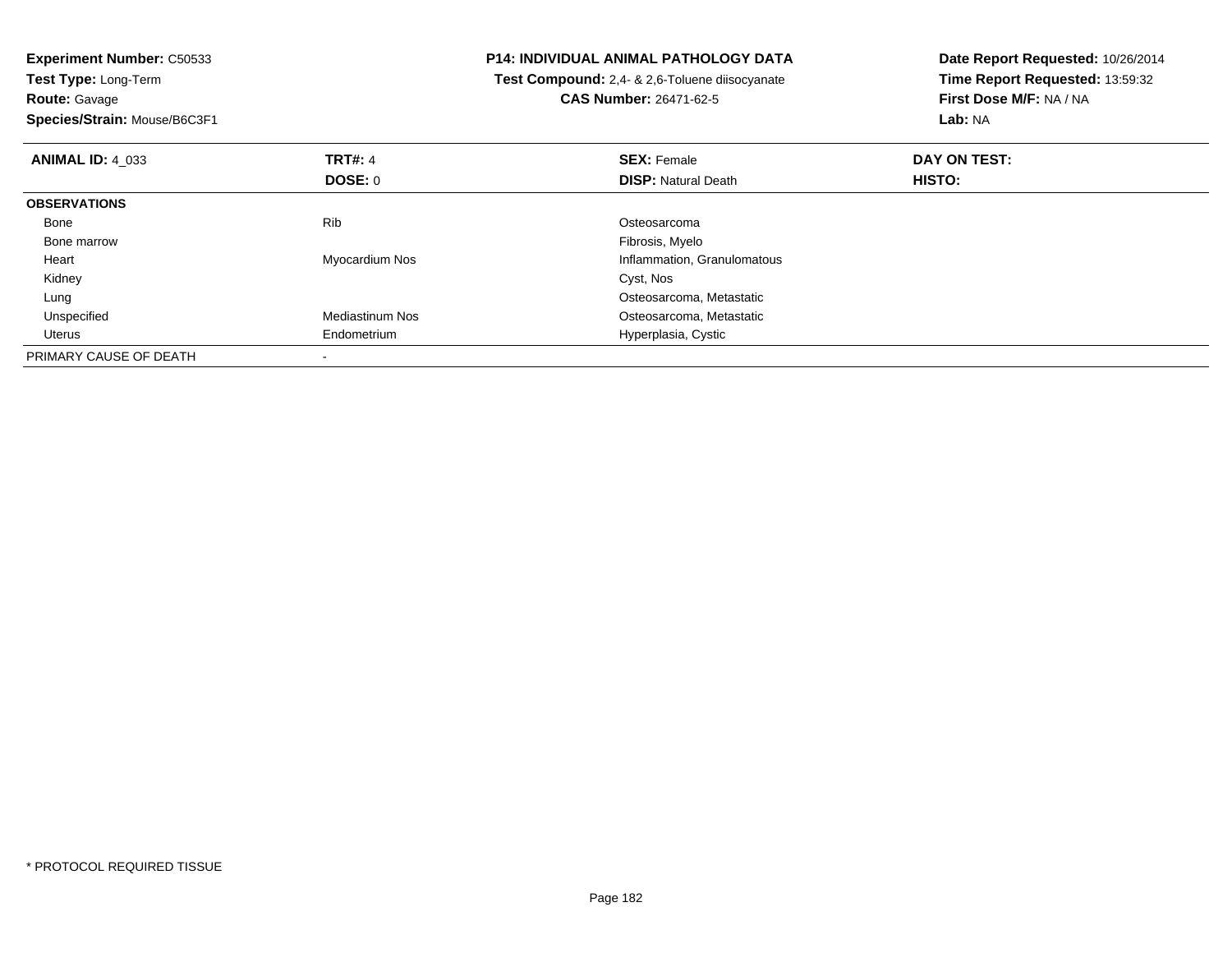**Experiment Number:** C50533
**Test Type:** Long-Term
**Route:** Gavage
**Species/Strain:** Mouse/B6C3F1

**P14: INDIVIDUAL ANIMAL PATHOLOGY DATA**
**Test Compound:** 2,4- & 2,6-Toluene diisocyanate
**CAS Number:** 26471-62-5

**Date Report Requested:** 10/26/2014
**Time Report Requested:** 13:59:32
**First Dose M/F:** NA / NA
**Lab:** NA

| **ANIMAL ID:** 4_033 | **TRT#:** 4 | **SEX:** Female | **DAY ON TEST:** |
|---|---|---|---|
| | **DOSE:** 0 | **DISP:** Natural Death | **HISTO:** |
| **OBSERVATIONS** | | | |
| Bone | Rib | Osteosarcoma | |
| Bone marrow | | Fibrosis, Myelo | |
| Heart | Myocardium Nos | Inflammation, Granulomatous | |
| Kidney | | Cyst, Nos | |
| Lung | | Osteosarcoma, Metastatic | |
| Unspecified | Mediastinum Nos | Osteosarcoma, Metastatic | |
| Uterus | Endometrium | Hyperplasia, Cystic | |
| PRIMARY CAUSE OF DEATH | - | | |

* PROTOCOL REQUIRED TISSUE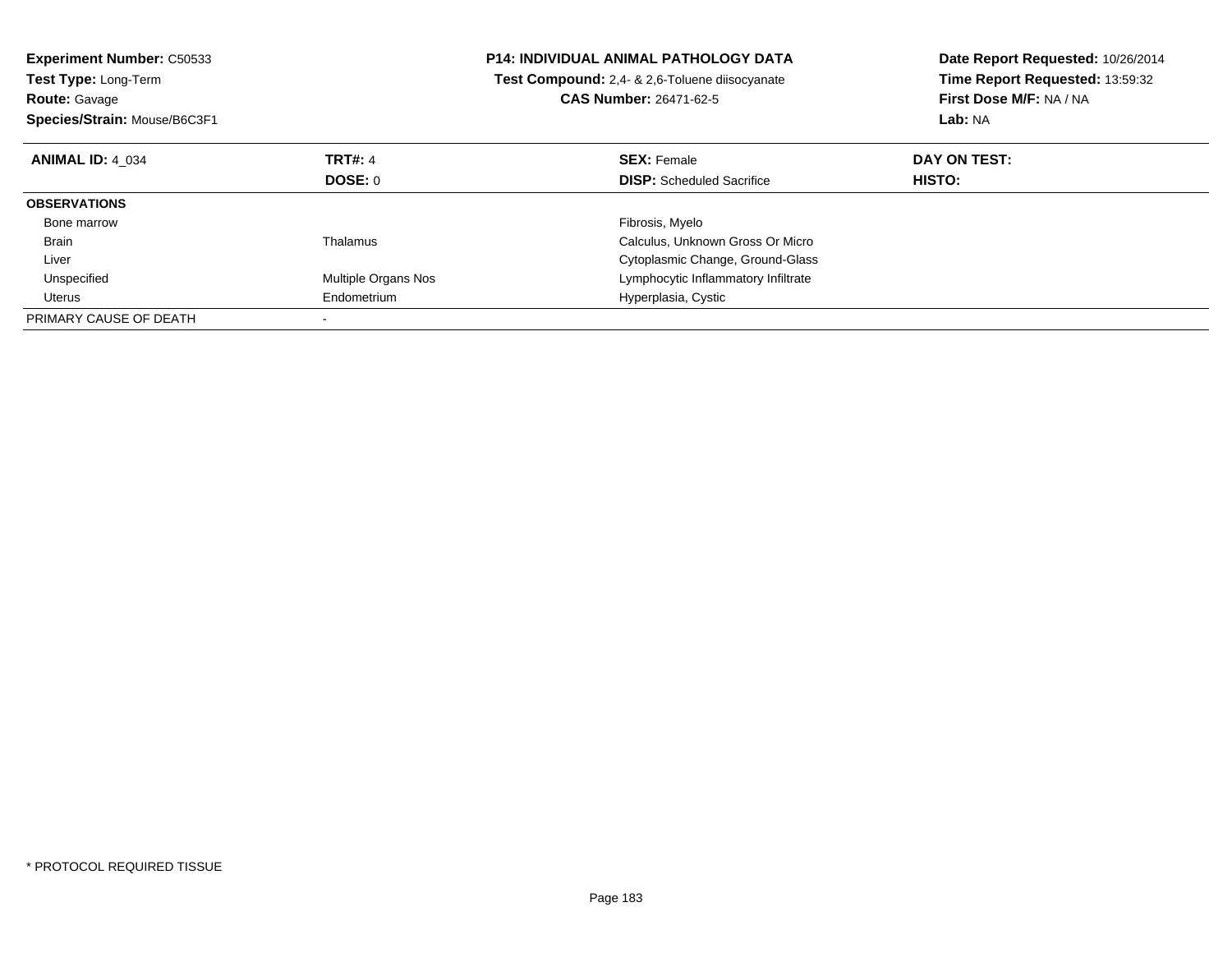**Experiment Number:** C50533
**Test Type:** Long-Term
**Route:** Gavage
**Species/Strain:** Mouse/B6C3F1

**P14: INDIVIDUAL ANIMAL PATHOLOGY DATA**
**Test Compound:** 2,4- & 2,6-Toluene diisocyanate
**CAS Number:** 26471-62-5

**Date Report Requested:** 10/26/2014
**Time Report Requested:** 13:59:32
**First Dose M/F:** NA / NA
**Lab:** NA

| **ANIMAL ID:** 4_034 | **TRT#:** 4 | **SEX:** Female | **DAY ON TEST:** |
|---|---|---|---|
| | **DOSE:** 0 | **DISP:** Scheduled Sacrifice | **HISTO:** |
| **OBSERVATIONS** | | | |
| Bone marrow | | Fibrosis, Myelo | |
| Brain | Thalamus | Calculus, Unknown Gross Or Micro | |
| Liver | | Cytoplasmic Change, Ground-Glass | |
| Unspecified | Multiple Organs Nos | Lymphocytic Inflammatory Infiltrate | |
| Uterus | Endometrium | Hyperplasia, Cystic | |
| PRIMARY CAUSE OF DEATH | - | | |

* PROTOCOL REQUIRED TISSUE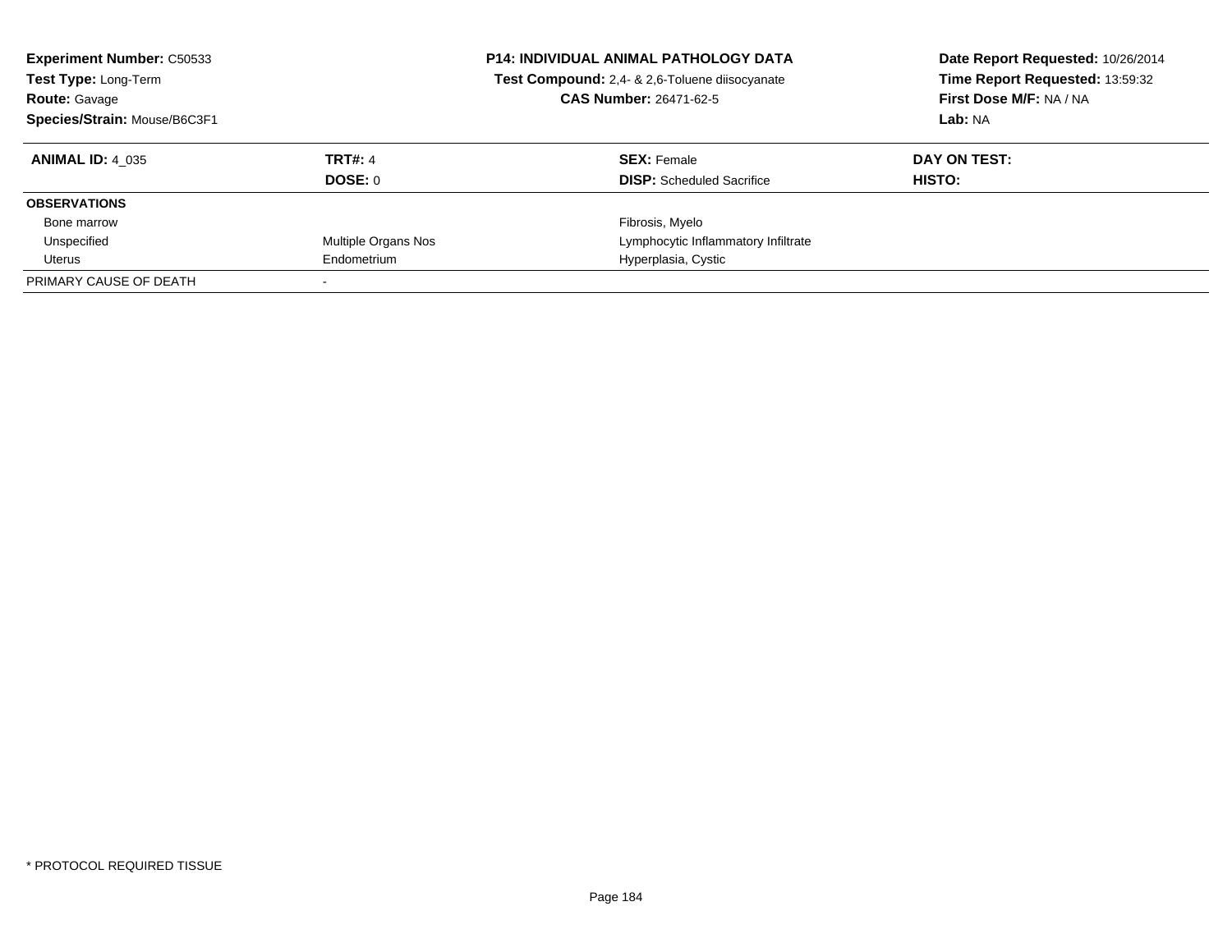**Experiment Number:** C50533
**Test Type:** Long-Term
**Route:** Gavage
**Species/Strain:** Mouse/B6C3F1

**P14: INDIVIDUAL ANIMAL PATHOLOGY DATA**
**Test Compound:** 2,4- & 2,6-Toluene diisocyanate
**CAS Number:** 26471-62-5

**Date Report Requested:** 10/26/2014
**Time Report Requested:** 13:59:32
**First Dose M/F:** NA / NA
**Lab:** NA

| **ANIMAL ID:** 4_035 | **TRT#:** 4 | **SEX:** Female | **DAY ON TEST:** |
|---|---|---|---|
| | **DOSE:** 0 | **DISP:** Scheduled Sacrifice | **HISTO:** |
| **OBSERVATIONS** | | | |
| Bone marrow | | Fibrosis, Myelo | |
| Unspecified | Multiple Organs Nos | Lymphocytic Inflammatory Infiltrate | |
| Uterus | Endometrium | Hyperplasia, Cystic | |
| PRIMARY CAUSE OF DEATH | - | | |

* PROTOCOL REQUIRED TISSUE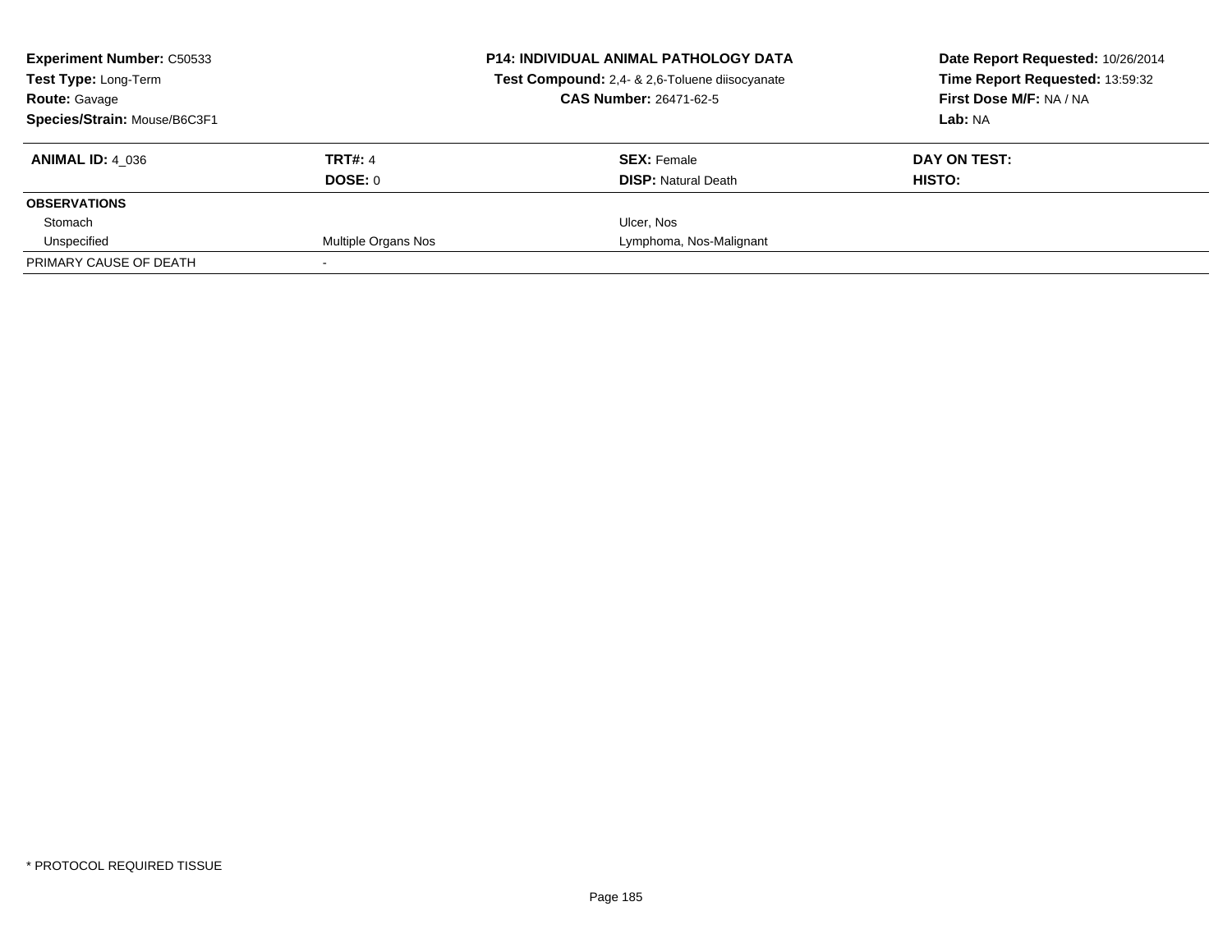**Experiment Number:** C50533
**Test Type:** Long-Term
**Route:** Gavage
**Species/Strain:** Mouse/B6C3F1

**P14: INDIVIDUAL ANIMAL PATHOLOGY DATA**
**Test Compound:** 2,4- & 2,6-Toluene diisocyanate
**CAS Number:** 26471-62-5

**Date Report Requested:** 10/26/2014
**Time Report Requested:** 13:59:32
**First Dose M/F:** NA / NA
**Lab:** NA

| **ANIMAL ID:** 4_036 | **TRT#:** 4 | **SEX:** Female | **DAY ON TEST:** |
|---|---|---|---|
| | **DOSE:** 0 | **DISP:** Natural Death | **HISTO:** |
| **OBSERVATIONS** | | | |
| Stomach | | Ulcer, Nos | |
| Unspecified | Multiple Organs Nos | Lymphoma, Nos-Malignant | |
| PRIMARY CAUSE OF DEATH | - | | |

* PROTOCOL REQUIRED TISSUE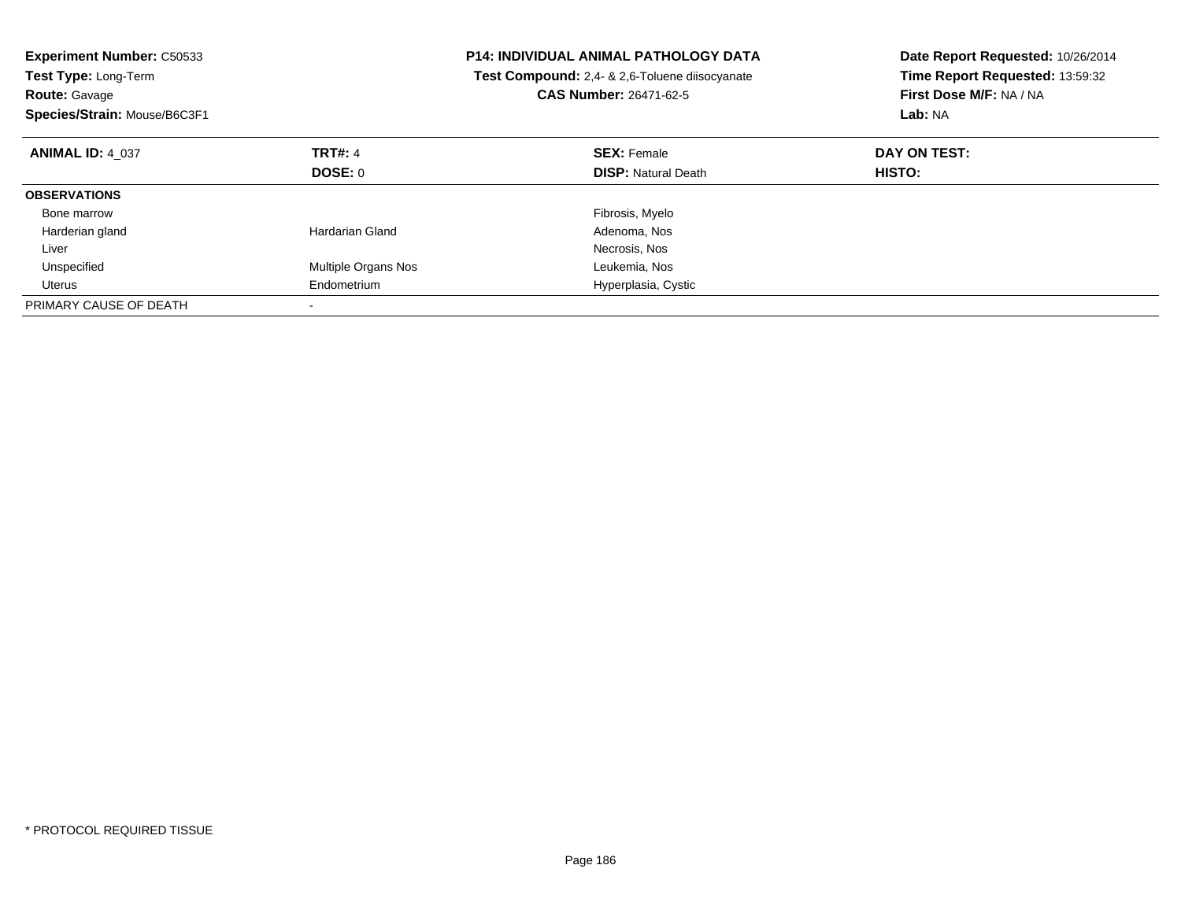**Experiment Number:** C50533
**Test Type:** Long-Term
**Route:** Gavage
**Species/Strain:** Mouse/B6C3F1

**P14: INDIVIDUAL ANIMAL PATHOLOGY DATA**
**Test Compound:** 2,4- & 2,6-Toluene diisocyanate
**CAS Number:** 26471-62-5

**Date Report Requested:** 10/26/2014
**Time Report Requested:** 13:59:32
**First Dose M/F:** NA / NA
**Lab:** NA

| **ANIMAL ID:** 4_037 | **TRT#:** 4 | **SEX:** Female | **DAY ON TEST:** |
|---|---|---|---|
| | **DOSE:** 0 | **DISP:** Natural Death | **HISTO:** |
| **OBSERVATIONS** | | | |
| Bone marrow | | Fibrosis, Myelo | |
| Harderian gland | Hardarian Gland | Adenoma, Nos | |
| Liver | | Necrosis, Nos | |
| Unspecified | Multiple Organs Nos | Leukemia, Nos | |
| Uterus | Endometrium | Hyperplasia, Cystic | |
| PRIMARY CAUSE OF DEATH | - | | |

* PROTOCOL REQUIRED TISSUE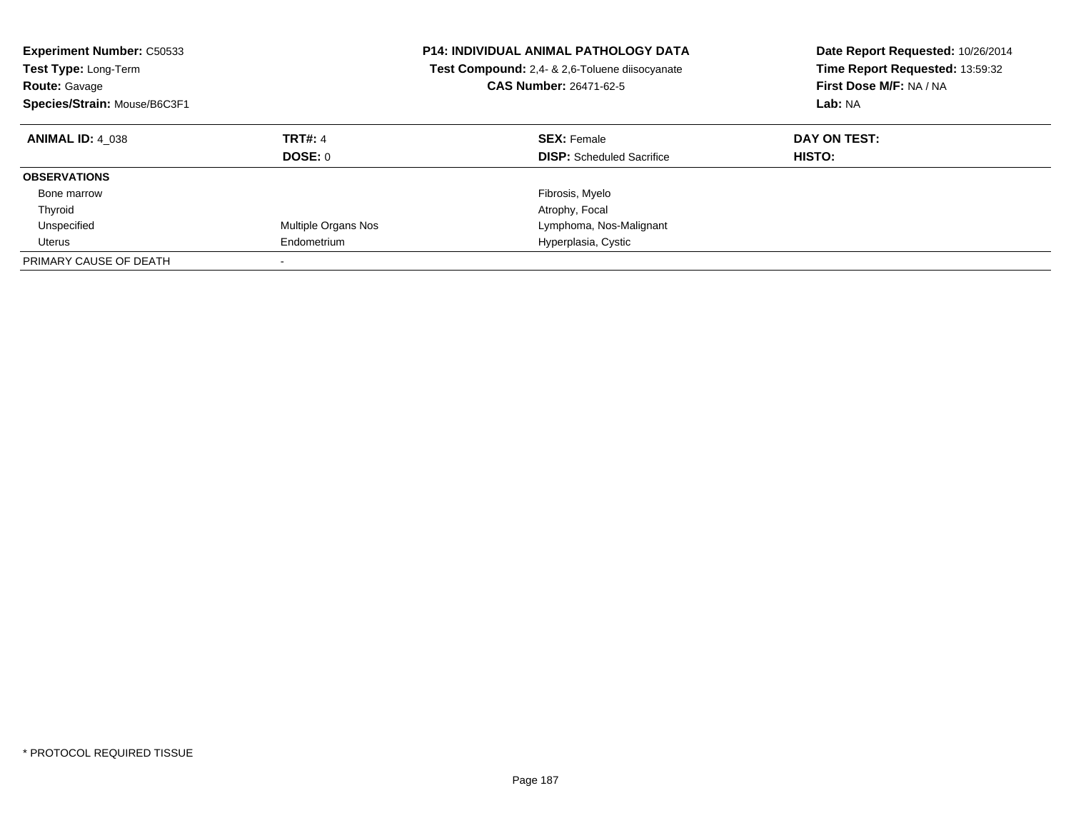**Experiment Number:** C50533
**Test Type:** Long-Term
**Route:** Gavage
**Species/Strain:** Mouse/B6C3F1

**P14: INDIVIDUAL ANIMAL PATHOLOGY DATA**
**Test Compound:** 2,4- & 2,6-Toluene diisocyanate
**CAS Number:** 26471-62-5

**Date Report Requested:** 10/26/2014
**Time Report Requested:** 13:59:32
**First Dose M/F:** NA / NA
**Lab:** NA

| **ANIMAL ID:** 4_038 | **TRT#:** 4 | **SEX:** Female | **DAY ON TEST:** |
|---|---|---|---|
| | **DOSE:** 0 | **DISP:** Scheduled Sacrifice | **HISTO:** |
| **OBSERVATIONS** | | | |
| Bone marrow | | Fibrosis, Myelo | |
| Thyroid | | Atrophy, Focal | |
| Unspecified | Multiple Organs Nos | Lymphoma, Nos-Malignant | |
| Uterus | Endometrium | Hyperplasia, Cystic | |
| PRIMARY CAUSE OF DEATH | - | | |

* PROTOCOL REQUIRED TISSUE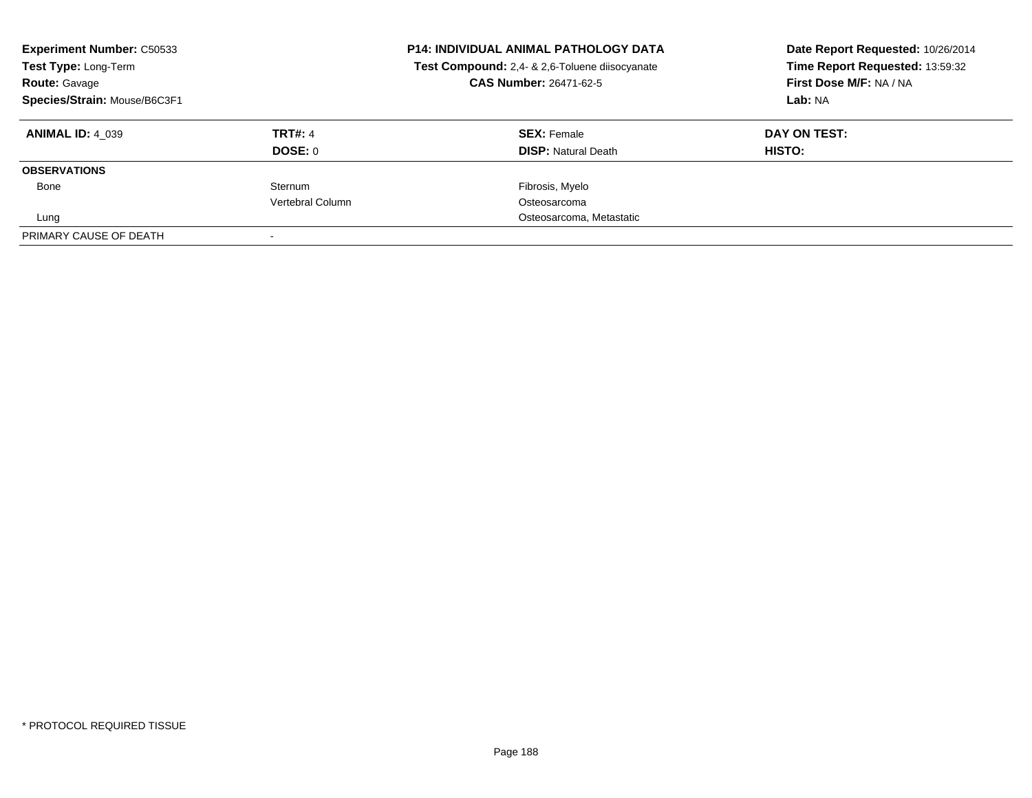**Experiment Number:** C50533
**Test Type:** Long-Term
**Route:** Gavage
**Species/Strain:** Mouse/B6C3F1

**P14: INDIVIDUAL ANIMAL PATHOLOGY DATA**
**Test Compound:** 2,4- & 2,6-Toluene diisocyanate
**CAS Number:** 26471-62-5

**Date Report Requested:** 10/26/2014
**Time Report Requested:** 13:59:32
**First Dose M/F:** NA / NA
**Lab:** NA

| **ANIMAL ID:** 4_039 | **TRT#:** 4 | **SEX:** Female | **DAY ON TEST:** |
|---|---|---|---|
| | **DOSE:** 0 | **DISP:** Natural Death | **HISTO:** |
| **OBSERVATIONS** | | | |
| Bone | Sternum | Fibrosis, Myelo | |
| | Vertebral Column | Osteosarcoma | |
| Lung | | Osteosarcoma, Metastatic | |
| PRIMARY CAUSE OF DEATH | - | | |

* PROTOCOL REQUIRED TISSUE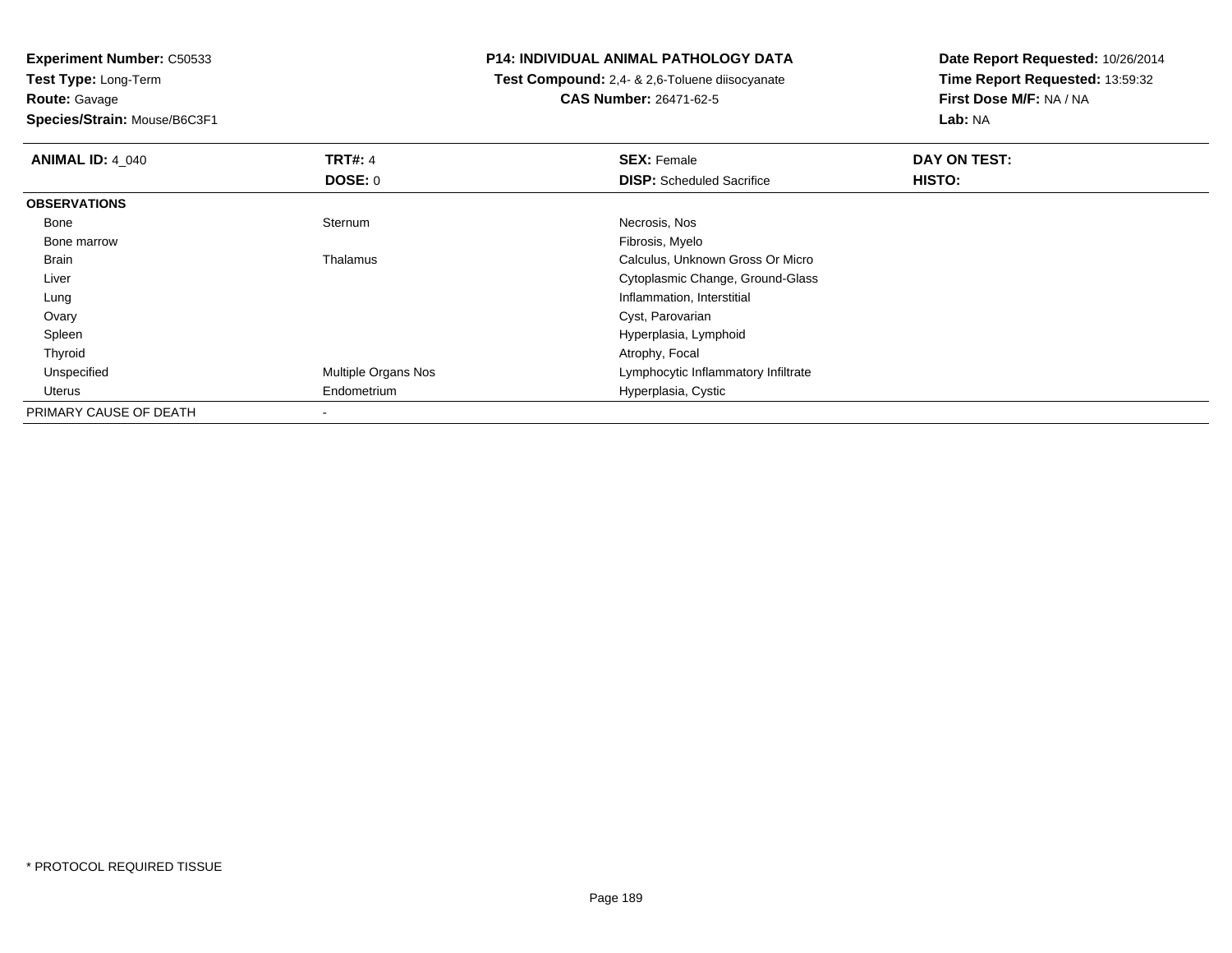**Experiment Number:** C50533
**Test Type:** Long-Term
**Route:** Gavage
**Species/Strain:** Mouse/B6C3F1

**P14: INDIVIDUAL ANIMAL PATHOLOGY DATA**
**Test Compound:** 2,4- & 2,6-Toluene diisocyanate
**CAS Number:** 26471-62-5

**Date Report Requested:** 10/26/2014
**Time Report Requested:** 13:59:32
**First Dose M/F:** NA / NA
**Lab:** NA

| **ANIMAL ID:** 4_040 | **TRT#:** 4 | **SEX:** Female | **DAY ON TEST:** |
|---|---|---|---|
| | **DOSE:** 0 | **DISP:** Scheduled Sacrifice | **HISTO:** |
| **OBSERVATIONS** | | | |
| Bone | Sternum | Necrosis, Nos | |
| Bone marrow | | Fibrosis, Myelo | |
| Brain | Thalamus | Calculus, Unknown Gross Or Micro | |
| Liver | | Cytoplasmic Change, Ground-Glass | |
| Lung | | Inflammation, Interstitial | |
| Ovary | | Cyst, Parovarian | |
| Spleen | | Hyperplasia, Lymphoid | |
| Thyroid | | Atrophy, Focal | |
| Unspecified | Multiple Organs Nos | Lymphocytic Inflammatory Infiltrate | |
| Uterus | Endometrium | Hyperplasia, Cystic | |
| PRIMARY CAUSE OF DEATH | - | | |

* PROTOCOL REQUIRED TISSUE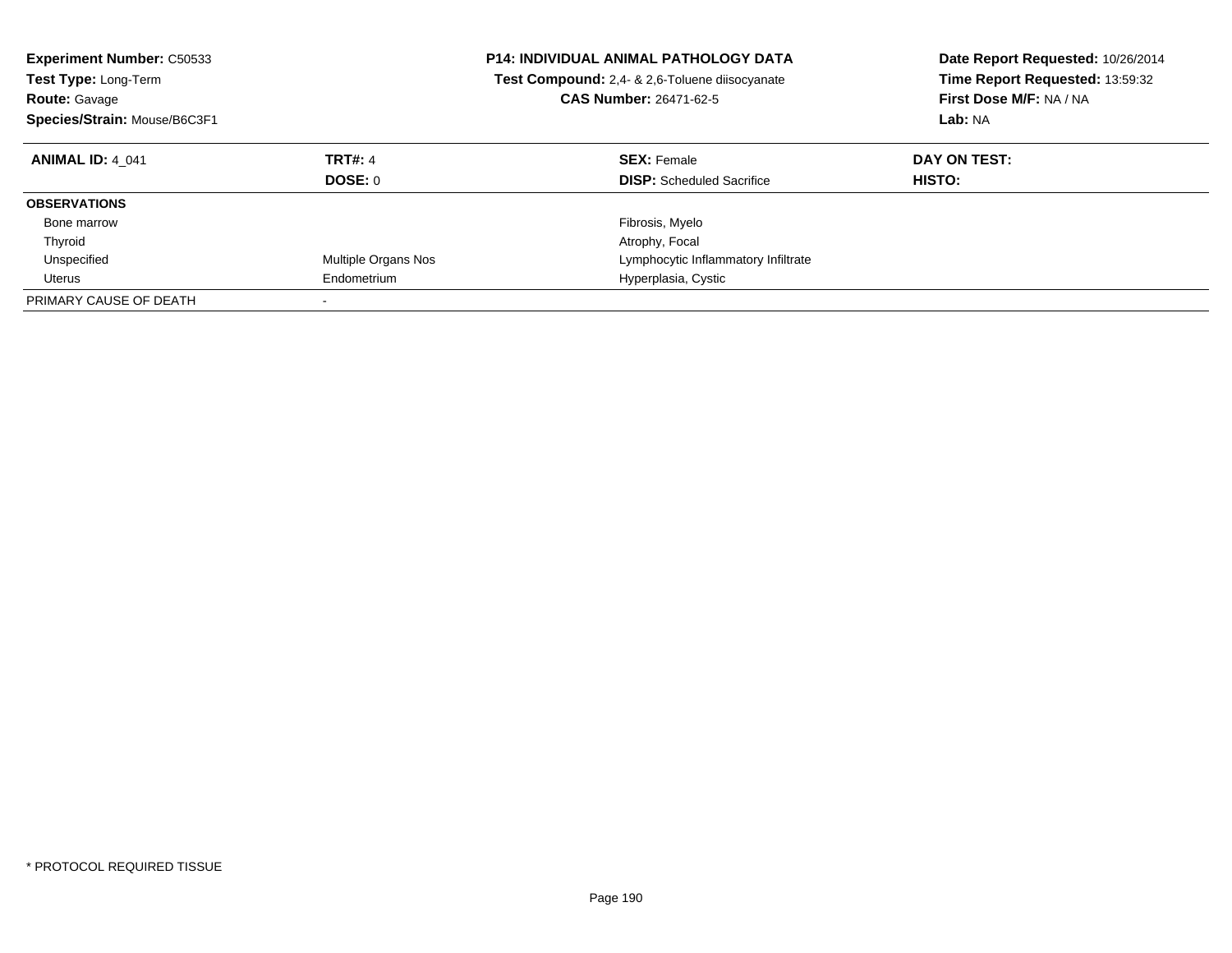**Experiment Number:** C50533
**Test Type:** Long-Term
**Route:** Gavage
**Species/Strain:** Mouse/B6C3F1

**P14: INDIVIDUAL ANIMAL PATHOLOGY DATA**
**Test Compound:** 2,4- & 2,6-Toluene diisocyanate
**CAS Number:** 26471-62-5

**Date Report Requested:** 10/26/2014
**Time Report Requested:** 13:59:32
**First Dose M/F:** NA / NA
**Lab:** NA

| **ANIMAL ID:** 4_041 | **TRT#:** 4 | **SEX:** Female | **DAY ON TEST:** |
|---|---|---|---|
| | **DOSE:** 0 | **DISP:** Scheduled Sacrifice | **HISTO:** |
| **OBSERVATIONS** | | | |
| Bone marrow | | Fibrosis, Myelo | |
| Thyroid | | Atrophy, Focal | |
| Unspecified | Multiple Organs Nos | Lymphocytic Inflammatory Infiltrate | |
| Uterus | Endometrium | Hyperplasia, Cystic | |
| PRIMARY CAUSE OF DEATH | - | | |

* PROTOCOL REQUIRED TISSUE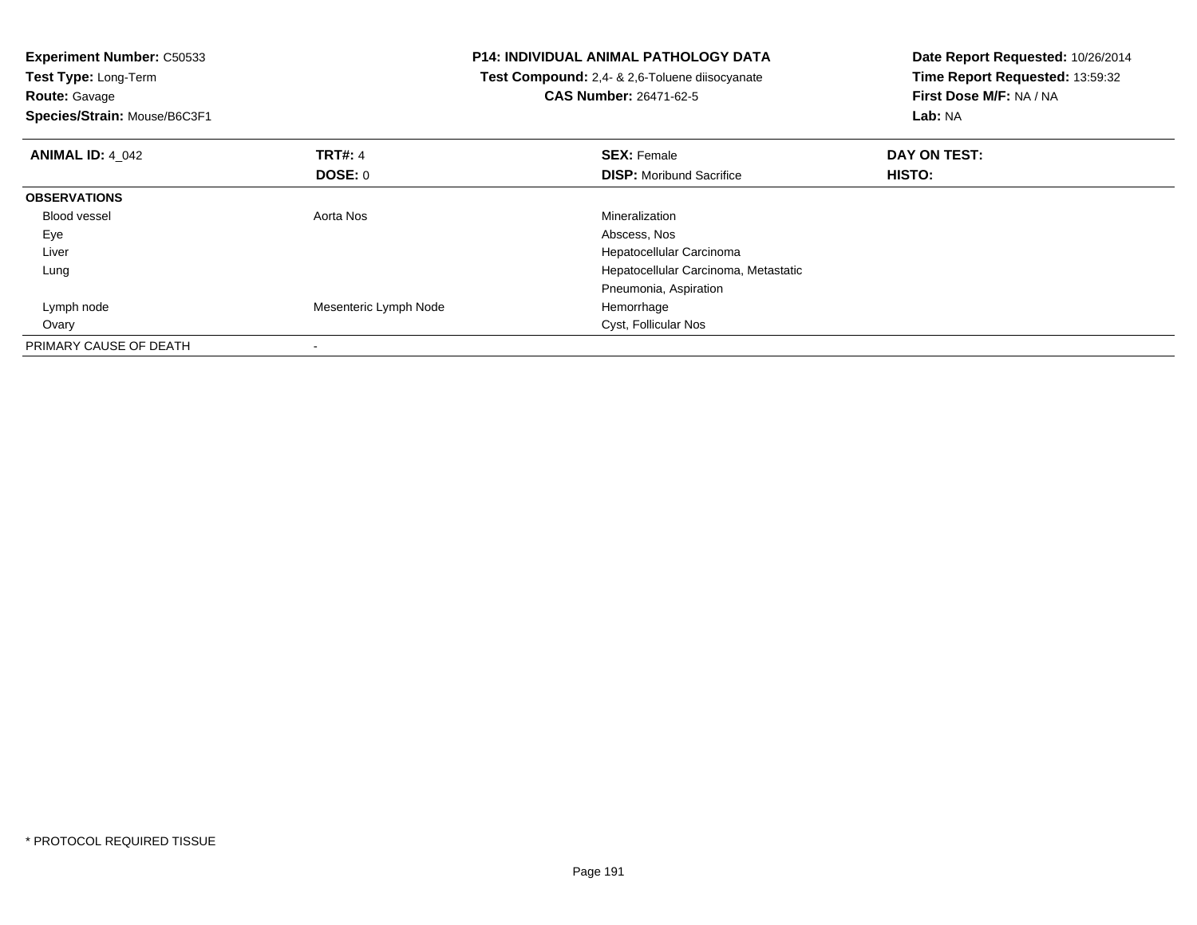**Experiment Number:** C50533
**Test Type:** Long-Term
**Route:** Gavage
**Species/Strain:** Mouse/B6C3F1

**P14: INDIVIDUAL ANIMAL PATHOLOGY DATA**
**Test Compound:** 2,4- & 2,6-Toluene diisocyanate
**CAS Number:** 26471-62-5

**Date Report Requested:** 10/26/2014
**Time Report Requested:** 13:59:32
**First Dose M/F:** NA / NA
**Lab:** NA

| **ANIMAL ID:** 4_042 | **TRT#:** 4 | **SEX:** Female | **DAY ON TEST:** |
|---|---|---|---|
| | **DOSE:** 0 | **DISP:** Moribund Sacrifice | **HISTO:** |
| **OBSERVATIONS** | | | |
| Blood vessel | Aorta Nos | Mineralization | |
| Eye | | Abscess, Nos | |
| Liver | | Hepatocellular Carcinoma | |
| Lung | | Hepatocellular Carcinoma, Metastatic | |
| | | Pneumonia, Aspiration | |
| Lymph node | Mesenteric Lymph Node | Hemorrhage | |
| Ovary | | Cyst, Follicular Nos | |
| PRIMARY CAUSE OF DEATH | - | | |

* PROTOCOL REQUIRED TISSUE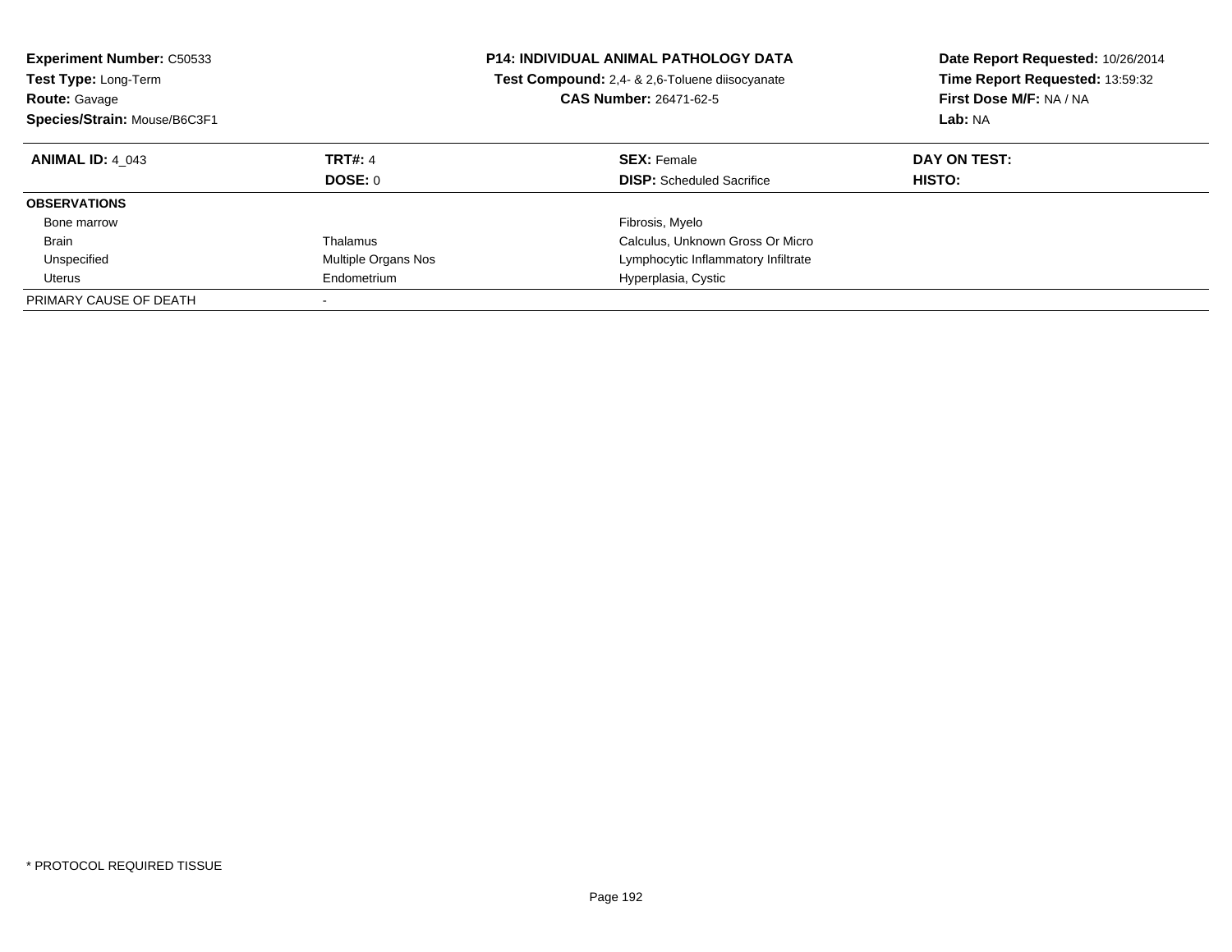**Experiment Number:** C50533
**Test Type:** Long-Term
**Route:** Gavage
**Species/Strain:** Mouse/B6C3F1

**P14: INDIVIDUAL ANIMAL PATHOLOGY DATA**
**Test Compound:** 2,4- & 2,6-Toluene diisocyanate
**CAS Number:** 26471-62-5

**Date Report Requested:** 10/26/2014
**Time Report Requested:** 13:59:32
**First Dose M/F:** NA / NA
**Lab:** NA

| **ANIMAL ID:** 4_043 | **TRT#:** 4 | **SEX:** Female | **DAY ON TEST:** |
|---|---|---|---|
| | **DOSE:** 0 | **DISP:** Scheduled Sacrifice | **HISTO:** |
| **OBSERVATIONS** | | | |
| Bone marrow | | Fibrosis, Myelo | |
| Brain | Thalamus | Calculus, Unknown Gross Or Micro | |
| Unspecified | Multiple Organs Nos | Lymphocytic Inflammatory Infiltrate | |
| Uterus | Endometrium | Hyperplasia, Cystic | |
| PRIMARY CAUSE OF DEATH | - | | |

* PROTOCOL REQUIRED TISSUE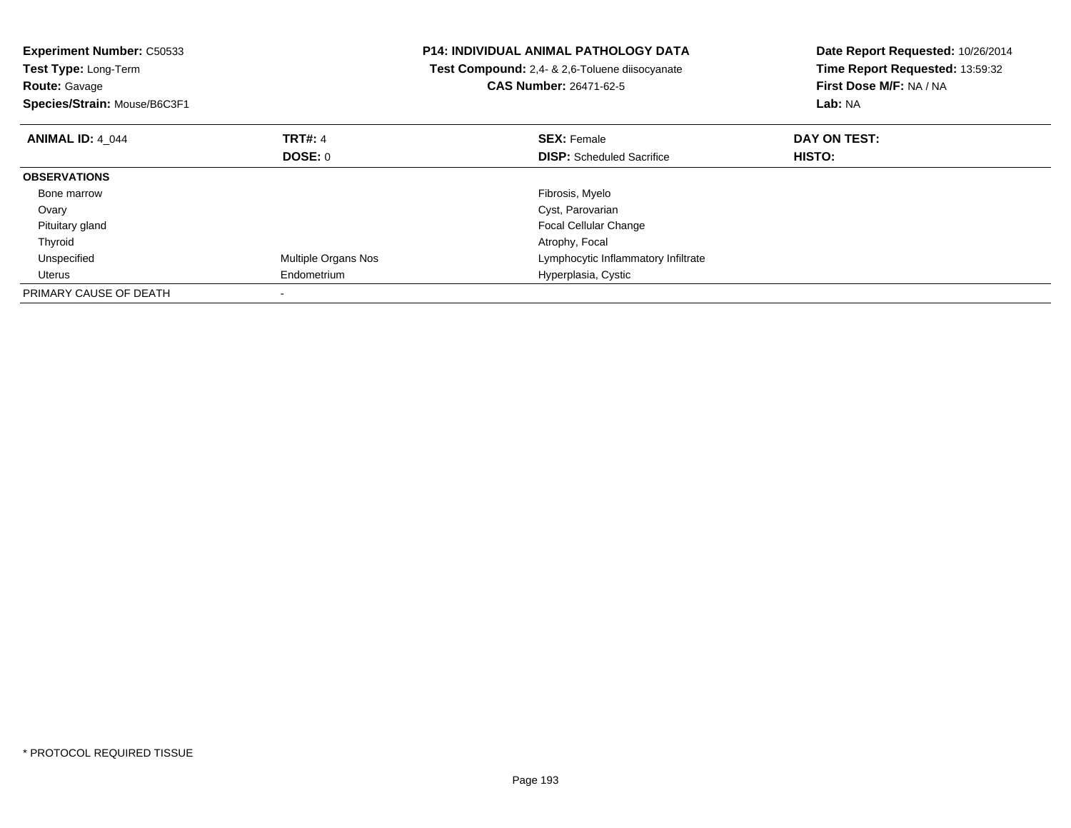**Experiment Number:** C50533
**Test Type:** Long-Term
**Route:** Gavage
**Species/Strain:** Mouse/B6C3F1

**P14: INDIVIDUAL ANIMAL PATHOLOGY DATA**
**Test Compound:** 2,4- & 2,6-Toluene diisocyanate
**CAS Number:** 26471-62-5

**Date Report Requested:** 10/26/2014
**Time Report Requested:** 13:59:32
**First Dose M/F:** NA / NA
**Lab:** NA

| **ANIMAL ID:** 4_044 | **TRT#:** 4 | **SEX:** Female | **DAY ON TEST:** |
|---|---|---|---|
| | **DOSE:** 0 | **DISP:** Scheduled Sacrifice | **HISTO:** |
| **OBSERVATIONS** | | | |
| Bone marrow | | Fibrosis, Myelo | |
| Ovary | | Cyst, Parovarian | |
| Pituitary gland | | Focal Cellular Change | |
| Thyroid | | Atrophy, Focal | |
| Unspecified | Multiple Organs Nos | Lymphocytic Inflammatory Infiltrate | |
| Uterus | Endometrium | Hyperplasia, Cystic | |
| PRIMARY CAUSE OF DEATH | - | | |

* PROTOCOL REQUIRED TISSUE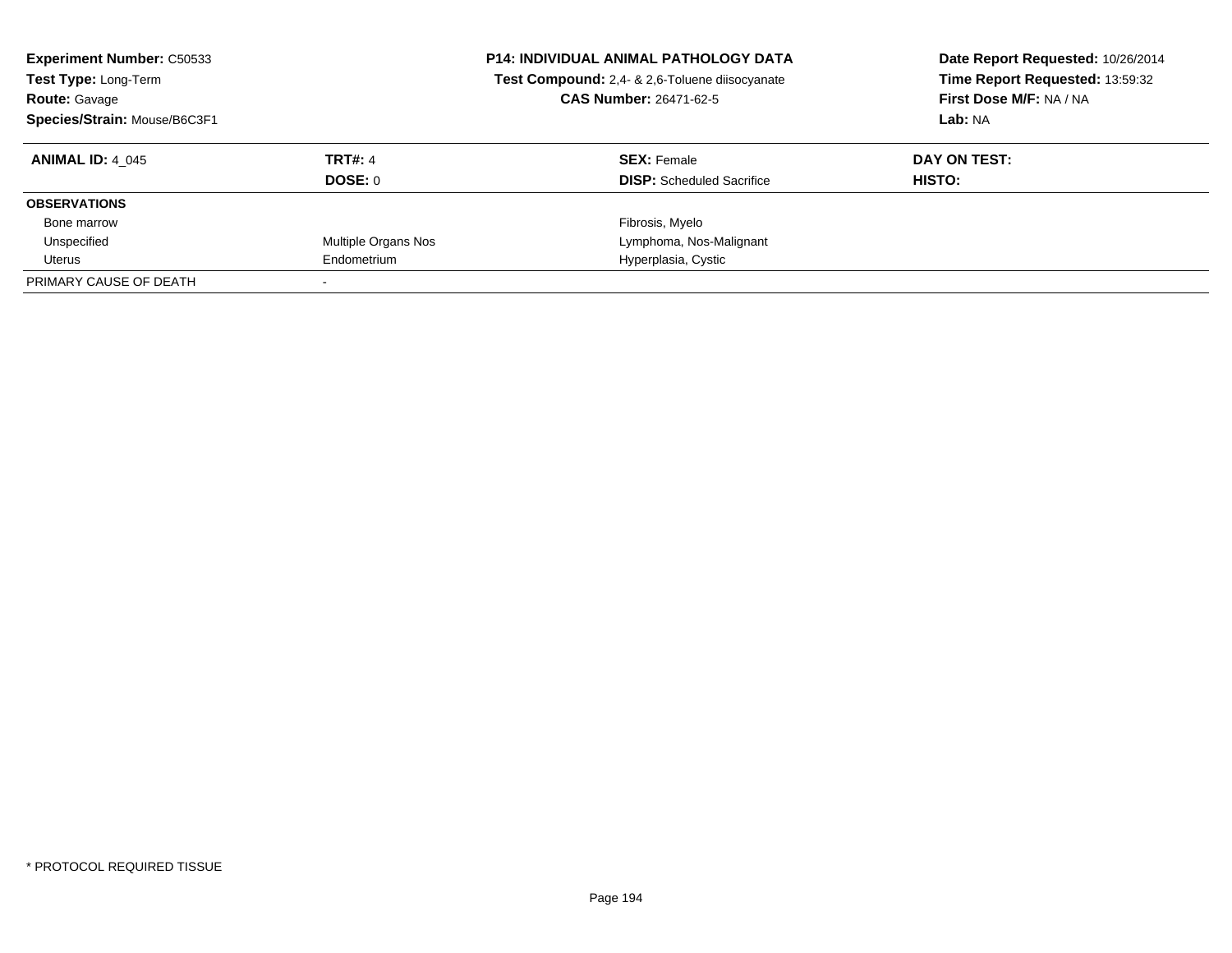**Experiment Number:** C50533
**Test Type:** Long-Term
**Route:** Gavage
**Species/Strain:** Mouse/B6C3F1

**P14: INDIVIDUAL ANIMAL PATHOLOGY DATA**
**Test Compound:** 2,4- & 2,6-Toluene diisocyanate
**CAS Number:** 26471-62-5

**Date Report Requested:** 10/26/2014
**Time Report Requested:** 13:59:32
**First Dose M/F:** NA / NA
**Lab:** NA

| **ANIMAL ID:** 4_045 | **TRT#:** 4 | **SEX:** Female | **DAY ON TEST:** |
|---|---|---|---|
| | **DOSE:** 0 | **DISP:** Scheduled Sacrifice | **HISTO:** |
| **OBSERVATIONS** | | | |
| Bone marrow | | Fibrosis, Myelo | |
| Unspecified | Multiple Organs Nos | Lymphoma, Nos-Malignant | |
| Uterus | Endometrium | Hyperplasia, Cystic | |
| PRIMARY CAUSE OF DEATH | - | | |

* PROTOCOL REQUIRED TISSUE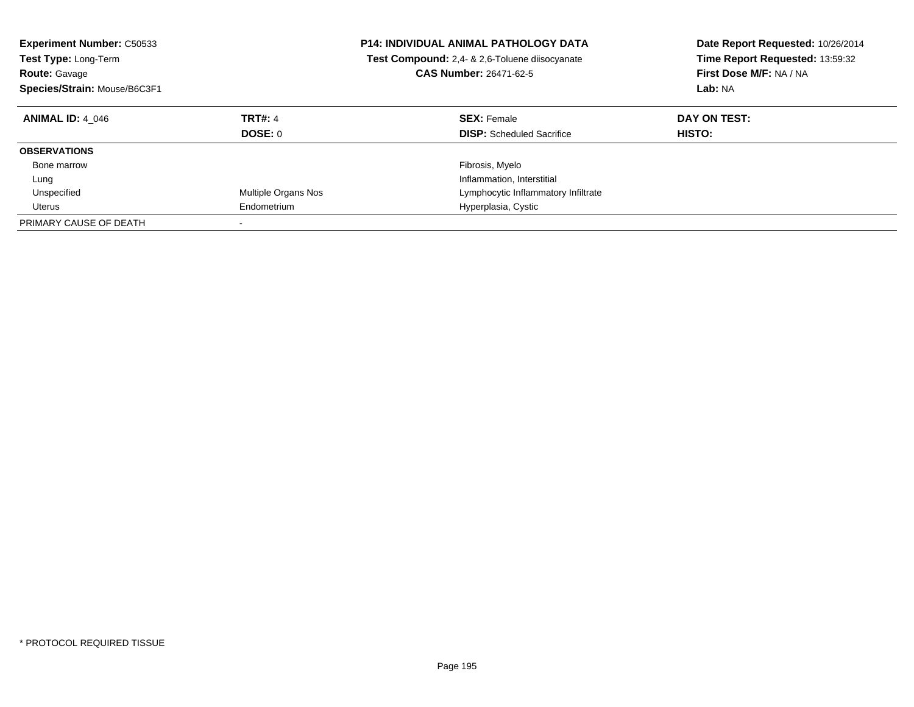**Experiment Number:** C50533
**Test Type:** Long-Term
**Route:** Gavage
**Species/Strain:** Mouse/B6C3F1

**P14: INDIVIDUAL ANIMAL PATHOLOGY DATA**
**Test Compound:** 2,4- & 2,6-Toluene diisocyanate
**CAS Number:** 26471-62-5

**Date Report Requested:** 10/26/2014
**Time Report Requested:** 13:59:32
**First Dose M/F:** NA / NA
**Lab:** NA

| **ANIMAL ID:** 4_046 | **TRT#:** 4 | **SEX:** Female | **DAY ON TEST:** |
|---|---|---|---|
| | **DOSE:** 0 | **DISP:** Scheduled Sacrifice | **HISTO:** |
| **OBSERVATIONS** | | | |
| Bone marrow | | Fibrosis, Myelo | |
| Lung | | Inflammation, Interstitial | |
| Unspecified | Multiple Organs Nos | Lymphocytic Inflammatory Infiltrate | |
| Uterus | Endometrium | Hyperplasia, Cystic | |
| PRIMARY CAUSE OF DEATH | - | | |

* PROTOCOL REQUIRED TISSUE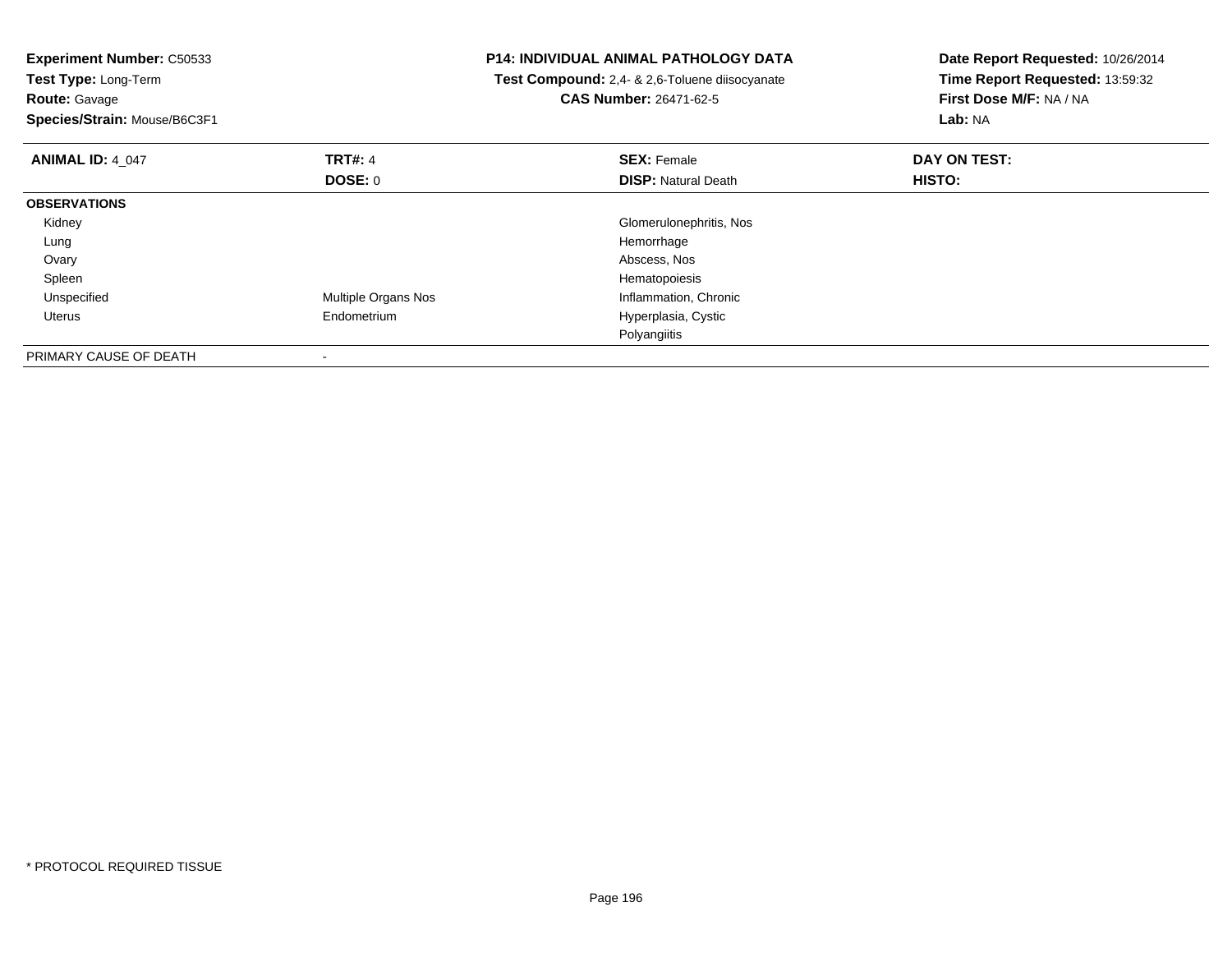**Experiment Number:** C50533
**Test Type:** Long-Term
**Route:** Gavage
**Species/Strain:** Mouse/B6C3F1

**P14: INDIVIDUAL ANIMAL PATHOLOGY DATA**
**Test Compound:** 2,4- & 2,6-Toluene diisocyanate
**CAS Number:** 26471-62-5

**Date Report Requested:** 10/26/2014
**Time Report Requested:** 13:59:32
**First Dose M/F:** NA / NA
**Lab:** NA

| **ANIMAL ID:** 4_047 | **TRT#:** 4 | **SEX:** Female | **DAY ON TEST:** |
|---|---|---|---|
| | **DOSE:** 0 | **DISP:** Natural Death | **HISTO:** |
| **OBSERVATIONS** | | | |
| Kidney | | Glomerulonephritis, Nos | |
| Lung | | Hemorrhage | |
| Ovary | | Abscess, Nos | |
| Spleen | | Hematopoiesis | |
| Unspecified | Multiple Organs Nos | Inflammation, Chronic | |
| Uterus | Endometrium | Hyperplasia, Cystic | |
| | | Polyangiitis | |
| PRIMARY CAUSE OF DEATH | - | | |

* PROTOCOL REQUIRED TISSUE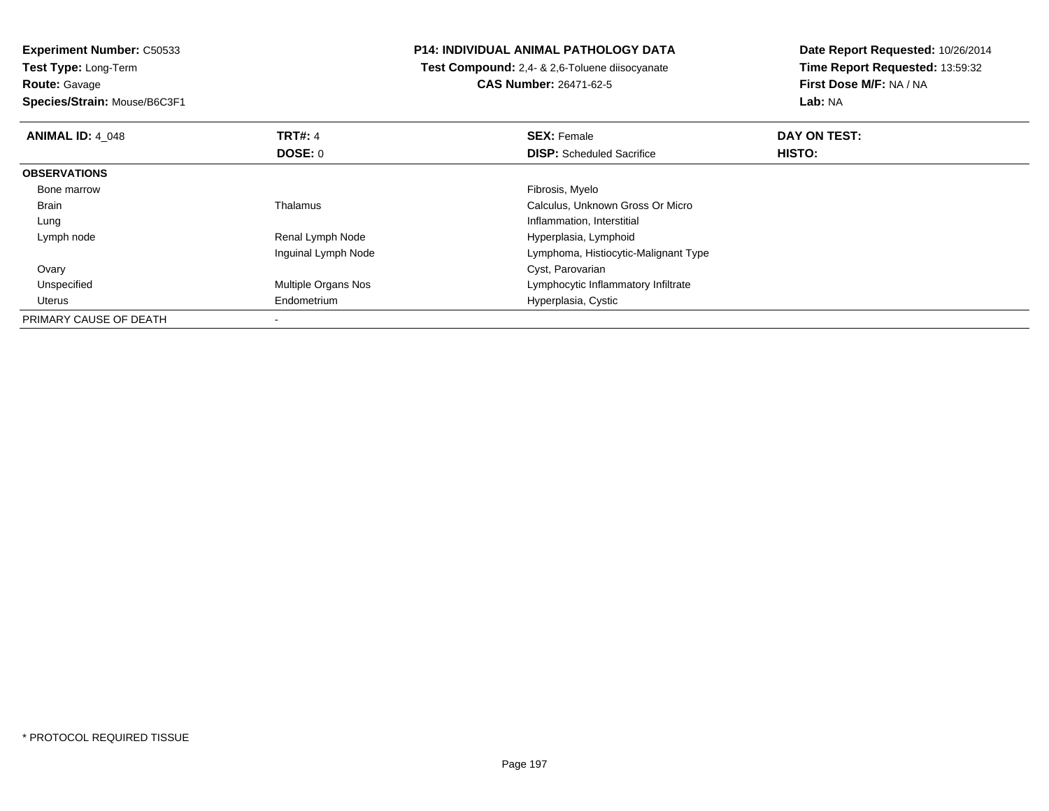**Experiment Number:** C50533
**Test Type:** Long-Term
**Route:** Gavage
**Species/Strain:** Mouse/B6C3F1

**P14: INDIVIDUAL ANIMAL PATHOLOGY DATA**
**Test Compound:** 2,4- & 2,6-Toluene diisocyanate
**CAS Number:** 26471-62-5

**Date Report Requested:** 10/26/2014
**Time Report Requested:** 13:59:32
**First Dose M/F:** NA / NA
**Lab:** NA

| **ANIMAL ID:** 4_048 | **TRT#:** 4 | **SEX:** Female | **DAY ON TEST:** |
|---|---|---|---|
| | **DOSE:** 0 | **DISP:** Scheduled Sacrifice | **HISTO:** |
| **OBSERVATIONS** | | | |
| Bone marrow | | Fibrosis, Myelo | |
| Brain | Thalamus | Calculus, Unknown Gross Or Micro | |
| Lung | | Inflammation, Interstitial | |
| Lymph node | Renal Lymph Node | Hyperplasia, Lymphoid | |
| | Inguinal Lymph Node | Lymphoma, Histiocytic-Malignant Type | |
| Ovary | | Cyst, Parovarian | |
| Unspecified | Multiple Organs Nos | Lymphocytic Inflammatory Infiltrate | |
| Uterus | Endometrium | Hyperplasia, Cystic | |
| PRIMARY CAUSE OF DEATH | - | | |

* PROTOCOL REQUIRED TISSUE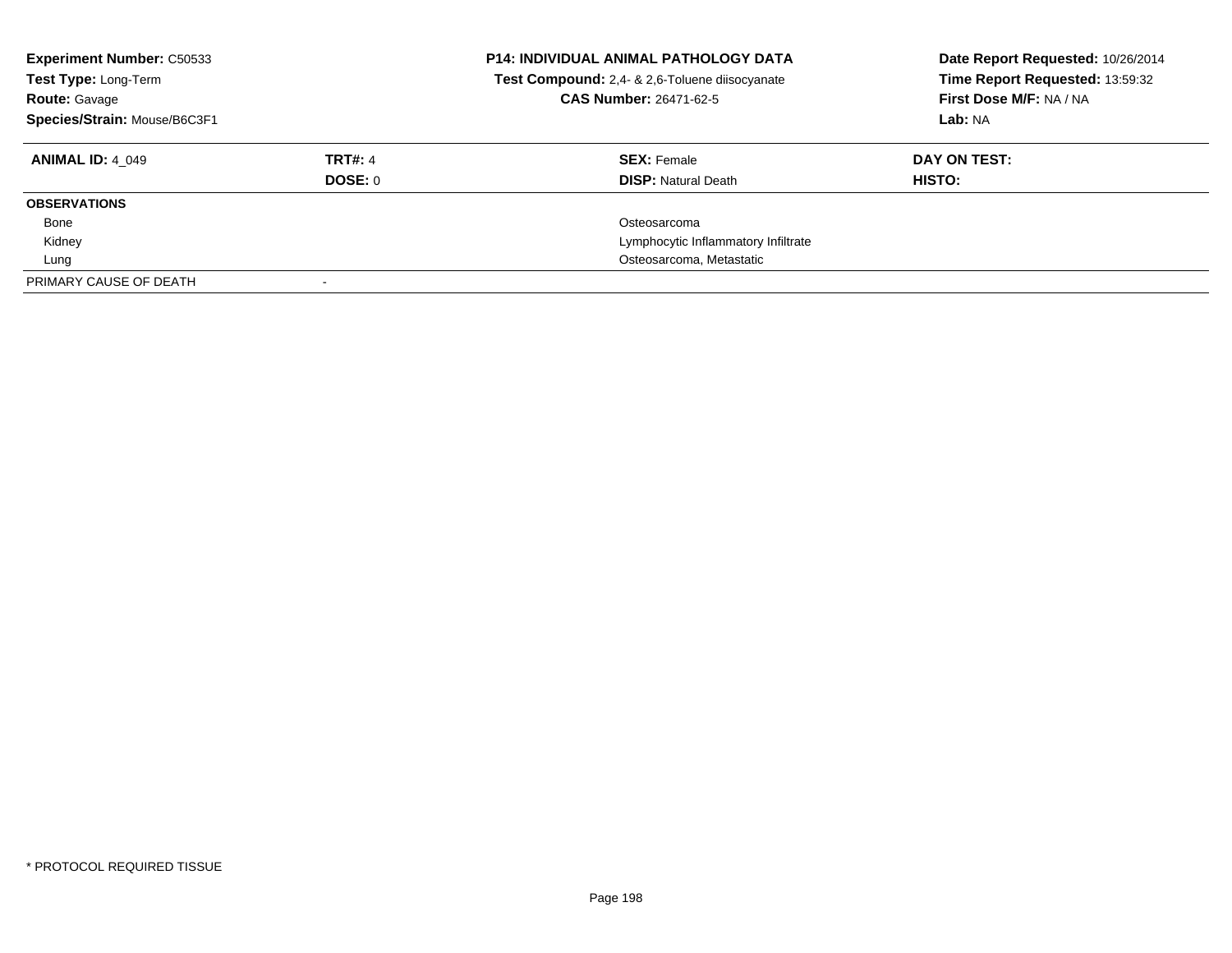**Experiment Number:** C50533
**Test Type:** Long-Term
**Route:** Gavage
**Species/Strain:** Mouse/B6C3F1

**P14: INDIVIDUAL ANIMAL PATHOLOGY DATA**
**Test Compound:** 2,4- & 2,6-Toluene diisocyanate
**CAS Number:** 26471-62-5

**Date Report Requested:** 10/26/2014
**Time Report Requested:** 13:59:32
**First Dose M/F:** NA / NA
**Lab:** NA

| **ANIMAL ID:** 4_049 | **TRT#:** 4 | **SEX:** Female | **DAY ON TEST:** |
|---|---|---|---|
| | **DOSE:** 0 | **DISP:** Natural Death | **HISTO:** |
| **OBSERVATIONS** | | | |
| Bone | | Osteosarcoma | |
| Kidney | | Lymphocytic Inflammatory Infiltrate | |
| Lung | | Osteosarcoma, Metastatic | |
| PRIMARY CAUSE OF DEATH | - | | |

\* PROTOCOL REQUIRED TISSUE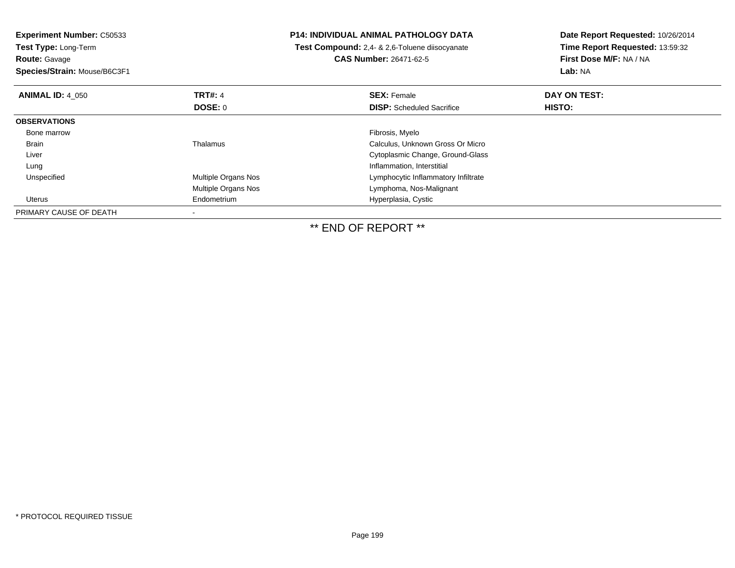**Experiment Number:** C50533
**Test Type:** Long-Term
**Route:** Gavage
**Species/Strain:** Mouse/B6C3F1

**P14: INDIVIDUAL ANIMAL PATHOLOGY DATA**
**Test Compound:** 2,4- & 2,6-Toluene diisocyanate
**CAS Number:** 26471-62-5

**Date Report Requested:** 10/26/2014
**Time Report Requested:** 13:59:32
**First Dose M/F:** NA / NA
**Lab:** NA

| **ANIMAL ID:** 4_050 | **TRT#:** 4 | **SEX:** Female | **DAY ON TEST:** |
|---|---|---|---|
| | **DOSE:** 0 | **DISP:** Scheduled Sacrifice | **HISTO:** |
| **OBSERVATIONS** | | | |
| Bone marrow | | Fibrosis, Myelo | |
| Brain | Thalamus | Calculus, Unknown Gross Or Micro | |
| Liver | | Cytoplasmic Change, Ground-Glass | |
| Lung | | Inflammation, Interstitial | |
| Unspecified | Multiple Organs Nos | Lymphocytic Inflammatory Infiltrate | |
| | Multiple Organs Nos | Lymphoma, Nos-Malignant | |
| Uterus | Endometrium | Hyperplasia, Cystic | |
| PRIMARY CAUSE OF DEATH | - | | |

** END OF REPORT **

* PROTOCOL REQUIRED TISSUE